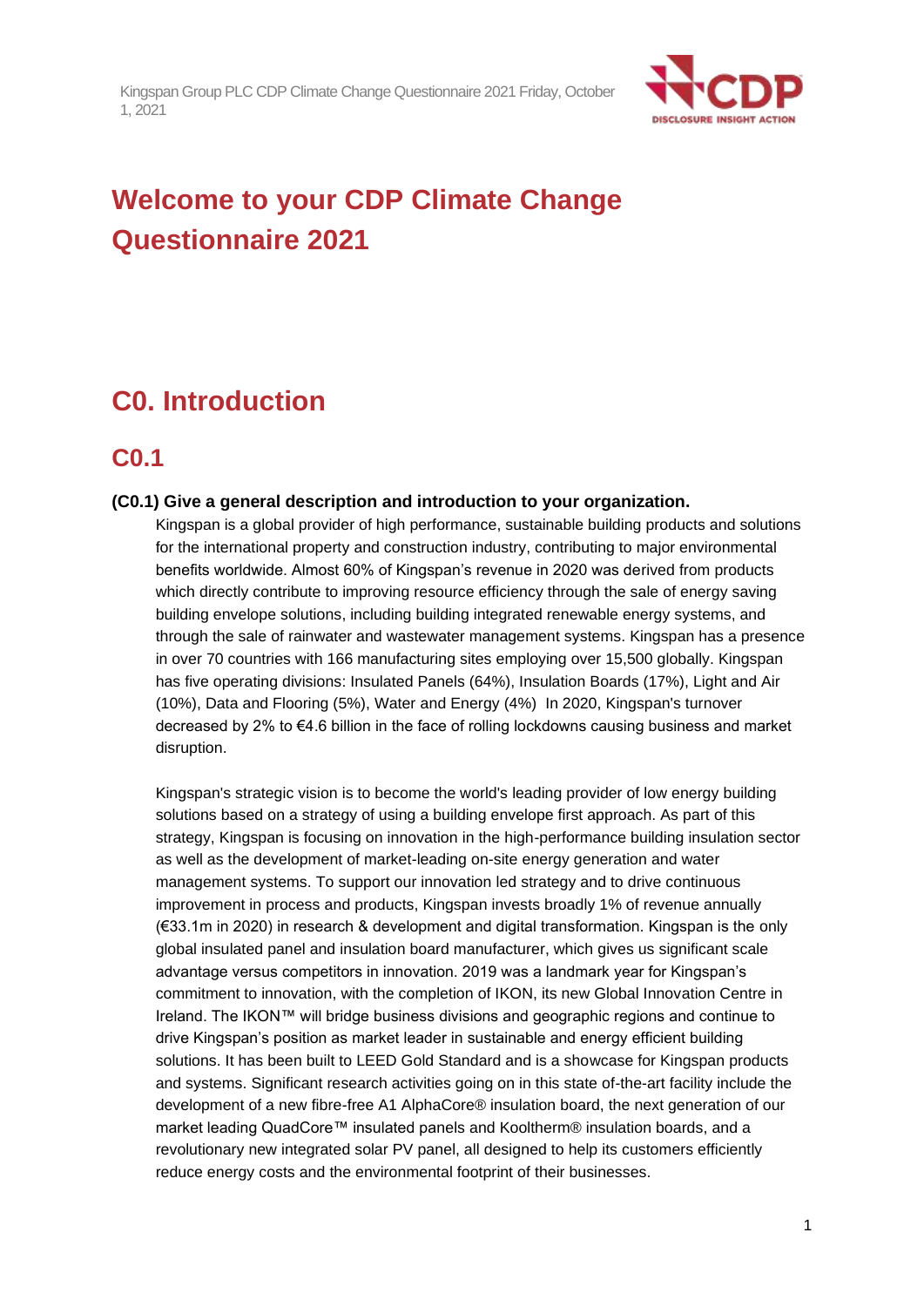# Welcome to your CDP Climate Change Questionnaire 2021

## C0. Introduction

### C0.1

**(C0.1) Give a general description and introduction to your organization.**

Kingspan is a global provider of high performance, sustainable building products and solutions for the international property and construction industry, contributing to major environmental benefits worldwide. Almost 60% of Kingspan's revenue in 2020 was derived from products which directly contribute to improving resource efficiency through the sale of energy saving building envelope solutions, including building integrated renewable energy systems, and through the sale of rainwater and wastewater management systems. Kingspan has a presence in over 70 countries with 166 manufacturing sites employing over 15,500 globally. Kingspan has five operating divisions: Insulated Panels (64%), Insulation Boards (17%), Light and Air (10%), Data and Flooring (5%), Water and Energy (4%) In 2020, Kingspan's turnover decreased by 2% to €4.6 billion in the face of rolling lockdowns causing business and market disruption.

Kingspan's strategic vision is to become the world's leading provider of low energy building solutions based on a strategy of using a building envelope first approach. As part of this strategy, Kingspan is focusing on innovation in the high-performance building insulation sector as well as the development of market-leading on-site energy generation and water management systems. To support our innovation led strategy and to drive continuous improvement in process and products, Kingspan invests broadly 1% of revenue annually (€33.1m in 2020) in research & development and digital transformation. Kingspan is the only global insulated panel and insulation board manufacturer, which gives us significant scale advantage versus competitors in innovation. 2019 was a landmark year for Kingspan's commitment to innovation, with the completion of IKON, its new Global Innovation Centre in Ireland. The IKON™ will bridge business divisions and geographic regions and continue to drive Kingspan's position as market leader in sustainable and energy efficient building solutions. It has been built to LEED Gold Standard and is a showcase for Kingspan products and systems. Significant research activities going on in this state of-the-art facility include the development of a new fibre-free A1 AlphaCore® insulation board, the next generation of our market leading QuadCore™ insulated panels and Kooltherm® insulation boards, and a revolutionary new integrated solar PV panel, all designed to help its customers efficiently reduce energy costs and the environmental footprint of their businesses.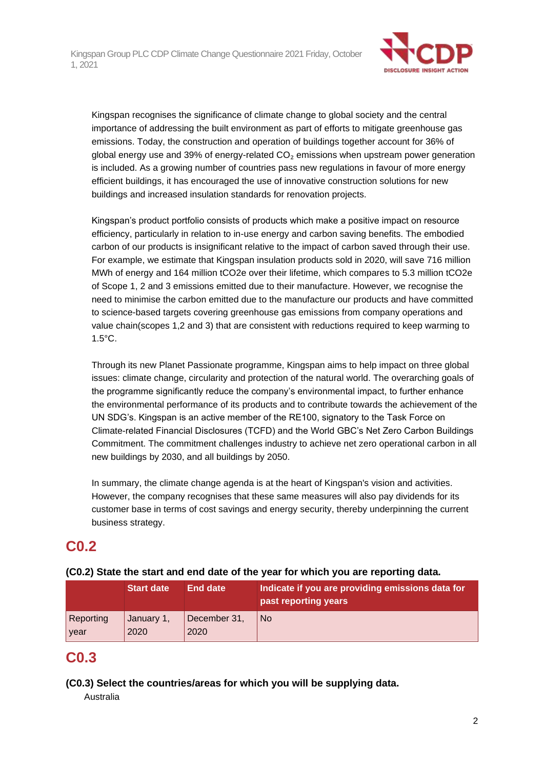Kingspan recognises the significance of climate change to global society and the central importance of addressing the built environment as part of efforts to mitigate greenhouse gas emissions. Today, the construction and operation of buildings together account for 36% of global energy use and 39% of energy-related $CO_2$ emissions when upstream power generation is included. As a growing number of countries pass new regulations in favour of more energy efficient buildings, it has encouraged the use of innovative construction solutions for new buildings and increased insulation standards for renovation projects.

Kingspan's product portfolio consists of products which make a positive impact on resource efficiency, particularly in relation to in-use energy and carbon saving benefits. The embodied carbon of our products is insignificant relative to the impact of carbon saved through their use. For example, we estimate that Kingspan insulation products sold in 2020, will save 716 million MWh of energy and 164 million tCO2e over their lifetime, which compares to 5.3 million tCO2e of Scope 1, 2 and 3 emissions emitted due to their manufacture. However, we recognise the need to minimise the carbon emitted due to the manufacture our products and have committed to science-based targets covering greenhouse gas emissions from company operations and value chain(scopes 1,2 and 3) that are consistent with reductions required to keep warming to 1.5°C.

Through its new Planet Passionate programme, Kingspan aims to help impact on three global issues: climate change, circularity and protection of the natural world. The overarching goals of the programme significantly reduce the company's environmental impact, to further enhance the environmental performance of its products and to contribute towards the achievement of the UN SDG's. Kingspan is an active member of the RE100, signatory to the Task Force on Climate-related Financial Disclosures (TCFD) and the World GBC's Net Zero Carbon Buildings Commitment. The commitment challenges industry to achieve net zero operational carbon in all new buildings by 2030, and all buildings by 2050.

In summary, the climate change agenda is at the heart of Kingspan's vision and activities. However, the company recognises that these same measures will also pay dividends for its customer base in terms of cost savings and energy security, thereby underpinning the current business strategy.

## C0.2

**(C0.2) State the start and end date of the year for which you are reporting data.**

| | Start date | End date | Indicate if you are providing emissions data for past reporting years |
|---|---|---|---|
| Reporting year | January 1, 2020 | December 31, 2020 | No |

## C0.3

**(C0.3) Select the countries/areas for which you will be supplying data.**

Australia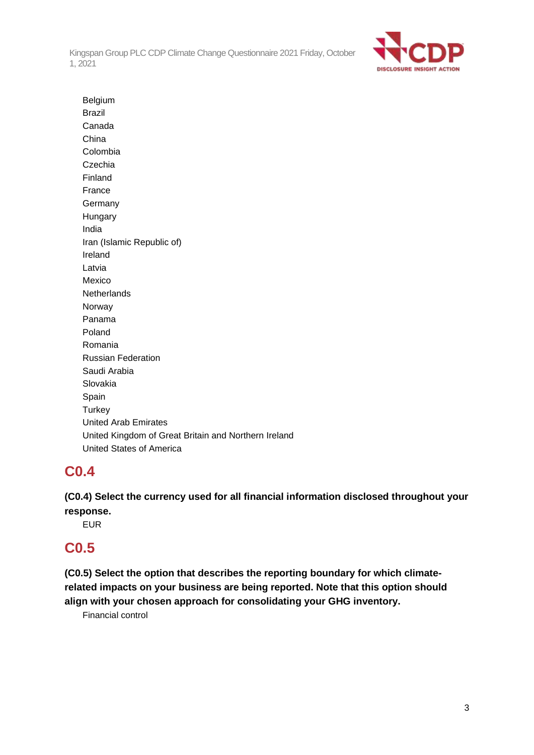Belgium
Brazil
Canada
China
Colombia
Czechia
Finland
France
Germany
Hungary
India
Iran (Islamic Republic of)
Ireland
Latvia
Mexico
Netherlands
Norway
Panama
Poland
Romania
Russian Federation
Saudi Arabia
Slovakia
Spain
Turkey
United Arab Emirates
United Kingdom of Great Britain and Northern Ireland
United States of America

## C0.4

**(C0.4) Select the currency used for all financial information disclosed throughout your response.**

EUR

## C0.5

**(C0.5) Select the option that describes the reporting boundary for which climate-related impacts on your business are being reported. Note that this option should align with your chosen approach for consolidating your GHG inventory.**

Financial control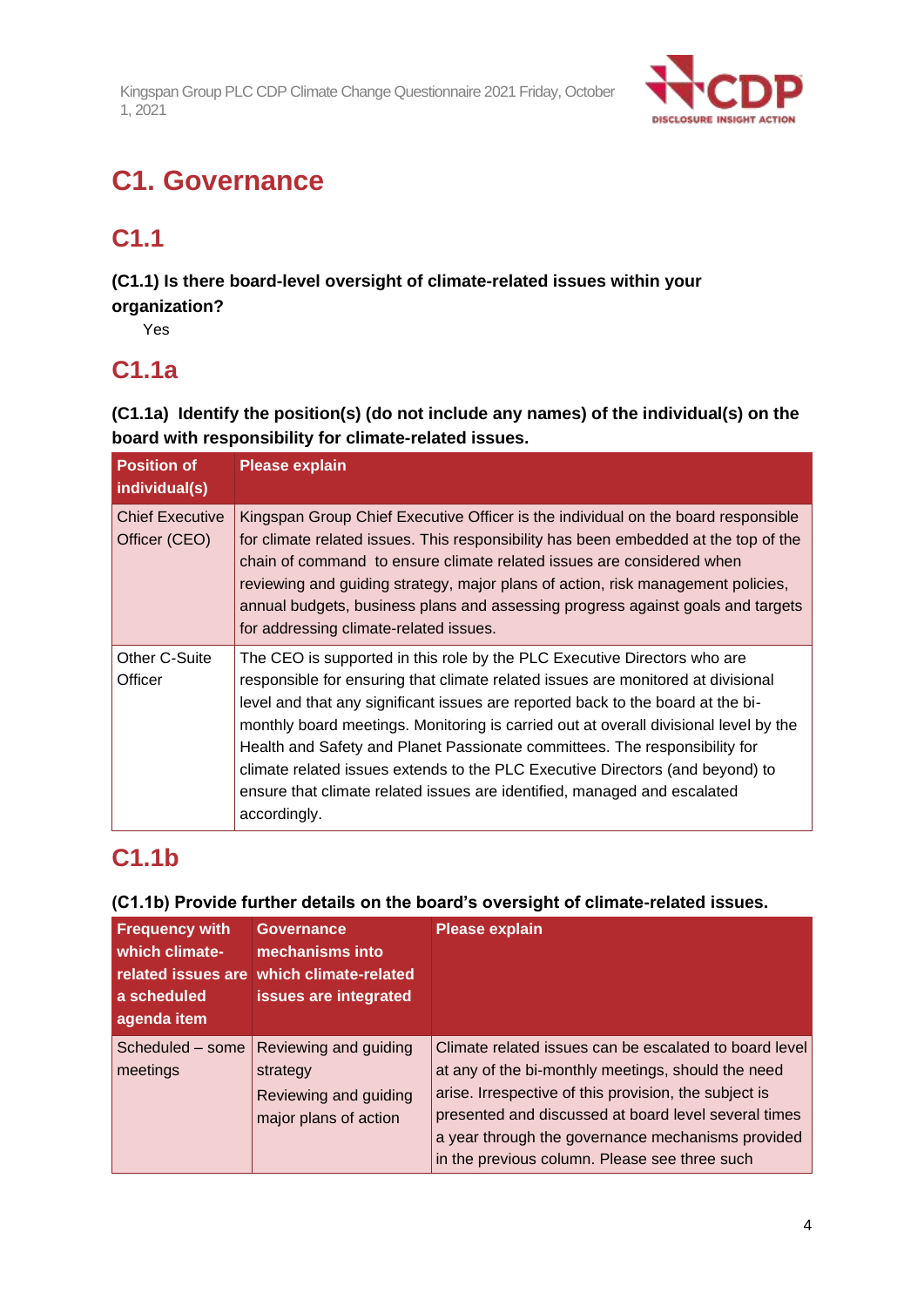# C1. Governance

## C1.1

**(C1.1) Is there board-level oversight of climate-related issues within your organization?**

Yes

## C1.1a

**(C1.1a) Identify the position(s) (do not include any names) of the individual(s) on the board with responsibility for climate-related issues.**

| Position of individual(s) | Please explain |
|---|---|
| Chief Executive Officer (CEO) | Kingspan Group Chief Executive Officer is the individual on the board responsible for climate related issues. This responsibility has been embedded at the top of the chain of command to ensure climate related issues are considered when reviewing and guiding strategy, major plans of action, risk management policies, annual budgets, business plans and assessing progress against goals and targets for addressing climate-related issues. |
| Other C-Suite Officer | The CEO is supported in this role by the PLC Executive Directors who are responsible for ensuring that climate related issues are monitored at divisional level and that any significant issues are reported back to the board at the bi-monthly board meetings. Monitoring is carried out at overall divisional level by the Health and Safety and Planet Passionate committees. The responsibility for climate related issues extends to the PLC Executive Directors (and beyond) to ensure that climate related issues are identified, managed and escalated accordingly. |

## C1.1b

**(C1.1b) Provide further details on the board's oversight of climate-related issues.**

| Frequency with which climate-related issues are a scheduled agenda item | Governance mechanisms into which climate-related issues are integrated | Please explain |
|---|---|---|
| Scheduled – some meetings | Reviewing and guiding strategy<br>Reviewing and guiding major plans of action | Climate related issues can be escalated to board level at any of the bi-monthly meetings, should the need arise. Irrespective of this provision, the subject is presented and discussed at board level several times a year through the governance mechanisms provided in the previous column. Please see three such |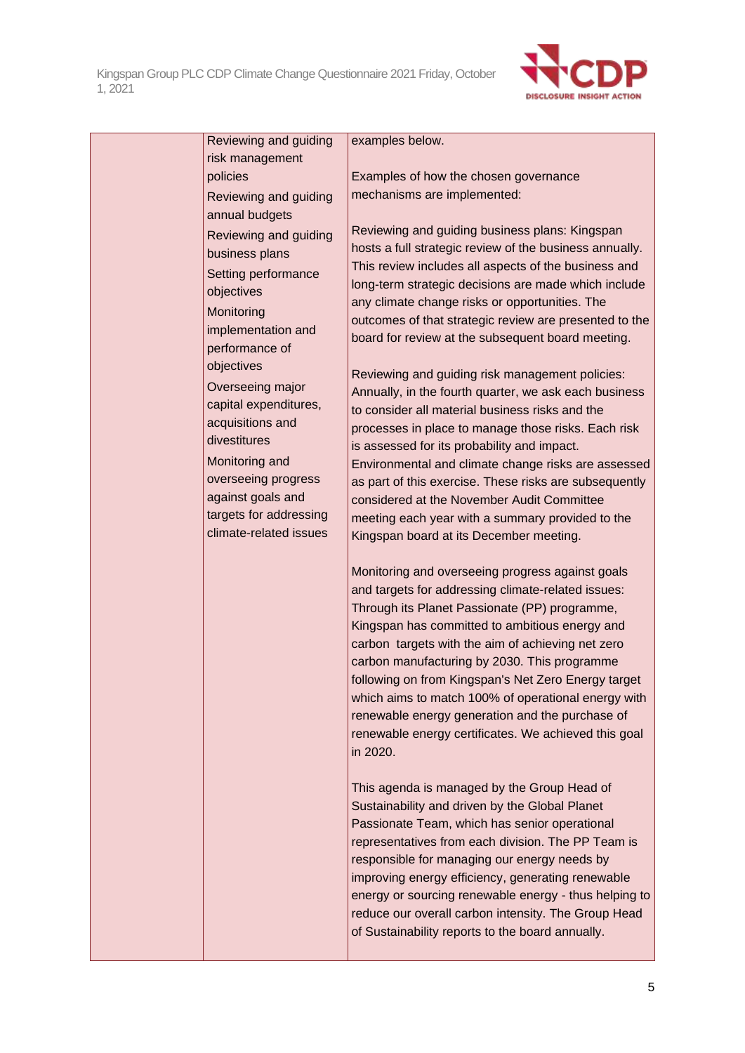|  | Reviewing and guiding risk management policies<br>Reviewing and guiding annual budgets<br>Reviewing and guiding business plans<br>Setting performance objectives<br>Monitoring implementation and performance of objectives<br>Overseeing major capital expenditures, acquisitions and divestitures<br>Monitoring and overseeing progress against goals and targets for addressing climate-related issues | examples below.<br><br>Examples of how the chosen governance mechanisms are implemented:<br><br>Reviewing and guiding business plans: Kingspan hosts a full strategic review of the business annually. This review includes all aspects of the business and long-term strategic decisions are made which include any climate change risks or opportunities. The outcomes of that strategic review are presented to the board for review at the subsequent board meeting.<br><br>Reviewing and guiding risk management policies: Annually, in the fourth quarter, we ask each business to consider all material business risks and the processes in place to manage those risks. Each risk is assessed for its probability and impact. Environmental and climate change risks are assessed as part of this exercise. These risks are subsequently considered at the November Audit Committee meeting each year with a summary provided to the Kingspan board at its December meeting.<br><br>Monitoring and overseeing progress against goals and targets for addressing climate-related issues: Through its Planet Passionate (PP) programme, Kingspan has committed to ambitious energy and carbon targets with the aim of achieving net zero carbon manufacturing by 2030. This programme following on from Kingspan's Net Zero Energy target which aims to match 100% of operational energy with renewable energy generation and the purchase of renewable energy certificates. We achieved this goal in 2020.<br><br>This agenda is managed by the Group Head of Sustainability and driven by the Global Planet Passionate Team, which has senior operational representatives from each division. The PP Team is responsible for managing our energy needs by improving energy efficiency, generating renewable energy or sourcing renewable energy - thus helping to reduce our overall carbon intensity. The Group Head of Sustainability reports to the board annually. |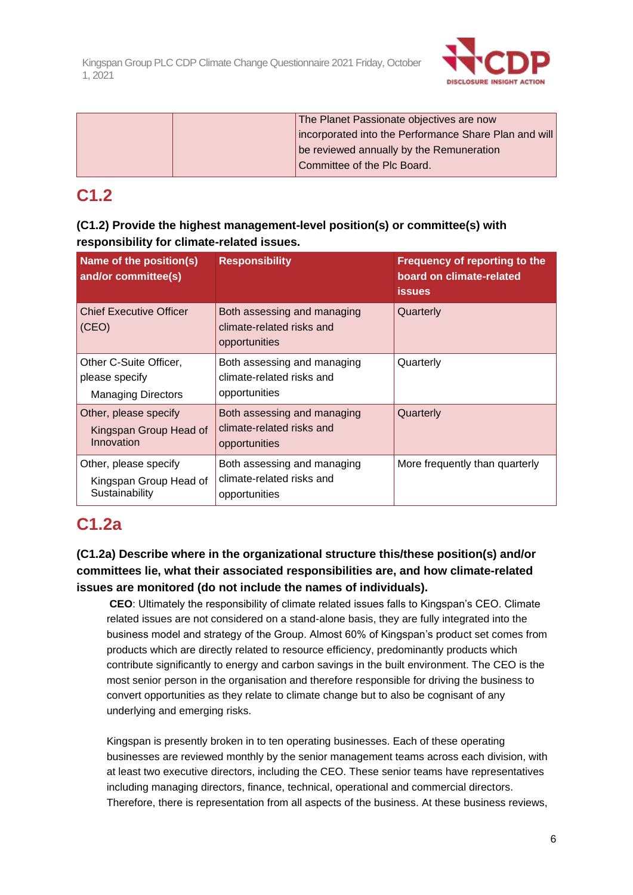| | | The Planet Passionate objectives are now incorporated into the Performance Share Plan and will be reviewed annually by the Remuneration Committee of the Plc Board. |
|---|---|---|

## C1.2

**(C1.2) Provide the highest management-level position(s) or committee(s) with responsibility for climate-related issues.**

| Name of the position(s) and/or committee(s) | Responsibility | Frequency of reporting to the board on climate-related issues |
|---|---|---|
| Chief Executive Officer (CEO) | Both assessing and managing climate-related risks and opportunities | Quarterly |
| Other C-Suite Officer, please specify<br>Managing Directors | Both assessing and managing climate-related risks and opportunities | Quarterly |
| Other, please specify<br>Kingspan Group Head of Innovation | Both assessing and managing climate-related risks and opportunities | Quarterly |
| Other, please specify<br>Kingspan Group Head of Sustainability | Both assessing and managing climate-related risks and opportunities | More frequently than quarterly |

## C1.2a

**(C1.2a) Describe where in the organizational structure this/these position(s) and/or committees lie, what their associated responsibilities are, and how climate-related issues are monitored (do not include the names of individuals).**

**CEO**: Ultimately the responsibility of climate related issues falls to Kingspan's CEO. Climate related issues are not considered on a stand-alone basis, they are fully integrated into the business model and strategy of the Group. Almost 60% of Kingspan's product set comes from products which are directly related to resource efficiency, predominantly products which contribute significantly to energy and carbon savings in the built environment. The CEO is the most senior person in the organisation and therefore responsible for driving the business to convert opportunities as they relate to climate change but to also be cognisant of any underlying and emerging risks.

Kingspan is presently broken in to ten operating businesses. Each of these operating businesses are reviewed monthly by the senior management teams across each division, with at least two executive directors, including the CEO. These senior teams have representatives including managing directors, finance, technical, operational and commercial directors. Therefore, there is representation from all aspects of the business. At these business reviews,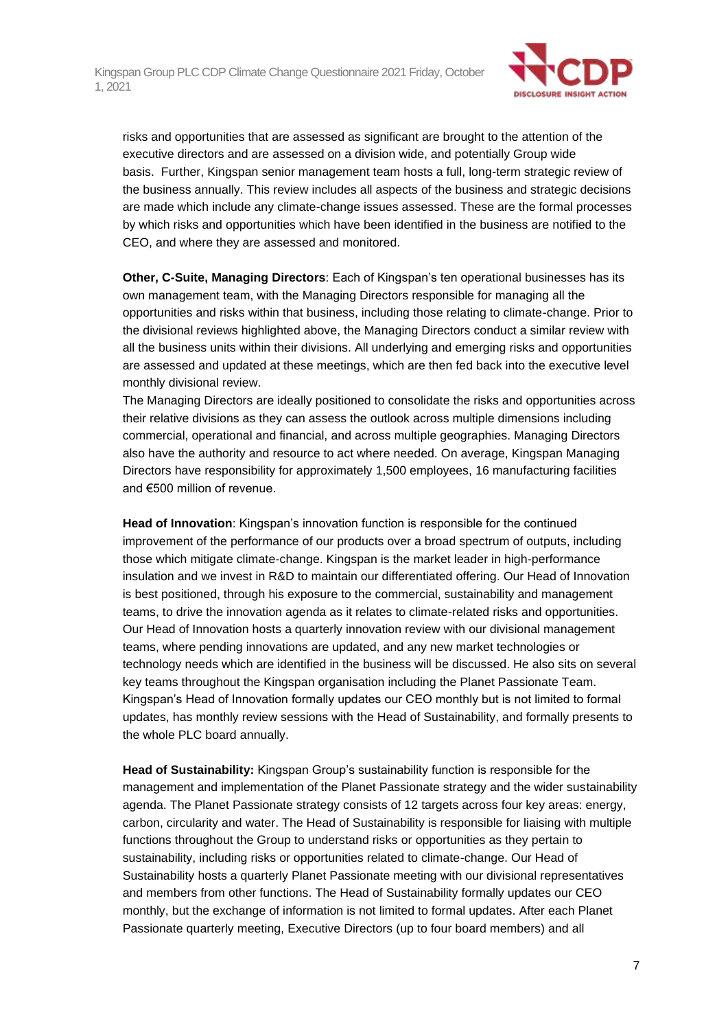risks and opportunities that are assessed as significant are brought to the attention of the executive directors and are assessed on a division wide, and potentially Group wide basis. Further, Kingspan senior management team hosts a full, long-term strategic review of the business annually. This review includes all aspects of the business and strategic decisions are made which include any climate-change issues assessed. These are the formal processes by which risks and opportunities which have been identified in the business are notified to the CEO, and where they are assessed and monitored.

**Other, C-Suite, Managing Directors**: Each of Kingspan's ten operational businesses has its own management team, with the Managing Directors responsible for managing all the opportunities and risks within that business, including those relating to climate-change. Prior to the divisional reviews highlighted above, the Managing Directors conduct a similar review with all the business units within their divisions. All underlying and emerging risks and opportunities are assessed and updated at these meetings, which are then fed back into the executive level monthly divisional review.
The Managing Directors are ideally positioned to consolidate the risks and opportunities across their relative divisions as they can assess the outlook across multiple dimensions including commercial, operational and financial, and across multiple geographies. Managing Directors also have the authority and resource to act where needed. On average, Kingspan Managing Directors have responsibility for approximately 1,500 employees, 16 manufacturing facilities and €500 million of revenue.

**Head of Innovation**: Kingspan's innovation function is responsible for the continued improvement of the performance of our products over a broad spectrum of outputs, including those which mitigate climate-change. Kingspan is the market leader in high-performance insulation and we invest in R&D to maintain our differentiated offering. Our Head of Innovation is best positioned, through his exposure to the commercial, sustainability and management teams, to drive the innovation agenda as it relates to climate-related risks and opportunities. Our Head of Innovation hosts a quarterly innovation review with our divisional management teams, where pending innovations are updated, and any new market technologies or technology needs which are identified in the business will be discussed. He also sits on several key teams throughout the Kingspan organisation including the Planet Passionate Team. Kingspan's Head of Innovation formally updates our CEO monthly but is not limited to formal updates, has monthly review sessions with the Head of Sustainability, and formally presents to the whole PLC board annually.

**Head of Sustainability:** Kingspan Group's sustainability function is responsible for the management and implementation of the Planet Passionate strategy and the wider sustainability agenda. The Planet Passionate strategy consists of 12 targets across four key areas: energy, carbon, circularity and water. The Head of Sustainability is responsible for liaising with multiple functions throughout the Group to understand risks or opportunities as they pertain to sustainability, including risks or opportunities related to climate-change. Our Head of Sustainability hosts a quarterly Planet Passionate meeting with our divisional representatives and members from other functions. The Head of Sustainability formally updates our CEO monthly, but the exchange of information is not limited to formal updates. After each Planet Passionate quarterly meeting, Executive Directors (up to four board members) and all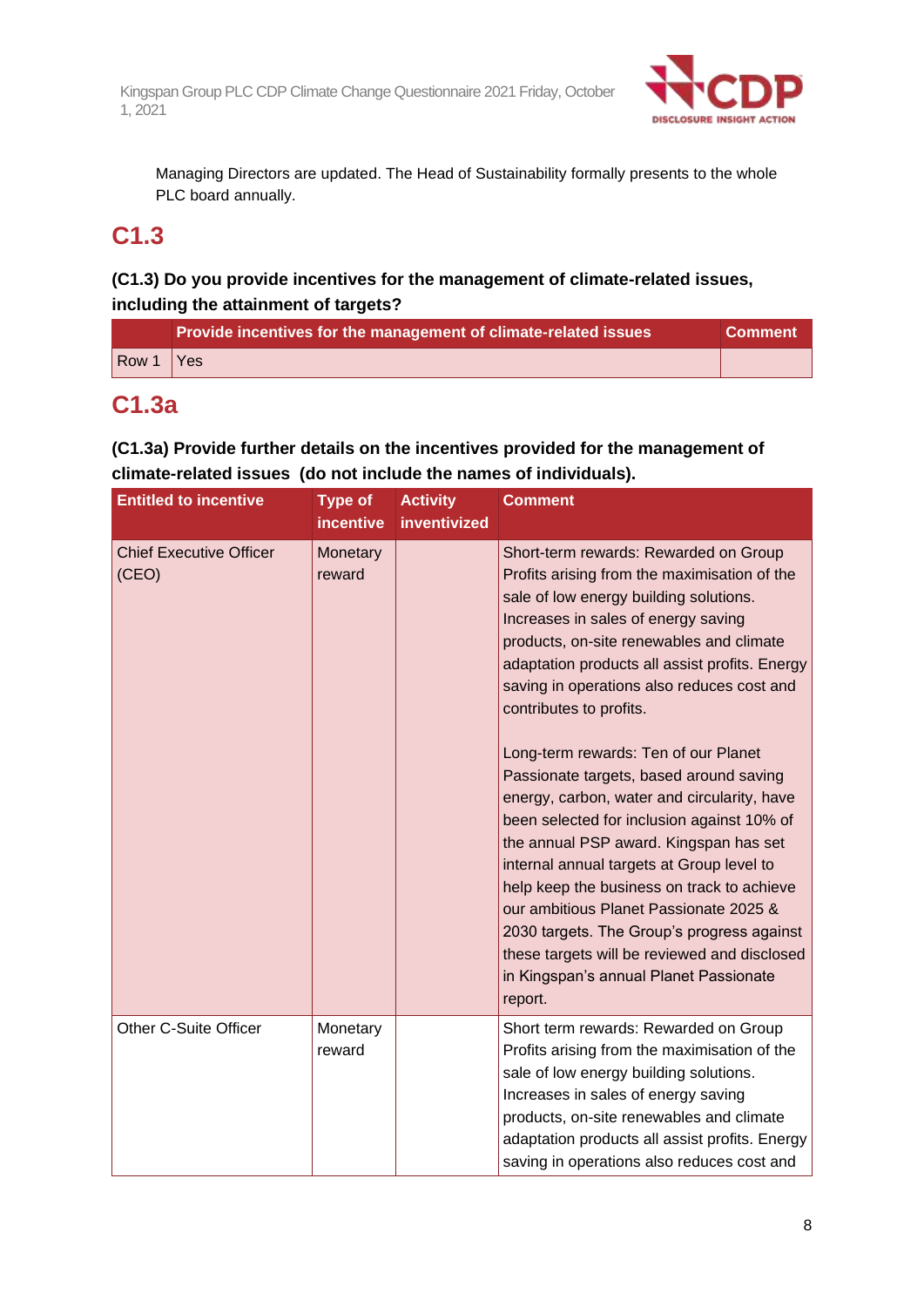Managing Directors are updated. The Head of Sustainability formally presents to the whole PLC board annually.

## C1.3

**(C1.3) Do you provide incentives for the management of climate-related issues, including the attainment of targets?**

| | Provide incentives for the management of climate-related issues | Comment |
|---|---|---|
| Row 1 | Yes | |

## C1.3a

**(C1.3a) Provide further details on the incentives provided for the management of climate-related issues (do not include the names of individuals).**

| Entitled to incentive | Type of incentive | Activity inventivized | Comment |
|---|---|---|---|
| Chief Executive Officer (CEO) | Monetary reward | | Short-term rewards: Rewarded on Group Profits arising from the maximisation of the sale of low energy building solutions. Increases in sales of energy saving products, on-site renewables and climate adaptation products all assist profits. Energy saving in operations also reduces cost and contributes to profits.<br><br>Long-term rewards: Ten of our Planet Passionate targets, based around saving energy, carbon, water and circularity, have been selected for inclusion against 10% of the annual PSP award. Kingspan has set internal annual targets at Group level to help keep the business on track to achieve our ambitious Planet Passionate 2025 & 2030 targets. The Group's progress against these targets will be reviewed and disclosed in Kingspan's annual Planet Passionate report. |
| Other C-Suite Officer | Monetary reward | | Short term rewards: Rewarded on Group Profits arising from the maximisation of the sale of low energy building solutions. Increases in sales of energy saving products, on-site renewables and climate adaptation products all assist profits. Energy saving in operations also reduces cost and |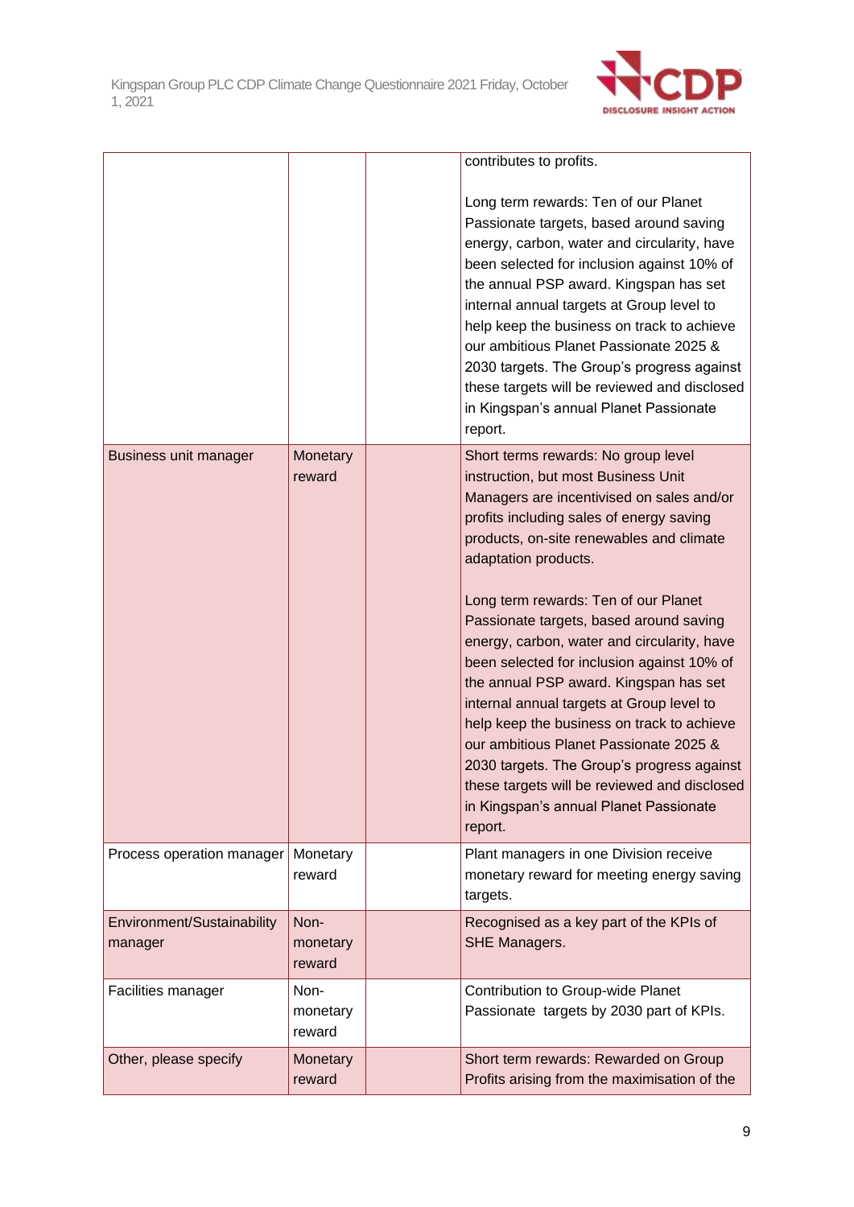|  |  |  | contributes to profits.<br><br>Long term rewards: Ten of our Planet Passionate targets, based around saving energy, carbon, water and circularity, have been selected for inclusion against 10% of the annual PSP award. Kingspan has set internal annual targets at Group level to help keep the business on track to achieve our ambitious Planet Passionate 2025 & 2030 targets. The Group's progress against these targets will be reviewed and disclosed in Kingspan's annual Planet Passionate report. |
|---|---|---|---|
| Business unit manager | Monetary reward |  | Short terms rewards: No group level instruction, but most Business Unit Managers are incentivised on sales and/or profits including sales of energy saving products, on-site renewables and climate adaptation products.<br><br>Long term rewards: Ten of our Planet Passionate targets, based around saving energy, carbon, water and circularity, have been selected for inclusion against 10% of the annual PSP award. Kingspan has set internal annual targets at Group level to help keep the business on track to achieve our ambitious Planet Passionate 2025 & 2030 targets. The Group's progress against these targets will be reviewed and disclosed in Kingspan's annual Planet Passionate report. |
| Process operation manager | Monetary reward |  | Plant managers in one Division receive monetary reward for meeting energy saving targets. |
| Environment/Sustainability manager | Non-monetary reward |  | Recognised as a key part of the KPIs of SHE Managers. |
| Facilities manager | Non-monetary reward |  | Contribution to Group-wide Planet Passionate targets by 2030 part of KPIs. |
| Other, please specify | Monetary reward |  | Short term rewards: Rewarded on Group Profits arising from the maximisation of the |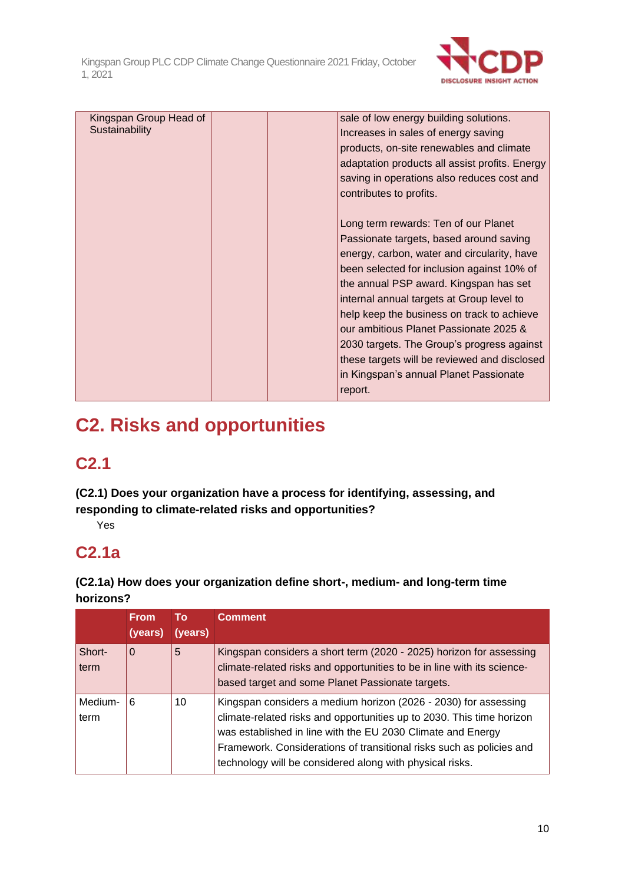| Kingspan Group Head of Sustainability | | | sale of low energy building solutions. Increases in sales of energy saving products, on-site renewables and climate adaptation products all assist profits. Energy saving in operations also reduces cost and contributes to profits.<br><br>Long term rewards: Ten of our Planet Passionate targets, based around saving energy, carbon, water and circularity, have been selected for inclusion against 10% of the annual PSP award. Kingspan has set internal annual targets at Group level to help keep the business on track to achieve our ambitious Planet Passionate 2025 & 2030 targets. The Group's progress against these targets will be reviewed and disclosed in Kingspan's annual Planet Passionate report. |
|---|---|---|---|

# C2. Risks and opportunities

## C2.1

**(C2.1) Does your organization have a process for identifying, assessing, and responding to climate-related risks and opportunities?**

Yes

## C2.1a

**(C2.1a) How does your organization define short-, medium- and long-term time horizons?**

| | From (years) | To (years) | Comment |
|---|---|---|---|
| Short-term | 0 | 5 | Kingspan considers a short term (2020 - 2025) horizon for assessing climate-related risks and opportunities to be in line with its science-based target and some Planet Passionate targets. |
| Medium-term | 6 | 10 | Kingspan considers a medium horizon (2026 - 2030) for assessing climate-related risks and opportunities up to 2030. This time horizon was established in line with the EU 2030 Climate and Energy Framework. Considerations of transitional risks such as policies and technology will be considered along with physical risks. |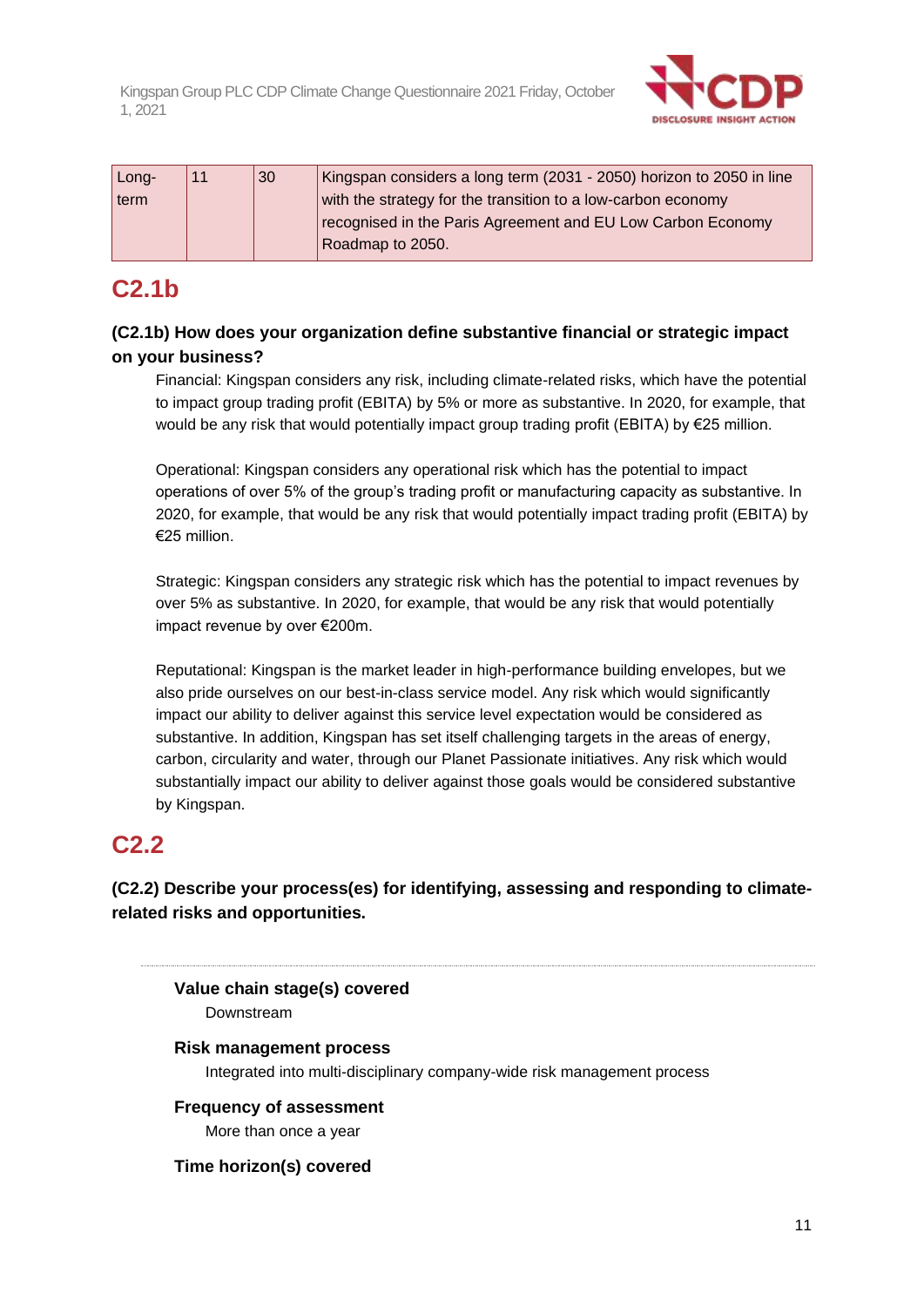| Long-term | 11 | 30 | Kingspan considers a long term (2031 - 2050) horizon to 2050 in line with the strategy for the transition to a low-carbon economy recognised in the Paris Agreement and EU Low Carbon Economy Roadmap to 2050. |
|---|---|---|---|

## C2.1b

**(C2.1b) How does your organization define substantive financial or strategic impact on your business?**

Financial: Kingspan considers any risk, including climate-related risks, which have the potential to impact group trading profit (EBITA) by 5% or more as substantive. In 2020, for example, that would be any risk that would potentially impact group trading profit (EBITA) by €25 million.

Operational: Kingspan considers any operational risk which has the potential to impact operations of over 5% of the group's trading profit or manufacturing capacity as substantive. In 2020, for example, that would be any risk that would potentially impact trading profit (EBITA) by €25 million.

Strategic: Kingspan considers any strategic risk which has the potential to impact revenues by over 5% as substantive. In 2020, for example, that would be any risk that would potentially impact revenue by over €200m.

Reputational: Kingspan is the market leader in high-performance building envelopes, but we also pride ourselves on our best-in-class service model. Any risk which would significantly impact our ability to deliver against this service level expectation would be considered as substantive. In addition, Kingspan has set itself challenging targets in the areas of energy, carbon, circularity and water, through our Planet Passionate initiatives. Any risk which would substantially impact our ability to deliver against those goals would be considered substantive by Kingspan.

## C2.2

**(C2.2) Describe your process(es) for identifying, assessing and responding to climate-related risks and opportunities.**

---

**Value chain stage(s) covered**

Downstream

**Risk management process**

Integrated into multi-disciplinary company-wide risk management process

**Frequency of assessment**

More than once a year

**Time horizon(s) covered**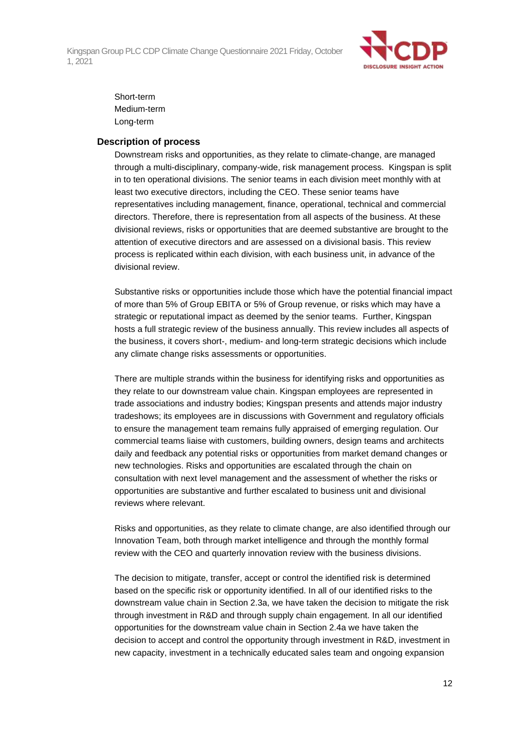Short-term
Medium-term
Long-term

**Description of process**

Downstream risks and opportunities, as they relate to climate-change, are managed through a multi-disciplinary, company-wide, risk management process. Kingspan is split in to ten operational divisions. The senior teams in each division meet monthly with at least two executive directors, including the CEO. These senior teams have representatives including management, finance, operational, technical and commercial directors. Therefore, there is representation from all aspects of the business. At these divisional reviews, risks or opportunities that are deemed substantive are brought to the attention of executive directors and are assessed on a divisional basis. This review process is replicated within each division, with each business unit, in advance of the divisional review.

Substantive risks or opportunities include those which have the potential financial impact of more than 5% of Group EBITA or 5% of Group revenue, or risks which may have a strategic or reputational impact as deemed by the senior teams. Further, Kingspan hosts a full strategic review of the business annually. This review includes all aspects of the business, it covers short-, medium- and long-term strategic decisions which include any climate change risks assessments or opportunities.

There are multiple strands within the business for identifying risks and opportunities as they relate to our downstream value chain. Kingspan employees are represented in trade associations and industry bodies; Kingspan presents and attends major industry tradeshows; its employees are in discussions with Government and regulatory officials to ensure the management team remains fully appraised of emerging regulation. Our commercial teams liaise with customers, building owners, design teams and architects daily and feedback any potential risks or opportunities from market demand changes or new technologies. Risks and opportunities are escalated through the chain on consultation with next level management and the assessment of whether the risks or opportunities are substantive and further escalated to business unit and divisional reviews where relevant.

Risks and opportunities, as they relate to climate change, are also identified through our Innovation Team, both through market intelligence and through the monthly formal review with the CEO and quarterly innovation review with the business divisions.

The decision to mitigate, transfer, accept or control the identified risk is determined based on the specific risk or opportunity identified. In all of our identified risks to the downstream value chain in Section 2.3a, we have taken the decision to mitigate the risk through investment in R&D and through supply chain engagement. In all our identified opportunities for the downstream value chain in Section 2.4a we have taken the decision to accept and control the opportunity through investment in R&D, investment in new capacity, investment in a technically educated sales team and ongoing expansion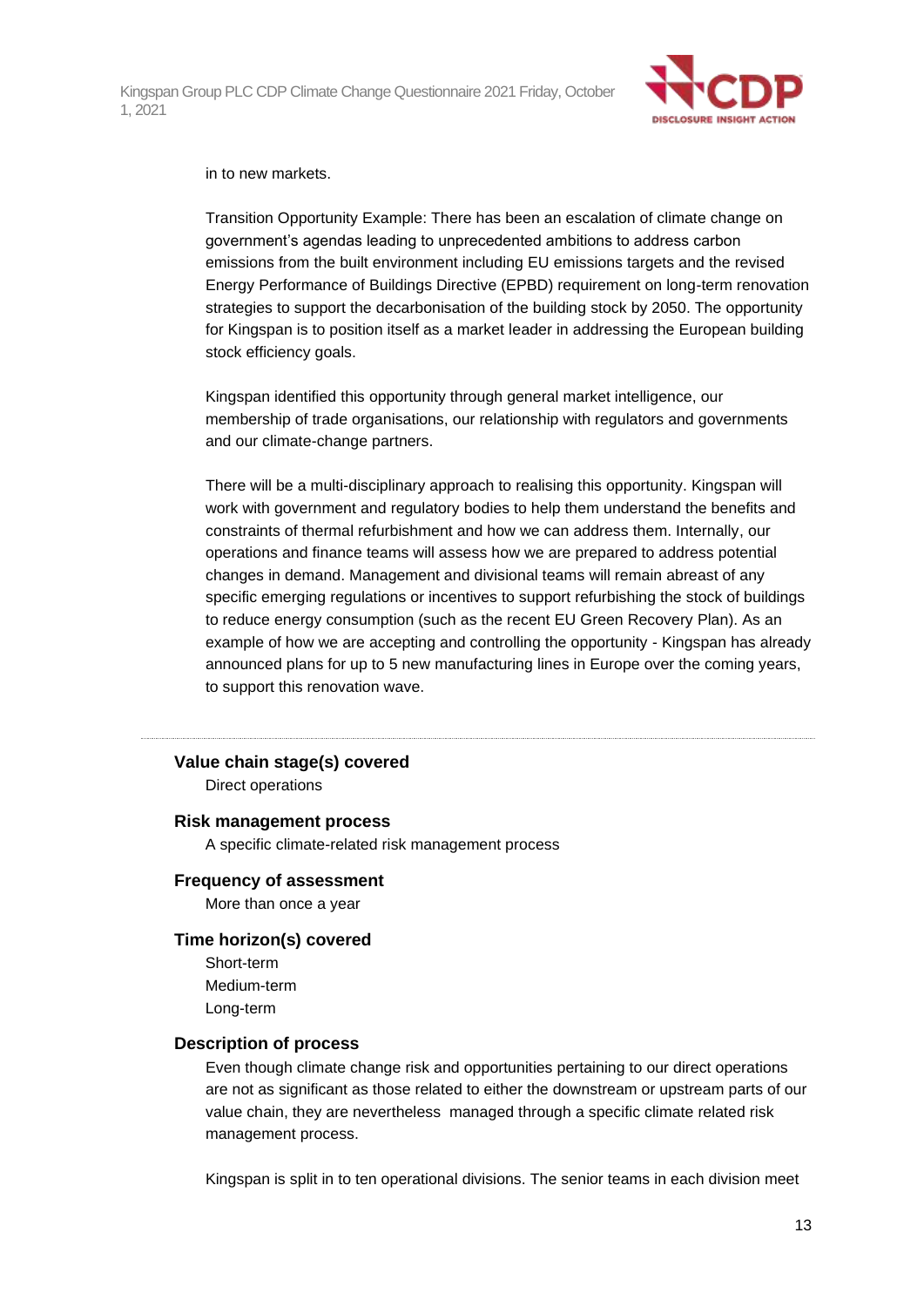in to new markets.

Transition Opportunity Example: There has been an escalation of climate change on government's agendas leading to unprecedented ambitions to address carbon emissions from the built environment including EU emissions targets and the revised Energy Performance of Buildings Directive (EPBD) requirement on long-term renovation strategies to support the decarbonisation of the building stock by 2050. The opportunity for Kingspan is to position itself as a market leader in addressing the European building stock efficiency goals.

Kingspan identified this opportunity through general market intelligence, our membership of trade organisations, our relationship with regulators and governments and our climate-change partners.

There will be a multi-disciplinary approach to realising this opportunity. Kingspan will work with government and regulatory bodies to help them understand the benefits and constraints of thermal refurbishment and how we can address them. Internally, our operations and finance teams will assess how we are prepared to address potential changes in demand. Management and divisional teams will remain abreast of any specific emerging regulations or incentives to support refurbishing the stock of buildings to reduce energy consumption (such as the recent EU Green Recovery Plan). As an example of how we are accepting and controlling the opportunity - Kingspan has already announced plans for up to 5 new manufacturing lines in Europe over the coming years, to support this renovation wave.

---

**Value chain stage(s) covered**

Direct operations

**Risk management process**

A specific climate-related risk management process

**Frequency of assessment**

More than once a year

**Time horizon(s) covered**

Short-term
Medium-term
Long-term

**Description of process**

Even though climate change risk and opportunities pertaining to our direct operations are not as significant as those related to either the downstream or upstream parts of our value chain, they are nevertheless managed through a specific climate related risk management process.

Kingspan is split in to ten operational divisions. The senior teams in each division meet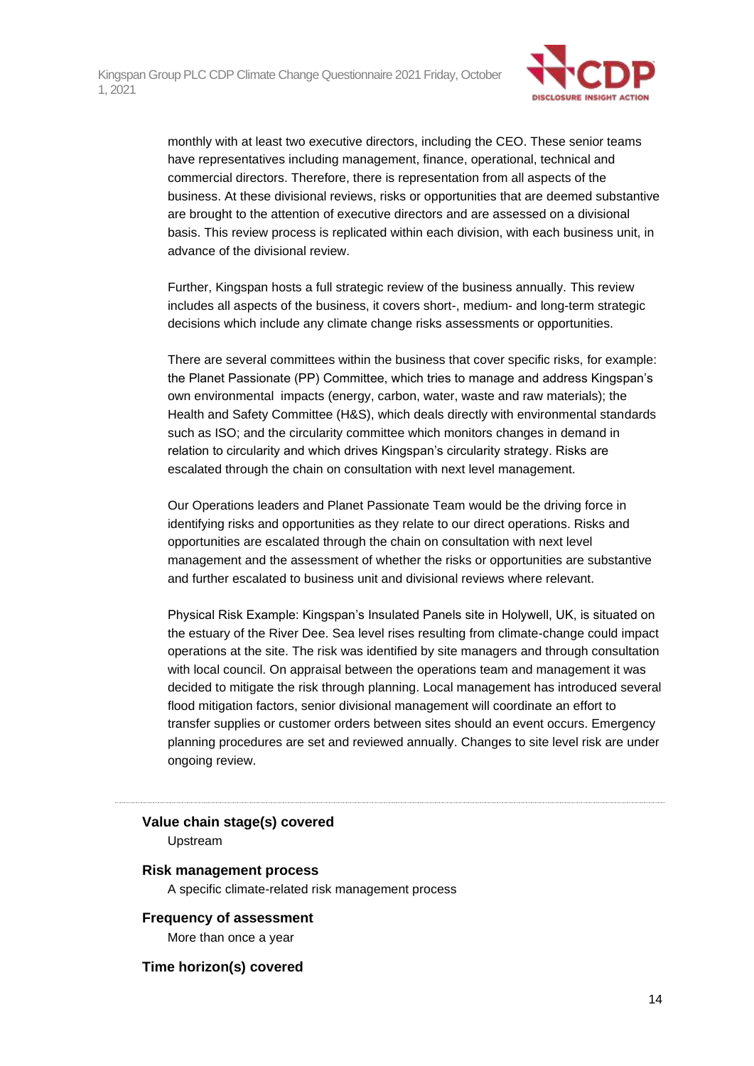monthly with at least two executive directors, including the CEO. These senior teams have representatives including management, finance, operational, technical and commercial directors. Therefore, there is representation from all aspects of the business. At these divisional reviews, risks or opportunities that are deemed substantive are brought to the attention of executive directors and are assessed on a divisional basis. This review process is replicated within each division, with each business unit, in advance of the divisional review.

Further, Kingspan hosts a full strategic review of the business annually. This review includes all aspects of the business, it covers short-, medium- and long-term strategic decisions which include any climate change risks assessments or opportunities.

There are several committees within the business that cover specific risks, for example: the Planet Passionate (PP) Committee, which tries to manage and address Kingspan's own environmental impacts (energy, carbon, water, waste and raw materials); the Health and Safety Committee (H&S), which deals directly with environmental standards such as ISO; and the circularity committee which monitors changes in demand in relation to circularity and which drives Kingspan's circularity strategy. Risks are escalated through the chain on consultation with next level management.

Our Operations leaders and Planet Passionate Team would be the driving force in identifying risks and opportunities as they relate to our direct operations. Risks and opportunities are escalated through the chain on consultation with next level management and the assessment of whether the risks or opportunities are substantive and further escalated to business unit and divisional reviews where relevant.

Physical Risk Example: Kingspan's Insulated Panels site in Holywell, UK, is situated on the estuary of the River Dee. Sea level rises resulting from climate-change could impact operations at the site. The risk was identified by site managers and through consultation with local council. On appraisal between the operations team and management it was decided to mitigate the risk through planning. Local management has introduced several flood mitigation factors, senior divisional management will coordinate an effort to transfer supplies or customer orders between sites should an event occurs. Emergency planning procedures are set and reviewed annually. Changes to site level risk are under ongoing review.

---

**Value chain stage(s) covered**

Upstream

**Risk management process**

A specific climate-related risk management process

**Frequency of assessment**

More than once a year

**Time horizon(s) covered**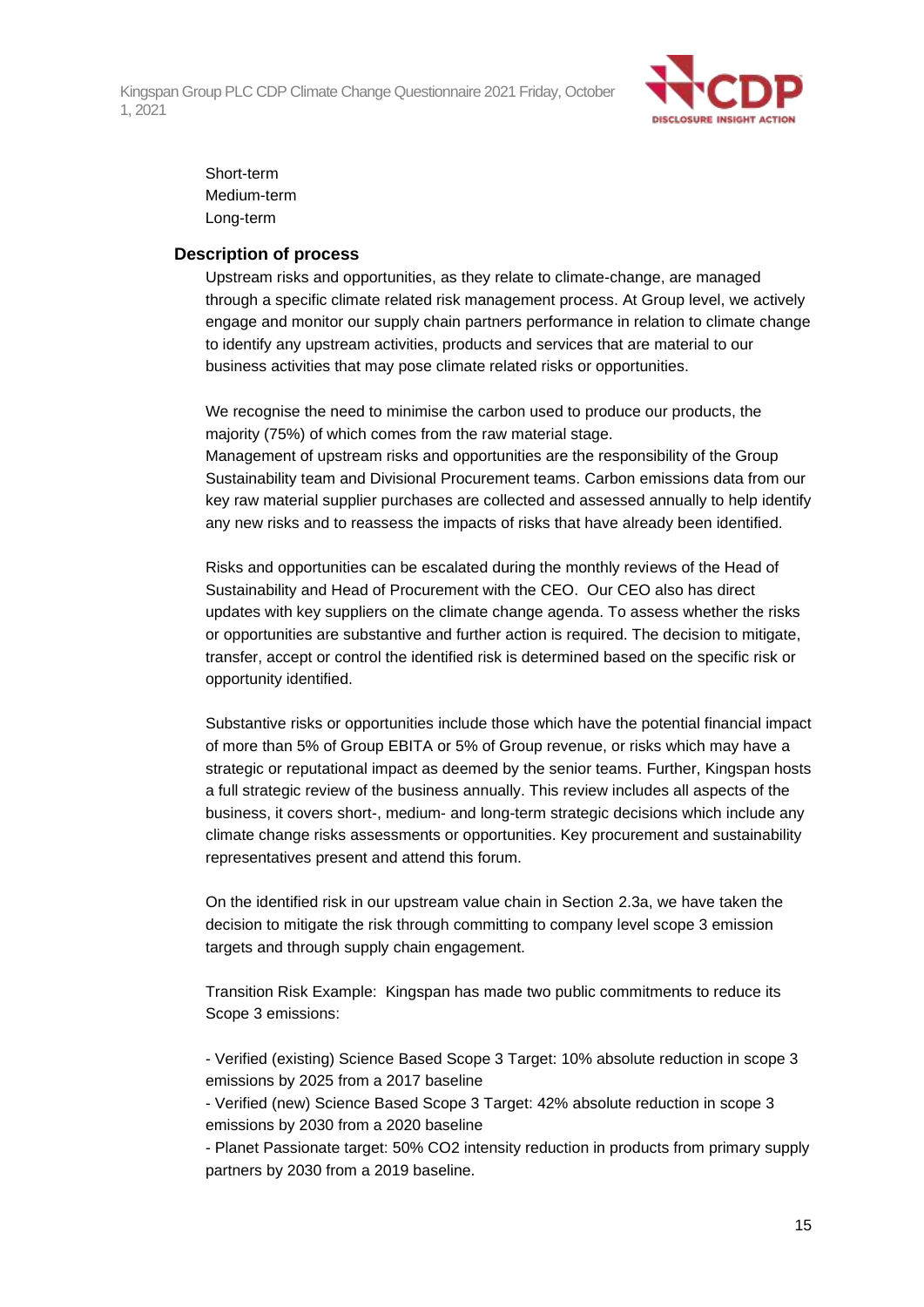Short-term
Medium-term
Long-term

**Description of process**

Upstream risks and opportunities, as they relate to climate-change, are managed through a specific climate related risk management process. At Group level, we actively engage and monitor our supply chain partners performance in relation to climate change to identify any upstream activities, products and services that are material to our business activities that may pose climate related risks or opportunities.

We recognise the need to minimise the carbon used to produce our products, the majority (75%) of which comes from the raw material stage.
Management of upstream risks and opportunities are the responsibility of the Group Sustainability team and Divisional Procurement teams. Carbon emissions data from our key raw material supplier purchases are collected and assessed annually to help identify any new risks and to reassess the impacts of risks that have already been identified.

Risks and opportunities can be escalated during the monthly reviews of the Head of Sustainability and Head of Procurement with the CEO. Our CEO also has direct updates with key suppliers on the climate change agenda. To assess whether the risks or opportunities are substantive and further action is required. The decision to mitigate, transfer, accept or control the identified risk is determined based on the specific risk or opportunity identified.

Substantive risks or opportunities include those which have the potential financial impact of more than 5% of Group EBITA or 5% of Group revenue, or risks which may have a strategic or reputational impact as deemed by the senior teams. Further, Kingspan hosts a full strategic review of the business annually. This review includes all aspects of the business, it covers short-, medium- and long-term strategic decisions which include any climate change risks assessments or opportunities. Key procurement and sustainability representatives present and attend this forum.

On the identified risk in our upstream value chain in Section 2.3a, we have taken the decision to mitigate the risk through committing to company level scope 3 emission targets and through supply chain engagement.

Transition Risk Example: Kingspan has made two public commitments to reduce its Scope 3 emissions:

- Verified (existing) Science Based Scope 3 Target: 10% absolute reduction in scope 3 emissions by 2025 from a 2017 baseline
- Verified (new) Science Based Scope 3 Target: 42% absolute reduction in scope 3 emissions by 2030 from a 2020 baseline
- Planet Passionate target: 50% $CO_2$ intensity reduction in products from primary supply partners by 2030 from a 2019 baseline.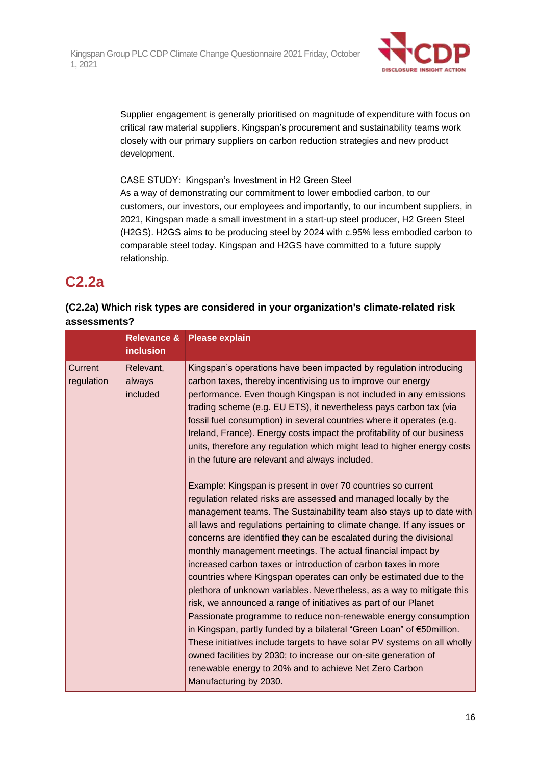Supplier engagement is generally prioritised on magnitude of expenditure with focus on critical raw material suppliers. Kingspan's procurement and sustainability teams work closely with our primary suppliers on carbon reduction strategies and new product development.

CASE STUDY: Kingspan's Investment in H2 Green Steel
As a way of demonstrating our commitment to lower embodied carbon, to our customers, our investors, our employees and importantly, to our incumbent suppliers, in 2021, Kingspan made a small investment in a start-up steel producer, H2 Green Steel (H2GS). H2GS aims to be producing steel by 2024 with c.95% less embodied carbon to comparable steel today. Kingspan and H2GS have committed to a future supply relationship.

## C2.2a

**(C2.2a) Which risk types are considered in your organization's climate-related risk assessments?**

| | Relevance & inclusion | Please explain |
|---|---|---|
| Current regulation | Relevant, always included | Kingspan's operations have been impacted by regulation introducing carbon taxes, thereby incentivising us to improve our energy performance. Even though Kingspan is not included in any emissions trading scheme (e.g. EU ETS), it nevertheless pays carbon tax (via fossil fuel consumption) in several countries where it operates (e.g. Ireland, France). Energy costs impact the profitability of our business units, therefore any regulation which might lead to higher energy costs in the future are relevant and always included.<br><br>Example: Kingspan is present in over 70 countries so current regulation related risks are assessed and managed locally by the management teams. The Sustainability team also stays up to date with all laws and regulations pertaining to climate change. If any issues or concerns are identified they can be escalated during the divisional monthly management meetings. The actual financial impact by increased carbon taxes or introduction of carbon taxes in more countries where Kingspan operates can only be estimated due to the plethora of unknown variables. Nevertheless, as a way to mitigate this risk, we announced a range of initiatives as part of our Planet Passionate programme to reduce non-renewable energy consumption in Kingspan, partly funded by a bilateral "Green Loan" of €50million. These initiatives include targets to have solar PV systems on all wholly owned facilities by 2030; to increase our on-site generation of renewable energy to 20% and to achieve Net Zero Carbon Manufacturing by 2030. |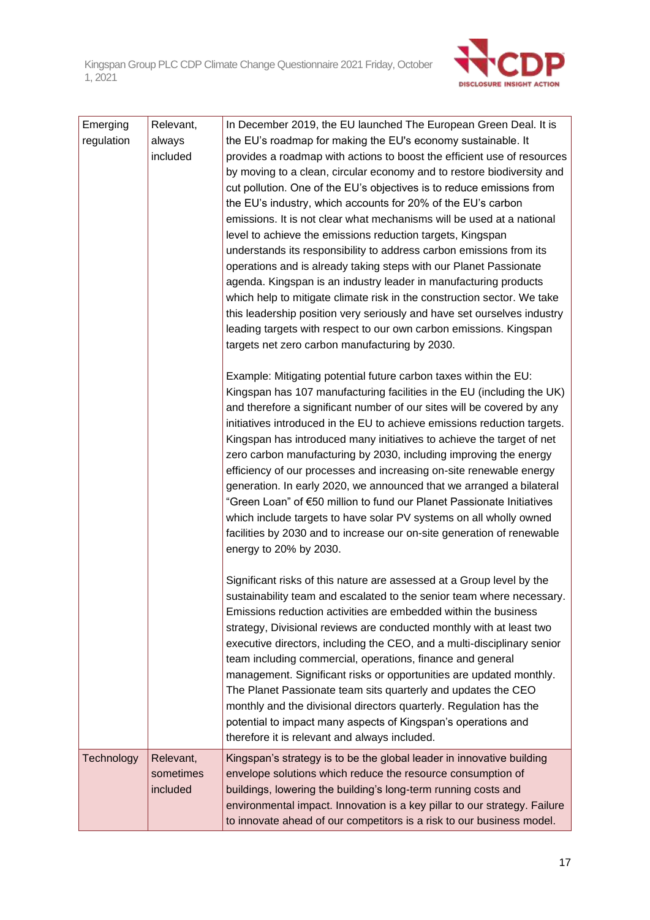| | | |
|---|---|---|
| Emerging regulation | Relevant, always included | In December 2019, the EU launched The European Green Deal. It is the EU's roadmap for making the EU's economy sustainable. It provides a roadmap with actions to boost the efficient use of resources by moving to a clean, circular economy and to restore biodiversity and cut pollution. One of the EU's objectives is to reduce emissions from the EU's industry, which accounts for 20% of the EU's carbon emissions. It is not clear what mechanisms will be used at a national level to achieve the emissions reduction targets, Kingspan understands its responsibility to address carbon emissions from its operations and is already taking steps with our Planet Passionate agenda. Kingspan is an industry leader in manufacturing products which help to mitigate climate risk in the construction sector. We take this leadership position very seriously and have set ourselves industry leading targets with respect to our own carbon emissions. Kingspan targets net zero carbon manufacturing by 2030.<br><br>Example: Mitigating potential future carbon taxes within the EU: Kingspan has 107 manufacturing facilities in the EU (including the UK) and therefore a significant number of our sites will be covered by any initiatives introduced in the EU to achieve emissions reduction targets. Kingspan has introduced many initiatives to achieve the target of net zero carbon manufacturing by 2030, including improving the energy efficiency of our processes and increasing on-site renewable energy generation. In early 2020, we announced that we arranged a bilateral "Green Loan" of €50 million to fund our Planet Passionate Initiatives which include targets to have solar PV systems on all wholly owned facilities by 2030 and to increase our on-site generation of renewable energy to 20% by 2030.<br><br>Significant risks of this nature are assessed at a Group level by the sustainability team and escalated to the senior team where necessary. Emissions reduction activities are embedded within the business strategy, Divisional reviews are conducted monthly with at least two executive directors, including the CEO, and a multi-disciplinary senior team including commercial, operations, finance and general management. Significant risks or opportunities are updated monthly. The Planet Passionate team sits quarterly and updates the CEO monthly and the divisional directors quarterly. Regulation has the potential to impact many aspects of Kingspan's operations and therefore it is relevant and always included. |
| Technology | Relevant, sometimes included | Kingspan's strategy is to be the global leader in innovative building envelope solutions which reduce the resource consumption of buildings, lowering the building's long-term running costs and environmental impact. Innovation is a key pillar to our strategy. Failure to innovate ahead of our competitors is a risk to our business model. |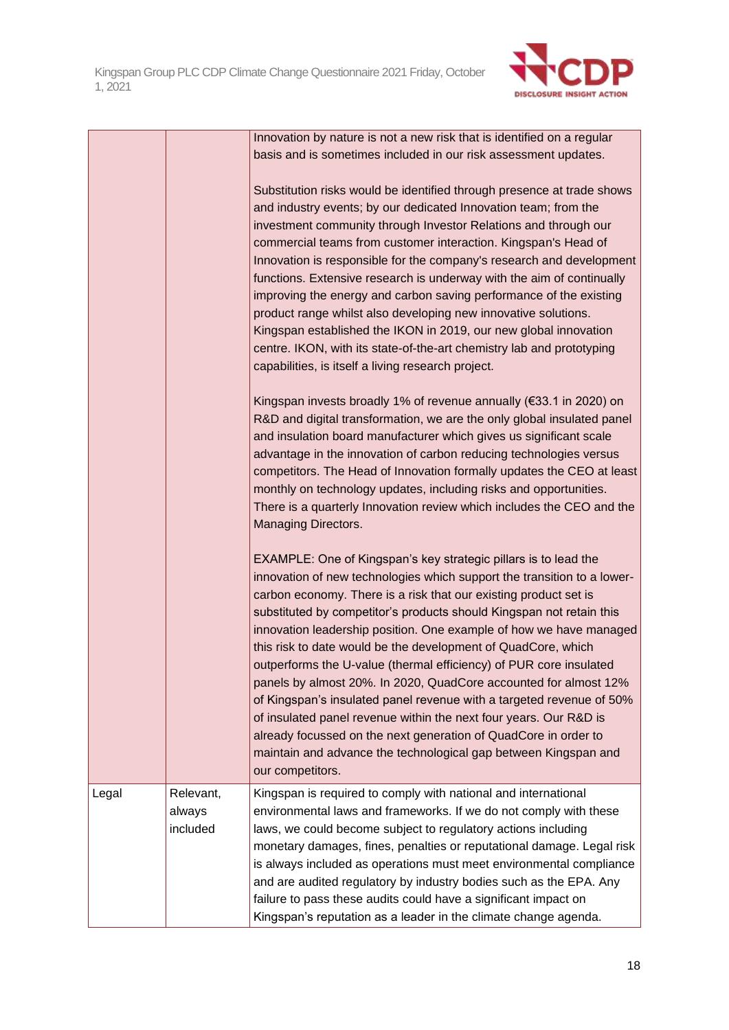| | | |
|---|---|---|
| | | Innovation by nature is not a new risk that is identified on a regular basis and is sometimes included in our risk assessment updates.<br><br>Substitution risks would be identified through presence at trade shows and industry events; by our dedicated Innovation team; from the investment community through Investor Relations and through our commercial teams from customer interaction. Kingspan's Head of Innovation is responsible for the company's research and development functions. Extensive research is underway with the aim of continually improving the energy and carbon saving performance of the existing product range whilst also developing new innovative solutions. Kingspan established the IKON in 2019, our new global innovation centre. IKON, with its state-of-the-art chemistry lab and prototyping capabilities, is itself a living research project.<br><br>Kingspan invests broadly 1% of revenue annually (€33.1 in 2020) on R&D and digital transformation, we are the only global insulated panel and insulation board manufacturer which gives us significant scale advantage in the innovation of carbon reducing technologies versus competitors. The Head of Innovation formally updates the CEO at least monthly on technology updates, including risks and opportunities. There is a quarterly Innovation review which includes the CEO and the Managing Directors.<br><br>EXAMPLE: One of Kingspan's key strategic pillars is to lead the innovation of new technologies which support the transition to a lower-carbon economy. There is a risk that our existing product set is substituted by competitor's products should Kingspan not retain this innovation leadership position. One example of how we have managed this risk to date would be the development of QuadCore, which outperforms the U-value (thermal efficiency) of PUR core insulated panels by almost 20%. In 2020, QuadCore accounted for almost 12% of Kingspan's insulated panel revenue with a targeted revenue of 50% of insulated panel revenue within the next four years. Our R&D is already focussed on the next generation of QuadCore in order to maintain and advance the technological gap between Kingspan and our competitors. |
| Legal | Relevant, always included | Kingspan is required to comply with national and international environmental laws and frameworks. If we do not comply with these laws, we could become subject to regulatory actions including monetary damages, fines, penalties or reputational damage. Legal risk is always included as operations must meet environmental compliance and are audited regulatory by industry bodies such as the EPA. Any failure to pass these audits could have a significant impact on Kingspan's reputation as a leader in the climate change agenda. |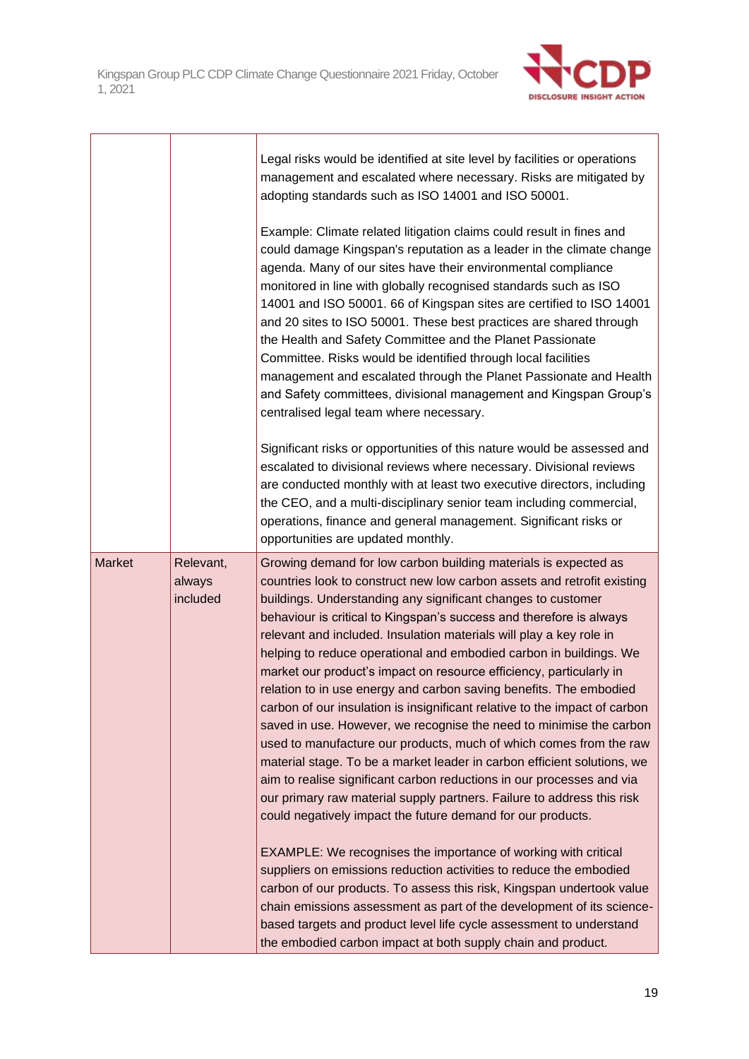| | | |
|---|---|---|
| | | Legal risks would be identified at site level by facilities or operations management and escalated where necessary. Risks are mitigated by adopting standards such as ISO 14001 and ISO 50001.<br><br>Example: Climate related litigation claims could result in fines and could damage Kingspan's reputation as a leader in the climate change agenda. Many of our sites have their environmental compliance monitored in line with globally recognised standards such as ISO 14001 and ISO 50001. 66 of Kingspan sites are certified to ISO 14001 and 20 sites to ISO 50001. These best practices are shared through the Health and Safety Committee and the Planet Passionate Committee. Risks would be identified through local facilities management and escalated through the Planet Passionate and Health and Safety committees, divisional management and Kingspan Group's centralised legal team where necessary.<br><br>Significant risks or opportunities of this nature would be assessed and escalated to divisional reviews where necessary. Divisional reviews are conducted monthly with at least two executive directors, including the CEO, and a multi-disciplinary senior team including commercial, operations, finance and general management. Significant risks or opportunities are updated monthly. |
| Market | Relevant, always included | Growing demand for low carbon building materials is expected as countries look to construct new low carbon assets and retrofit existing buildings. Understanding any significant changes to customer behaviour is critical to Kingspan's success and therefore is always relevant and included. Insulation materials will play a key role in helping to reduce operational and embodied carbon in buildings. We market our product's impact on resource efficiency, particularly in relation to in use energy and carbon saving benefits. The embodied carbon of our insulation is insignificant relative to the impact of carbon saved in use. However, we recognise the need to minimise the carbon used to manufacture our products, much of which comes from the raw material stage. To be a market leader in carbon efficient solutions, we aim to realise significant carbon reductions in our processes and via our primary raw material supply partners. Failure to address this risk could negatively impact the future demand for our products.<br><br>EXAMPLE: We recognises the importance of working with critical suppliers on emissions reduction activities to reduce the embodied carbon of our products. To assess this risk, Kingspan undertook value chain emissions assessment as part of the development of its science-based targets and product level life cycle assessment to understand the embodied carbon impact at both supply chain and product. |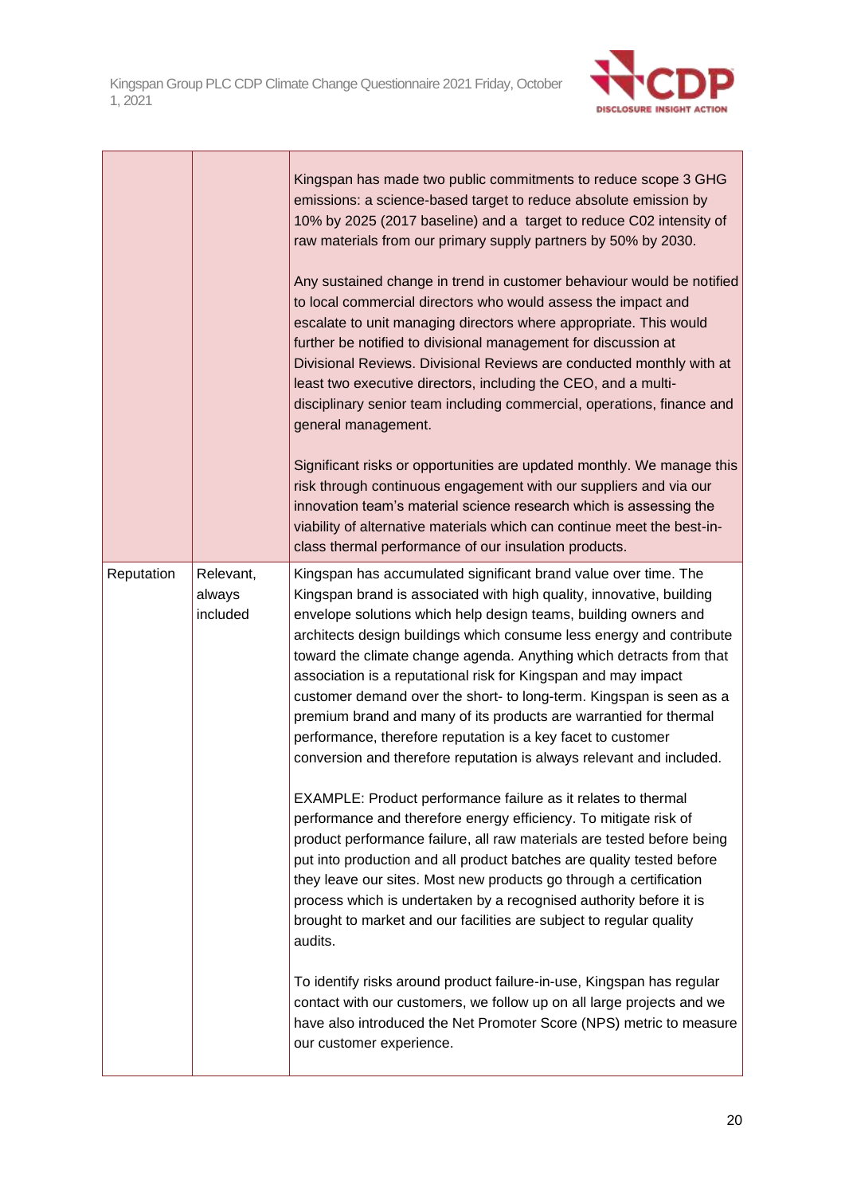| | | |
|---|---|---|
| | | Kingspan has made two public commitments to reduce scope 3 GHG emissions: a science-based target to reduce absolute emission by 10% by 2025 (2017 baseline) and a target to reduce C02 intensity of raw materials from our primary supply partners by 50% by 2030.<br><br>Any sustained change in trend in customer behaviour would be notified to local commercial directors who would assess the impact and escalate to unit managing directors where appropriate. This would further be notified to divisional management for discussion at Divisional Reviews. Divisional Reviews are conducted monthly with at least two executive directors, including the CEO, and a multi-disciplinary senior team including commercial, operations, finance and general management.<br><br>Significant risks or opportunities are updated monthly. We manage this risk through continuous engagement with our suppliers and via our innovation team's material science research which is assessing the viability of alternative materials which can continue meet the best-in-class thermal performance of our insulation products. |
| Reputation | Relevant, always included | Kingspan has accumulated significant brand value over time. The Kingspan brand is associated with high quality, innovative, building envelope solutions which help design teams, building owners and architects design buildings which consume less energy and contribute toward the climate change agenda. Anything which detracts from that association is a reputational risk for Kingspan and may impact customer demand over the short- to long-term. Kingspan is seen as a premium brand and many of its products are warrantied for thermal performance, therefore reputation is a key facet to customer conversion and therefore reputation is always relevant and included.<br><br>EXAMPLE: Product performance failure as it relates to thermal performance and therefore energy efficiency. To mitigate risk of product performance failure, all raw materials are tested before being put into production and all product batches are quality tested before they leave our sites. Most new products go through a certification process which is undertaken by a recognised authority before it is brought to market and our facilities are subject to regular quality audits.<br><br>To identify risks around product failure-in-use, Kingspan has regular contact with our customers, we follow up on all large projects and we have also introduced the Net Promoter Score (NPS) metric to measure our customer experience. |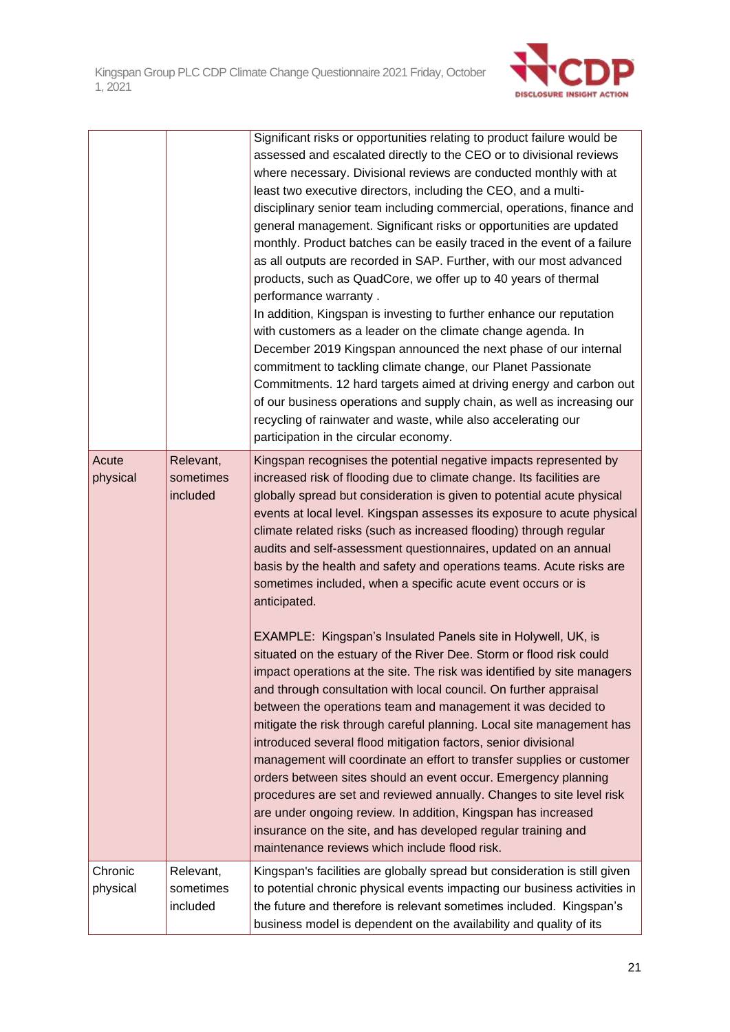| | | |
|---|---|---|
| | | Significant risks or opportunities relating to product failure would be assessed and escalated directly to the CEO or to divisional reviews where necessary. Divisional reviews are conducted monthly with at least two executive directors, including the CEO, and a multi-disciplinary senior team including commercial, operations, finance and general management. Significant risks or opportunities are updated monthly. Product batches can be easily traced in the event of a failure as all outputs are recorded in SAP. Further, with our most advanced products, such as QuadCore, we offer up to 40 years of thermal performance warranty .<br>In addition, Kingspan is investing to further enhance our reputation with customers as a leader on the climate change agenda. In December 2019 Kingspan announced the next phase of our internal commitment to tackling climate change, our Planet Passionate Commitments. 12 hard targets aimed at driving energy and carbon out of our business operations and supply chain, as well as increasing our recycling of rainwater and waste, while also accelerating our participation in the circular economy. |
| Acute physical | Relevant, sometimes included | Kingspan recognises the potential negative impacts represented by increased risk of flooding due to climate change. Its facilities are globally spread but consideration is given to potential acute physical events at local level. Kingspan assesses its exposure to acute physical climate related risks (such as increased flooding) through regular audits and self-assessment questionnaires, updated on an annual basis by the health and safety and operations teams. Acute risks are sometimes included, when a specific acute event occurs or is anticipated.<br><br>EXAMPLE: Kingspan's Insulated Panels site in Holywell, UK, is situated on the estuary of the River Dee. Storm or flood risk could impact operations at the site. The risk was identified by site managers and through consultation with local council. On further appraisal between the operations team and management it was decided to mitigate the risk through careful planning. Local site management has introduced several flood mitigation factors, senior divisional management will coordinate an effort to transfer supplies or customer orders between sites should an event occur. Emergency planning procedures are set and reviewed annually. Changes to site level risk are under ongoing review. In addition, Kingspan has increased insurance on the site, and has developed regular training and maintenance reviews which include flood risk. |
| Chronic physical | Relevant, sometimes included | Kingspan's facilities are globally spread but consideration is still given to potential chronic physical events impacting our business activities in the future and therefore is relevant sometimes included. Kingspan's business model is dependent on the availability and quality of its |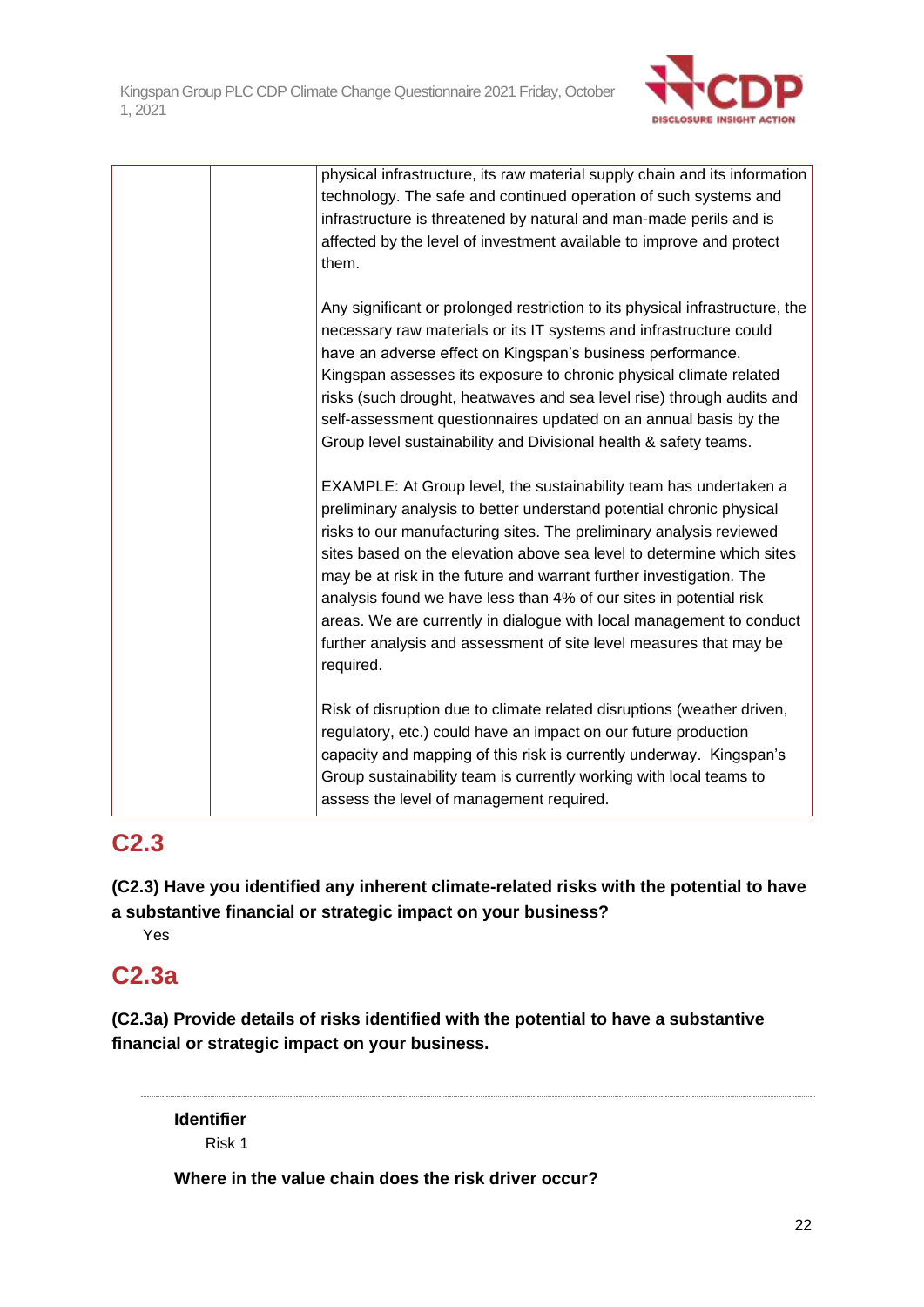| | | |
|---|---|---|
| | | physical infrastructure, its raw material supply chain and its information technology. The safe and continued operation of such systems and infrastructure is threatened by natural and man-made perils and is affected by the level of investment available to improve and protect them.<br><br>Any significant or prolonged restriction to its physical infrastructure, the necessary raw materials or its IT systems and infrastructure could have an adverse effect on Kingspan's business performance. Kingspan assesses its exposure to chronic physical climate related risks (such drought, heatwaves and sea level rise) through audits and self-assessment questionnaires updated on an annual basis by the Group level sustainability and Divisional health & safety teams.<br><br>EXAMPLE: At Group level, the sustainability team has undertaken a preliminary analysis to better understand potential chronic physical risks to our manufacturing sites. The preliminary analysis reviewed sites based on the elevation above sea level to determine which sites may be at risk in the future and warrant further investigation. The analysis found we have less than 4% of our sites in potential risk areas. We are currently in dialogue with local management to conduct further analysis and assessment of site level measures that may be required.<br><br>Risk of disruption due to climate related disruptions (weather driven, regulatory, etc.) could have an impact on our future production capacity and mapping of this risk is currently underway. Kingspan's Group sustainability team is currently working with local teams to assess the level of management required. |

## C2.3

**(C2.3) Have you identified any inherent climate-related risks with the potential to have a substantive financial or strategic impact on your business?**

Yes

## C2.3a

**(C2.3a) Provide details of risks identified with the potential to have a substantive financial or strategic impact on your business.**

---

**Identifier**

Risk 1

**Where in the value chain does the risk driver occur?**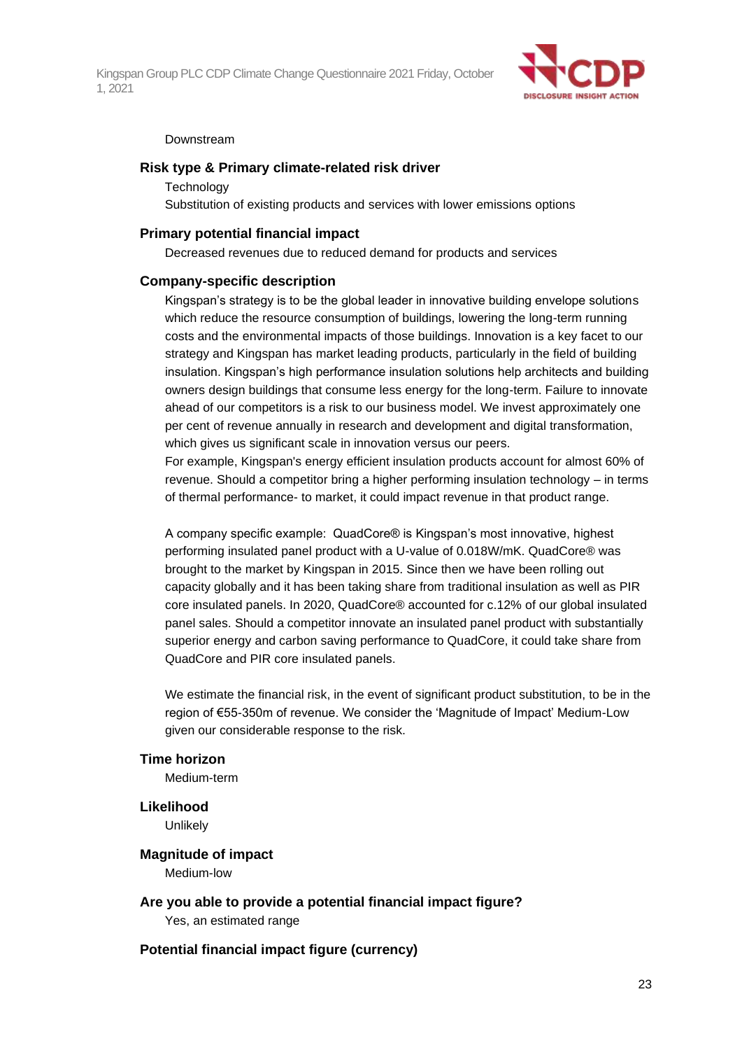Downstream

### Risk type & Primary climate-related risk driver

Technology

Substitution of existing products and services with lower emissions options

### Primary potential financial impact

Decreased revenues due to reduced demand for products and services

### Company-specific description

Kingspan's strategy is to be the global leader in innovative building envelope solutions which reduce the resource consumption of buildings, lowering the long-term running costs and the environmental impacts of those buildings. Innovation is a key facet to our strategy and Kingspan has market leading products, particularly in the field of building insulation. Kingspan's high performance insulation solutions help architects and building owners design buildings that consume less energy for the long-term. Failure to innovate ahead of our competitors is a risk to our business model. We invest approximately one per cent of revenue annually in research and development and digital transformation, which gives us significant scale in innovation versus our peers.

For example, Kingspan's energy efficient insulation products account for almost 60% of revenue. Should a competitor bring a higher performing insulation technology – in terms of thermal performance- to market, it could impact revenue in that product range.

A company specific example: QuadCore® is Kingspan's most innovative, highest performing insulated panel product with a U-value of 0.018W/mK. QuadCore® was brought to the market by Kingspan in 2015. Since then we have been rolling out capacity globally and it has been taking share from traditional insulation as well as PIR core insulated panels. In 2020, QuadCore® accounted for c.12% of our global insulated panel sales. Should a competitor innovate an insulated panel product with substantially superior energy and carbon saving performance to QuadCore, it could take share from QuadCore and PIR core insulated panels.

We estimate the financial risk, in the event of significant product substitution, to be in the region of €55-350m of revenue. We consider the 'Magnitude of Impact' Medium-Low given our considerable response to the risk.

### Time horizon

Medium-term

### Likelihood

Unlikely

### Magnitude of impact

Medium-low

### Are you able to provide a potential financial impact figure?

Yes, an estimated range

### Potential financial impact figure (currency)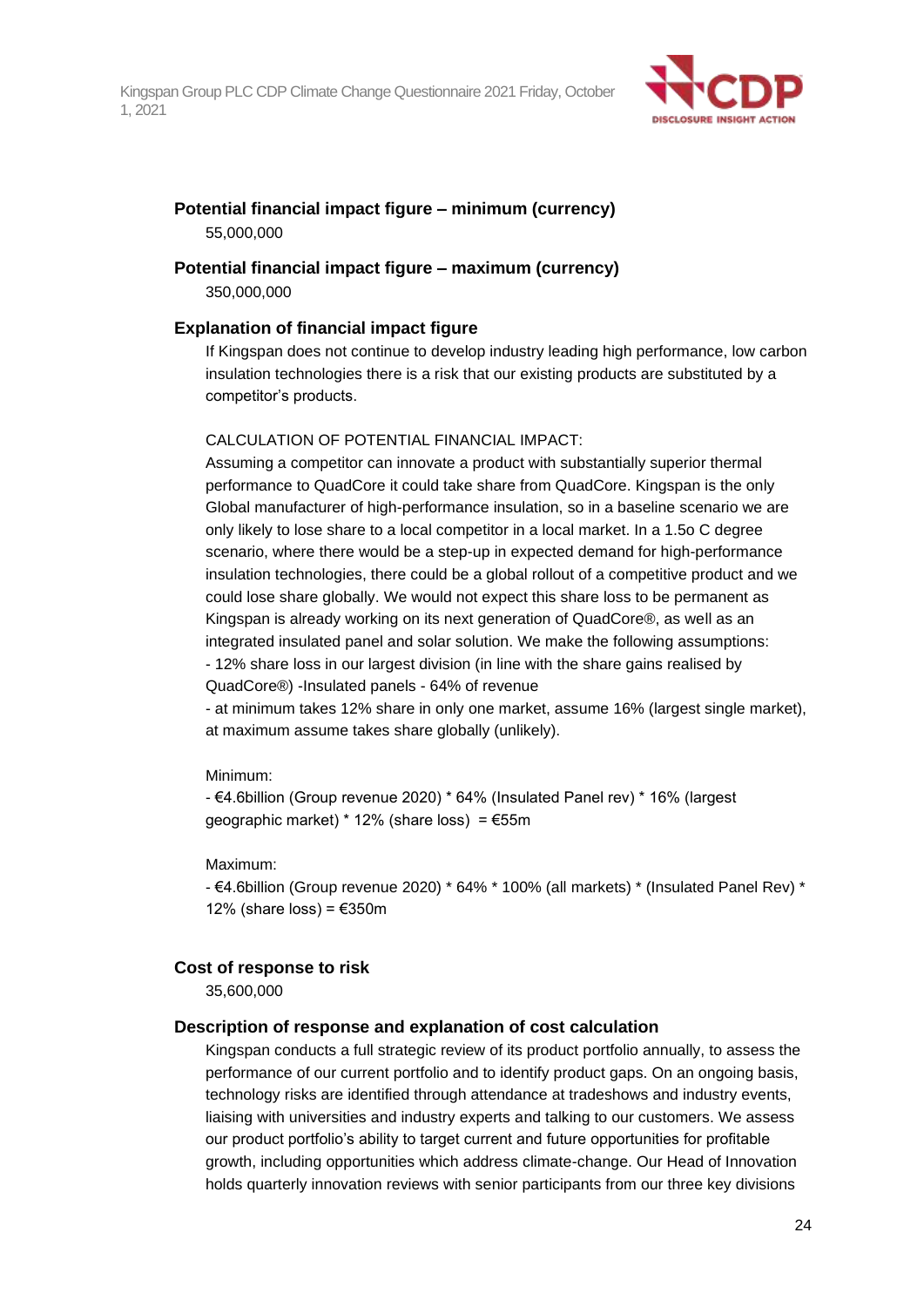**Potential financial impact figure – minimum (currency)**

55,000,000

**Potential financial impact figure – maximum (currency)**

350,000,000

**Explanation of financial impact figure**

If Kingspan does not continue to develop industry leading high performance, low carbon insulation technologies there is a risk that our existing products are substituted by a competitor's products.

CALCULATION OF POTENTIAL FINANCIAL IMPACT:

Assuming a competitor can innovate a product with substantially superior thermal performance to QuadCore it could take share from QuadCore. Kingspan is the only Global manufacturer of high-performance insulation, so in a baseline scenario we are only likely to lose share to a local competitor in a local market. In a 1.5o C degree scenario, where there would be a step-up in expected demand for high-performance insulation technologies, there could be a global rollout of a competitive product and we could lose share globally. We would not expect this share loss to be permanent as Kingspan is already working on its next generation of QuadCore®, as well as an integrated insulated panel and solar solution. We make the following assumptions:

- 12% share loss in our largest division (in line with the share gains realised by QuadCore®) -Insulated panels - 64% of revenue
- at minimum takes 12% share in only one market, assume 16% (largest single market), at maximum assume takes share globally (unlikely).

Minimum:

- €4.6billion (Group revenue 2020) * 64% (Insulated Panel rev) * 16% (largest geographic market) * 12% (share loss) = €55m

Maximum:

- €4.6billion (Group revenue 2020) * 64% * 100% (all markets) * (Insulated Panel Rev) * 12% (share loss) = €350m

**Cost of response to risk**

35,600,000

**Description of response and explanation of cost calculation**

Kingspan conducts a full strategic review of its product portfolio annually, to assess the performance of our current portfolio and to identify product gaps. On an ongoing basis, technology risks are identified through attendance at tradeshows and industry events, liaising with universities and industry experts and talking to our customers. We assess our product portfolio's ability to target current and future opportunities for profitable growth, including opportunities which address climate-change. Our Head of Innovation holds quarterly innovation reviews with senior participants from our three key divisions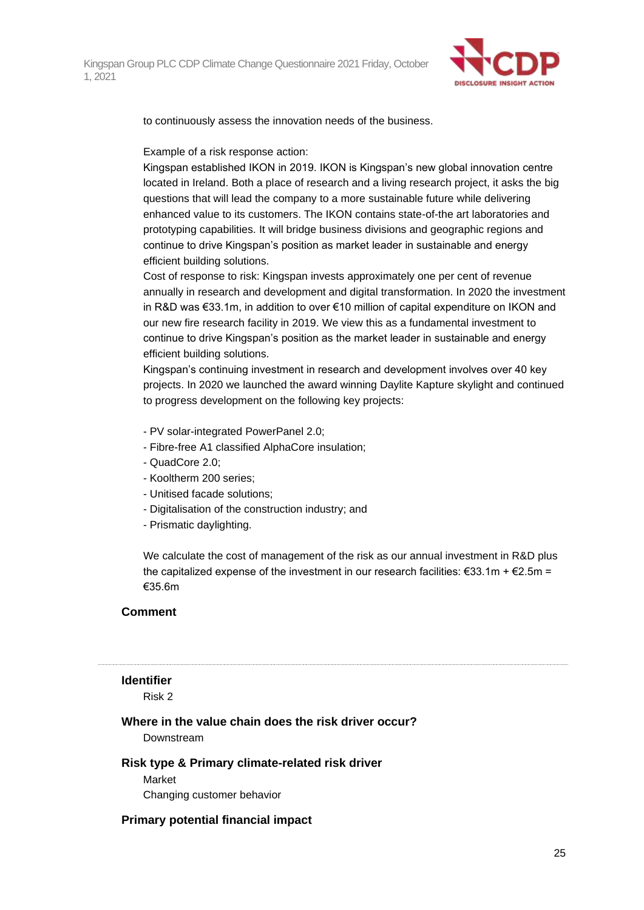to continuously assess the innovation needs of the business.

Example of a risk response action:
Kingspan established IKON in 2019. IKON is Kingspan's new global innovation centre located in Ireland. Both a place of research and a living research project, it asks the big questions that will lead the company to a more sustainable future while delivering enhanced value to its customers. The IKON contains state-of-the art laboratories and prototyping capabilities. It will bridge business divisions and geographic regions and continue to drive Kingspan's position as market leader in sustainable and energy efficient building solutions.
Cost of response to risk: Kingspan invests approximately one per cent of revenue annually in research and development and digital transformation. In 2020 the investment in R&D was €33.1m, in addition to over €10 million of capital expenditure on IKON and our new fire research facility in 2019. We view this as a fundamental investment to continue to drive Kingspan's position as the market leader in sustainable and energy efficient building solutions.
Kingspan's continuing investment in research and development involves over 40 key projects. In 2020 we launched the award winning Daylite Kapture skylight and continued to progress development on the following key projects:

- PV solar-integrated PowerPanel 2.0;
- Fibre-free A1 classified AlphaCore insulation;
- QuadCore 2.0;
- Kooltherm 200 series;
- Unitised facade solutions;
- Digitalisation of the construction industry; and
- Prismatic daylighting.

We calculate the cost of management of the risk as our annual investment in R&D plus the capitalized expense of the investment in our research facilities: €33.1m + €2.5m = €35.6m

### Comment

---

### Identifier
Risk 2

### Where in the value chain does the risk driver occur?
Downstream

### Risk type & Primary climate-related risk driver
Market
Changing customer behavior

### Primary potential financial impact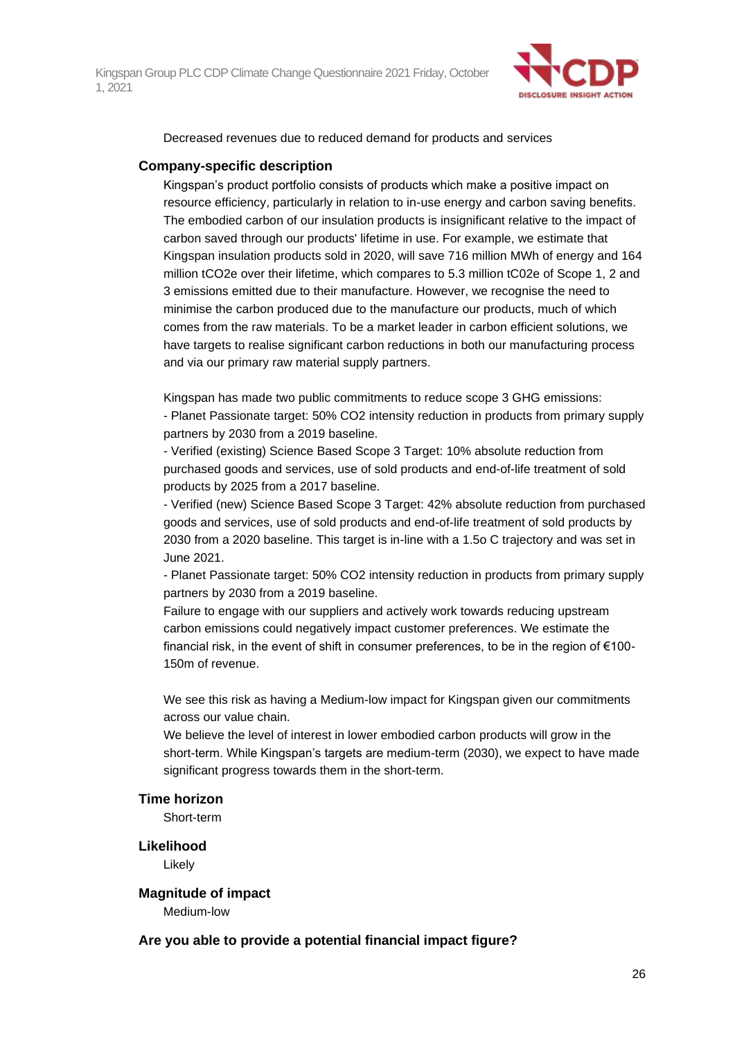Decreased revenues due to reduced demand for products and services

### Company-specific description

Kingspan's product portfolio consists of products which make a positive impact on resource efficiency, particularly in relation to in-use energy and carbon saving benefits. The embodied carbon of our insulation products is insignificant relative to the impact of carbon saved through our products' lifetime in use. For example, we estimate that Kingspan insulation products sold in 2020, will save 716 million MWh of energy and 164 million tCO2e over their lifetime, which compares to 5.3 million tC02e of Scope 1, 2 and 3 emissions emitted due to their manufacture. However, we recognise the need to minimise the carbon produced due to the manufacture our products, much of which comes from the raw materials. To be a market leader in carbon efficient solutions, we have targets to realise significant carbon reductions in both our manufacturing process and via our primary raw material supply partners.

Kingspan has made two public commitments to reduce scope 3 GHG emissions:
- Planet Passionate target: 50% CO2 intensity reduction in products from primary supply partners by 2030 from a 2019 baseline.
- Verified (existing) Science Based Scope 3 Target: 10% absolute reduction from purchased goods and services, use of sold products and end-of-life treatment of sold products by 2025 from a 2017 baseline.
- Verified (new) Science Based Scope 3 Target: 42% absolute reduction from purchased goods and services, use of sold products and end-of-life treatment of sold products by 2030 from a 2020 baseline. This target is in-line with a 1.5o C trajectory and was set in June 2021.
- Planet Passionate target: 50% CO2 intensity reduction in products from primary supply partners by 2030 from a 2019 baseline.

Failure to engage with our suppliers and actively work towards reducing upstream carbon emissions could negatively impact customer preferences. We estimate the financial risk, in the event of shift in consumer preferences, to be in the region of €100-150m of revenue.

We see this risk as having a Medium-low impact for Kingspan given our commitments across our value chain.
We believe the level of interest in lower embodied carbon products will grow in the short-term. While Kingspan's targets are medium-term (2030), we expect to have made significant progress towards them in the short-term.

### Time horizon

Short-term

### Likelihood

Likely

### Magnitude of impact

Medium-low

### Are you able to provide a potential financial impact figure?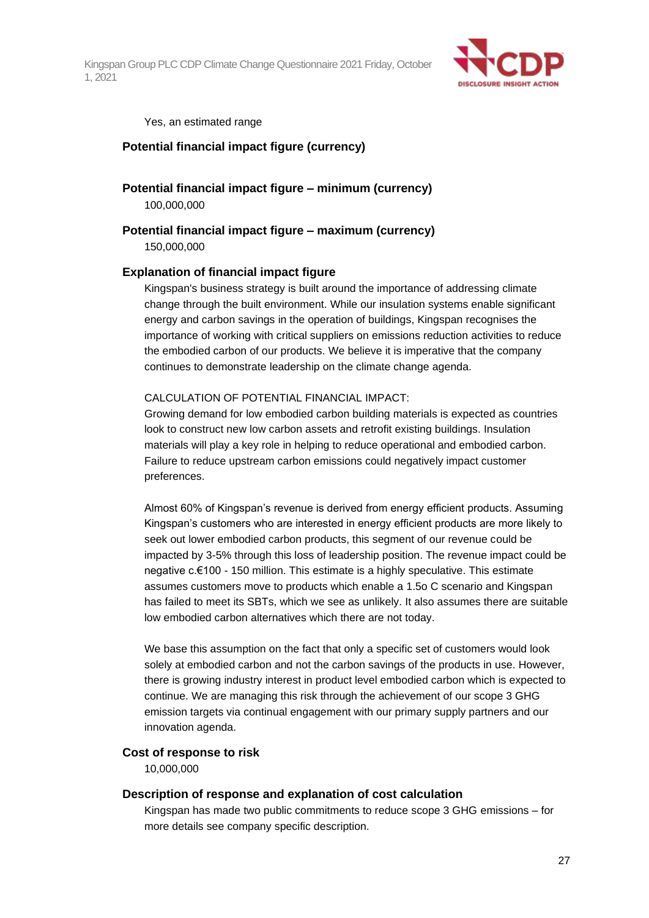Yes, an estimated range

**Potential financial impact figure (currency)**

**Potential financial impact figure – minimum (currency)**

100,000,000

**Potential financial impact figure – maximum (currency)**

150,000,000

**Explanation of financial impact figure**

Kingspan's business strategy is built around the importance of addressing climate change through the built environment. While our insulation systems enable significant energy and carbon savings in the operation of buildings, Kingspan recognises the importance of working with critical suppliers on emissions reduction activities to reduce the embodied carbon of our products. We believe it is imperative that the company continues to demonstrate leadership on the climate change agenda.

CALCULATION OF POTENTIAL FINANCIAL IMPACT:
Growing demand for low embodied carbon building materials is expected as countries look to construct new low carbon assets and retrofit existing buildings. Insulation materials will play a key role in helping to reduce operational and embodied carbon. Failure to reduce upstream carbon emissions could negatively impact customer preferences.

Almost 60% of Kingspan's revenue is derived from energy efficient products. Assuming Kingspan's customers who are interested in energy efficient products are more likely to seek out lower embodied carbon products, this segment of our revenue could be impacted by 3-5% through this loss of leadership position. The revenue impact could be negative c.€100 - 150 million. This estimate is a highly speculative. This estimate assumes customers move to products which enable a 1.5o C scenario and Kingspan has failed to meet its SBTs, which we see as unlikely. It also assumes there are suitable low embodied carbon alternatives which there are not today.

We base this assumption on the fact that only a specific set of customers would look solely at embodied carbon and not the carbon savings of the products in use. However, there is growing industry interest in product level embodied carbon which is expected to continue. We are managing this risk through the achievement of our scope 3 GHG emission targets via continual engagement with our primary supply partners and our innovation agenda.

**Cost of response to risk**

10,000,000

**Description of response and explanation of cost calculation**

Kingspan has made two public commitments to reduce scope 3 GHG emissions – for more details see company specific description.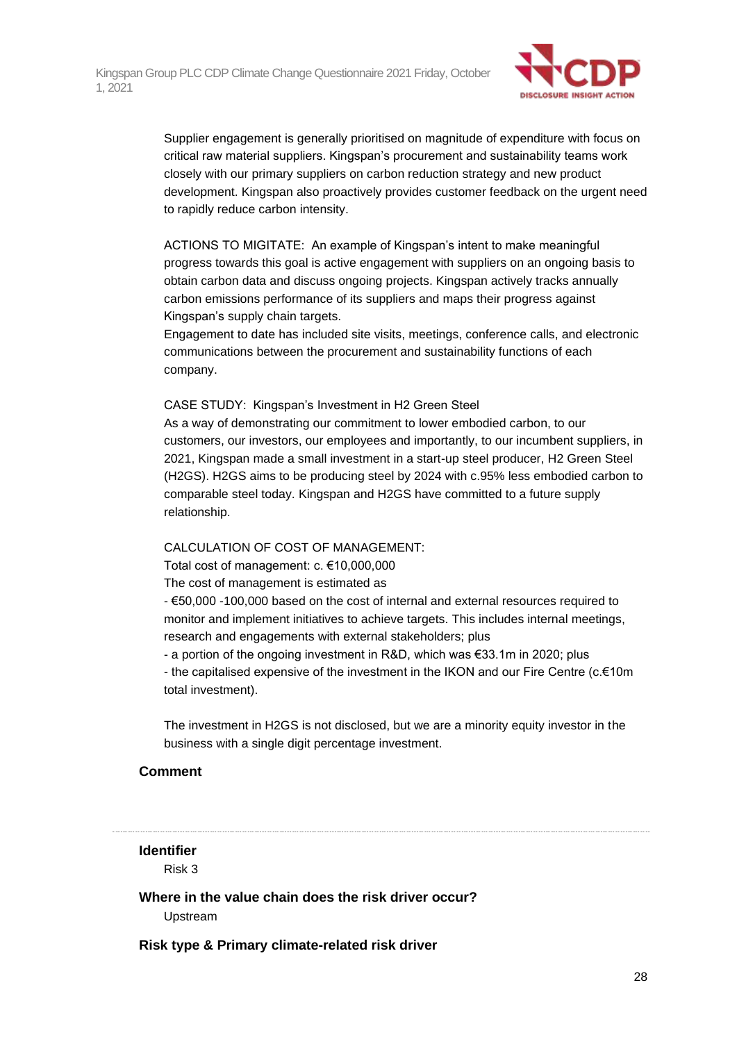Supplier engagement is generally prioritised on magnitude of expenditure with focus on critical raw material suppliers. Kingspan's procurement and sustainability teams work closely with our primary suppliers on carbon reduction strategy and new product development. Kingspan also proactively provides customer feedback on the urgent need to rapidly reduce carbon intensity.

ACTIONS TO MIGITATE: An example of Kingspan's intent to make meaningful progress towards this goal is active engagement with suppliers on an ongoing basis to obtain carbon data and discuss ongoing projects. Kingspan actively tracks annually carbon emissions performance of its suppliers and maps their progress against Kingspan's supply chain targets.
Engagement to date has included site visits, meetings, conference calls, and electronic communications between the procurement and sustainability functions of each company.

CASE STUDY: Kingspan's Investment in H2 Green Steel
As a way of demonstrating our commitment to lower embodied carbon, to our customers, our investors, our employees and importantly, to our incumbent suppliers, in 2021, Kingspan made a small investment in a start-up steel producer, H2 Green Steel (H2GS). H2GS aims to be producing steel by 2024 with c.95% less embodied carbon to comparable steel today. Kingspan and H2GS have committed to a future supply relationship.

CALCULATION OF COST OF MANAGEMENT:
Total cost of management: c. €10,000,000
The cost of management is estimated as
- €50,000 -100,000 based on the cost of internal and external resources required to monitor and implement initiatives to achieve targets. This includes internal meetings, research and engagements with external stakeholders; plus
- a portion of the ongoing investment in R&D, which was €33.1m in 2020; plus
- the capitalised expensive of the investment in the IKON and our Fire Centre (c.€10m total investment).

The investment in H2GS is not disclosed, but we are a minority equity investor in the business with a single digit percentage investment.

**Comment**

---

**Identifier**

Risk 3

**Where in the value chain does the risk driver occur?**

Upstream

**Risk type & Primary climate-related risk driver**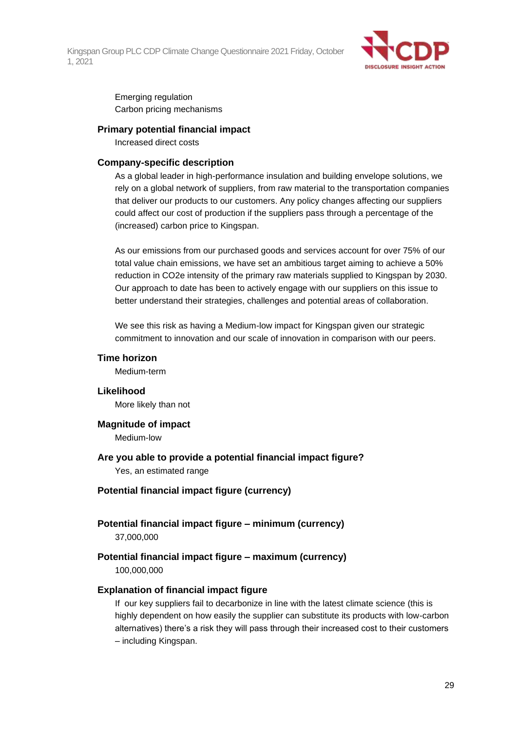Emerging regulation
Carbon pricing mechanisms

**Primary potential financial impact**

Increased direct costs

**Company-specific description**

As a global leader in high-performance insulation and building envelope solutions, we rely on a global network of suppliers, from raw material to the transportation companies that deliver our products to our customers. Any policy changes affecting our suppliers could affect our cost of production if the suppliers pass through a percentage of the (increased) carbon price to Kingspan.

As our emissions from our purchased goods and services account for over 75% of our total value chain emissions, we have set an ambitious target aiming to achieve a 50% reduction in CO2e intensity of the primary raw materials supplied to Kingspan by 2030. Our approach to date has been to actively engage with our suppliers on this issue to better understand their strategies, challenges and potential areas of collaboration.

We see this risk as having a Medium-low impact for Kingspan given our strategic commitment to innovation and our scale of innovation in comparison with our peers.

**Time horizon**

Medium-term

**Likelihood**

More likely than not

**Magnitude of impact**

Medium-low

**Are you able to provide a potential financial impact figure?**

Yes, an estimated range

**Potential financial impact figure (currency)**

**Potential financial impact figure – minimum (currency)**

37,000,000

**Potential financial impact figure – maximum (currency)**

100,000,000

**Explanation of financial impact figure**

If our key suppliers fail to decarbonize in line with the latest climate science (this is highly dependent on how easily the supplier can substitute its products with low-carbon alternatives) there's a risk they will pass through their increased cost to their customers – including Kingspan.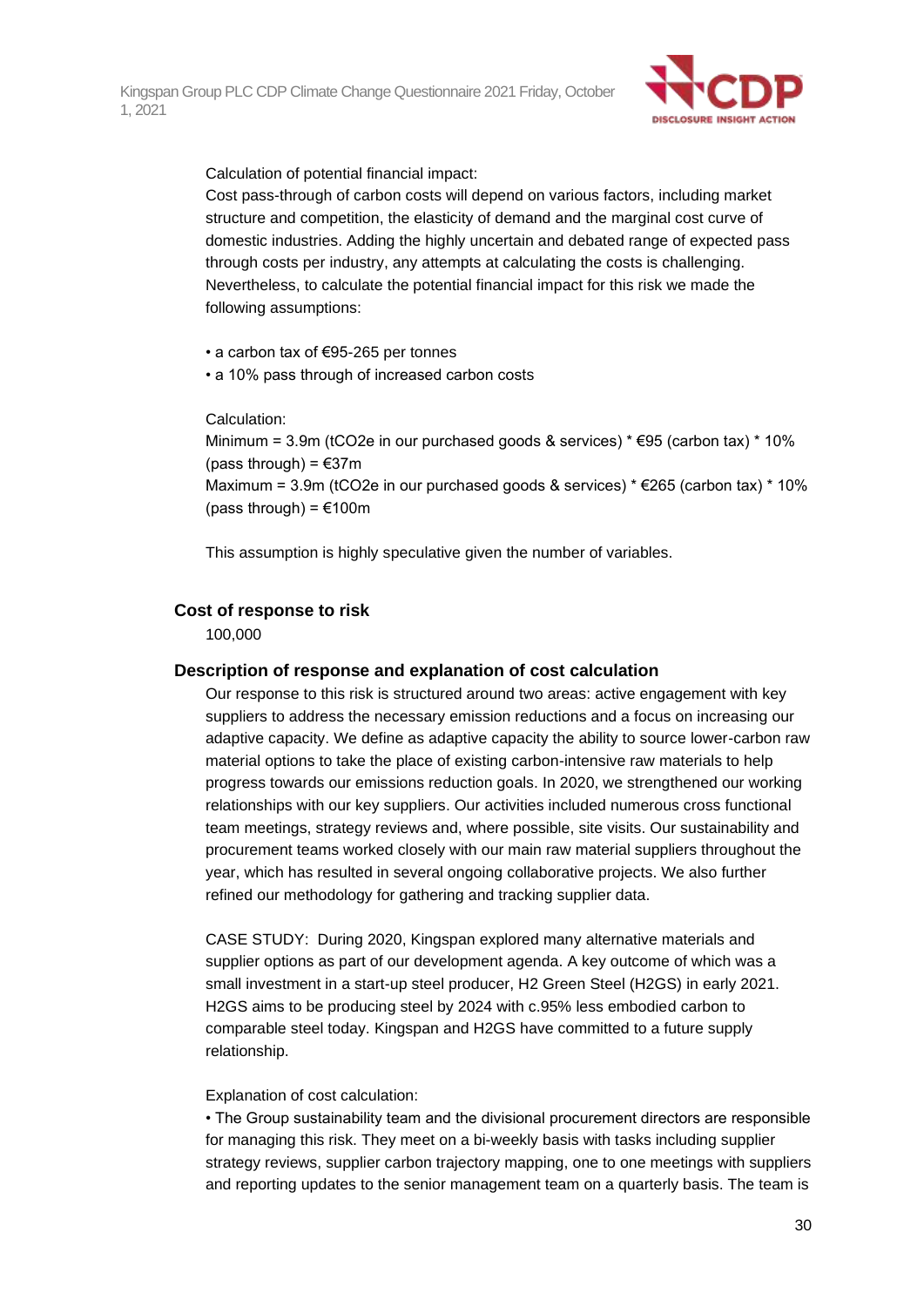Calculation of potential financial impact:
Cost pass-through of carbon costs will depend on various factors, including market structure and competition, the elasticity of demand and the marginal cost curve of domestic industries. Adding the highly uncertain and debated range of expected pass through costs per industry, any attempts at calculating the costs is challenging. Nevertheless, to calculate the potential financial impact for this risk we made the following assumptions:

• a carbon tax of €95-265 per tonnes
• a 10% pass through of increased carbon costs

Calculation:
Minimum = 3.9m (tCO2e in our purchased goods & services) * €95 (carbon tax) * 10% (pass through) = €37m
Maximum = 3.9m (tCO2e in our purchased goods & services) * €265 (carbon tax) * 10% (pass through) = €100m

This assumption is highly speculative given the number of variables.

### Cost of response to risk

100,000

### Description of response and explanation of cost calculation

Our response to this risk is structured around two areas: active engagement with key suppliers to address the necessary emission reductions and a focus on increasing our adaptive capacity. We define as adaptive capacity the ability to source lower-carbon raw material options to take the place of existing carbon-intensive raw materials to help progress towards our emissions reduction goals. In 2020, we strengthened our working relationships with our key suppliers. Our activities included numerous cross functional team meetings, strategy reviews and, where possible, site visits. Our sustainability and procurement teams worked closely with our main raw material suppliers throughout the year, which has resulted in several ongoing collaborative projects. We also further refined our methodology for gathering and tracking supplier data.

CASE STUDY: During 2020, Kingspan explored many alternative materials and supplier options as part of our development agenda. A key outcome of which was a small investment in a start-up steel producer, H2 Green Steel (H2GS) in early 2021. H2GS aims to be producing steel by 2024 with c.95% less embodied carbon to comparable steel today. Kingspan and H2GS have committed to a future supply relationship.

Explanation of cost calculation:
• The Group sustainability team and the divisional procurement directors are responsible for managing this risk. They meet on a bi-weekly basis with tasks including supplier strategy reviews, supplier carbon trajectory mapping, one to one meetings with suppliers and reporting updates to the senior management team on a quarterly basis. The team is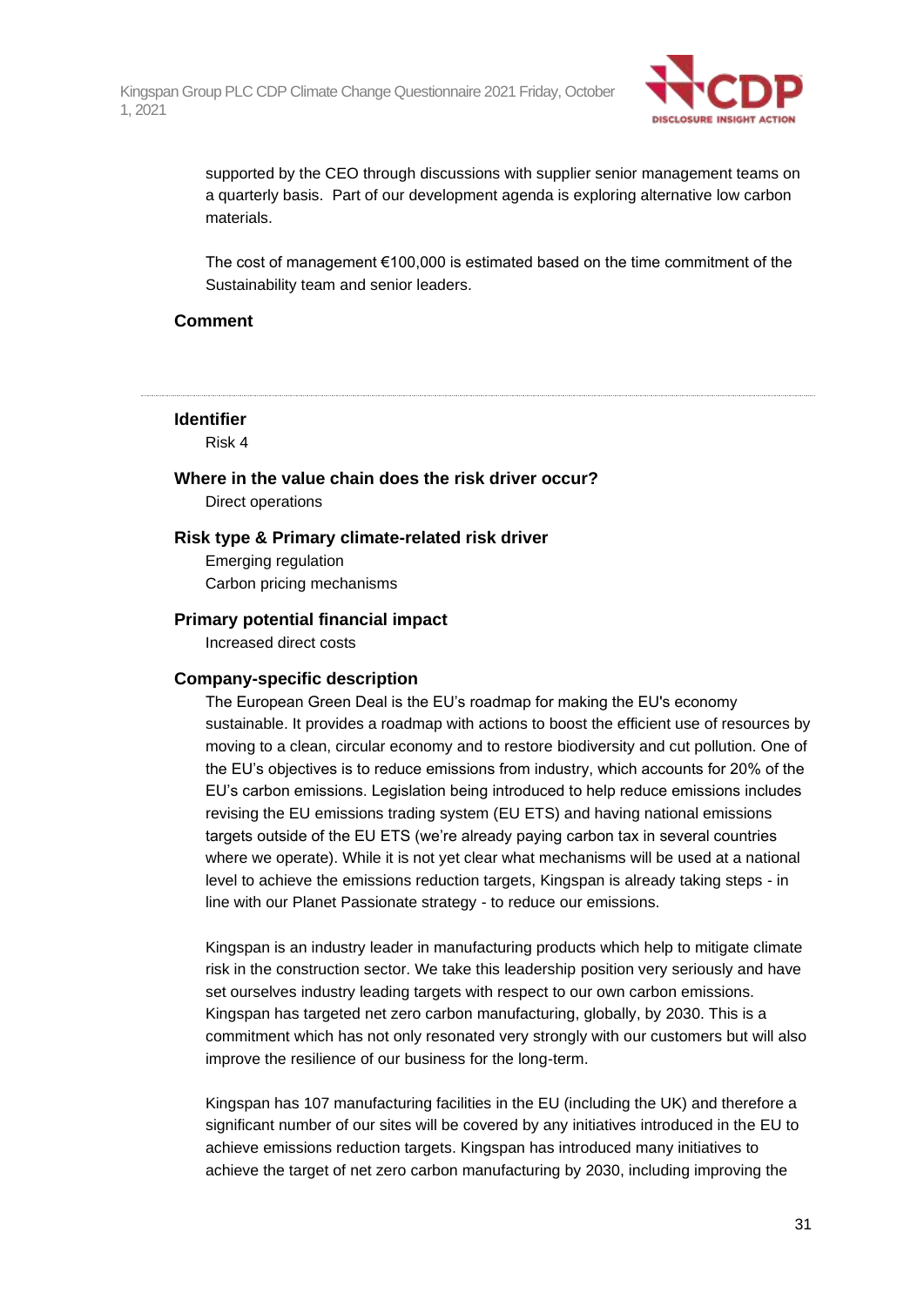supported by the CEO through discussions with supplier senior management teams on a quarterly basis. Part of our development agenda is exploring alternative low carbon materials.

The cost of management €100,000 is estimated based on the time commitment of the Sustainability team and senior leaders.

**Comment**

---

**Identifier**

Risk 4

**Where in the value chain does the risk driver occur?**

Direct operations

**Risk type & Primary climate-related risk driver**

Emerging regulation
Carbon pricing mechanisms

**Primary potential financial impact**

Increased direct costs

**Company-specific description**

The European Green Deal is the EU's roadmap for making the EU's economy sustainable. It provides a roadmap with actions to boost the efficient use of resources by moving to a clean, circular economy and to restore biodiversity and cut pollution. One of the EU's objectives is to reduce emissions from industry, which accounts for 20% of the EU's carbon emissions. Legislation being introduced to help reduce emissions includes revising the EU emissions trading system (EU ETS) and having national emissions targets outside of the EU ETS (we're already paying carbon tax in several countries where we operate). While it is not yet clear what mechanisms will be used at a national level to achieve the emissions reduction targets, Kingspan is already taking steps - in line with our Planet Passionate strategy - to reduce our emissions.

Kingspan is an industry leader in manufacturing products which help to mitigate climate risk in the construction sector. We take this leadership position very seriously and have set ourselves industry leading targets with respect to our own carbon emissions. Kingspan has targeted net zero carbon manufacturing, globally, by 2030. This is a commitment which has not only resonated very strongly with our customers but will also improve the resilience of our business for the long-term.

Kingspan has 107 manufacturing facilities in the EU (including the UK) and therefore a significant number of our sites will be covered by any initiatives introduced in the EU to achieve emissions reduction targets. Kingspan has introduced many initiatives to achieve the target of net zero carbon manufacturing by 2030, including improving the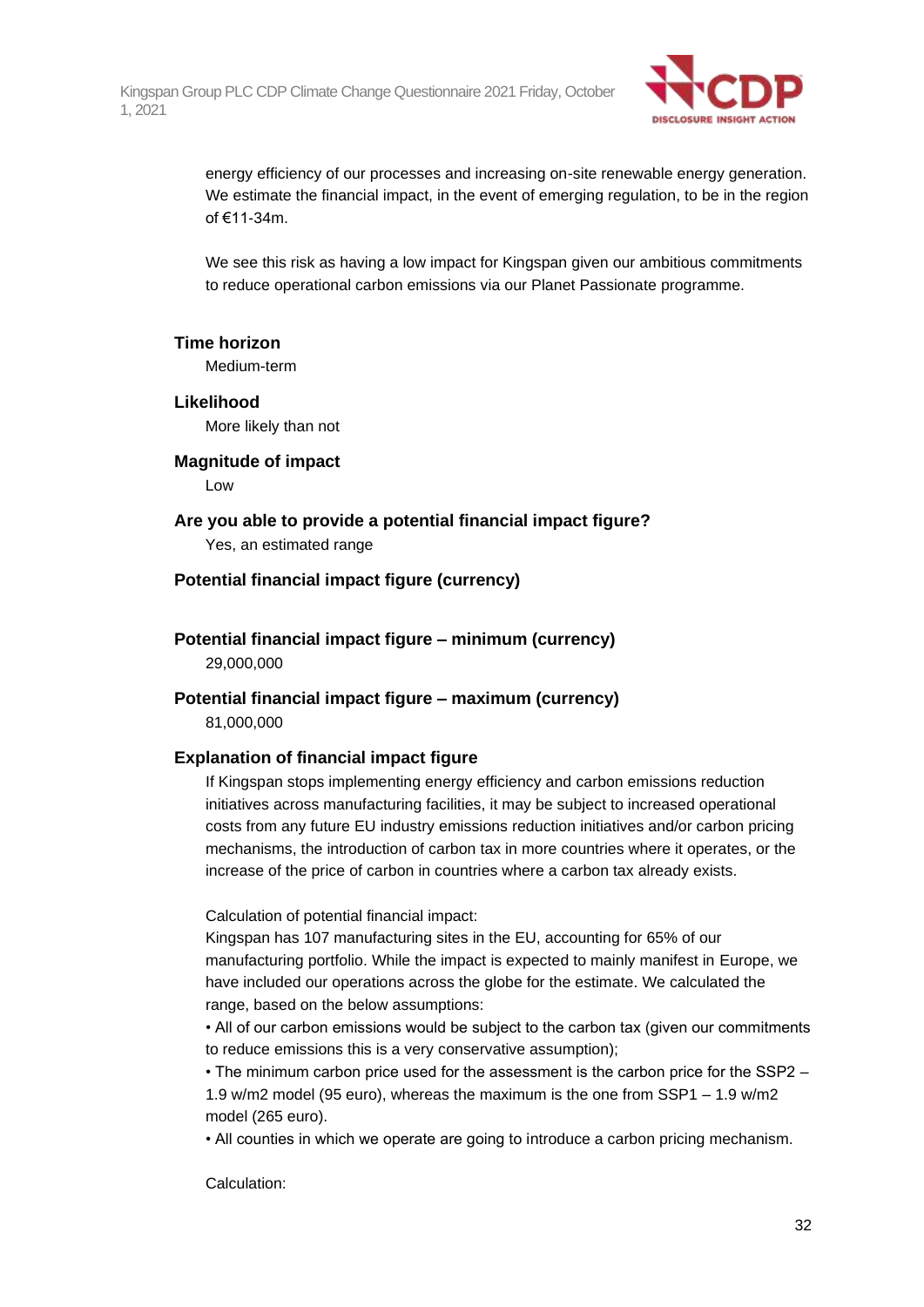energy efficiency of our processes and increasing on-site renewable energy generation. We estimate the financial impact, in the event of emerging regulation, to be in the region of €11-34m.

We see this risk as having a low impact for Kingspan given our ambitious commitments to reduce operational carbon emissions via our Planet Passionate programme.

**Time horizon**

Medium-term

**Likelihood**

More likely than not

**Magnitude of impact**

Low

**Are you able to provide a potential financial impact figure?**

Yes, an estimated range

**Potential financial impact figure (currency)**

**Potential financial impact figure – minimum (currency)**

29,000,000

**Potential financial impact figure – maximum (currency)**

81,000,000

**Explanation of financial impact figure**

If Kingspan stops implementing energy efficiency and carbon emissions reduction initiatives across manufacturing facilities, it may be subject to increased operational costs from any future EU industry emissions reduction initiatives and/or carbon pricing mechanisms, the introduction of carbon tax in more countries where it operates, or the increase of the price of carbon in countries where a carbon tax already exists.

Calculation of potential financial impact:
Kingspan has 107 manufacturing sites in the EU, accounting for 65% of our manufacturing portfolio. While the impact is expected to mainly manifest in Europe, we have included our operations across the globe for the estimate. We calculated the range, based on the below assumptions:
• All of our carbon emissions would be subject to the carbon tax (given our commitments to reduce emissions this is a very conservative assumption);
• The minimum carbon price used for the assessment is the carbon price for the SSP2 – 1.9 w/m2 model (95 euro), whereas the maximum is the one from SSP1 – 1.9 w/m2 model (265 euro).
• All counties in which we operate are going to introduce a carbon pricing mechanism.

Calculation: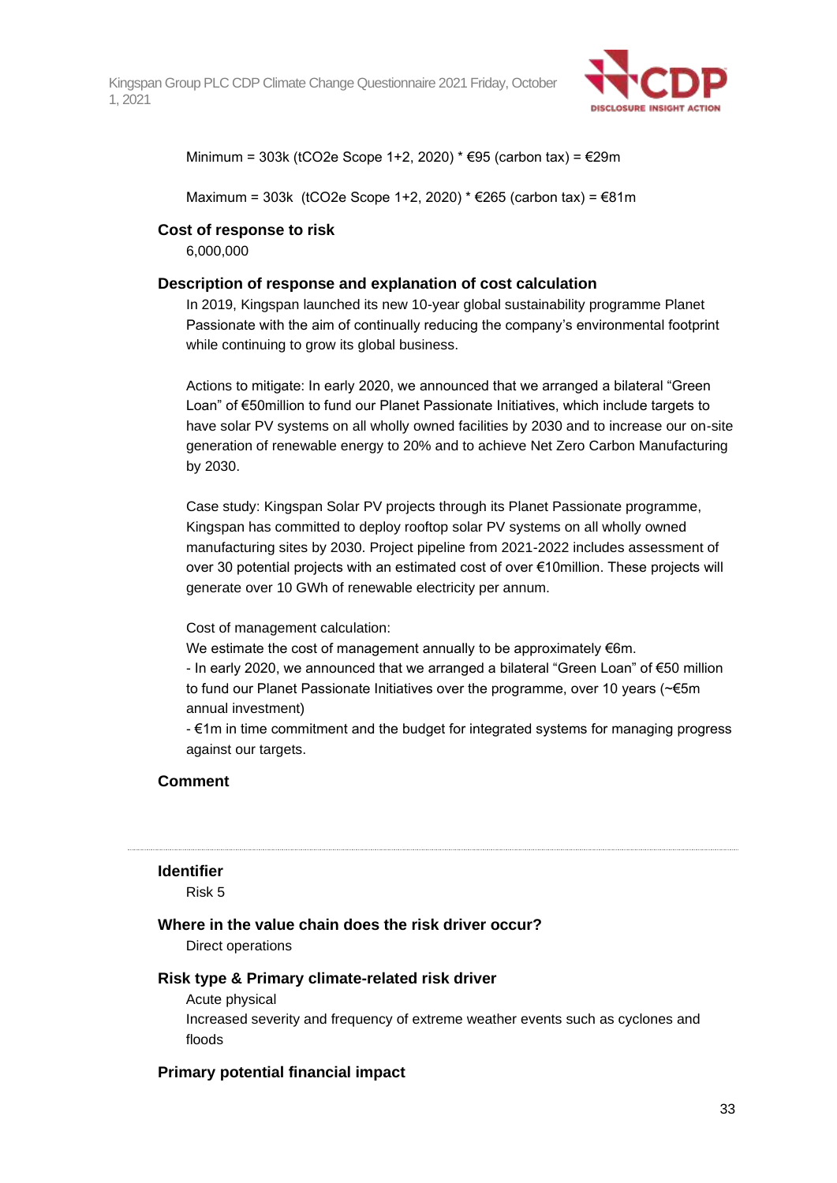Minimum = 303k (tCO2e Scope 1+2, 2020) * €95 (carbon tax) = €29m

Maximum = 303k  (tCO2e Scope 1+2, 2020) * €265 (carbon tax) = €81m

**Cost of response to risk**

6,000,000

**Description of response and explanation of cost calculation**

In 2019, Kingspan launched its new 10-year global sustainability programme Planet Passionate with the aim of continually reducing the company's environmental footprint while continuing to grow its global business.

Actions to mitigate: In early 2020, we announced that we arranged a bilateral "Green Loan" of €50million to fund our Planet Passionate Initiatives, which include targets to have solar PV systems on all wholly owned facilities by 2030 and to increase our on-site generation of renewable energy to 20% and to achieve Net Zero Carbon Manufacturing by 2030.

Case study: Kingspan Solar PV projects through its Planet Passionate programme, Kingspan has committed to deploy rooftop solar PV systems on all wholly owned manufacturing sites by 2030. Project pipeline from 2021-2022 includes assessment of over 30 potential projects with an estimated cost of over €10million. These projects will generate over 10 GWh of renewable electricity per annum.

Cost of management calculation:
We estimate the cost of management annually to be approximately €6m.
- In early 2020, we announced that we arranged a bilateral "Green Loan" of €50 million to fund our Planet Passionate Initiatives over the programme, over 10 years (~€5m annual investment)
- €1m in time commitment and the budget for integrated systems for managing progress against our targets.

**Comment**

---

**Identifier**

Risk 5

**Where in the value chain does the risk driver occur?**

Direct operations

**Risk type & Primary climate-related risk driver**

Acute physical
Increased severity and frequency of extreme weather events such as cyclones and floods

**Primary potential financial impact**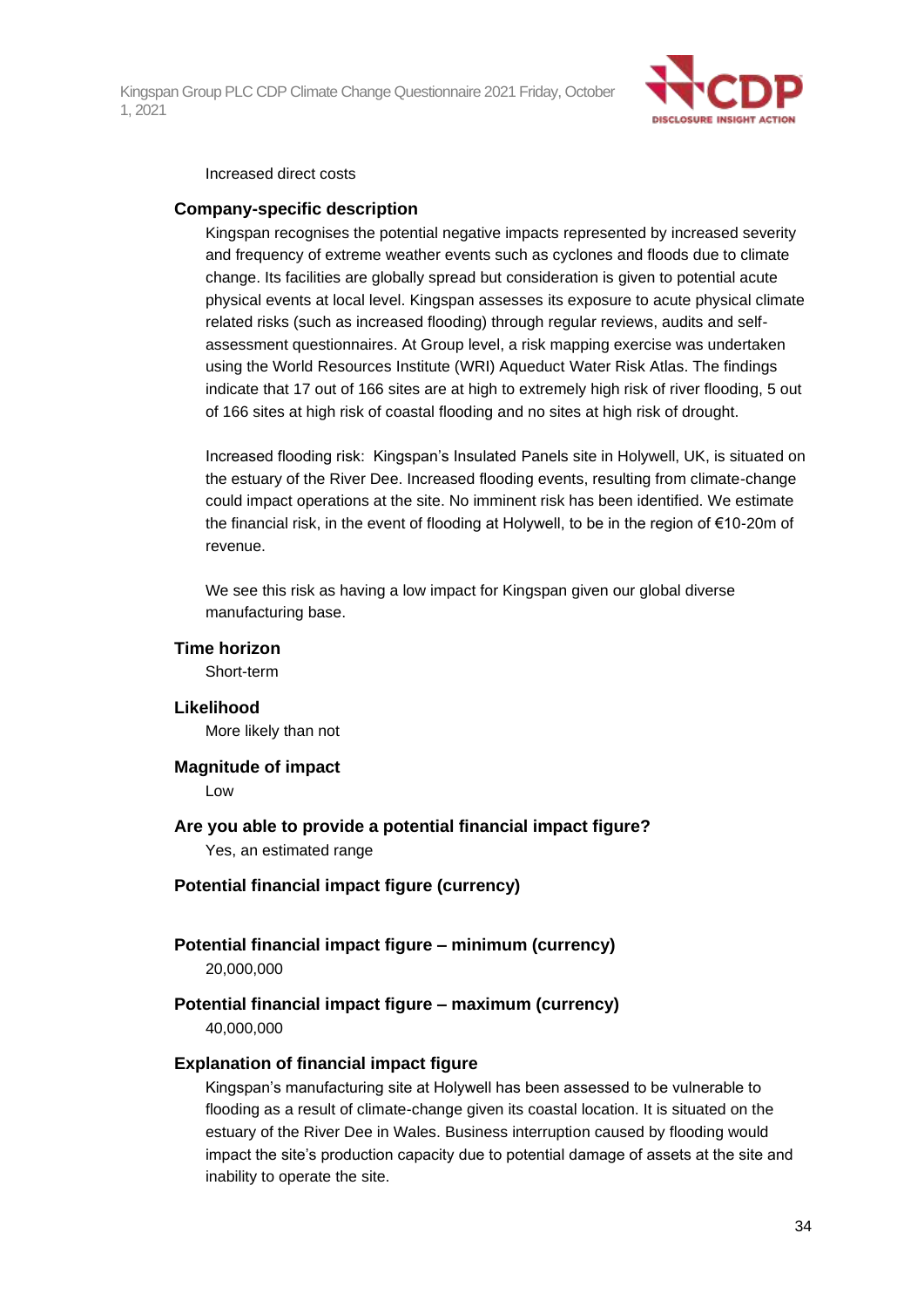Increased direct costs

### Company-specific description

Kingspan recognises the potential negative impacts represented by increased severity and frequency of extreme weather events such as cyclones and floods due to climate change. Its facilities are globally spread but consideration is given to potential acute physical events at local level. Kingspan assesses its exposure to acute physical climate related risks (such as increased flooding) through regular reviews, audits and self-assessment questionnaires. At Group level, a risk mapping exercise was undertaken using the World Resources Institute (WRI) Aqueduct Water Risk Atlas. The findings indicate that 17 out of 166 sites are at high to extremely high risk of river flooding, 5 out of 166 sites at high risk of coastal flooding and no sites at high risk of drought.

Increased flooding risk: Kingspan's Insulated Panels site in Holywell, UK, is situated on the estuary of the River Dee. Increased flooding events, resulting from climate-change could impact operations at the site. No imminent risk has been identified. We estimate the financial risk, in the event of flooding at Holywell, to be in the region of €10-20m of revenue.

We see this risk as having a low impact for Kingspan given our global diverse manufacturing base.

### Time horizon

Short-term

### Likelihood

More likely than not

### Magnitude of impact

Low

### Are you able to provide a potential financial impact figure?

Yes, an estimated range

### Potential financial impact figure (currency)

### Potential financial impact figure – minimum (currency)

20,000,000

### Potential financial impact figure – maximum (currency)

40,000,000

### Explanation of financial impact figure

Kingspan's manufacturing site at Holywell has been assessed to be vulnerable to flooding as a result of climate-change given its coastal location. It is situated on the estuary of the River Dee in Wales. Business interruption caused by flooding would impact the site's production capacity due to potential damage of assets at the site and inability to operate the site.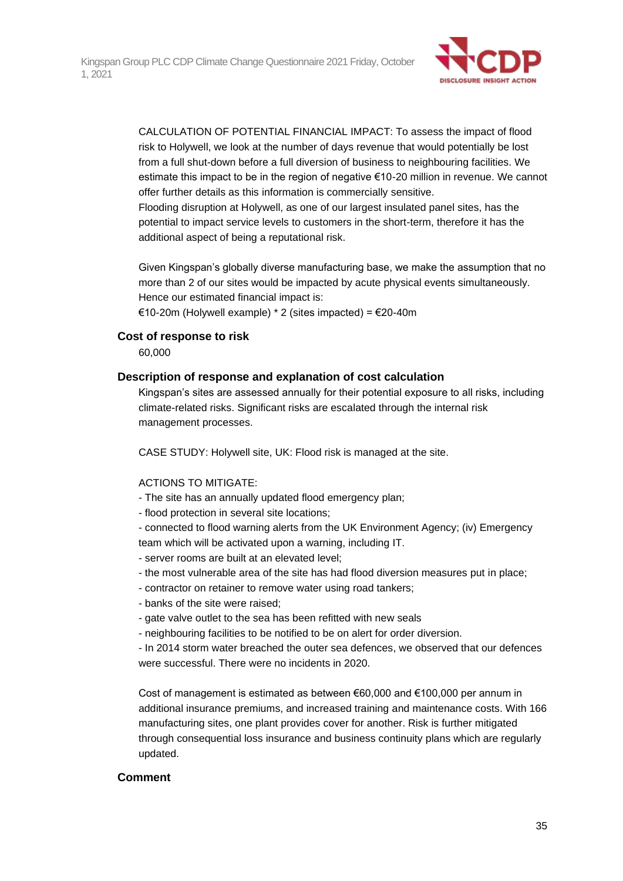CALCULATION OF POTENTIAL FINANCIAL IMPACT: To assess the impact of flood risk to Holywell, we look at the number of days revenue that would potentially be lost from a full shut-down before a full diversion of business to neighbouring facilities. We estimate this impact to be in the region of negative €10-20 million in revenue. We cannot offer further details as this information is commercially sensitive.
Flooding disruption at Holywell, as one of our largest insulated panel sites, has the potential to impact service levels to customers in the short-term, therefore it has the additional aspect of being a reputational risk.

Given Kingspan's globally diverse manufacturing base, we make the assumption that no more than 2 of our sites would be impacted by acute physical events simultaneously. Hence our estimated financial impact is:
€10-20m (Holywell example) * 2 (sites impacted) = €20-40m

### Cost of response to risk

60,000

### Description of response and explanation of cost calculation

Kingspan's sites are assessed annually for their potential exposure to all risks, including climate-related risks. Significant risks are escalated through the internal risk management processes.

CASE STUDY: Holywell site, UK: Flood risk is managed at the site.

ACTIONS TO MITIGATE:
- The site has an annually updated flood emergency plan;
- flood protection in several site locations;
- connected to flood warning alerts from the UK Environment Agency; (iv) Emergency team which will be activated upon a warning, including IT.
- server rooms are built at an elevated level;
- the most vulnerable area of the site has had flood diversion measures put in place;
- contractor on retainer to remove water using road tankers;
- banks of the site were raised;
- gate valve outlet to the sea has been refitted with new seals
- neighbouring facilities to be notified to be on alert for order diversion.
- In 2014 storm water breached the outer sea defences, we observed that our defences were successful. There were no incidents in 2020.

Cost of management is estimated as between €60,000 and €100,000 per annum in additional insurance premiums, and increased training and maintenance costs. With 166 manufacturing sites, one plant provides cover for another. Risk is further mitigated through consequential loss insurance and business continuity plans which are regularly updated.

### Comment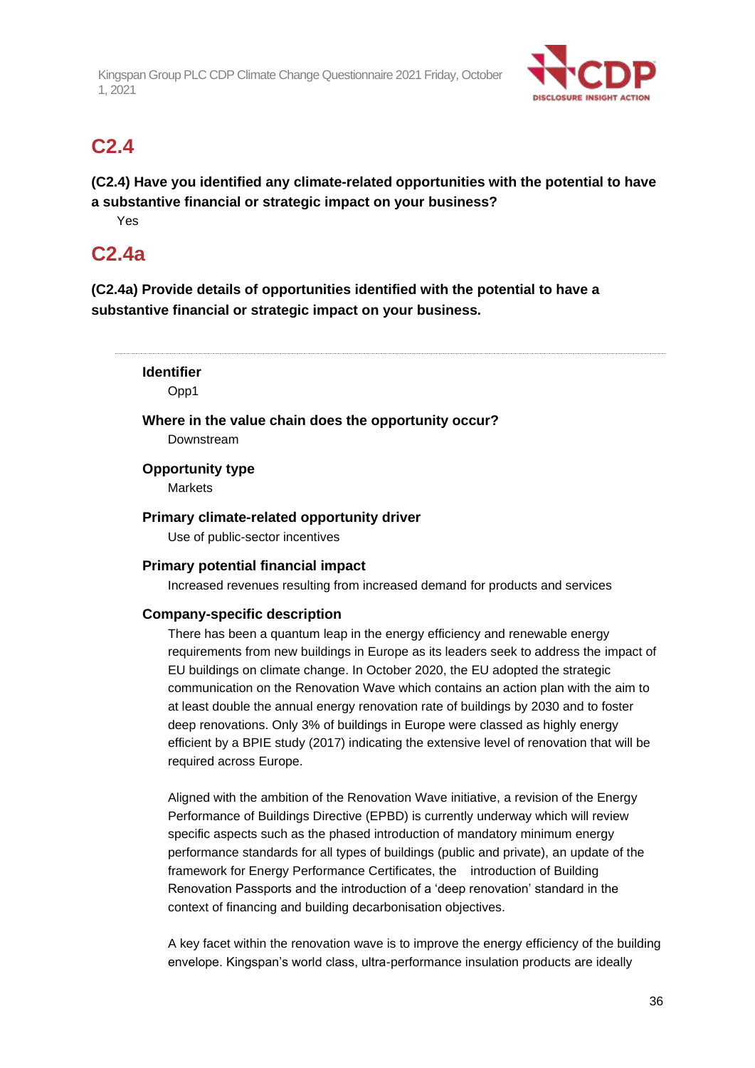## C2.4

**(C2.4) Have you identified any climate-related opportunities with the potential to have a substantive financial or strategic impact on your business?**

Yes

## C2.4a

**(C2.4a) Provide details of opportunities identified with the potential to have a substantive financial or strategic impact on your business.**

---

**Identifier**

Opp1

**Where in the value chain does the opportunity occur?**

Downstream

**Opportunity type**

Markets

**Primary climate-related opportunity driver**

Use of public-sector incentives

**Primary potential financial impact**

Increased revenues resulting from increased demand for products and services

**Company-specific description**

There has been a quantum leap in the energy efficiency and renewable energy requirements from new buildings in Europe as its leaders seek to address the impact of EU buildings on climate change. In October 2020, the EU adopted the strategic communication on the Renovation Wave which contains an action plan with the aim to at least double the annual energy renovation rate of buildings by 2030 and to foster deep renovations. Only 3% of buildings in Europe were classed as highly energy efficient by a BPIE study (2017) indicating the extensive level of renovation that will be required across Europe.

Aligned with the ambition of the Renovation Wave initiative, a revision of the Energy Performance of Buildings Directive (EPBD) is currently underway which will review specific aspects such as the phased introduction of mandatory minimum energy performance standards for all types of buildings (public and private), an update of the framework for Energy Performance Certificates, the introduction of Building Renovation Passports and the introduction of a 'deep renovation' standard in the context of financing and building decarbonisation objectives.

A key facet within the renovation wave is to improve the energy efficiency of the building envelope. Kingspan's world class, ultra-performance insulation products are ideally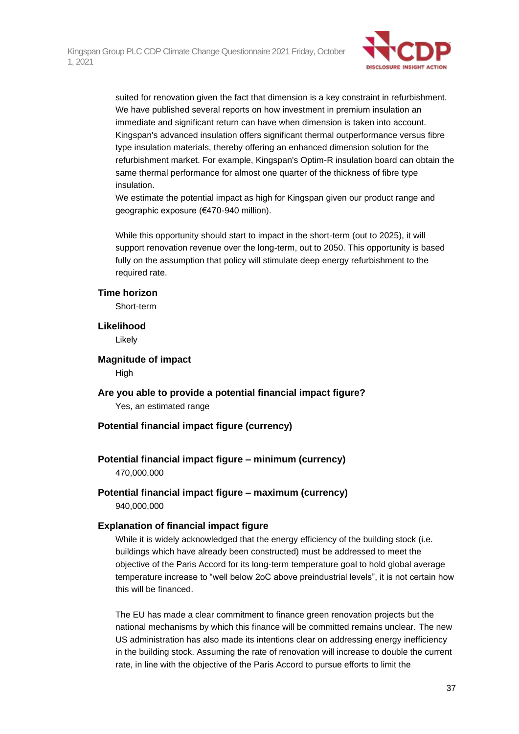suited for renovation given the fact that dimension is a key constraint in refurbishment. We have published several reports on how investment in premium insulation an immediate and significant return can have when dimension is taken into account. Kingspan's advanced insulation offers significant thermal outperformance versus fibre type insulation materials, thereby offering an enhanced dimension solution for the refurbishment market. For example, Kingspan's Optim-R insulation board can obtain the same thermal performance for almost one quarter of the thickness of fibre type insulation.
We estimate the potential impact as high for Kingspan given our product range and geographic exposure (€470-940 million).

While this opportunity should start to impact in the short-term (out to 2025), it will support renovation revenue over the long-term, out to 2050. This opportunity is based fully on the assumption that policy will stimulate deep energy refurbishment to the required rate.

**Time horizon**

Short-term

**Likelihood**

Likely

**Magnitude of impact**

High

**Are you able to provide a potential financial impact figure?**

Yes, an estimated range

**Potential financial impact figure (currency)**

**Potential financial impact figure – minimum (currency)**

470,000,000

**Potential financial impact figure – maximum (currency)**

940,000,000

**Explanation of financial impact figure**

While it is widely acknowledged that the energy efficiency of the building stock (i.e. buildings which have already been constructed) must be addressed to meet the objective of the Paris Accord for its long-term temperature goal to hold global average temperature increase to "well below 2oC above preindustrial levels", it is not certain how this will be financed.

The EU has made a clear commitment to finance green renovation projects but the national mechanisms by which this finance will be committed remains unclear. The new US administration has also made its intentions clear on addressing energy inefficiency in the building stock. Assuming the rate of renovation will increase to double the current rate, in line with the objective of the Paris Accord to pursue efforts to limit the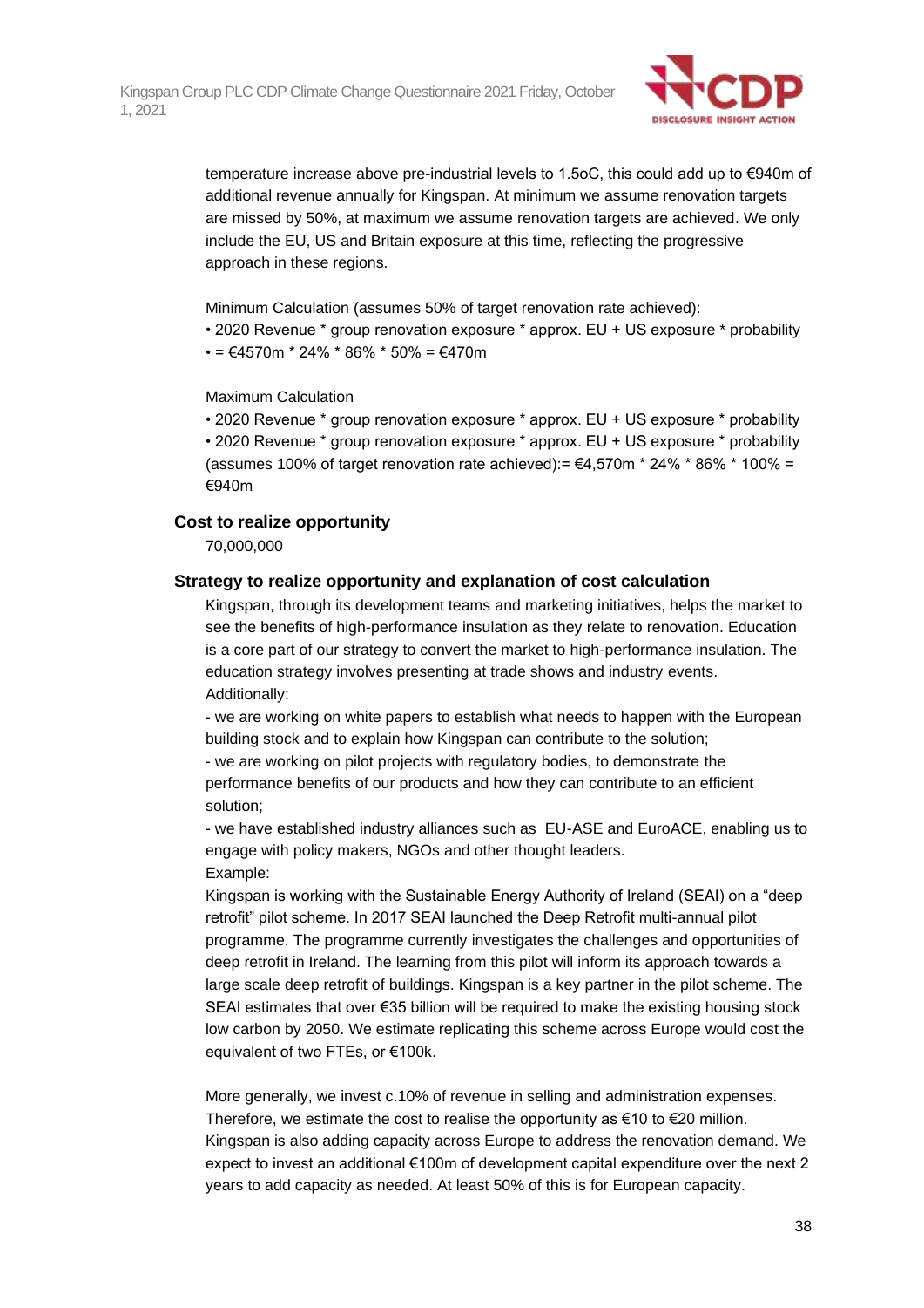temperature increase above pre-industrial levels to 1.5oC, this could add up to €940m of additional revenue annually for Kingspan. At minimum we assume renovation targets are missed by 50%, at maximum we assume renovation targets are achieved. We only include the EU, US and Britain exposure at this time, reflecting the progressive approach in these regions.

Minimum Calculation (assumes 50% of target renovation rate achieved):

- 2020 Revenue * group renovation exposure * approx. EU + US exposure * probability
- = €4570m * 24% * 86% * 50% = €470m

Maximum Calculation

- 2020 Revenue * group renovation exposure * approx. EU + US exposure * probability
- 2020 Revenue * group renovation exposure * approx. EU + US exposure * probability (assumes 100% of target renovation rate achieved):= €4,570m * 24% * 86% * 100% = €940m

### Cost to realize opportunity

70,000,000

### Strategy to realize opportunity and explanation of cost calculation

Kingspan, through its development teams and marketing initiatives, helps the market to see the benefits of high-performance insulation as they relate to renovation. Education is a core part of our strategy to convert the market to high-performance insulation. The education strategy involves presenting at trade shows and industry events.
Additionally:

- we are working on white papers to establish what needs to happen with the European building stock and to explain how Kingspan can contribute to the solution;
- we are working on pilot projects with regulatory bodies, to demonstrate the performance benefits of our products and how they can contribute to an efficient solution;
- we have established industry alliances such as EU-ASE and EuroACE, enabling us to engage with policy makers, NGOs and other thought leaders.

Example:
Kingspan is working with the Sustainable Energy Authority of Ireland (SEAI) on a "deep retrofit" pilot scheme. In 2017 SEAI launched the Deep Retrofit multi-annual pilot programme. The programme currently investigates the challenges and opportunities of deep retrofit in Ireland. The learning from this pilot will inform its approach towards a large scale deep retrofit of buildings. Kingspan is a key partner in the pilot scheme. The SEAI estimates that over €35 billion will be required to make the existing housing stock low carbon by 2050. We estimate replicating this scheme across Europe would cost the equivalent of two FTEs, or €100k.

More generally, we invest c.10% of revenue in selling and administration expenses. Therefore, we estimate the cost to realise the opportunity as €10 to €20 million. Kingspan is also adding capacity across Europe to address the renovation demand. We expect to invest an additional €100m of development capital expenditure over the next 2 years to add capacity as needed. At least 50% of this is for European capacity.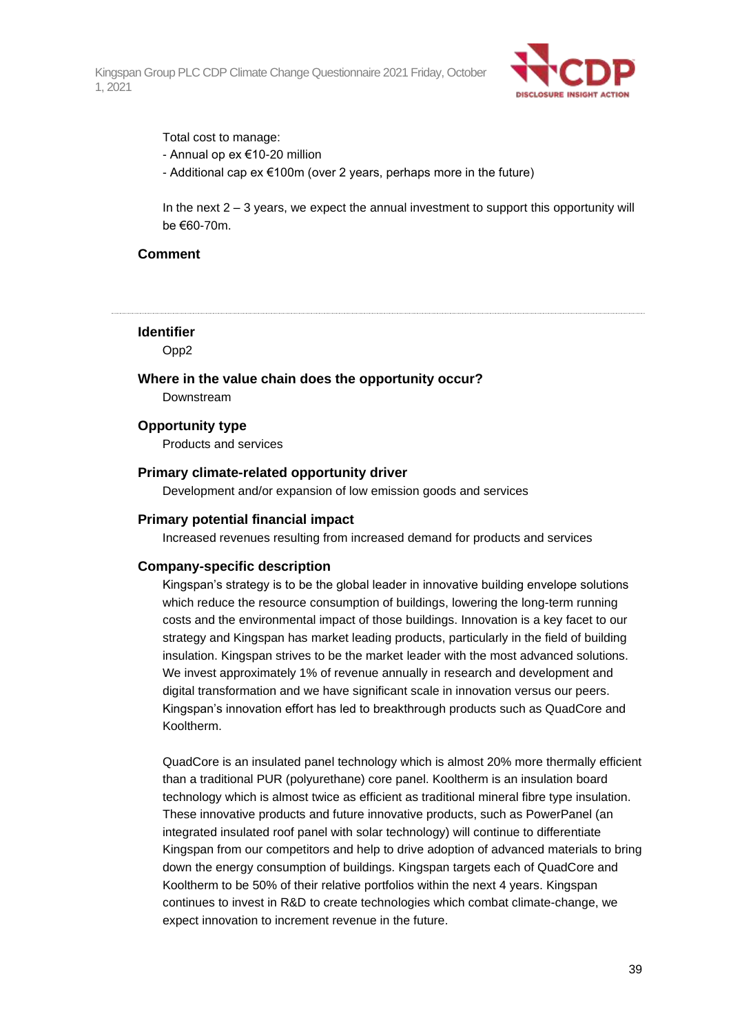Total cost to manage:
- Annual op ex €10-20 million
- Additional cap ex €100m (over 2 years, perhaps more in the future)

In the next 2 – 3 years, we expect the annual investment to support this opportunity will be €60-70m.

**Comment**

---

**Identifier**

Opp2

**Where in the value chain does the opportunity occur?**

Downstream

**Opportunity type**

Products and services

**Primary climate-related opportunity driver**

Development and/or expansion of low emission goods and services

**Primary potential financial impact**

Increased revenues resulting from increased demand for products and services

**Company-specific description**

Kingspan's strategy is to be the global leader in innovative building envelope solutions which reduce the resource consumption of buildings, lowering the long-term running costs and the environmental impact of those buildings. Innovation is a key facet to our strategy and Kingspan has market leading products, particularly in the field of building insulation. Kingspan strives to be the market leader with the most advanced solutions. We invest approximately 1% of revenue annually in research and development and digital transformation and we have significant scale in innovation versus our peers. Kingspan's innovation effort has led to breakthrough products such as QuadCore and Kooltherm.

QuadCore is an insulated panel technology which is almost 20% more thermally efficient than a traditional PUR (polyurethane) core panel. Kooltherm is an insulation board technology which is almost twice as efficient as traditional mineral fibre type insulation. These innovative products and future innovative products, such as PowerPanel (an integrated insulated roof panel with solar technology) will continue to differentiate Kingspan from our competitors and help to drive adoption of advanced materials to bring down the energy consumption of buildings. Kingspan targets each of QuadCore and Kooltherm to be 50% of their relative portfolios within the next 4 years. Kingspan continues to invest in R&D to create technologies which combat climate-change, we expect innovation to increment revenue in the future.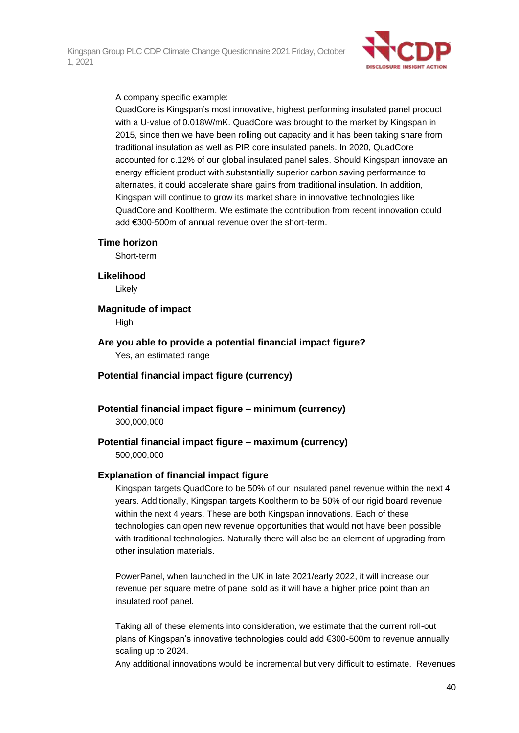A company specific example:
QuadCore is Kingspan's most innovative, highest performing insulated panel product with a U-value of 0.018W/mK. QuadCore was brought to the market by Kingspan in 2015, since then we have been rolling out capacity and it has been taking share from traditional insulation as well as PIR core insulated panels. In 2020, QuadCore accounted for c.12% of our global insulated panel sales. Should Kingspan innovate an energy efficient product with substantially superior carbon saving performance to alternates, it could accelerate share gains from traditional insulation. In addition, Kingspan will continue to grow its market share in innovative technologies like QuadCore and Kooltherm. We estimate the contribution from recent innovation could add €300-500m of annual revenue over the short-term.

**Time horizon**

Short-term

**Likelihood**

Likely

**Magnitude of impact**

High

**Are you able to provide a potential financial impact figure?**

Yes, an estimated range

**Potential financial impact figure (currency)**

**Potential financial impact figure – minimum (currency)**

300,000,000

**Potential financial impact figure – maximum (currency)**

500,000,000

**Explanation of financial impact figure**

Kingspan targets QuadCore to be 50% of our insulated panel revenue within the next 4 years. Additionally, Kingspan targets Kooltherm to be 50% of our rigid board revenue within the next 4 years. These are both Kingspan innovations. Each of these technologies can open new revenue opportunities that would not have been possible with traditional technologies. Naturally there will also be an element of upgrading from other insulation materials.

PowerPanel, when launched in the UK in late 2021/early 2022, it will increase our revenue per square metre of panel sold as it will have a higher price point than an insulated roof panel.

Taking all of these elements into consideration, we estimate that the current roll-out plans of Kingspan's innovative technologies could add €300-500m to revenue annually scaling up to 2024.
Any additional innovations would be incremental but very difficult to estimate. Revenues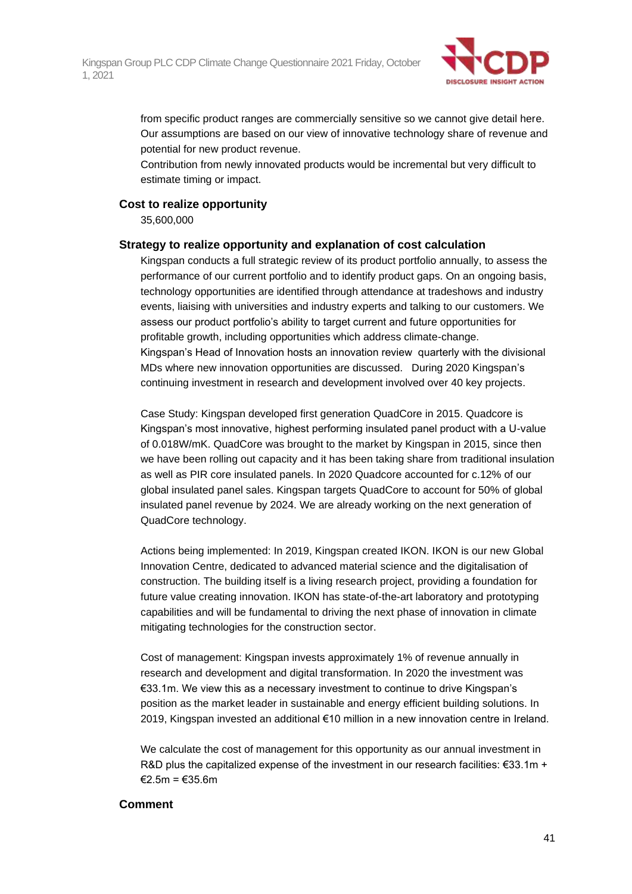from specific product ranges are commercially sensitive so we cannot give detail here. Our assumptions are based on our view of innovative technology share of revenue and potential for new product revenue.
Contribution from newly innovated products would be incremental but very difficult to estimate timing or impact.

**Cost to realize opportunity**

35,600,000

**Strategy to realize opportunity and explanation of cost calculation**

Kingspan conducts a full strategic review of its product portfolio annually, to assess the performance of our current portfolio and to identify product gaps. On an ongoing basis, technology opportunities are identified through attendance at tradeshows and industry events, liaising with universities and industry experts and talking to our customers. We assess our product portfolio's ability to target current and future opportunities for profitable growth, including opportunities which address climate-change.
Kingspan's Head of Innovation hosts an innovation review quarterly with the divisional MDs where new innovation opportunities are discussed. During 2020 Kingspan's continuing investment in research and development involved over 40 key projects.

Case Study: Kingspan developed first generation QuadCore in 2015. Quadcore is Kingspan's most innovative, highest performing insulated panel product with a U-value of 0.018W/mK. QuadCore was brought to the market by Kingspan in 2015, since then we have been rolling out capacity and it has been taking share from traditional insulation as well as PIR core insulated panels. In 2020 Quadcore accounted for c.12% of our global insulated panel sales. Kingspan targets QuadCore to account for 50% of global insulated panel revenue by 2024. We are already working on the next generation of QuadCore technology.

Actions being implemented: In 2019, Kingspan created IKON. IKON is our new Global Innovation Centre, dedicated to advanced material science and the digitalisation of construction. The building itself is a living research project, providing a foundation for future value creating innovation. IKON has state-of-the-art laboratory and prototyping capabilities and will be fundamental to driving the next phase of innovation in climate mitigating technologies for the construction sector.

Cost of management: Kingspan invests approximately 1% of revenue annually in research and development and digital transformation. In 2020 the investment was €33.1m. We view this as a necessary investment to continue to drive Kingspan's position as the market leader in sustainable and energy efficient building solutions. In 2019, Kingspan invested an additional €10 million in a new innovation centre in Ireland.

We calculate the cost of management for this opportunity as our annual investment in R&D plus the capitalized expense of the investment in our research facilities: €33.1m + €2.5m = €35.6m

**Comment**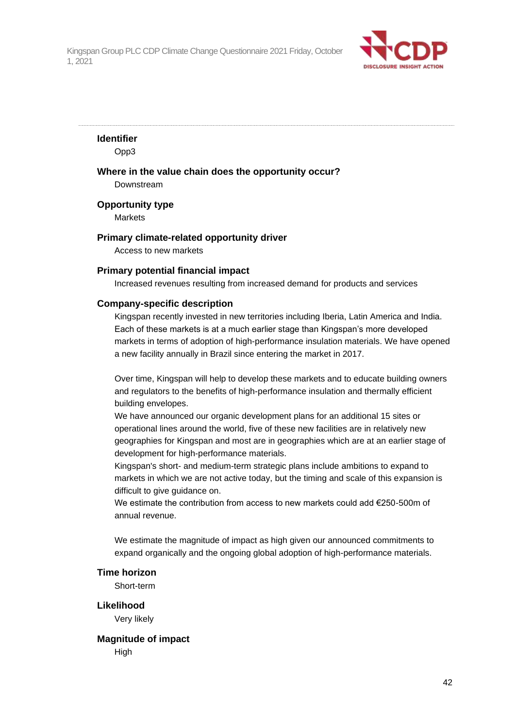**Identifier**

Opp3

**Where in the value chain does the opportunity occur?**

Downstream

**Opportunity type**

Markets

**Primary climate-related opportunity driver**

Access to new markets

**Primary potential financial impact**

Increased revenues resulting from increased demand for products and services

**Company-specific description**

Kingspan recently invested in new territories including Iberia, Latin America and India. Each of these markets is at a much earlier stage than Kingspan's more developed markets in terms of adoption of high-performance insulation materials. We have opened a new facility annually in Brazil since entering the market in 2017.

Over time, Kingspan will help to develop these markets and to educate building owners and regulators to the benefits of high-performance insulation and thermally efficient building envelopes.
We have announced our organic development plans for an additional 15 sites or operational lines around the world, five of these new facilities are in relatively new geographies for Kingspan and most are in geographies which are at an earlier stage of development for high-performance materials.
Kingspan's short- and medium-term strategic plans include ambitions to expand to markets in which we are not active today, but the timing and scale of this expansion is difficult to give guidance on.
We estimate the contribution from access to new markets could add €250-500m of annual revenue.

We estimate the magnitude of impact as high given our announced commitments to expand organically and the ongoing global adoption of high-performance materials.

**Time horizon**

Short-term

**Likelihood**

Very likely

**Magnitude of impact**

High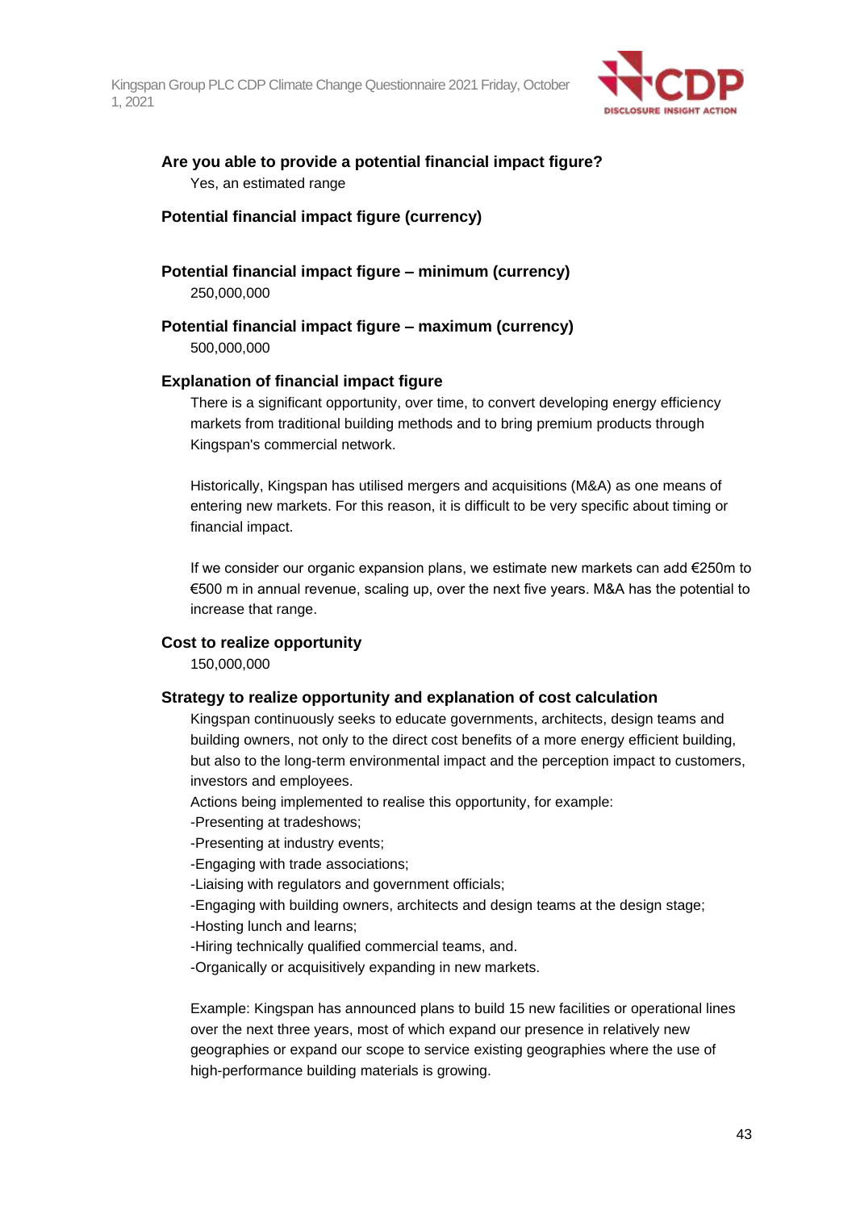**Are you able to provide a potential financial impact figure?**

Yes, an estimated range

**Potential financial impact figure (currency)**

**Potential financial impact figure – minimum (currency)**

250,000,000

**Potential financial impact figure – maximum (currency)**

500,000,000

**Explanation of financial impact figure**

There is a significant opportunity, over time, to convert developing energy efficiency markets from traditional building methods and to bring premium products through Kingspan's commercial network.

Historically, Kingspan has utilised mergers and acquisitions (M&A) as one means of entering new markets. For this reason, it is difficult to be very specific about timing or financial impact.

If we consider our organic expansion plans, we estimate new markets can add €250m to €500 m in annual revenue, scaling up, over the next five years. M&A has the potential to increase that range.

**Cost to realize opportunity**

150,000,000

**Strategy to realize opportunity and explanation of cost calculation**

Kingspan continuously seeks to educate governments, architects, design teams and building owners, not only to the direct cost benefits of a more energy efficient building, but also to the long-term environmental impact and the perception impact to customers, investors and employees.

Actions being implemented to realise this opportunity, for example:

-Presenting at tradeshows;

-Presenting at industry events;

-Engaging with trade associations;

-Liaising with regulators and government officials;

-Engaging with building owners, architects and design teams at the design stage;

-Hosting lunch and learns;

-Hiring technically qualified commercial teams, and.

-Organically or acquisitively expanding in new markets.

Example: Kingspan has announced plans to build 15 new facilities or operational lines over the next three years, most of which expand our presence in relatively new geographies or expand our scope to service existing geographies where the use of high-performance building materials is growing.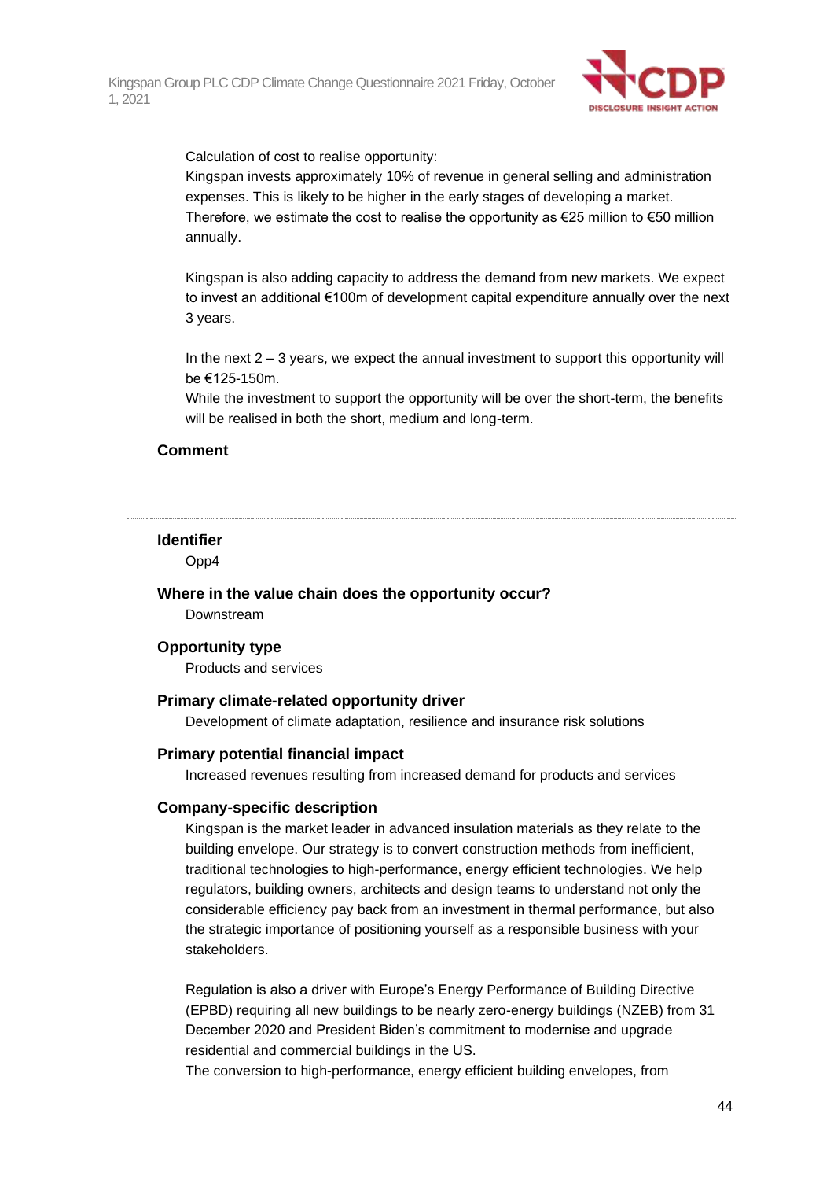Calculation of cost to realise opportunity:
Kingspan invests approximately 10% of revenue in general selling and administration expenses. This is likely to be higher in the early stages of developing a market. Therefore, we estimate the cost to realise the opportunity as €25 million to €50 million annually.

Kingspan is also adding capacity to address the demand from new markets. We expect to invest an additional €100m of development capital expenditure annually over the next 3 years.

In the next 2 – 3 years, we expect the annual investment to support this opportunity will be €125-150m.
While the investment to support the opportunity will be over the short-term, the benefits will be realised in both the short, medium and long-term.

**Comment**

---

**Identifier**
Opp4

**Where in the value chain does the opportunity occur?**
Downstream

**Opportunity type**
Products and services

**Primary climate-related opportunity driver**
Development of climate adaptation, resilience and insurance risk solutions

**Primary potential financial impact**
Increased revenues resulting from increased demand for products and services

**Company-specific description**
Kingspan is the market leader in advanced insulation materials as they relate to the building envelope. Our strategy is to convert construction methods from inefficient, traditional technologies to high-performance, energy efficient technologies. We help regulators, building owners, architects and design teams to understand not only the considerable efficiency pay back from an investment in thermal performance, but also the strategic importance of positioning yourself as a responsible business with your stakeholders.

Regulation is also a driver with Europe's Energy Performance of Building Directive (EPBD) requiring all new buildings to be nearly zero-energy buildings (NZEB) from 31 December 2020 and President Biden's commitment to modernise and upgrade residential and commercial buildings in the US.
The conversion to high-performance, energy efficient building envelopes, from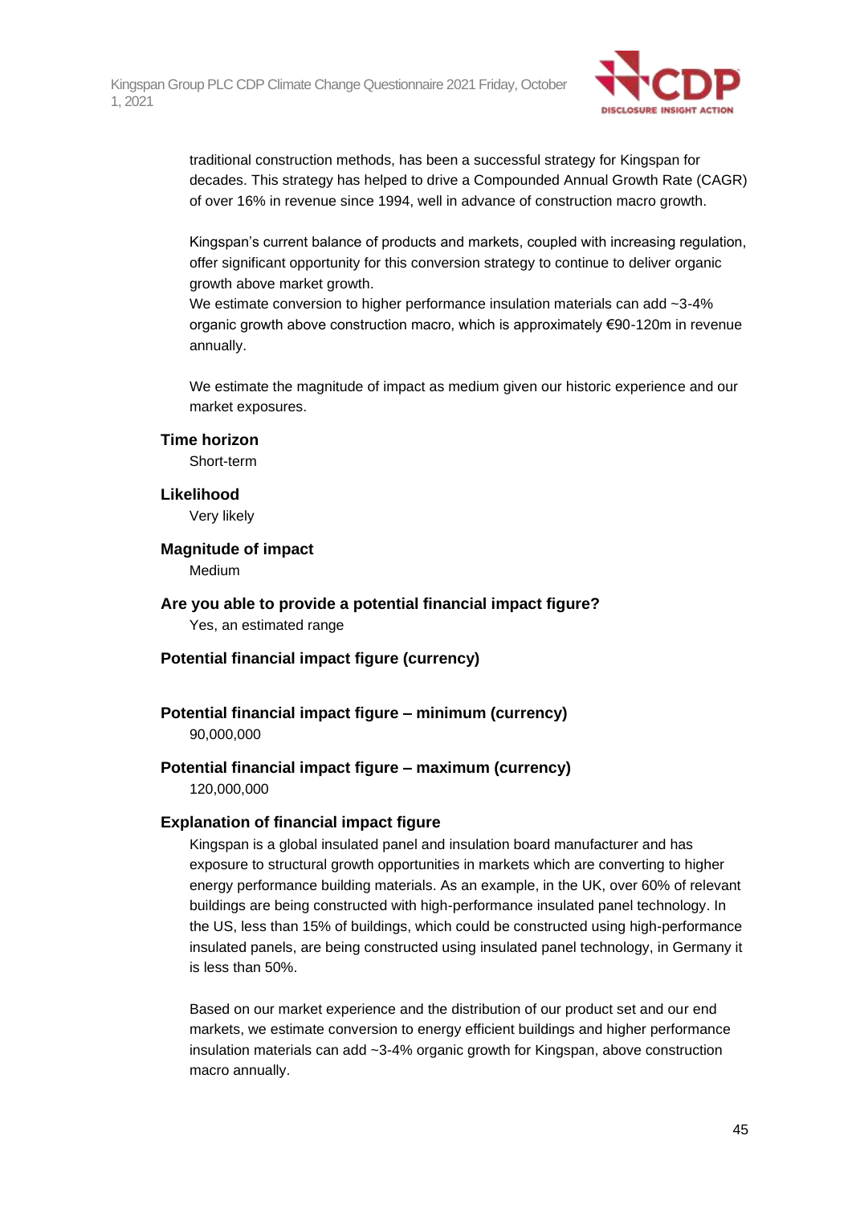traditional construction methods, has been a successful strategy for Kingspan for decades. This strategy has helped to drive a Compounded Annual Growth Rate (CAGR) of over 16% in revenue since 1994, well in advance of construction macro growth.

Kingspan's current balance of products and markets, coupled with increasing regulation, offer significant opportunity for this conversion strategy to continue to deliver organic growth above market growth.
We estimate conversion to higher performance insulation materials can add ~3-4% organic growth above construction macro, which is approximately €90-120m in revenue annually.

We estimate the magnitude of impact as medium given our historic experience and our market exposures.

**Time horizon**

Short-term

**Likelihood**

Very likely

**Magnitude of impact**

Medium

**Are you able to provide a potential financial impact figure?**

Yes, an estimated range

**Potential financial impact figure (currency)**

**Potential financial impact figure – minimum (currency)**

90,000,000

**Potential financial impact figure – maximum (currency)**

120,000,000

**Explanation of financial impact figure**

Kingspan is a global insulated panel and insulation board manufacturer and has exposure to structural growth opportunities in markets which are converting to higher energy performance building materials. As an example, in the UK, over 60% of relevant buildings are being constructed with high-performance insulated panel technology. In the US, less than 15% of buildings, which could be constructed using high-performance insulated panels, are being constructed using insulated panel technology, in Germany it is less than 50%.

Based on our market experience and the distribution of our product set and our end markets, we estimate conversion to energy efficient buildings and higher performance insulation materials can add ~3-4% organic growth for Kingspan, above construction macro annually.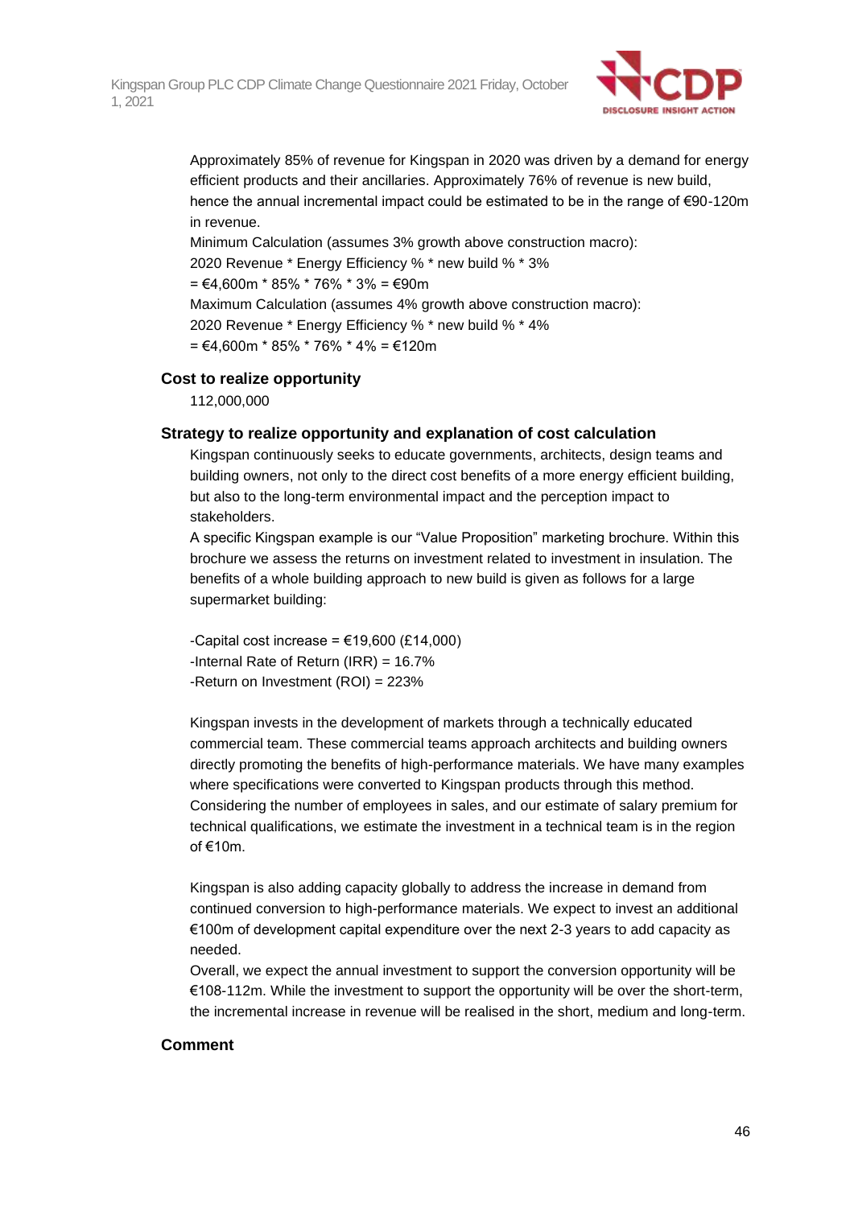Approximately 85% of revenue for Kingspan in 2020 was driven by a demand for energy efficient products and their ancillaries. Approximately 76% of revenue is new build, hence the annual incremental impact could be estimated to be in the range of €90-120m in revenue.

Minimum Calculation (assumes 3% growth above construction macro):

2020 Revenue * Energy Efficiency % * new build % * 3%

= €4,600m * 85% * 76% * 3% = €90m

Maximum Calculation (assumes 4% growth above construction macro):

2020 Revenue * Energy Efficiency % * new build % * 4%

= €4,600m * 85% * 76% * 4% = €120m

### Cost to realize opportunity

112,000,000

### Strategy to realize opportunity and explanation of cost calculation

Kingspan continuously seeks to educate governments, architects, design teams and building owners, not only to the direct cost benefits of a more energy efficient building, but also to the long-term environmental impact and the perception impact to stakeholders.

A specific Kingspan example is our "Value Proposition" marketing brochure. Within this brochure we assess the returns on investment related to investment in insulation. The benefits of a whole building approach to new build is given as follows for a large supermarket building:

-Capital cost increase = €19,600 (£14,000)
-Internal Rate of Return (IRR) = 16.7%
-Return on Investment (ROI) = 223%

Kingspan invests in the development of markets through a technically educated commercial team. These commercial teams approach architects and building owners directly promoting the benefits of high-performance materials. We have many examples where specifications were converted to Kingspan products through this method. Considering the number of employees in sales, and our estimate of salary premium for technical qualifications, we estimate the investment in a technical team is in the region of €10m.

Kingspan is also adding capacity globally to address the increase in demand from continued conversion to high-performance materials. We expect to invest an additional €100m of development capital expenditure over the next 2-3 years to add capacity as needed.

Overall, we expect the annual investment to support the conversion opportunity will be €108-112m. While the investment to support the opportunity will be over the short-term, the incremental increase in revenue will be realised in the short, medium and long-term.

### Comment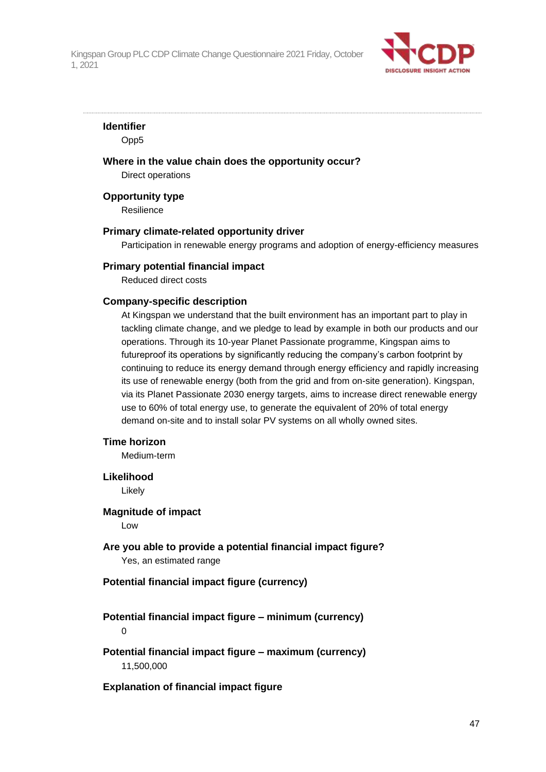**Identifier**

Opp5

**Where in the value chain does the opportunity occur?**

Direct operations

**Opportunity type**

Resilience

**Primary climate-related opportunity driver**

Participation in renewable energy programs and adoption of energy-efficiency measures

**Primary potential financial impact**

Reduced direct costs

**Company-specific description**

At Kingspan we understand that the built environment has an important part to play in tackling climate change, and we pledge to lead by example in both our products and our operations. Through its 10-year Planet Passionate programme, Kingspan aims to futureproof its operations by significantly reducing the company's carbon footprint by continuing to reduce its energy demand through energy efficiency and rapidly increasing its use of renewable energy (both from the grid and from on-site generation). Kingspan, via its Planet Passionate 2030 energy targets, aims to increase direct renewable energy use to 60% of total energy use, to generate the equivalent of 20% of total energy demand on-site and to install solar PV systems on all wholly owned sites.

**Time horizon**

Medium-term

**Likelihood**

Likely

**Magnitude of impact**

Low

**Are you able to provide a potential financial impact figure?**

Yes, an estimated range

**Potential financial impact figure (currency)**

**Potential financial impact figure – minimum (currency)**

0

**Potential financial impact figure – maximum (currency)**

11,500,000

**Explanation of financial impact figure**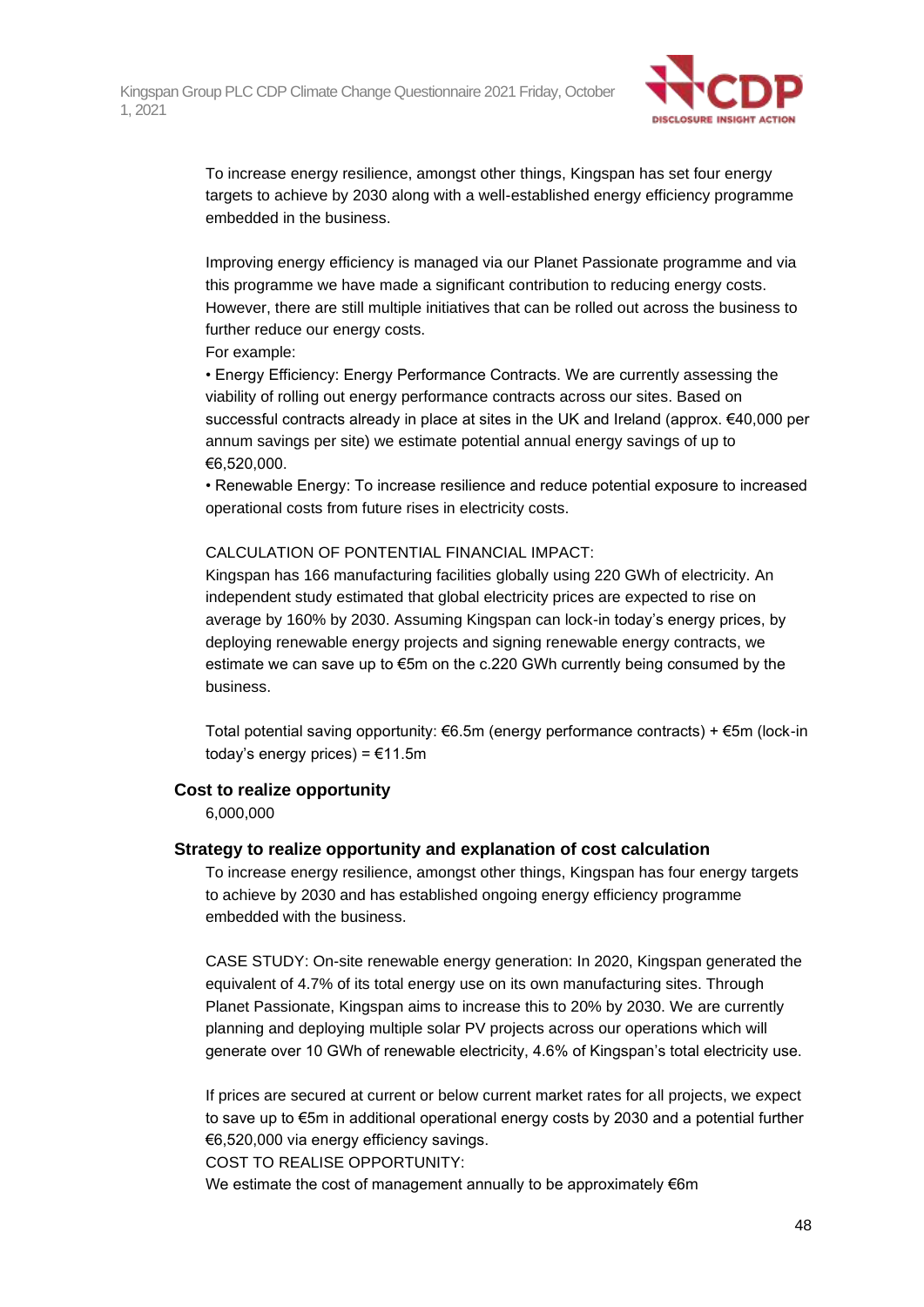To increase energy resilience, amongst other things, Kingspan has set four energy targets to achieve by 2030 along with a well-established energy efficiency programme embedded in the business.

Improving energy efficiency is managed via our Planet Passionate programme and via this programme we have made a significant contribution to reducing energy costs. However, there are still multiple initiatives that can be rolled out across the business to further reduce our energy costs.

For example:

• Energy Efficiency: Energy Performance Contracts. We are currently assessing the viability of rolling out energy performance contracts across our sites. Based on successful contracts already in place at sites in the UK and Ireland (approx. €40,000 per annum savings per site) we estimate potential annual energy savings of up to €6,520,000.

• Renewable Energy: To increase resilience and reduce potential exposure to increased operational costs from future rises in electricity costs.

CALCULATION OF PONTENTIAL FINANCIAL IMPACT:

Kingspan has 166 manufacturing facilities globally using 220 GWh of electricity. An independent study estimated that global electricity prices are expected to rise on average by 160% by 2030. Assuming Kingspan can lock-in today's energy prices, by deploying renewable energy projects and signing renewable energy contracts, we estimate we can save up to €5m on the c.220 GWh currently being consumed by the business.

Total potential saving opportunity: €6.5m (energy performance contracts) + €5m (lock-in today's energy prices) = €11.5m

### Cost to realize opportunity

6,000,000

### Strategy to realize opportunity and explanation of cost calculation

To increase energy resilience, amongst other things, Kingspan has four energy targets to achieve by 2030 and has established ongoing energy efficiency programme embedded with the business.

CASE STUDY: On-site renewable energy generation: In 2020, Kingspan generated the equivalent of 4.7% of its total energy use on its own manufacturing sites. Through Planet Passionate, Kingspan aims to increase this to 20% by 2030. We are currently planning and deploying multiple solar PV projects across our operations which will generate over 10 GWh of renewable electricity, 4.6% of Kingspan's total electricity use.

If prices are secured at current or below current market rates for all projects, we expect to save up to €5m in additional operational energy costs by 2030 and a potential further €6,520,000 via energy efficiency savings.

COST TO REALISE OPPORTUNITY:

We estimate the cost of management annually to be approximately €6m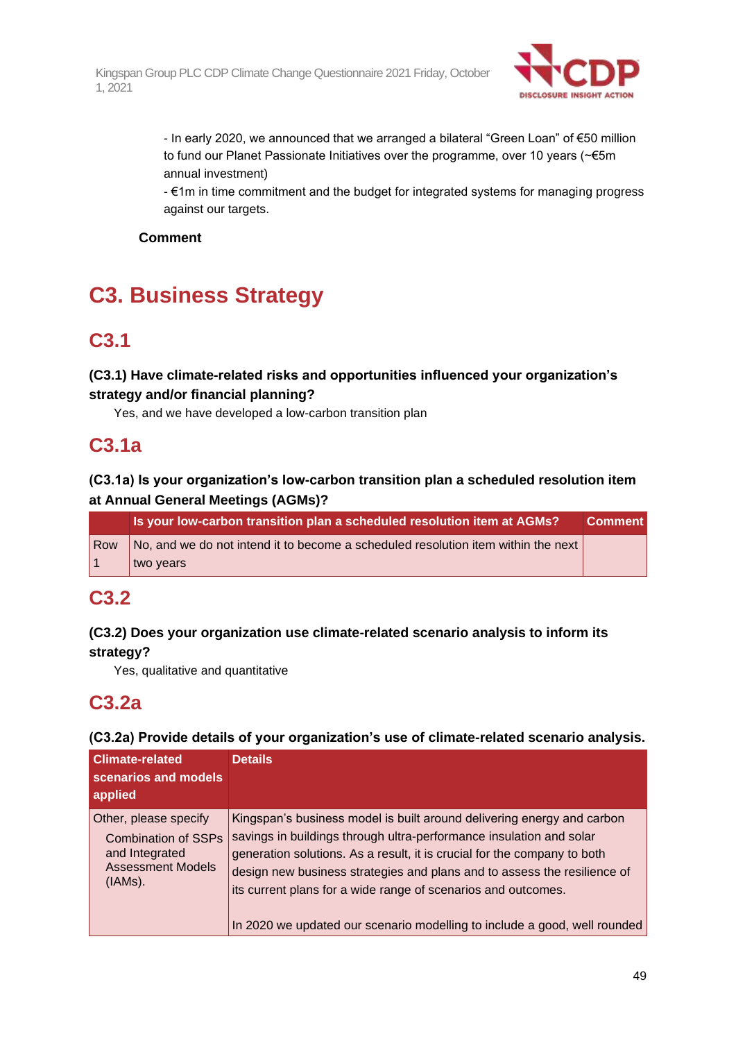- In early 2020, we announced that we arranged a bilateral "Green Loan" of €50 million to fund our Planet Passionate Initiatives over the programme, over 10 years (~€5m annual investment)
- €1m in time commitment and the budget for integrated systems for managing progress against our targets.

**Comment**

# C3. Business Strategy

## C3.1

### (C3.1) Have climate-related risks and opportunities influenced your organization's strategy and/or financial planning?

Yes, and we have developed a low-carbon transition plan

## C3.1a

### (C3.1a) Is your organization's low-carbon transition plan a scheduled resolution item at Annual General Meetings (AGMs)?

| | Is your low-carbon transition plan a scheduled resolution item at AGMs? | Comment |
|---|---|---|
| Row 1 | No, and we do not intend it to become a scheduled resolution item within the next two years | |

## C3.2

### (C3.2) Does your organization use climate-related scenario analysis to inform its strategy?

Yes, qualitative and quantitative

## C3.2a

### (C3.2a) Provide details of your organization's use of climate-related scenario analysis.

| Climate-related scenarios and models applied | Details |
|---|---|
| Other, please specify<br>Combination of SSPs and Integrated Assessment Models (IAMs). | Kingspan's business model is built around delivering energy and carbon savings in buildings through ultra-performance insulation and solar generation solutions. As a result, it is crucial for the company to both design new business strategies and plans and to assess the resilience of its current plans for a wide range of scenarios and outcomes.<br><br>In 2020 we updated our scenario modelling to include a good, well rounded |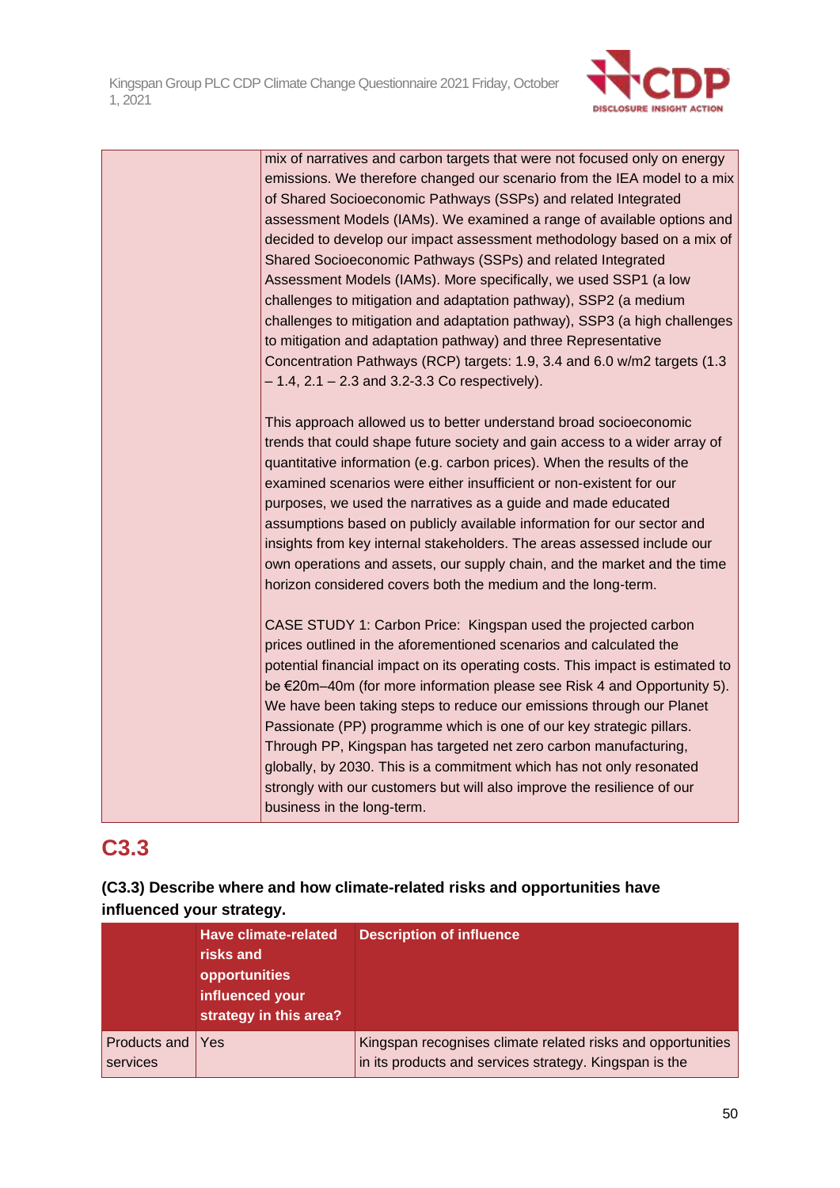| | |
|---|---|
| | mix of narratives and carbon targets that were not focused only on energy emissions. We therefore changed our scenario from the IEA model to a mix of Shared Socioeconomic Pathways (SSPs) and related Integrated assessment Models (IAMs). We examined a range of available options and decided to develop our impact assessment methodology based on a mix of Shared Socioeconomic Pathways (SSPs) and related Integrated Assessment Models (IAMs). More specifically, we used SSP1 (a low challenges to mitigation and adaptation pathway), SSP2 (a medium challenges to mitigation and adaptation pathway), SSP3 (a high challenges to mitigation and adaptation pathway) and three Representative Concentration Pathways (RCP) targets: 1.9, 3.4 and 6.0 w/m2 targets (1.3 – 1.4, 2.1 – 2.3 and 3.2-3.3 Co respectively).<br><br>This approach allowed us to better understand broad socioeconomic trends that could shape future society and gain access to a wider array of quantitative information (e.g. carbon prices). When the results of the examined scenarios were either insufficient or non-existent for our purposes, we used the narratives as a guide and made educated assumptions based on publicly available information for our sector and insights from key internal stakeholders. The areas assessed include our own operations and assets, our supply chain, and the market and the time horizon considered covers both the medium and the long-term.<br><br>CASE STUDY 1: Carbon Price: Kingspan used the projected carbon prices outlined in the aforementioned scenarios and calculated the potential financial impact on its operating costs. This impact is estimated to be €20m–40m (for more information please see Risk 4 and Opportunity 5). We have been taking steps to reduce our emissions through our Planet Passionate (PP) programme which is one of our key strategic pillars. Through PP, Kingspan has targeted net zero carbon manufacturing, globally, by 2030. This is a commitment which has not only resonated strongly with our customers but will also improve the resilience of our business in the long-term. |

## C3.3

**(C3.3) Describe where and how climate-related risks and opportunities have influenced your strategy.**

| | Have climate-related risks and opportunities influenced your strategy in this area? | Description of influence |
|---|---|---|
| Products and services | Yes | Kingspan recognises climate related risks and opportunities in its products and services strategy. Kingspan is the |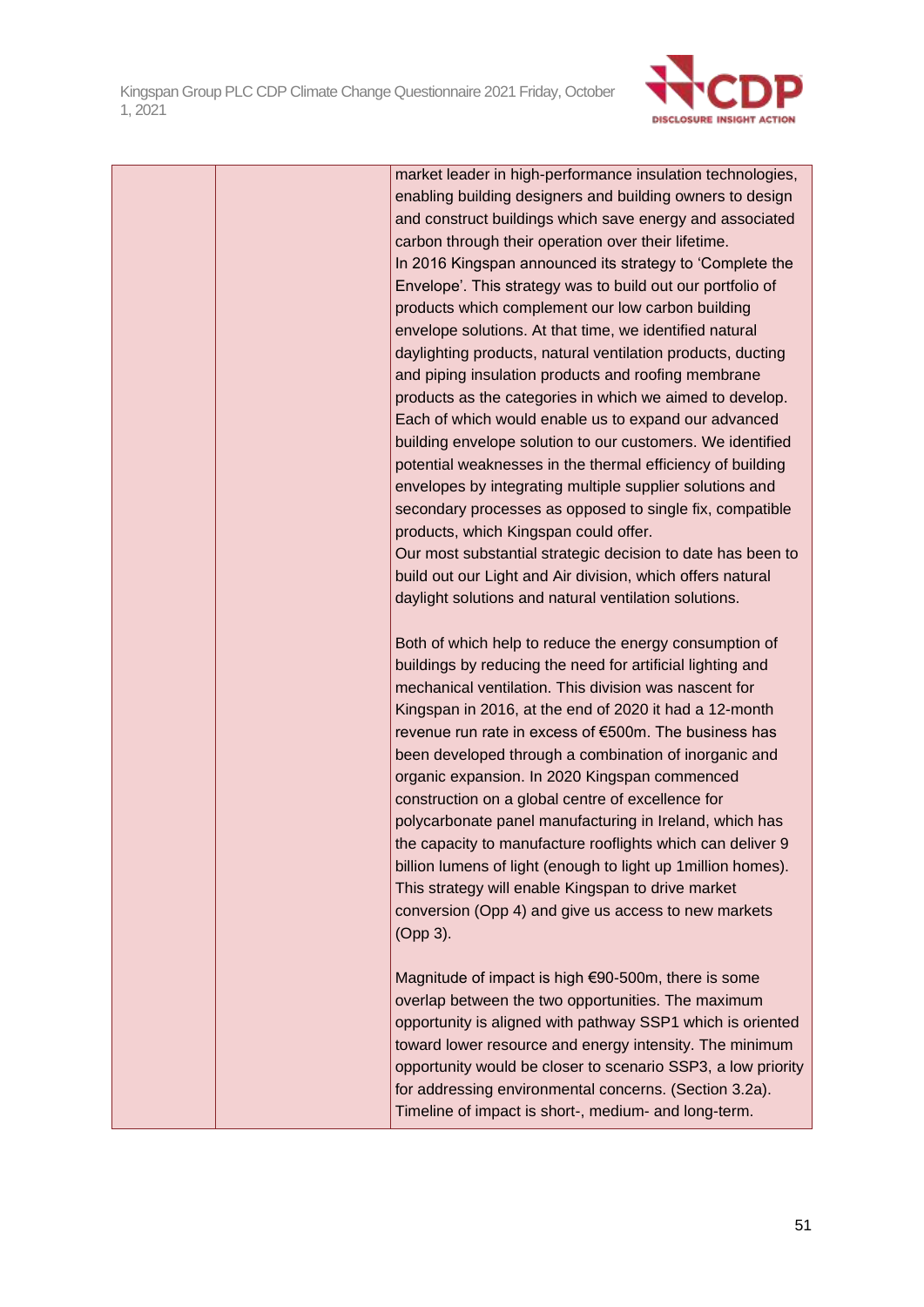| | | market leader in high-performance insulation technologies, enabling building designers and building owners to design and construct buildings which save energy and associated carbon through their operation over their lifetime.<br>In 2016 Kingspan announced its strategy to 'Complete the Envelope'. This strategy was to build out our portfolio of products which complement our low carbon building envelope solutions. At that time, we identified natural daylighting products, natural ventilation products, ducting and piping insulation products and roofing membrane products as the categories in which we aimed to develop. Each of which would enable us to expand our advanced building envelope solution to our customers. We identified potential weaknesses in the thermal efficiency of building envelopes by integrating multiple supplier solutions and secondary processes as opposed to single fix, compatible products, which Kingspan could offer.<br>Our most substantial strategic decision to date has been to build out our Light and Air division, which offers natural daylight solutions and natural ventilation solutions.<br><br>Both of which help to reduce the energy consumption of buildings by reducing the need for artificial lighting and mechanical ventilation. This division was nascent for Kingspan in 2016, at the end of 2020 it had a 12-month revenue run rate in excess of €500m. The business has been developed through a combination of inorganic and organic expansion. In 2020 Kingspan commenced construction on a global centre of excellence for polycarbonate panel manufacturing in Ireland, which has the capacity to manufacture rooflights which can deliver 9 billion lumens of light (enough to light up 1million homes). This strategy will enable Kingspan to drive market conversion (Opp 4) and give us access to new markets (Opp 3).<br><br>Magnitude of impact is high €90-500m, there is some overlap between the two opportunities. The maximum opportunity is aligned with pathway SSP1 which is oriented toward lower resource and energy intensity. The minimum opportunity would be closer to scenario SSP3, a low priority for addressing environmental concerns. (Section 3.2a).<br>Timeline of impact is short-, medium- and long-term. |
|---|---|---|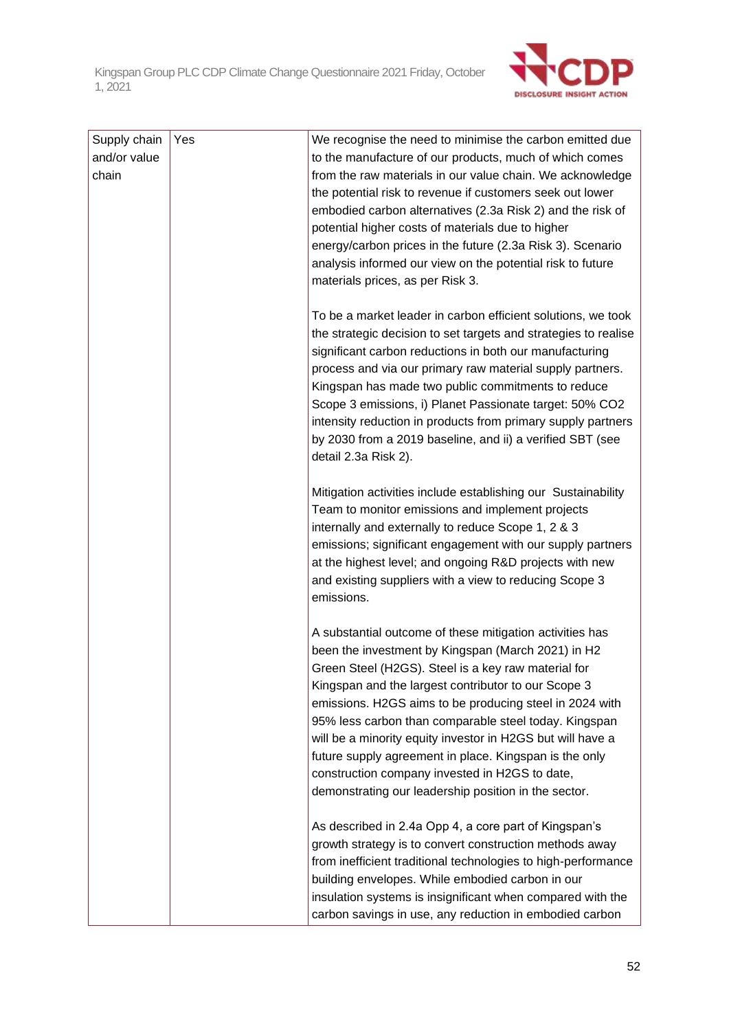| Supply chain and/or value chain | Yes | We recognise the need to minimise the carbon emitted due to the manufacture of our products, much of which comes from the raw materials in our value chain. We acknowledge the potential risk to revenue if customers seek out lower embodied carbon alternatives (2.3a Risk 2) and the risk of potential higher costs of materials due to higher energy/carbon prices in the future (2.3a Risk 3). Scenario analysis informed our view on the potential risk to future materials prices, as per Risk 3.<br><br>To be a market leader in carbon efficient solutions, we took the strategic decision to set targets and strategies to realise significant carbon reductions in both our manufacturing process and via our primary raw material supply partners. Kingspan has made two public commitments to reduce Scope 3 emissions, i) Planet Passionate target: 50% CO2 intensity reduction in products from primary supply partners by 2030 from a 2019 baseline, and ii) a verified SBT (see detail 2.3a Risk 2).<br><br>Mitigation activities include establishing our Sustainability Team to monitor emissions and implement projects internally and externally to reduce Scope 1, 2 & 3 emissions; significant engagement with our supply partners at the highest level; and ongoing R&D projects with new and existing suppliers with a view to reducing Scope 3 emissions.<br><br>A substantial outcome of these mitigation activities has been the investment by Kingspan (March 2021) in H2 Green Steel (H2GS). Steel is a key raw material for Kingspan and the largest contributor to our Scope 3 emissions. H2GS aims to be producing steel in 2024 with 95% less carbon than comparable steel today. Kingspan will be a minority equity investor in H2GS but will have a future supply agreement in place. Kingspan is the only construction company invested in H2GS to date, demonstrating our leadership position in the sector.<br><br>As described in 2.4a Opp 4, a core part of Kingspan's growth strategy is to convert construction methods away from inefficient traditional technologies to high-performance building envelopes. While embodied carbon in our insulation systems is insignificant when compared with the carbon savings in use, any reduction in embodied carbon |
|---|---|---|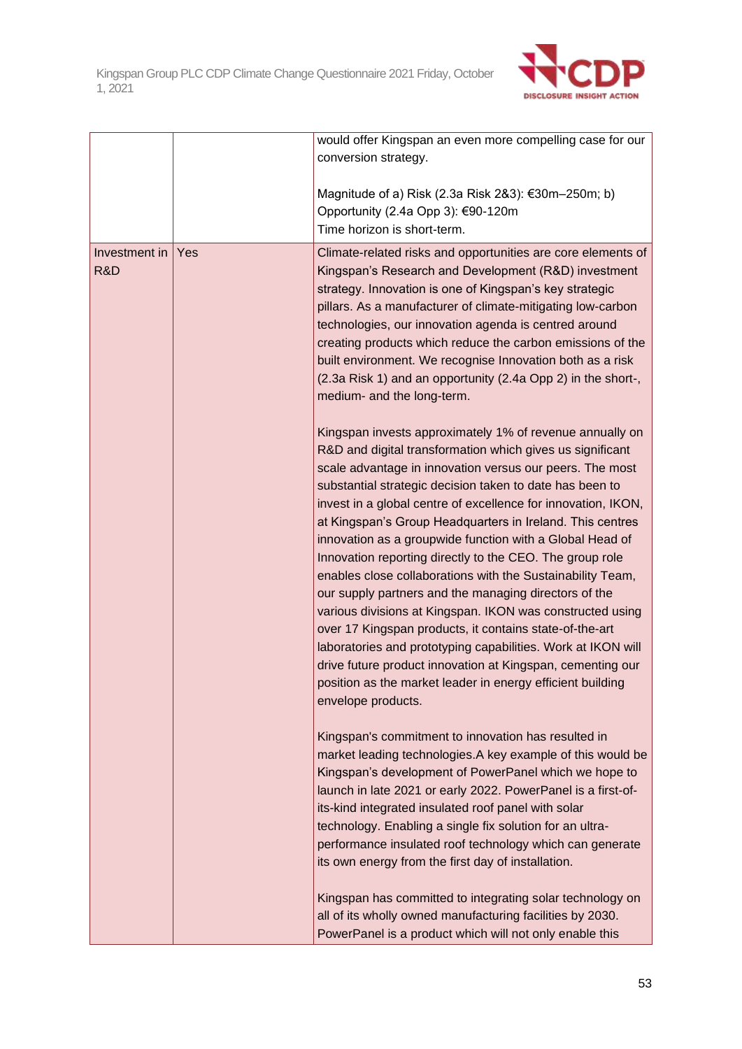| | | |
|---|---|---|
| | | would offer Kingspan an even more compelling case for our conversion strategy.<br><br>Magnitude of a) Risk (2.3a Risk 2&3): €30m–250m; b) Opportunity (2.4a Opp 3): €90-120m<br>Time horizon is short-term. |
| Investment in R&D | Yes | Climate-related risks and opportunities are core elements of Kingspan's Research and Development (R&D) investment strategy. Innovation is one of Kingspan's key strategic pillars. As a manufacturer of climate-mitigating low-carbon technologies, our innovation agenda is centred around creating products which reduce the carbon emissions of the built environment. We recognise Innovation both as a risk (2.3a Risk 1) and an opportunity (2.4a Opp 2) in the short-, medium- and the long-term.<br><br>Kingspan invests approximately 1% of revenue annually on R&D and digital transformation which gives us significant scale advantage in innovation versus our peers. The most substantial strategic decision taken to date has been to invest in a global centre of excellence for innovation, IKON, at Kingspan's Group Headquarters in Ireland. This centres innovation as a groupwide function with a Global Head of Innovation reporting directly to the CEO. The group role enables close collaborations with the Sustainability Team, our supply partners and the managing directors of the various divisions at Kingspan. IKON was constructed using over 17 Kingspan products, it contains state-of-the-art laboratories and prototyping capabilities. Work at IKON will drive future product innovation at Kingspan, cementing our position as the market leader in energy efficient building envelope products.<br><br>Kingspan's commitment to innovation has resulted in market leading technologies.A key example of this would be Kingspan's development of PowerPanel which we hope to launch in late 2021 or early 2022. PowerPanel is a first-of-its-kind integrated insulated roof panel with solar technology. Enabling a single fix solution for an ultra-performance insulated roof technology which can generate its own energy from the first day of installation.<br><br>Kingspan has committed to integrating solar technology on all of its wholly owned manufacturing facilities by 2030. PowerPanel is a product which will not only enable this |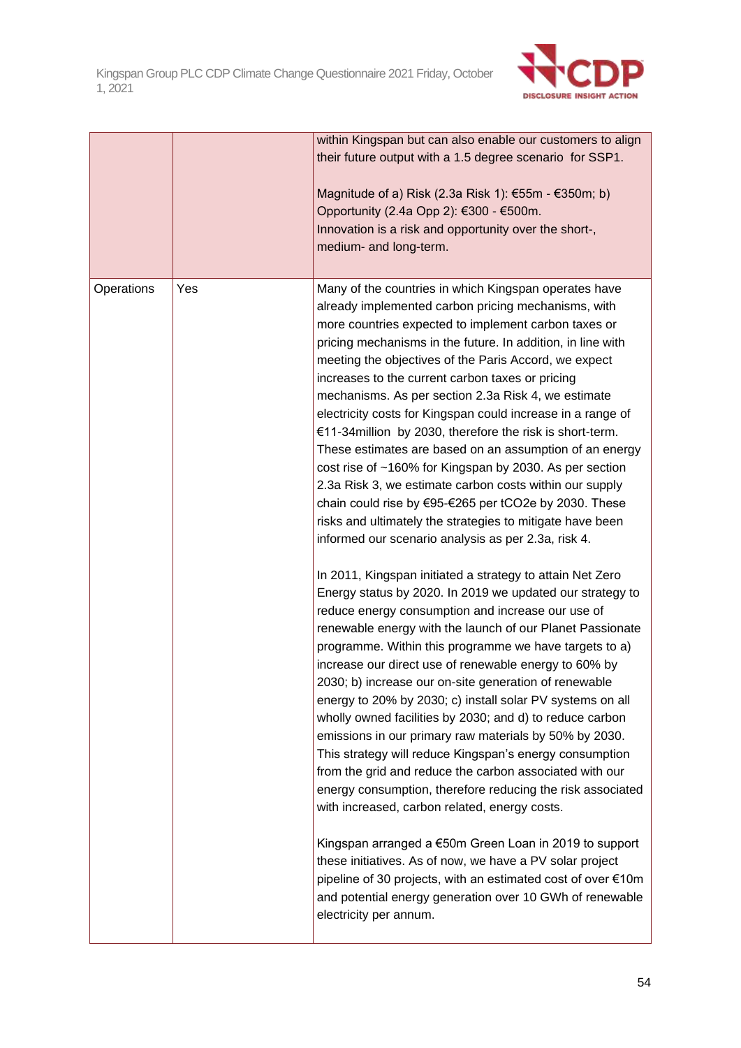| | | |
|---|---|---|
| | | within Kingspan but can also enable our customers to align their future output with a 1.5 degree scenario for SSP1.<br><br>Magnitude of a) Risk (2.3a Risk 1): €55m - €350m; b) Opportunity (2.4a Opp 2): €300 - €500m.<br>Innovation is a risk and opportunity over the short-, medium- and long-term. |
| Operations | Yes | Many of the countries in which Kingspan operates have already implemented carbon pricing mechanisms, with more countries expected to implement carbon taxes or pricing mechanisms in the future. In addition, in line with meeting the objectives of the Paris Accord, we expect increases to the current carbon taxes or pricing mechanisms. As per section 2.3a Risk 4, we estimate electricity costs for Kingspan could increase in a range of €11-34million by 2030, therefore the risk is short-term. These estimates are based on an assumption of an energy cost rise of ~160% for Kingspan by 2030. As per section 2.3a Risk 3, we estimate carbon costs within our supply chain could rise by €95-€265 per tCO2e by 2030. These risks and ultimately the strategies to mitigate have been informed our scenario analysis as per 2.3a, risk 4.<br><br>In 2011, Kingspan initiated a strategy to attain Net Zero Energy status by 2020. In 2019 we updated our strategy to reduce energy consumption and increase our use of renewable energy with the launch of our Planet Passionate programme. Within this programme we have targets to a) increase our direct use of renewable energy to 60% by 2030; b) increase our on-site generation of renewable energy to 20% by 2030; c) install solar PV systems on all wholly owned facilities by 2030; and d) to reduce carbon emissions in our primary raw materials by 50% by 2030. This strategy will reduce Kingspan's energy consumption from the grid and reduce the carbon associated with our energy consumption, therefore reducing the risk associated with increased, carbon related, energy costs.<br><br>Kingspan arranged a €50m Green Loan in 2019 to support these initiatives. As of now, we have a PV solar project pipeline of 30 projects, with an estimated cost of over €10m and potential energy generation over 10 GWh of renewable electricity per annum. |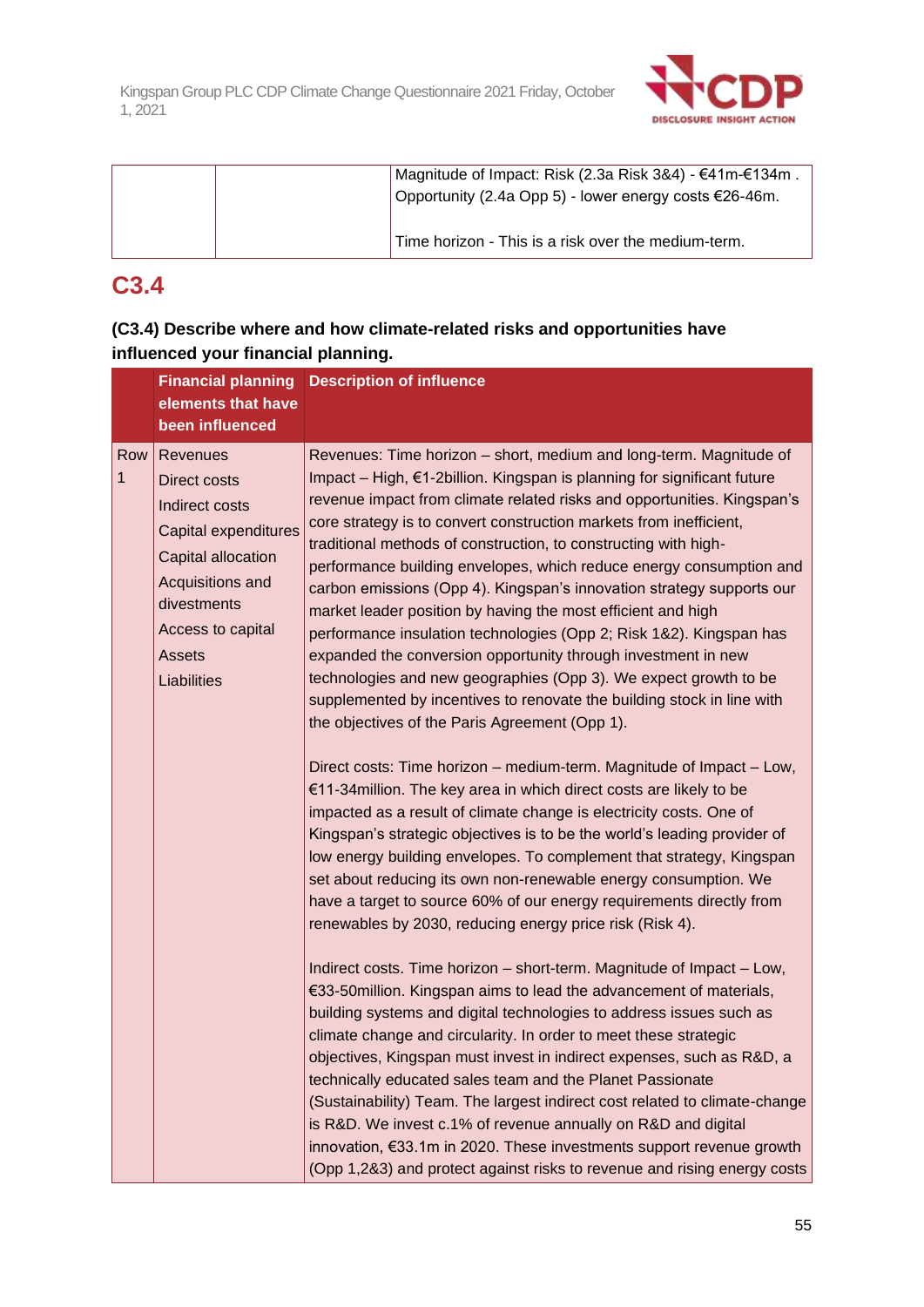| | | |
|---|---|---|
| | | Magnitude of Impact: Risk (2.3a Risk 3&4) - €41m-€134m . Opportunity (2.4a Opp 5) - lower energy costs €26-46m.<br><br>Time horizon - This is a risk over the medium-term. |

## C3.4

**(C3.4) Describe where and how climate-related risks and opportunities have influenced your financial planning.**

| | Financial planning elements that have been influenced | Description of influence |
|---|---|---|
| Row 1 | Revenues<br>Direct costs<br>Indirect costs<br>Capital expenditures<br>Capital allocation<br>Acquisitions and divestments<br>Access to capital<br>Assets<br>Liabilities | Revenues: Time horizon – short, medium and long-term. Magnitude of Impact – High, €1-2billion. Kingspan is planning for significant future revenue impact from climate related risks and opportunities. Kingspan's core strategy is to convert construction markets from inefficient, traditional methods of construction, to constructing with high-performance building envelopes, which reduce energy consumption and carbon emissions (Opp 4). Kingspan's innovation strategy supports our market leader position by having the most efficient and high performance insulation technologies (Opp 2; Risk 1&2). Kingspan has expanded the conversion opportunity through investment in new technologies and new geographies (Opp 3). We expect growth to be supplemented by incentives to renovate the building stock in line with the objectives of the Paris Agreement (Opp 1).<br><br>Direct costs: Time horizon – medium-term. Magnitude of Impact – Low, €11-34million. The key area in which direct costs are likely to be impacted as a result of climate change is electricity costs. One of Kingspan's strategic objectives is to be the world's leading provider of low energy building envelopes. To complement that strategy, Kingspan set about reducing its own non-renewable energy consumption. We have a target to source 60% of our energy requirements directly from renewables by 2030, reducing energy price risk (Risk 4).<br><br>Indirect costs. Time horizon – short-term. Magnitude of Impact – Low, €33-50million. Kingspan aims to lead the advancement of materials, building systems and digital technologies to address issues such as climate change and circularity. In order to meet these strategic objectives, Kingspan must invest in indirect expenses, such as R&D, a technically educated sales team and the Planet Passionate (Sustainability) Team. The largest indirect cost related to climate-change is R&D. We invest c.1% of revenue annually on R&D and digital innovation, €33.1m in 2020. These investments support revenue growth (Opp 1,2&3) and protect against risks to revenue and rising energy costs |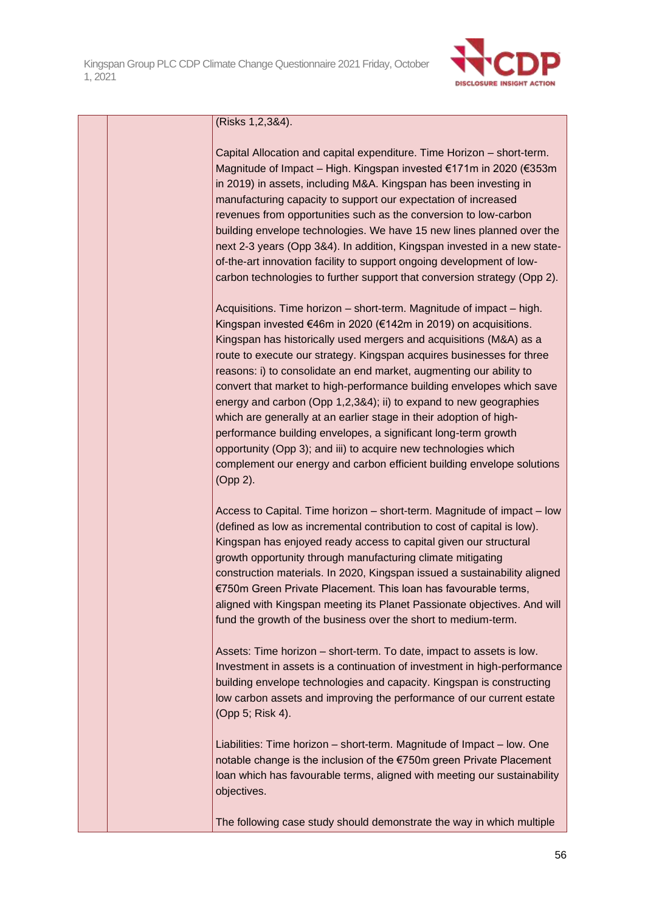| | | (Risks 1,2,3&4).<br><br>Capital Allocation and capital expenditure. Time Horizon – short-term. Magnitude of Impact – High. Kingspan invested €171m in 2020 (€353m in 2019) in assets, including M&A. Kingspan has been investing in manufacturing capacity to support our expectation of increased revenues from opportunities such as the conversion to low-carbon building envelope technologies. We have 15 new lines planned over the next 2-3 years (Opp 3&4). In addition, Kingspan invested in a new state-of-the-art innovation facility to support ongoing development of low-carbon technologies to further support that conversion strategy (Opp 2).<br><br>Acquisitions. Time horizon – short-term. Magnitude of impact – high. Kingspan invested €46m in 2020 (€142m in 2019) on acquisitions. Kingspan has historically used mergers and acquisitions (M&A) as a route to execute our strategy. Kingspan acquires businesses for three reasons: i) to consolidate an end market, augmenting our ability to convert that market to high-performance building envelopes which save energy and carbon (Opp 1,2,3&4); ii) to expand to new geographies which are generally at an earlier stage in their adoption of high-performance building envelopes, a significant long-term growth opportunity (Opp 3); and iii) to acquire new technologies which complement our energy and carbon efficient building envelope solutions (Opp 2).<br><br>Access to Capital. Time horizon – short-term. Magnitude of impact – low (defined as low as incremental contribution to cost of capital is low). Kingspan has enjoyed ready access to capital given our structural growth opportunity through manufacturing climate mitigating construction materials. In 2020, Kingspan issued a sustainability aligned €750m Green Private Placement. This loan has favourable terms, aligned with Kingspan meeting its Planet Passionate objectives. And will fund the growth of the business over the short to medium-term.<br><br>Assets: Time horizon – short-term. To date, impact to assets is low. Investment in assets is a continuation of investment in high-performance building envelope technologies and capacity. Kingspan is constructing low carbon assets and improving the performance of our current estate (Opp 5; Risk 4).<br><br>Liabilities: Time horizon – short-term. Magnitude of Impact – low. One notable change is the inclusion of the €750m green Private Placement loan which has favourable terms, aligned with meeting our sustainability objectives.<br><br>The following case study should demonstrate the way in which multiple |
|---|---|---|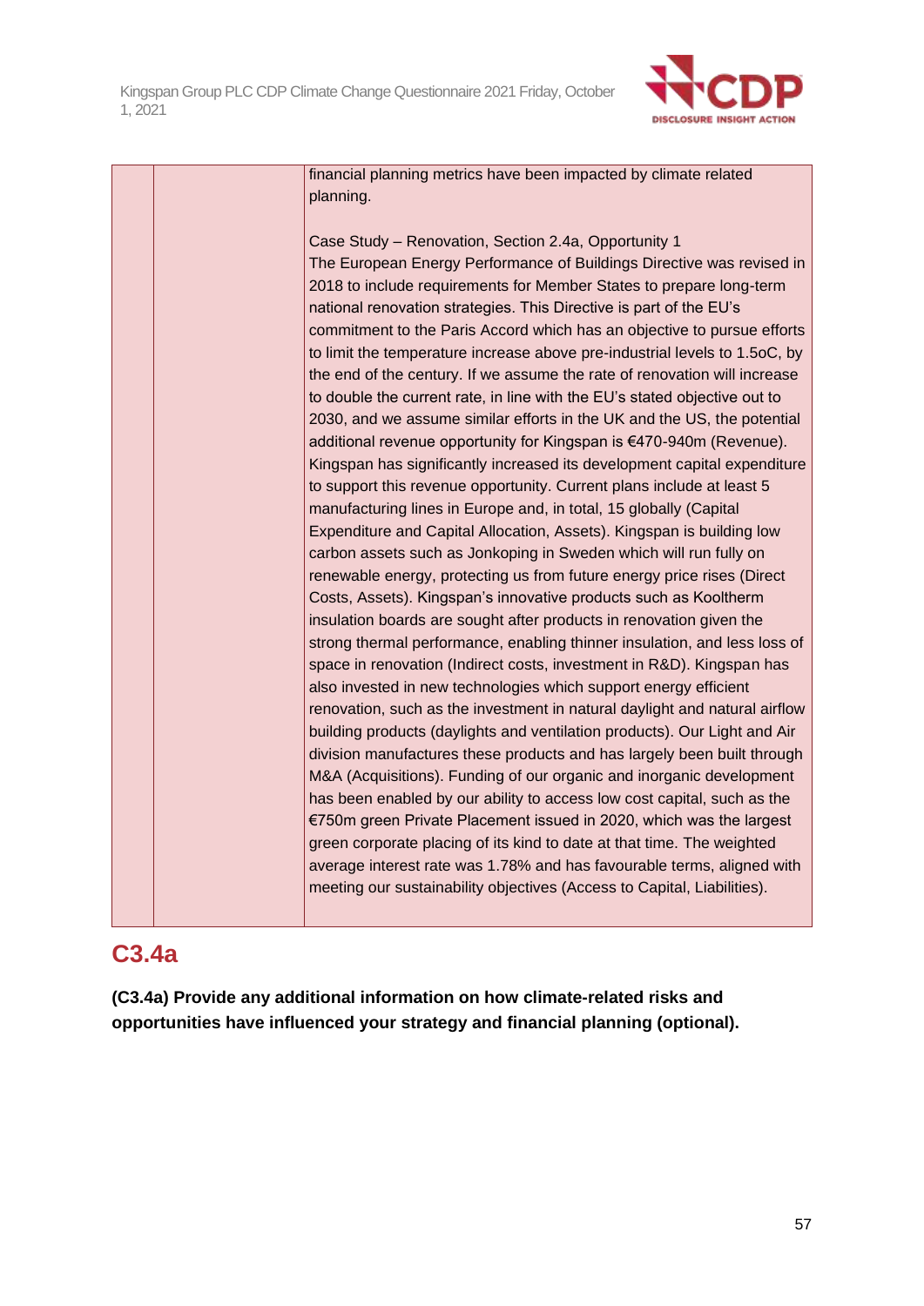| | | financial planning metrics have been impacted by climate related planning.<br><br>Case Study – Renovation, Section 2.4a, Opportunity 1<br>The European Energy Performance of Buildings Directive was revised in 2018 to include requirements for Member States to prepare long-term national renovation strategies. This Directive is part of the EU's commitment to the Paris Accord which has an objective to pursue efforts to limit the temperature increase above pre-industrial levels to 1.5oC, by the end of the century. If we assume the rate of renovation will increase to double the current rate, in line with the EU's stated objective out to 2030, and we assume similar efforts in the UK and the US, the potential additional revenue opportunity for Kingspan is €470-940m (Revenue). Kingspan has significantly increased its development capital expenditure to support this revenue opportunity. Current plans include at least 5 manufacturing lines in Europe and, in total, 15 globally (Capital Expenditure and Capital Allocation, Assets). Kingspan is building low carbon assets such as Jonkoping in Sweden which will run fully on renewable energy, protecting us from future energy price rises (Direct Costs, Assets). Kingspan's innovative products such as Kooltherm insulation boards are sought after products in renovation given the strong thermal performance, enabling thinner insulation, and less loss of space in renovation (Indirect costs, investment in R&D). Kingspan has also invested in new technologies which support energy efficient renovation, such as the investment in natural daylight and natural airflow building products (daylights and ventilation products). Our Light and Air division manufactures these products and has largely been built through M&A (Acquisitions). Funding of our organic and inorganic development has been enabled by our ability to access low cost capital, such as the €750m green Private Placement issued in 2020, which was the largest green corporate placing of its kind to date at that time. The weighted average interest rate was 1.78% and has favourable terms, aligned with meeting our sustainability objectives (Access to Capital, Liabilities). |
|---|---|---|

## C3.4a

**(C3.4a) Provide any additional information on how climate-related risks and opportunities have influenced your strategy and financial planning (optional).**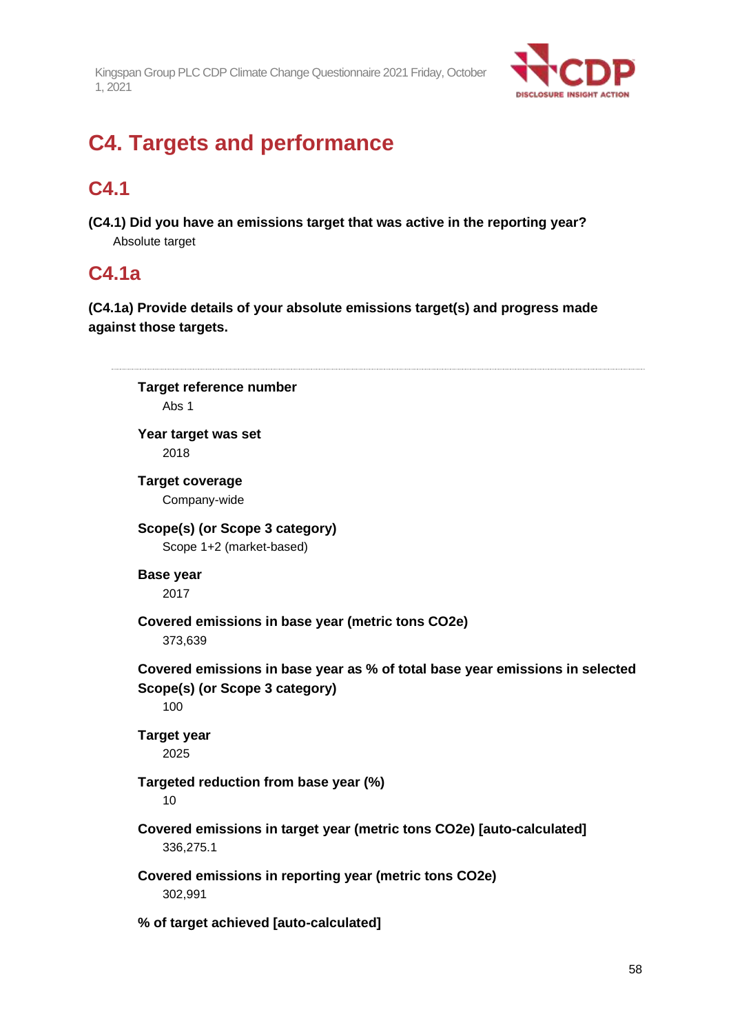# C4. Targets and performance

## C4.1

**(C4.1) Did you have an emissions target that was active in the reporting year?**

Absolute target

## C4.1a

**(C4.1a) Provide details of your absolute emissions target(s) and progress made against those targets.**

---

**Target reference number**
Abs 1

**Year target was set**
2018

**Target coverage**
Company-wide

**Scope(s) (or Scope 3 category)**
Scope 1+2 (market-based)

**Base year**
2017

**Covered emissions in base year (metric tons CO2e)**
373,639

**Covered emissions in base year as % of total base year emissions in selected Scope(s) (or Scope 3 category)**
100

**Target year**
2025

**Targeted reduction from base year (%)**
10

**Covered emissions in target year (metric tons CO2e) [auto-calculated]**
336,275.1

**Covered emissions in reporting year (metric tons CO2e)**
302,991

**% of target achieved [auto-calculated]**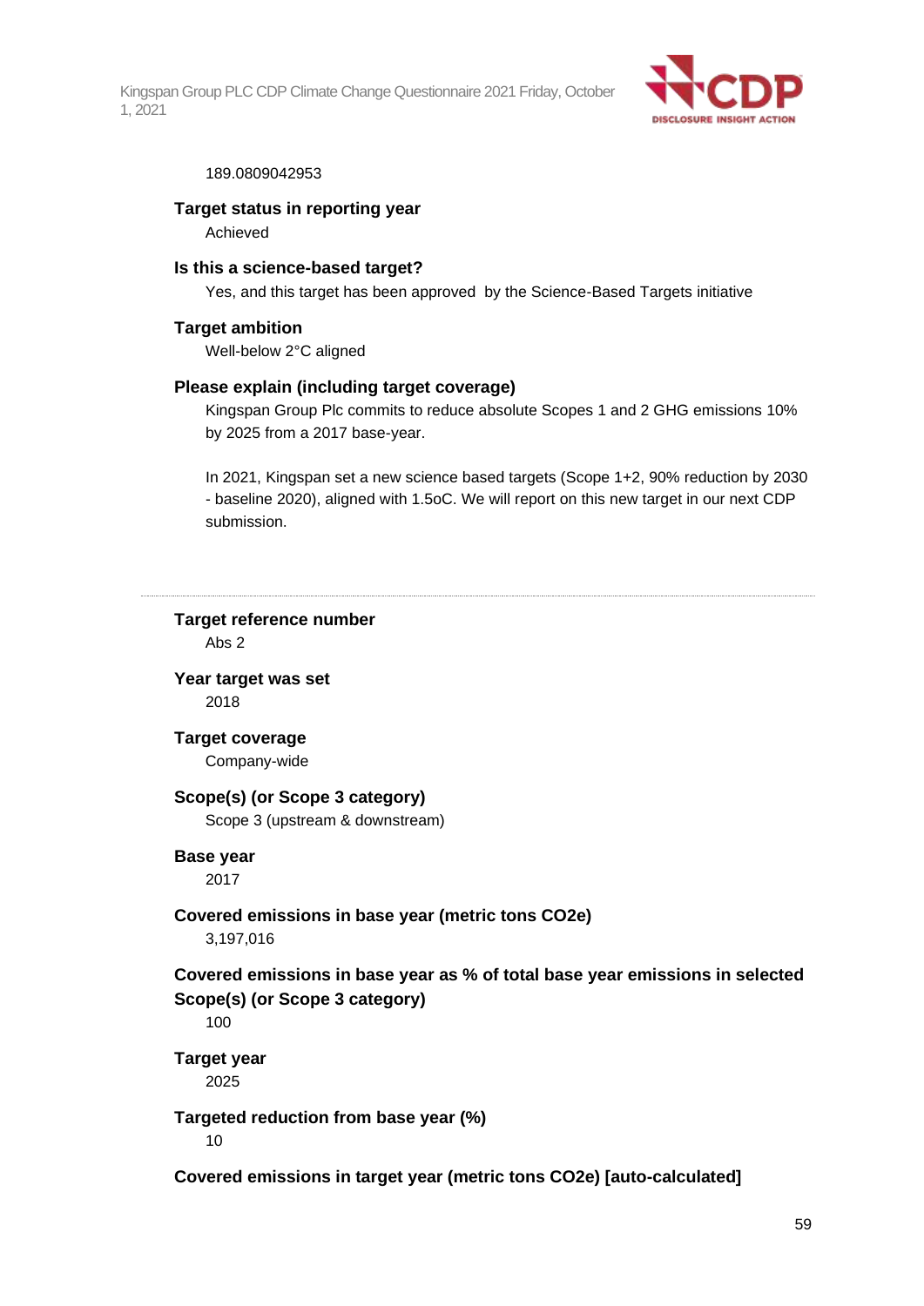189.0809042953

**Target status in reporting year**

Achieved

**Is this a science-based target?**

Yes, and this target has been approved by the Science-Based Targets initiative

**Target ambition**

Well-below 2°C aligned

**Please explain (including target coverage)**

Kingspan Group Plc commits to reduce absolute Scopes 1 and 2 GHG emissions 10% by 2025 from a 2017 base-year.

In 2021, Kingspan set a new science based targets (Scope 1+2, 90% reduction by 2030 - baseline 2020), aligned with 1.5oC. We will report on this new target in our next CDP submission.

---

**Target reference number**

Abs 2

**Year target was set**

2018

**Target coverage**

Company-wide

**Scope(s) (or Scope 3 category)**

Scope 3 (upstream & downstream)

**Base year**

2017

**Covered emissions in base year (metric tons CO2e)**

3,197,016

**Covered emissions in base year as % of total base year emissions in selected Scope(s) (or Scope 3 category)**

100

**Target year**

2025

**Targeted reduction from base year (%)**

10

**Covered emissions in target year (metric tons CO2e) [auto-calculated]**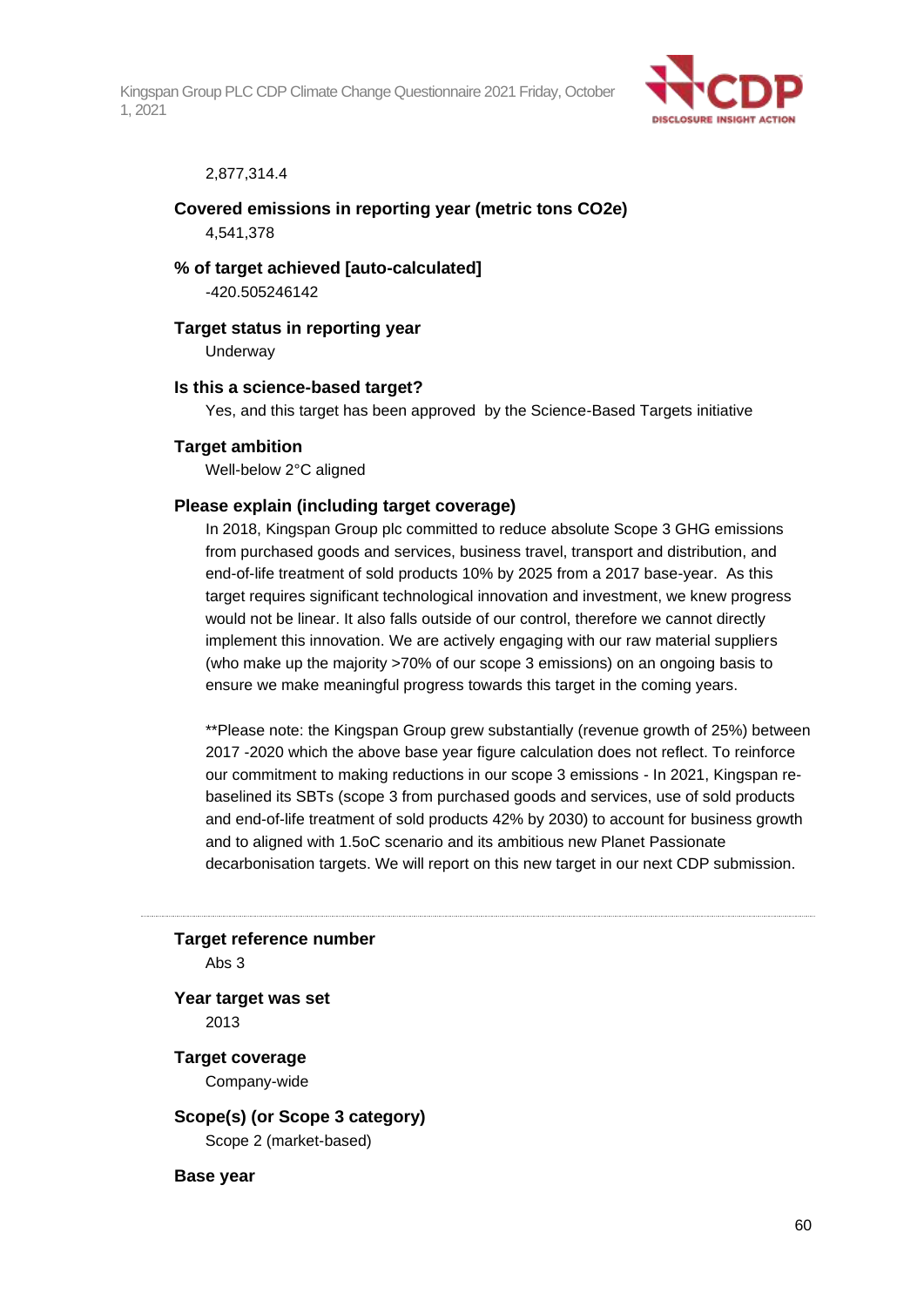2,877,314.4

**Covered emissions in reporting year (metric tons CO2e)**

4,541,378

**% of target achieved [auto-calculated]**

-420.505246142

**Target status in reporting year**

Underway

**Is this a science-based target?**

Yes, and this target has been approved by the Science-Based Targets initiative

**Target ambition**

Well-below 2°C aligned

**Please explain (including target coverage)**

In 2018, Kingspan Group plc committed to reduce absolute Scope 3 GHG emissions from purchased goods and services, business travel, transport and distribution, and end-of-life treatment of sold products 10% by 2025 from a 2017 base-year. As this target requires significant technological innovation and investment, we knew progress would not be linear. It also falls outside of our control, therefore we cannot directly implement this innovation. We are actively engaging with our raw material suppliers (who make up the majority >70% of our scope 3 emissions) on an ongoing basis to ensure we make meaningful progress towards this target in the coming years.

**Please note: the Kingspan Group grew substantially (revenue growth of 25%) between 2017 -2020 which the above base year figure calculation does not reflect. To reinforce our commitment to making reductions in our scope 3 emissions - In 2021, Kingspan re-baselined its SBTs (scope 3 from purchased goods and services, use of sold products and end-of-life treatment of sold products 42% by 2030) to account for business growth and to aligned with 1.5oC scenario and its ambitious new Planet Passionate decarbonisation targets. We will report on this new target in our next CDP submission.

---

**Target reference number**

Abs 3

**Year target was set**

2013

**Target coverage**

Company-wide

**Scope(s) (or Scope 3 category)**

Scope 2 (market-based)

**Base year**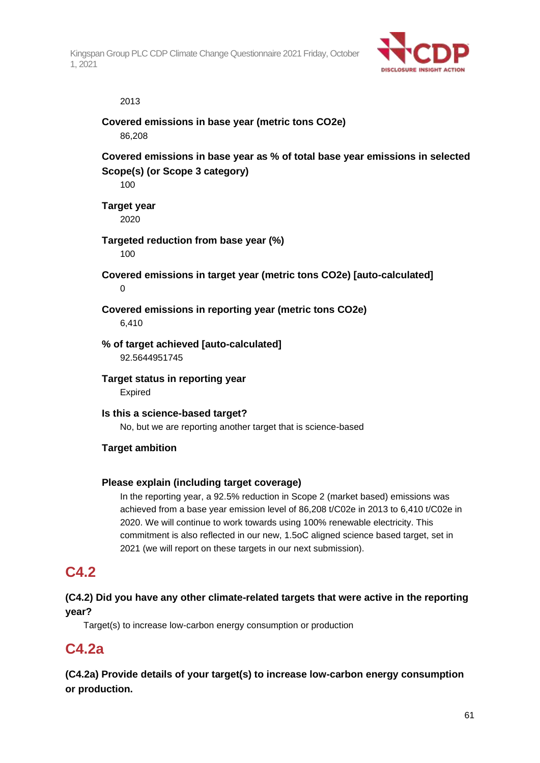2013

**Covered emissions in base year (metric tons CO2e)**

86,208

**Covered emissions in base year as % of total base year emissions in selected Scope(s) (or Scope 3 category)**

100

**Target year**

2020

**Targeted reduction from base year (%)**

100

**Covered emissions in target year (metric tons CO2e) [auto-calculated]**

0

**Covered emissions in reporting year (metric tons CO2e)**

6,410

**% of target achieved [auto-calculated]**

92.5644951745

**Target status in reporting year**

Expired

**Is this a science-based target?**

No, but we are reporting another target that is science-based

**Target ambition**

**Please explain (including target coverage)**

In the reporting year, a 92.5% reduction in Scope 2 (market based) emissions was achieved from a base year emission level of 86,208 t/C02e in 2013 to 6,410 t/C02e in 2020. We will continue to work towards using 100% renewable electricity. This commitment is also reflected in our new, 1.5oC aligned science based target, set in 2021 (we will report on these targets in our next submission).

## C4.2

**(C4.2) Did you have any other climate-related targets that were active in the reporting year?**

Target(s) to increase low-carbon energy consumption or production

## C4.2a

**(C4.2a) Provide details of your target(s) to increase low-carbon energy consumption or production.**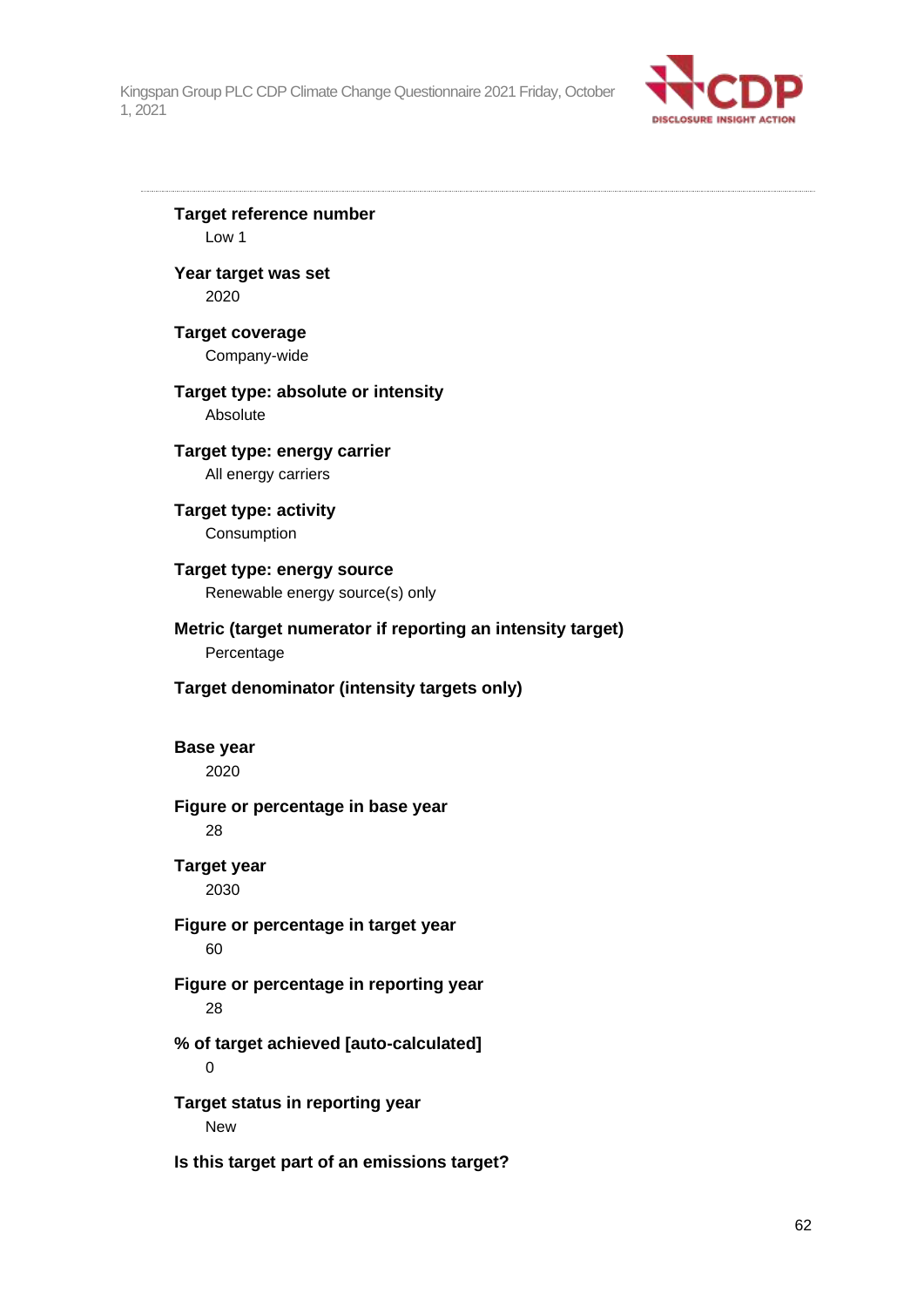**Target reference number**

Low 1

**Year target was set**

2020

**Target coverage**

Company-wide

**Target type: absolute or intensity**

Absolute

**Target type: energy carrier**

All energy carriers

**Target type: activity**

Consumption

**Target type: energy source**

Renewable energy source(s) only

**Metric (target numerator if reporting an intensity target)**

Percentage

**Target denominator (intensity targets only)**

**Base year**

2020

**Figure or percentage in base year**

28

**Target year**

2030

**Figure or percentage in target year**

60

**Figure or percentage in reporting year**

28

**% of target achieved [auto-calculated]**

0

**Target status in reporting year**

New

**Is this target part of an emissions target?**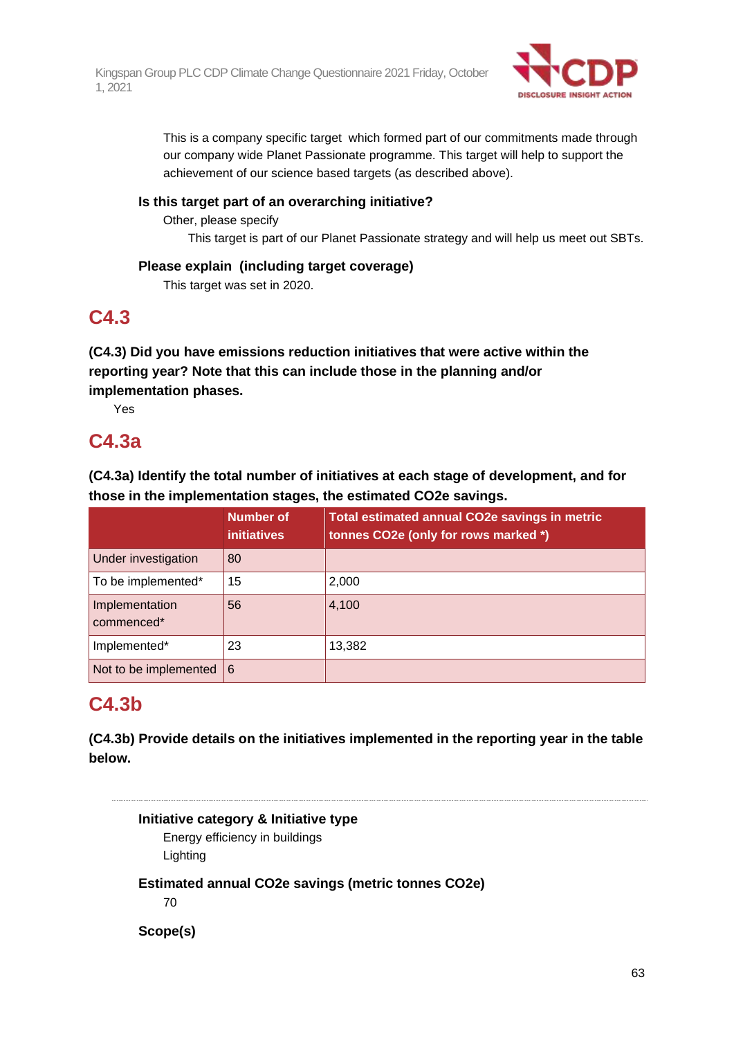This is a company specific target  which formed part of our commitments made through our company wide Planet Passionate programme. This target will help to support the achievement of our science based targets (as described above).

**Is this target part of an overarching initiative?**

Other, please specify

This target is part of our Planet Passionate strategy and will help us meet out SBTs.

**Please explain  (including target coverage)**

This target was set in 2020.

## C4.3

**(C4.3) Did you have emissions reduction initiatives that were active within the reporting year? Note that this can include those in the planning and/or implementation phases.**

Yes

## C4.3a

**(C4.3a) Identify the total number of initiatives at each stage of development, and for those in the implementation stages, the estimated CO2e savings.**

| | Number of initiatives | Total estimated annual CO2e savings in metric tonnes CO2e (only for rows marked *) |
|---|---|---|
| Under investigation | 80 | |
| To be implemented* | 15 | 2,000 |
| Implementation commenced* | 56 | 4,100 |
| Implemented* | 23 | 13,382 |
| Not to be implemented | 6 | |

## C4.3b

**(C4.3b) Provide details on the initiatives implemented in the reporting year in the table below.**

---

**Initiative category & Initiative type**

Energy efficiency in buildings

Lighting

**Estimated annual CO2e savings (metric tonnes CO2e)**

70

**Scope(s)**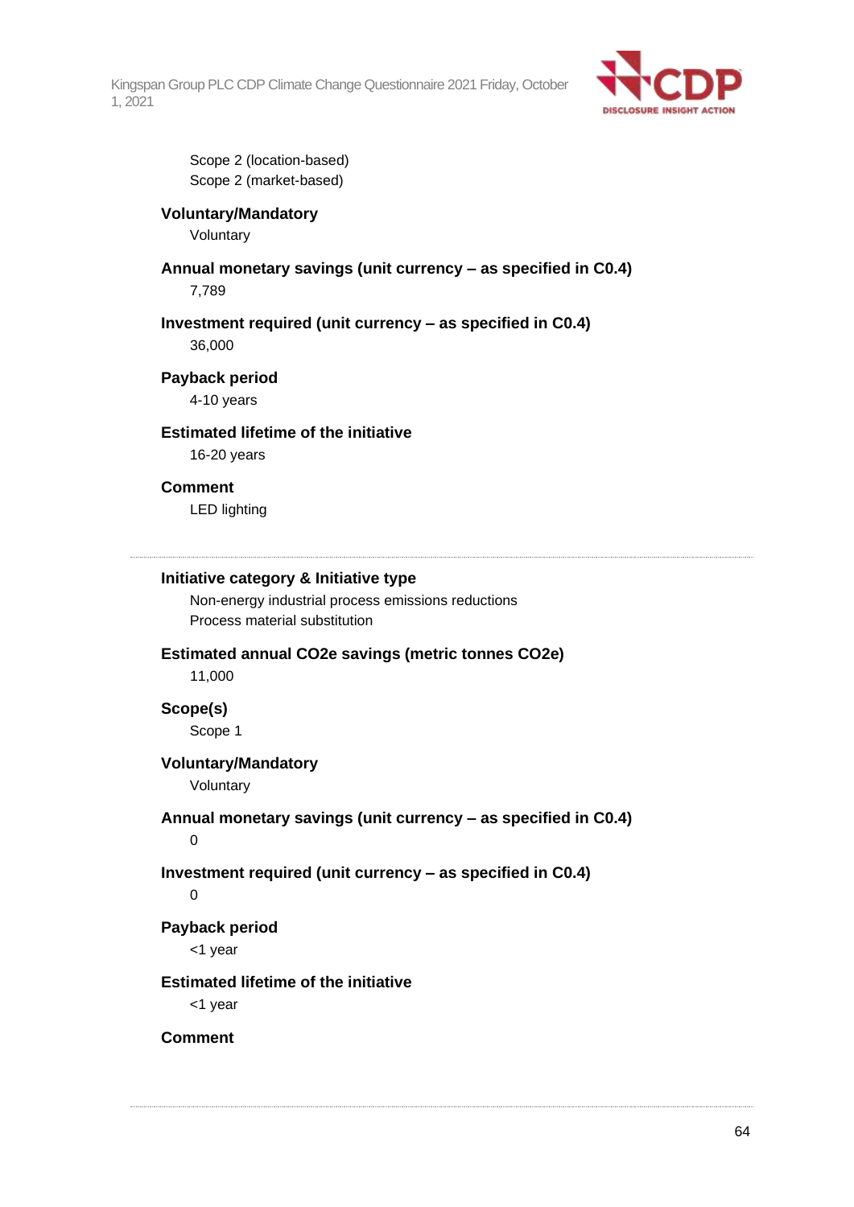Scope 2 (location-based)
Scope 2 (market-based)

**Voluntary/Mandatory**

Voluntary

**Annual monetary savings (unit currency – as specified in C0.4)**

7,789

**Investment required (unit currency – as specified in C0.4)**

36,000

**Payback period**

4-10 years

**Estimated lifetime of the initiative**

16-20 years

**Comment**

LED lighting

---

**Initiative category & Initiative type**

Non-energy industrial process emissions reductions
Process material substitution

**Estimated annual CO2e savings (metric tonnes CO2e)**

11,000

**Scope(s)**

Scope 1

**Voluntary/Mandatory**

Voluntary

**Annual monetary savings (unit currency – as specified in C0.4)**

0

**Investment required (unit currency – as specified in C0.4)**

0

**Payback period**

<1 year

**Estimated lifetime of the initiative**

<1 year

**Comment**

---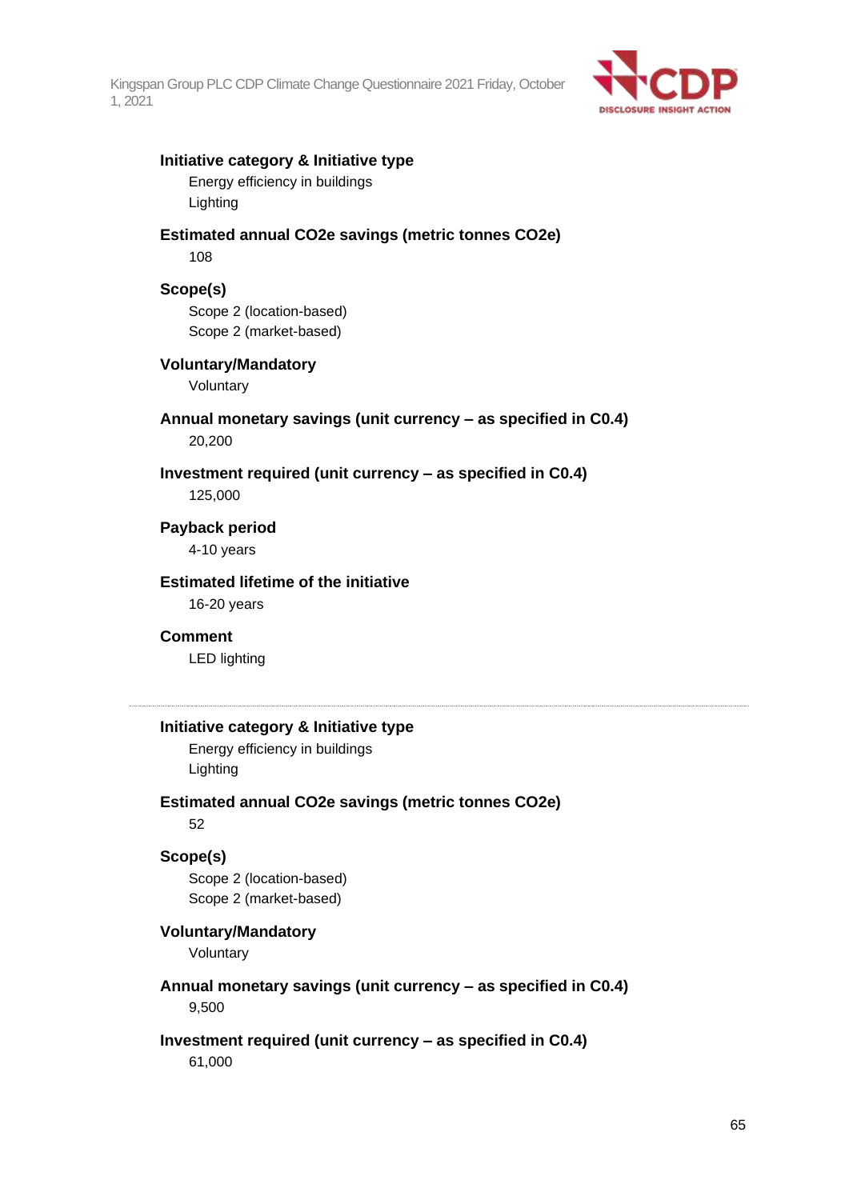**Initiative category & Initiative type**

Energy efficiency in buildings
Lighting

**Estimated annual CO2e savings (metric tonnes CO2e)**

108

**Scope(s)**

Scope 2 (location-based)
Scope 2 (market-based)

**Voluntary/Mandatory**

Voluntary

**Annual monetary savings (unit currency – as specified in C0.4)**

20,200

**Investment required (unit currency – as specified in C0.4)**

125,000

**Payback period**

4-10 years

**Estimated lifetime of the initiative**

16-20 years

**Comment**

LED lighting

---

**Initiative category & Initiative type**

Energy efficiency in buildings
Lighting

**Estimated annual CO2e savings (metric tonnes CO2e)**

52

**Scope(s)**

Scope 2 (location-based)
Scope 2 (market-based)

**Voluntary/Mandatory**

Voluntary

**Annual monetary savings (unit currency – as specified in C0.4)**

9,500

**Investment required (unit currency – as specified in C0.4)**

61,000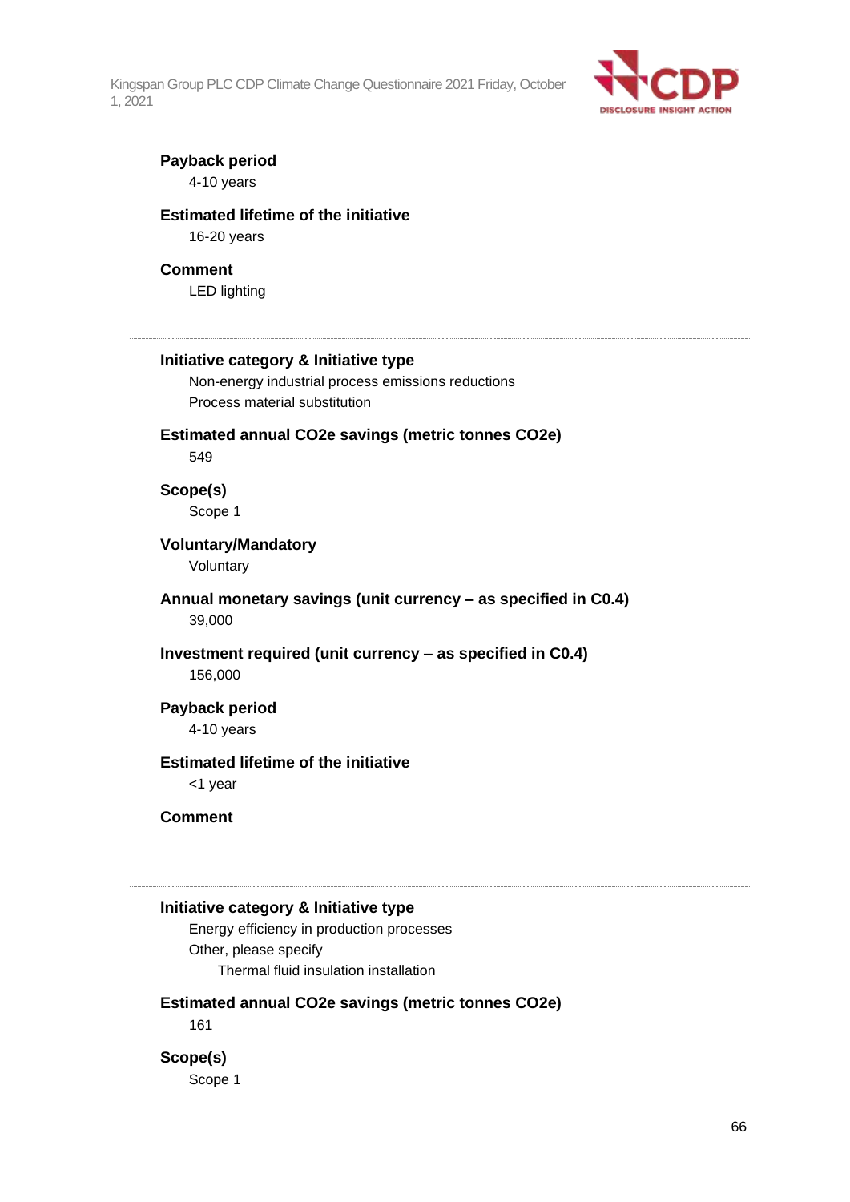**Payback period**

4-10 years

**Estimated lifetime of the initiative**

16-20 years

**Comment**

LED lighting

---

**Initiative category & Initiative type**

Non-energy industrial process emissions reductions

Process material substitution

**Estimated annual CO2e savings (metric tonnes CO2e)**

549

**Scope(s)**

Scope 1

**Voluntary/Mandatory**

Voluntary

**Annual monetary savings (unit currency – as specified in C0.4)**

39,000

**Investment required (unit currency – as specified in C0.4)**

156,000

**Payback period**

4-10 years

**Estimated lifetime of the initiative**

<1 year

**Comment**

---

**Initiative category & Initiative type**

Energy efficiency in production processes

Other, please specify

Thermal fluid insulation installation

**Estimated annual CO2e savings (metric tonnes CO2e)**

161

**Scope(s)**

Scope 1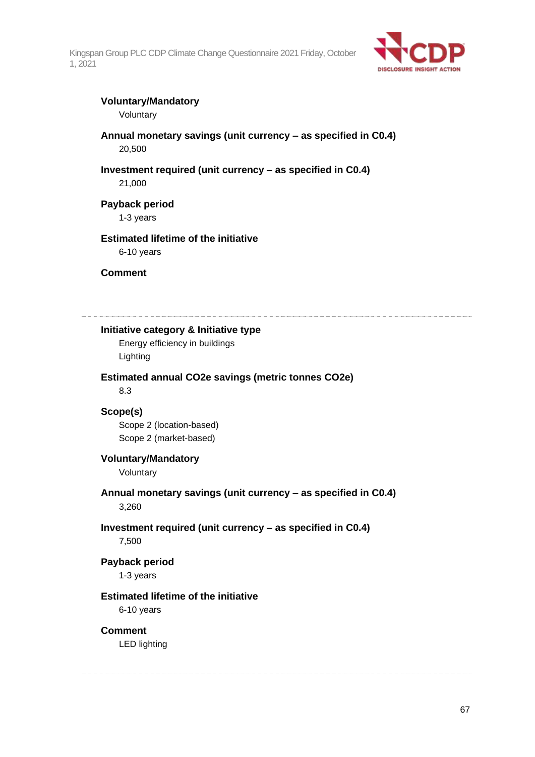**Voluntary/Mandatory**

Voluntary

**Annual monetary savings (unit currency – as specified in C0.4)**

20,500

**Investment required (unit currency – as specified in C0.4)**

21,000

**Payback period**

1-3 years

**Estimated lifetime of the initiative**

6-10 years

**Comment**

---

**Initiative category & Initiative type**

Energy efficiency in buildings

Lighting

**Estimated annual CO2e savings (metric tonnes CO2e)**

8.3

**Scope(s)**

Scope 2 (location-based)

Scope 2 (market-based)

**Voluntary/Mandatory**

Voluntary

**Annual monetary savings (unit currency – as specified in C0.4)**

3,260

**Investment required (unit currency – as specified in C0.4)**

7,500

**Payback period**

1-3 years

**Estimated lifetime of the initiative**

6-10 years

**Comment**

LED lighting

---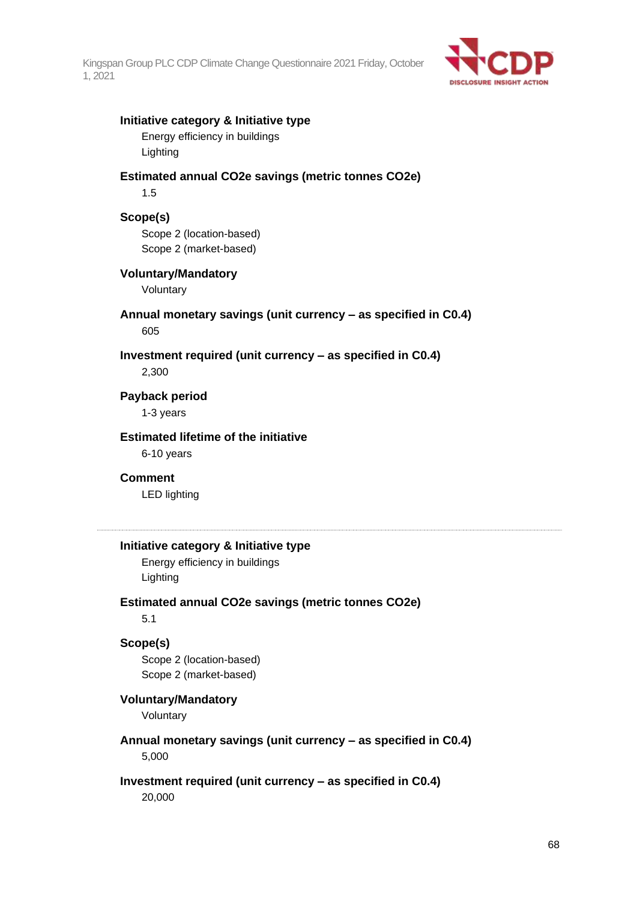**Initiative category & Initiative type**

Energy efficiency in buildings

Lighting

**Estimated annual CO2e savings (metric tonnes CO2e)**

1.5

**Scope(s)**

Scope 2 (location-based)

Scope 2 (market-based)

**Voluntary/Mandatory**

Voluntary

**Annual monetary savings (unit currency – as specified in C0.4)**

605

**Investment required (unit currency – as specified in C0.4)**

2,300

**Payback period**

1-3 years

**Estimated lifetime of the initiative**

6-10 years

**Comment**

LED lighting

---

**Initiative category & Initiative type**

Energy efficiency in buildings

Lighting

**Estimated annual CO2e savings (metric tonnes CO2e)**

5.1

**Scope(s)**

Scope 2 (location-based)

Scope 2 (market-based)

**Voluntary/Mandatory**

Voluntary

**Annual monetary savings (unit currency – as specified in C0.4)**

5,000

**Investment required (unit currency – as specified in C0.4)**

20,000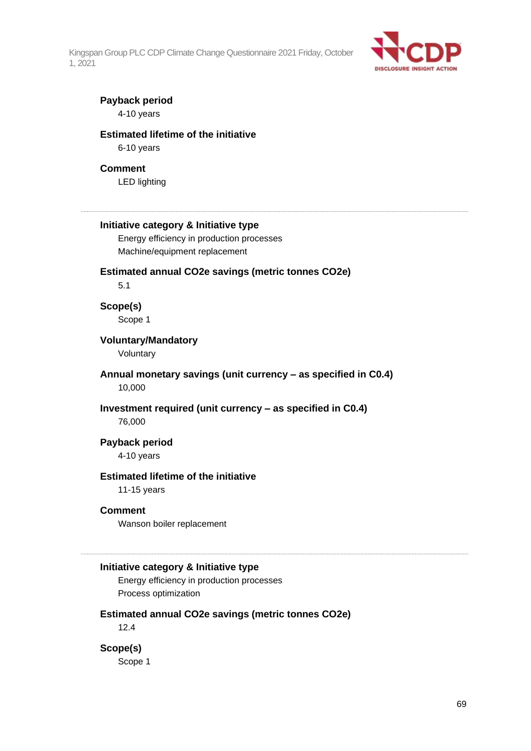**Payback period**

4-10 years

**Estimated lifetime of the initiative**

6-10 years

**Comment**

LED lighting

---

**Initiative category & Initiative type**

Energy efficiency in production processes

Machine/equipment replacement

**Estimated annual CO2e savings (metric tonnes CO2e)**

5.1

**Scope(s)**

Scope 1

**Voluntary/Mandatory**

Voluntary

**Annual monetary savings (unit currency – as specified in C0.4)**

10,000

**Investment required (unit currency – as specified in C0.4)**

76,000

**Payback period**

4-10 years

**Estimated lifetime of the initiative**

11-15 years

**Comment**

Wanson boiler replacement

---

**Initiative category & Initiative type**

Energy efficiency in production processes

Process optimization

**Estimated annual CO2e savings (metric tonnes CO2e)**

12.4

**Scope(s)**

Scope 1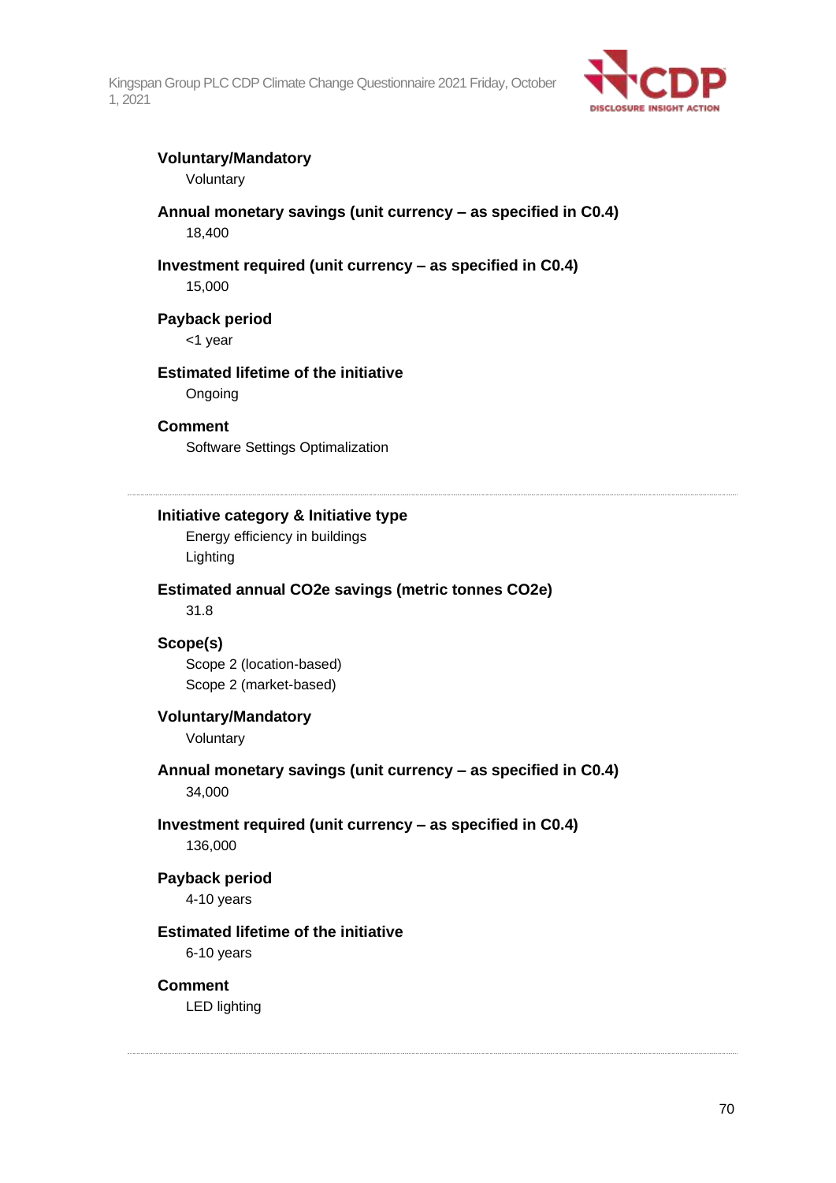**Voluntary/Mandatory**

Voluntary

**Annual monetary savings (unit currency – as specified in C0.4)**

18,400

**Investment required (unit currency – as specified in C0.4)**

15,000

**Payback period**

<1 year

**Estimated lifetime of the initiative**

Ongoing

**Comment**

Software Settings Optimalization

---

**Initiative category & Initiative type**

Energy efficiency in buildings

Lighting

**Estimated annual CO2e savings (metric tonnes CO2e)**

31.8

**Scope(s)**

Scope 2 (location-based)

Scope 2 (market-based)

**Voluntary/Mandatory**

Voluntary

**Annual monetary savings (unit currency – as specified in C0.4)**

34,000

**Investment required (unit currency – as specified in C0.4)**

136,000

**Payback period**

4-10 years

**Estimated lifetime of the initiative**

6-10 years

**Comment**

LED lighting

---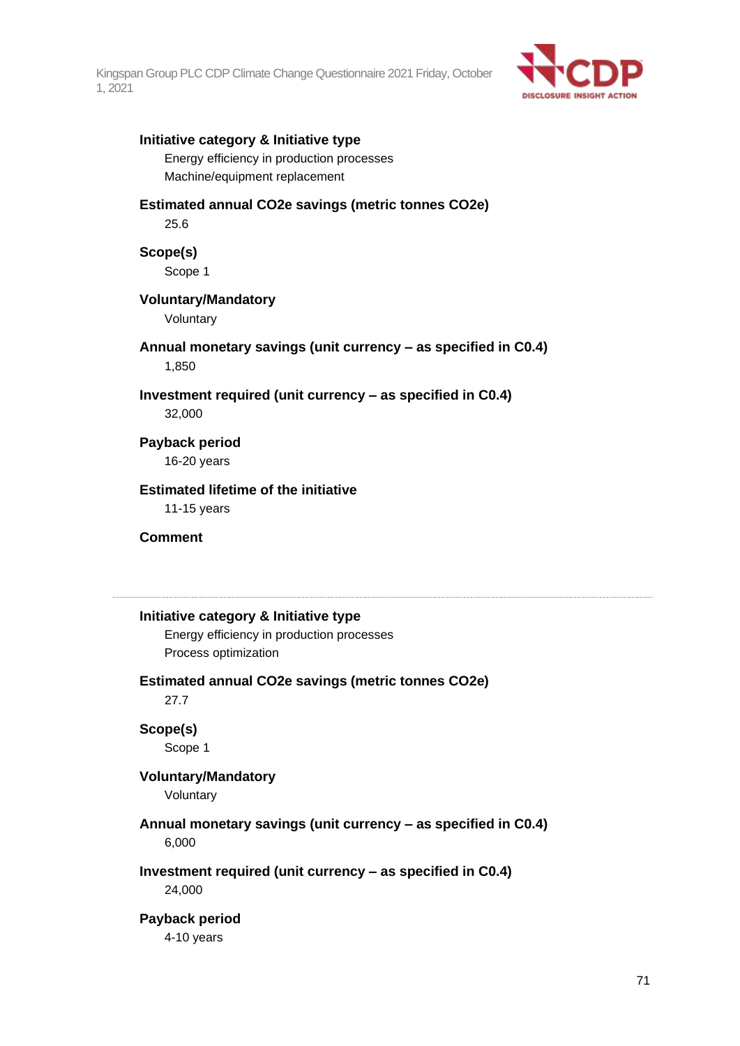**Initiative category & Initiative type**

Energy efficiency in production processes

Machine/equipment replacement

**Estimated annual CO2e savings (metric tonnes CO2e)**

25.6

**Scope(s)**

Scope 1

**Voluntary/Mandatory**

Voluntary

**Annual monetary savings (unit currency – as specified in C0.4)**

1,850

**Investment required (unit currency – as specified in C0.4)**

32,000

**Payback period**

16-20 years

**Estimated lifetime of the initiative**

11-15 years

**Comment**

---

**Initiative category & Initiative type**

Energy efficiency in production processes

Process optimization

**Estimated annual CO2e savings (metric tonnes CO2e)**

27.7

**Scope(s)**

Scope 1

**Voluntary/Mandatory**

Voluntary

**Annual monetary savings (unit currency – as specified in C0.4)**

6,000

**Investment required (unit currency – as specified in C0.4)**

24,000

**Payback period**

4-10 years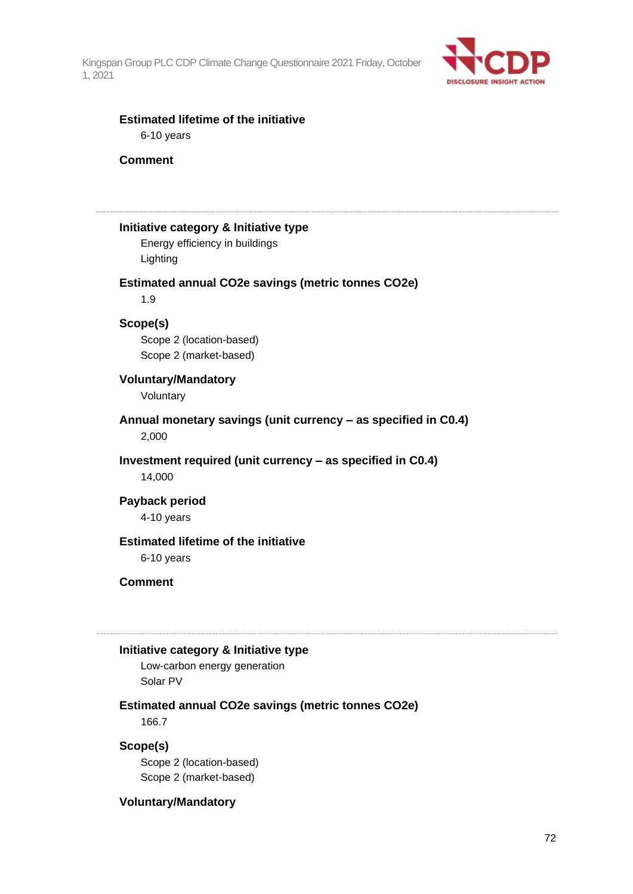**Estimated lifetime of the initiative**

6-10 years

**Comment**

---

**Initiative category & Initiative type**

Energy efficiency in buildings

Lighting

**Estimated annual CO2e savings (metric tonnes CO2e)**

1.9

**Scope(s)**

Scope 2 (location-based)

Scope 2 (market-based)

**Voluntary/Mandatory**

Voluntary

**Annual monetary savings (unit currency – as specified in C0.4)**

2,000

**Investment required (unit currency – as specified in C0.4)**

14,000

**Payback period**

4-10 years

**Estimated lifetime of the initiative**

6-10 years

**Comment**

---

**Initiative category & Initiative type**

Low-carbon energy generation

Solar PV

**Estimated annual CO2e savings (metric tonnes CO2e)**

166.7

**Scope(s)**

Scope 2 (location-based)

Scope 2 (market-based)

**Voluntary/Mandatory**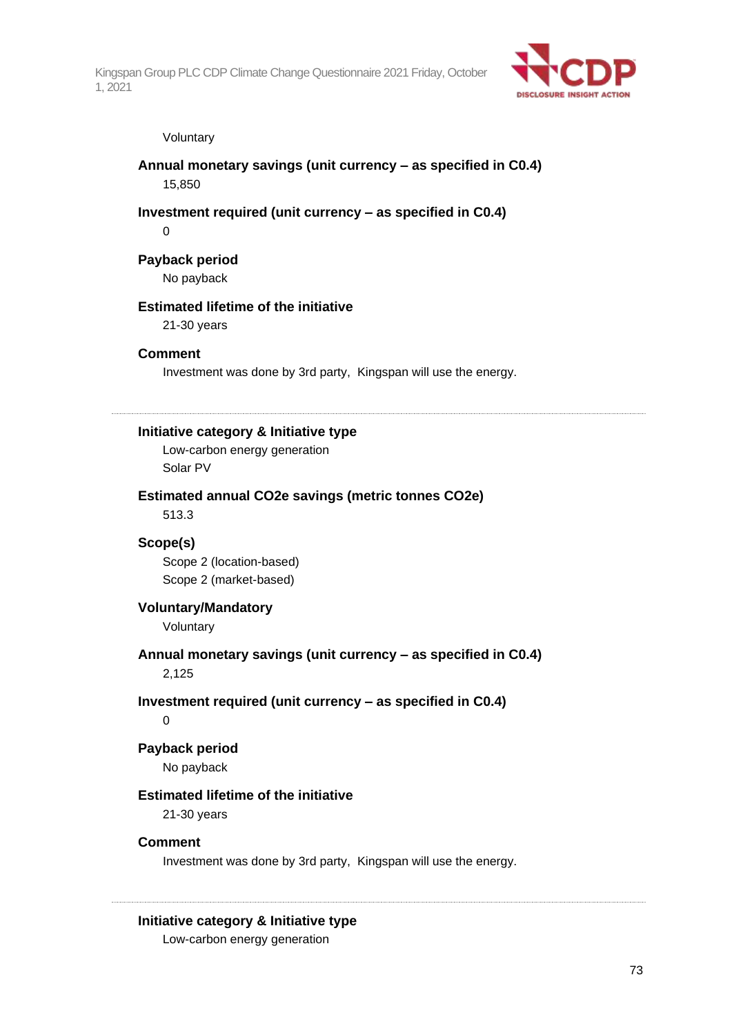Voluntary

**Annual monetary savings (unit currency – as specified in C0.4)**

15,850

**Investment required (unit currency – as specified in C0.4)**

0

**Payback period**

No payback

**Estimated lifetime of the initiative**

21-30 years

**Comment**

Investment was done by 3rd party, Kingspan will use the energy.

---

**Initiative category & Initiative type**

Low-carbon energy generation

Solar PV

**Estimated annual CO2e savings (metric tonnes CO2e)**

513.3

**Scope(s)**

Scope 2 (location-based)

Scope 2 (market-based)

**Voluntary/Mandatory**

Voluntary

**Annual monetary savings (unit currency – as specified in C0.4)**

2,125

**Investment required (unit currency – as specified in C0.4)**

0

**Payback period**

No payback

**Estimated lifetime of the initiative**

21-30 years

**Comment**

Investment was done by 3rd party, Kingspan will use the energy.

---

**Initiative category & Initiative type**

Low-carbon energy generation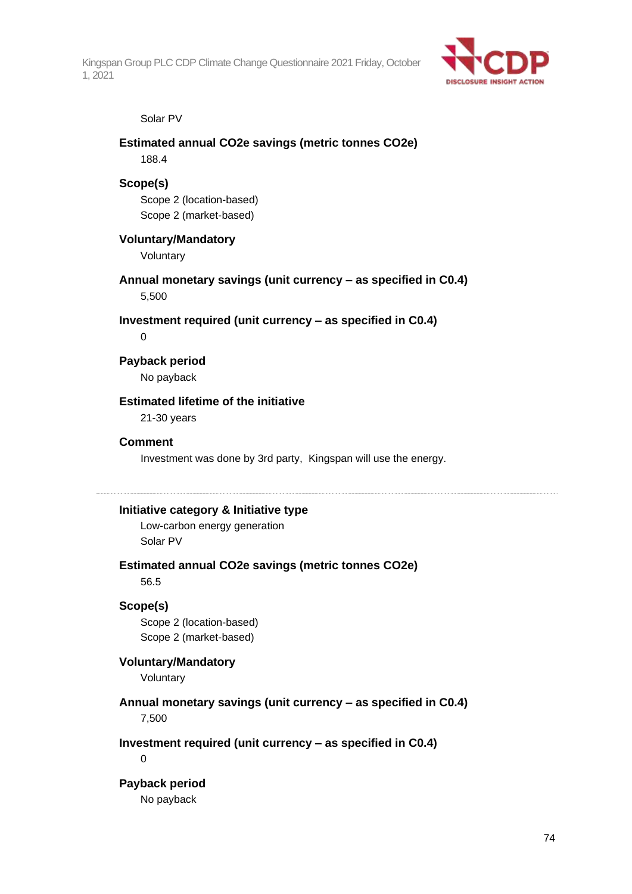Solar PV

**Estimated annual CO2e savings (metric tonnes CO2e)**

188.4

**Scope(s)**

Scope 2 (location-based)
Scope 2 (market-based)

**Voluntary/Mandatory**

Voluntary

**Annual monetary savings (unit currency – as specified in C0.4)**

5,500

**Investment required (unit currency – as specified in C0.4)**

0

**Payback period**

No payback

**Estimated lifetime of the initiative**

21-30 years

**Comment**

Investment was done by 3rd party, Kingspan will use the energy.

---

**Initiative category & Initiative type**

Low-carbon energy generation
Solar PV

**Estimated annual CO2e savings (metric tonnes CO2e)**

56.5

**Scope(s)**

Scope 2 (location-based)
Scope 2 (market-based)

**Voluntary/Mandatory**

Voluntary

**Annual monetary savings (unit currency – as specified in C0.4)**

7,500

**Investment required (unit currency – as specified in C0.4)**

0

**Payback period**

No payback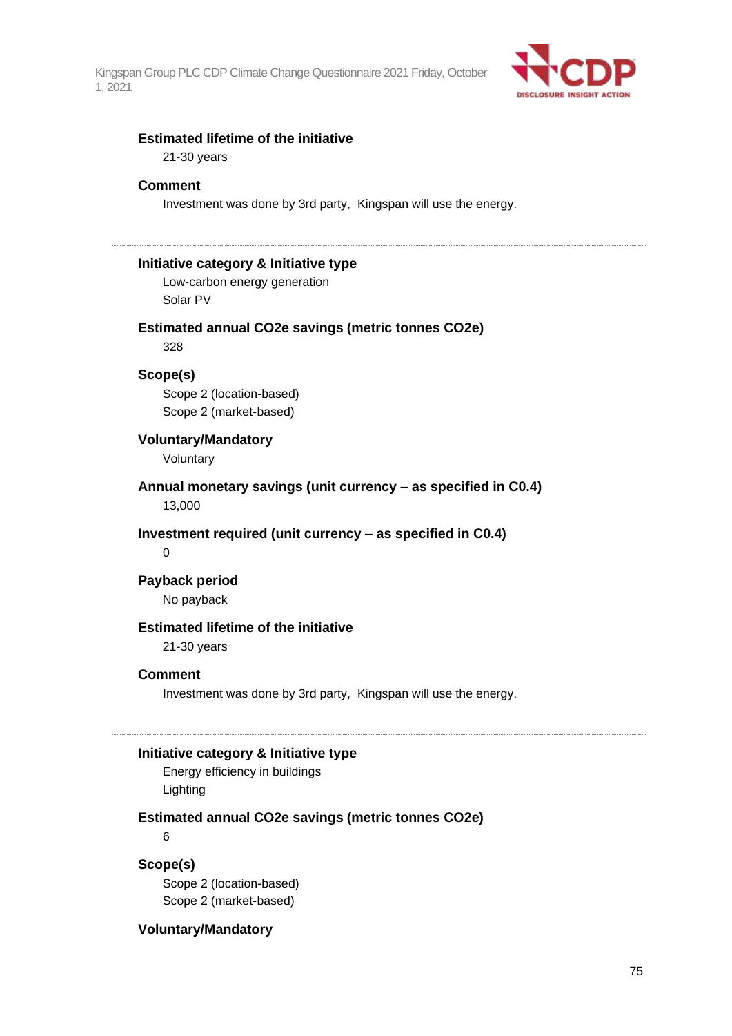**Estimated lifetime of the initiative**

21-30 years

**Comment**

Investment was done by 3rd party, Kingspan will use the energy.

---

**Initiative category & Initiative type**

Low-carbon energy generation

Solar PV

**Estimated annual CO2e savings (metric tonnes CO2e)**

328

**Scope(s)**

Scope 2 (location-based)

Scope 2 (market-based)

**Voluntary/Mandatory**

Voluntary

**Annual monetary savings (unit currency – as specified in C0.4)**

13,000

**Investment required (unit currency – as specified in C0.4)**

0

**Payback period**

No payback

**Estimated lifetime of the initiative**

21-30 years

**Comment**

Investment was done by 3rd party, Kingspan will use the energy.

---

**Initiative category & Initiative type**

Energy efficiency in buildings

Lighting

**Estimated annual CO2e savings (metric tonnes CO2e)**

6

**Scope(s)**

Scope 2 (location-based)

Scope 2 (market-based)

**Voluntary/Mandatory**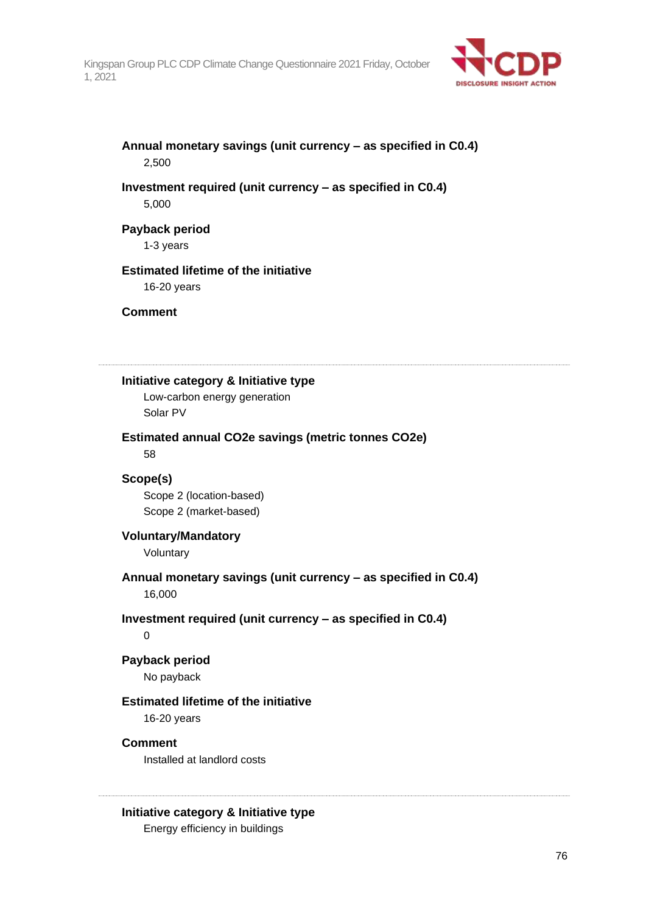**Annual monetary savings (unit currency – as specified in C0.4)**

2,500

**Investment required (unit currency – as specified in C0.4)**

5,000

**Payback period**

1-3 years

**Estimated lifetime of the initiative**

16-20 years

**Comment**

---

**Initiative category & Initiative type**

Low-carbon energy generation

Solar PV

**Estimated annual CO2e savings (metric tonnes CO2e)**

58

**Scope(s)**

Scope 2 (location-based)

Scope 2 (market-based)

**Voluntary/Mandatory**

Voluntary

**Annual monetary savings (unit currency – as specified in C0.4)**

16,000

**Investment required (unit currency – as specified in C0.4)**

0

**Payback period**

No payback

**Estimated lifetime of the initiative**

16-20 years

**Comment**

Installed at landlord costs

---

**Initiative category & Initiative type**

Energy efficiency in buildings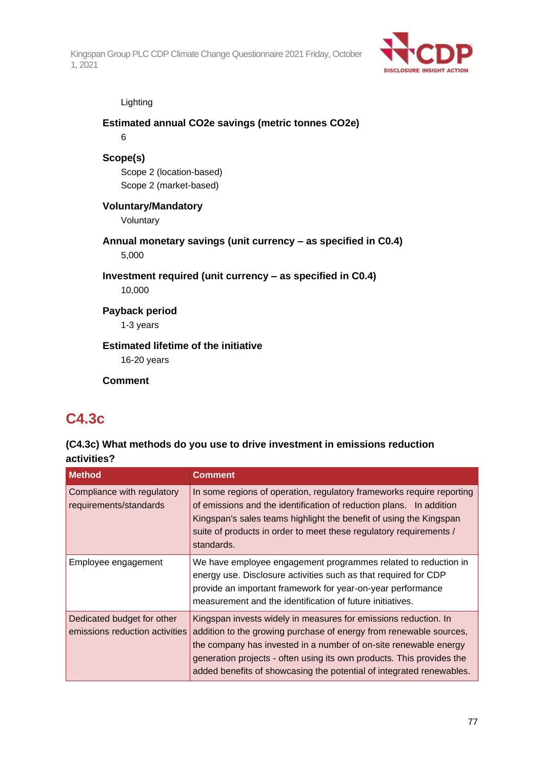Lighting

**Estimated annual CO2e savings (metric tonnes CO2e)**

6

**Scope(s)**

Scope 2 (location-based)
Scope 2 (market-based)

**Voluntary/Mandatory**

Voluntary

**Annual monetary savings (unit currency – as specified in C0.4)**

5,000

**Investment required (unit currency – as specified in C0.4)**

10,000

**Payback period**

1-3 years

**Estimated lifetime of the initiative**

16-20 years

**Comment**

## C4.3c

**(C4.3c) What methods do you use to drive investment in emissions reduction activities?**

| Method | Comment |
|---|---|
| Compliance with regulatory requirements/standards | In some regions of operation, regulatory frameworks require reporting of emissions and the identification of reduction plans. In addition Kingspan's sales teams highlight the benefit of using the Kingspan suite of products in order to meet these regulatory requirements / standards. |
| Employee engagement | We have employee engagement programmes related to reduction in energy use. Disclosure activities such as that required for CDP provide an important framework for year-on-year performance measurement and the identification of future initiatives. |
| Dedicated budget for other emissions reduction activities | Kingspan invests widely in measures for emissions reduction. In addition to the growing purchase of energy from renewable sources, the company has invested in a number of on-site renewable energy generation projects - often using its own products. This provides the added benefits of showcasing the potential of integrated renewables. |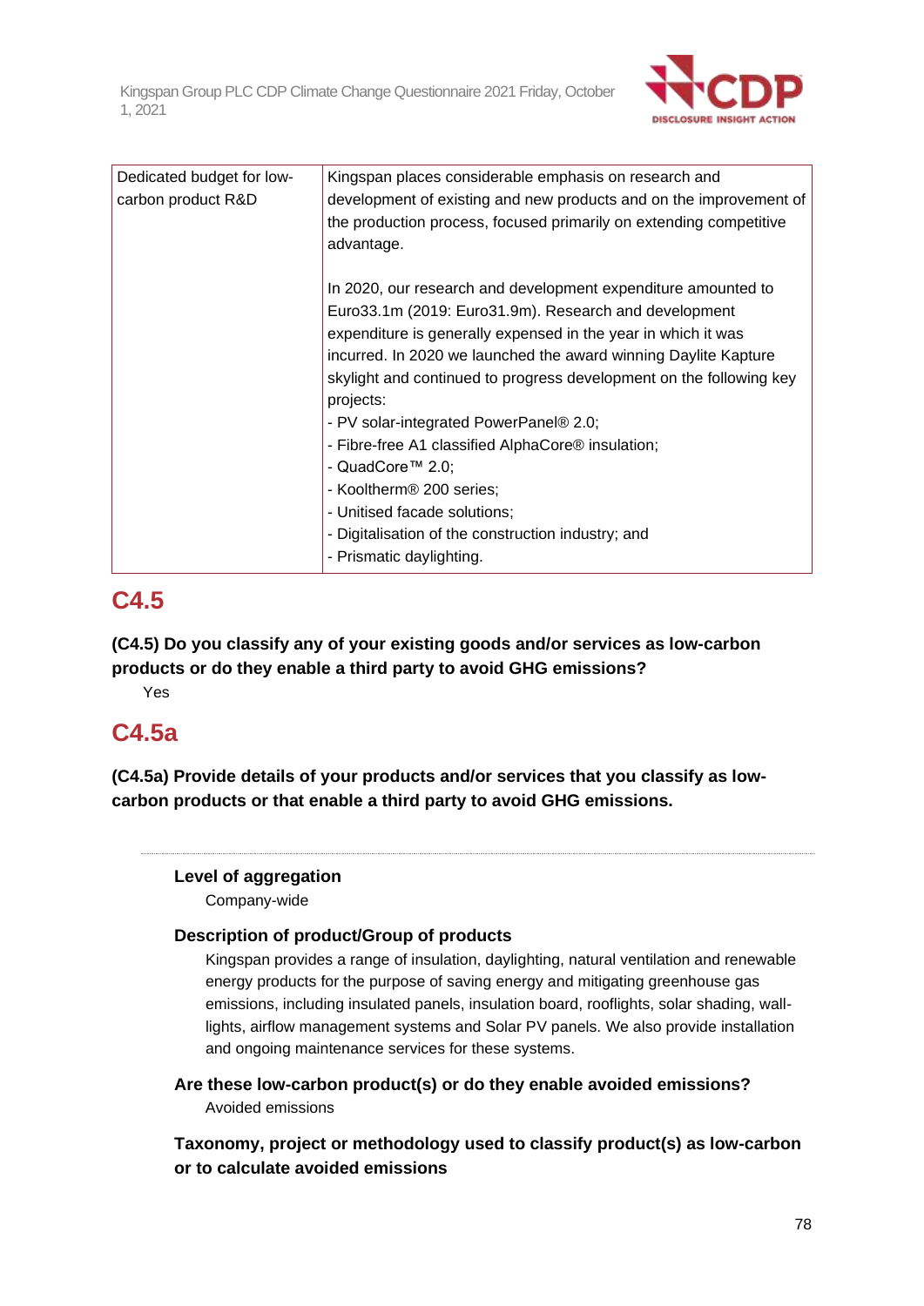| Dedicated budget for low-carbon product R&D | Kingspan places considerable emphasis on research and development of existing and new products and on the improvement of the production process, focused primarily on extending competitive advantage.<br><br>In 2020, our research and development expenditure amounted to Euro33.1m (2019: Euro31.9m). Research and development expenditure is generally expensed in the year in which it was incurred. In 2020 we launched the award winning Daylite Kapture skylight and continued to progress development on the following key projects:<br>- PV solar-integrated PowerPanel® 2.0;<br>- Fibre-free A1 classified AlphaCore® insulation;<br>- QuadCore™ 2.0;<br>- Kooltherm® 200 series;<br>- Unitised facade solutions;<br>- Digitalisation of the construction industry; and<br>- Prismatic daylighting. |
|---|---|

## C4.5

**(C4.5) Do you classify any of your existing goods and/or services as low-carbon products or do they enable a third party to avoid GHG emissions?**

Yes

## C4.5a

**(C4.5a) Provide details of your products and/or services that you classify as low-carbon products or that enable a third party to avoid GHG emissions.**

---

**Level of aggregation**

Company-wide

**Description of product/Group of products**

Kingspan provides a range of insulation, daylighting, natural ventilation and renewable energy products for the purpose of saving energy and mitigating greenhouse gas emissions, including insulated panels, insulation board, rooflights, solar shading, wall-lights, airflow management systems and Solar PV panels. We also provide installation and ongoing maintenance services for these systems.

**Are these low-carbon product(s) or do they enable avoided emissions?**

Avoided emissions

**Taxonomy, project or methodology used to classify product(s) as low-carbon or to calculate avoided emissions**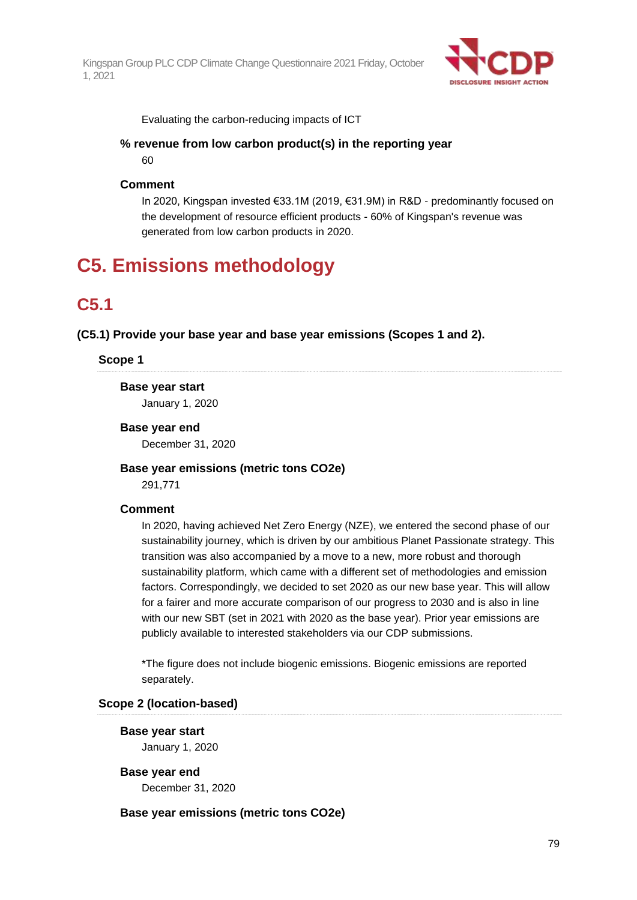Evaluating the carbon-reducing impacts of ICT

**% revenue from low carbon product(s) in the reporting year**

60

**Comment**

In 2020, Kingspan invested €33.1M (2019, €31.9M) in R&D - predominantly focused on the development of resource efficient products - 60% of Kingspan's revenue was generated from low carbon products in 2020.

# C5. Emissions methodology

## C5.1

**(C5.1) Provide your base year and base year emissions (Scopes 1 and 2).**

### Scope 1

**Base year start**

January 1, 2020

**Base year end**

December 31, 2020

**Base year emissions (metric tons CO2e)**

291,771

**Comment**

In 2020, having achieved Net Zero Energy (NZE), we entered the second phase of our sustainability journey, which is driven by our ambitious Planet Passionate strategy. This transition was also accompanied by a move to a new, more robust and thorough sustainability platform, which came with a different set of methodologies and emission factors. Correspondingly, we decided to set 2020 as our new base year. This will allow for a fairer and more accurate comparison of our progress to 2030 and is also in line with our new SBT (set in 2021 with 2020 as the base year). Prior year emissions are publicly available to interested stakeholders via our CDP submissions.

*The figure does not include biogenic emissions. Biogenic emissions are reported separately.

### Scope 2 (location-based)

**Base year start**

January 1, 2020

**Base year end**

December 31, 2020

**Base year emissions (metric tons CO2e)**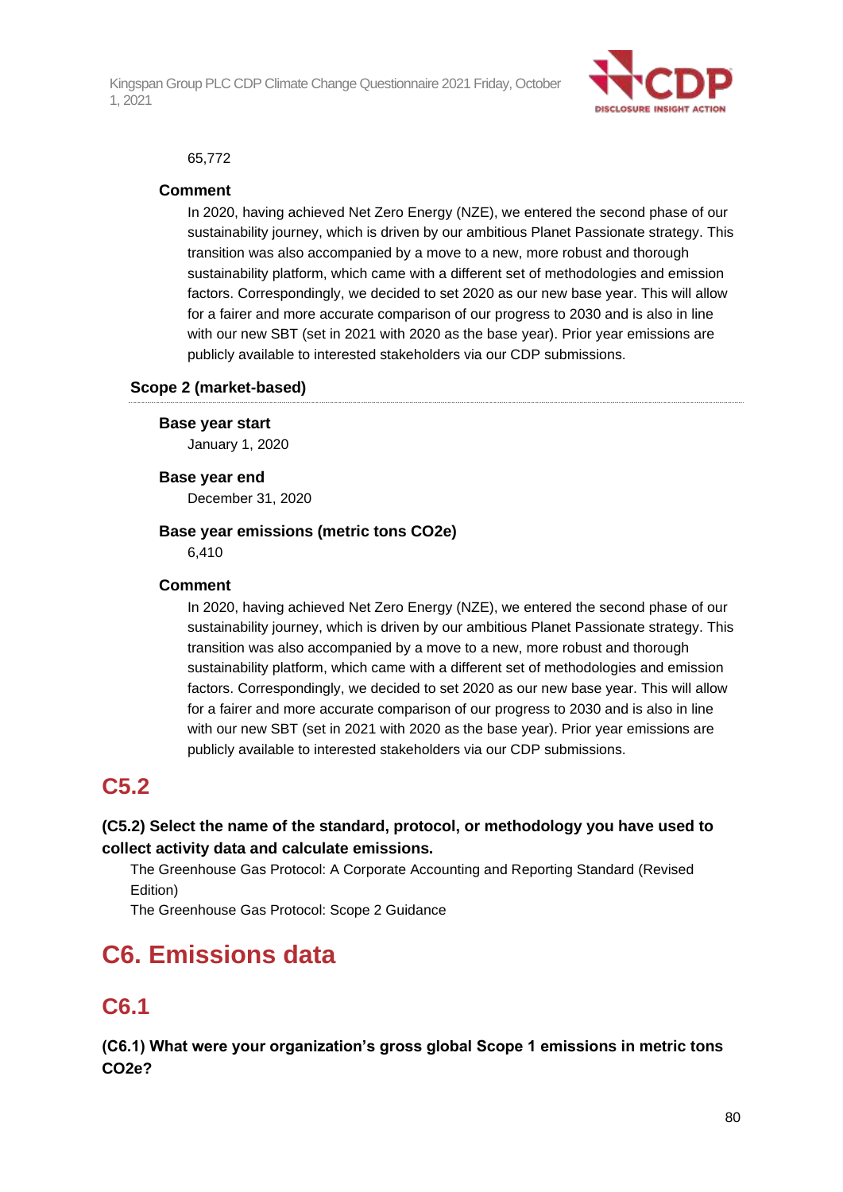65,772

**Comment**

In 2020, having achieved Net Zero Energy (NZE), we entered the second phase of our sustainability journey, which is driven by our ambitious Planet Passionate strategy. This transition was also accompanied by a move to a new, more robust and thorough sustainability platform, which came with a different set of methodologies and emission factors. Correspondingly, we decided to set 2020 as our new base year. This will allow for a fairer and more accurate comparison of our progress to 2030 and is also in line with our new SBT (set in 2021 with 2020 as the base year). Prior year emissions are publicly available to interested stakeholders via our CDP submissions.

### Scope 2 (market-based)

**Base year start**

January 1, 2020

**Base year end**

December 31, 2020

**Base year emissions (metric tons CO2e)**

6,410

**Comment**

In 2020, having achieved Net Zero Energy (NZE), we entered the second phase of our sustainability journey, which is driven by our ambitious Planet Passionate strategy. This transition was also accompanied by a move to a new, more robust and thorough sustainability platform, which came with a different set of methodologies and emission factors. Correspondingly, we decided to set 2020 as our new base year. This will allow for a fairer and more accurate comparison of our progress to 2030 and is also in line with our new SBT (set in 2021 with 2020 as the base year). Prior year emissions are publicly available to interested stakeholders via our CDP submissions.

## C5.2

**(C5.2) Select the name of the standard, protocol, or methodology you have used to collect activity data and calculate emissions.**

The Greenhouse Gas Protocol: A Corporate Accounting and Reporting Standard (Revised Edition)
The Greenhouse Gas Protocol: Scope 2 Guidance

# C6. Emissions data

## C6.1

**(C6.1) What were your organization's gross global Scope 1 emissions in metric tons CO2e?**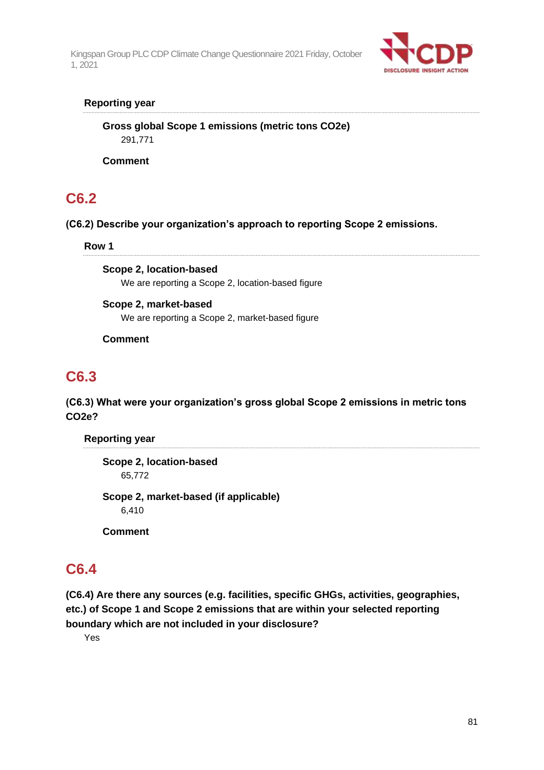**Reporting year**

**Gross global Scope 1 emissions (metric tons CO2e)**
291,771

**Comment**

## C6.2

**(C6.2) Describe your organization's approach to reporting Scope 2 emissions.**

**Row 1**

**Scope 2, location-based**
We are reporting a Scope 2, location-based figure

**Scope 2, market-based**
We are reporting a Scope 2, market-based figure

**Comment**

## C6.3

**(C6.3) What were your organization's gross global Scope 2 emissions in metric tons CO2e?**

**Reporting year**

**Scope 2, location-based**
65,772

**Scope 2, market-based (if applicable)**
6,410

**Comment**

## C6.4

**(C6.4) Are there any sources (e.g. facilities, specific GHGs, activities, geographies, etc.) of Scope 1 and Scope 2 emissions that are within your selected reporting boundary which are not included in your disclosure?**

Yes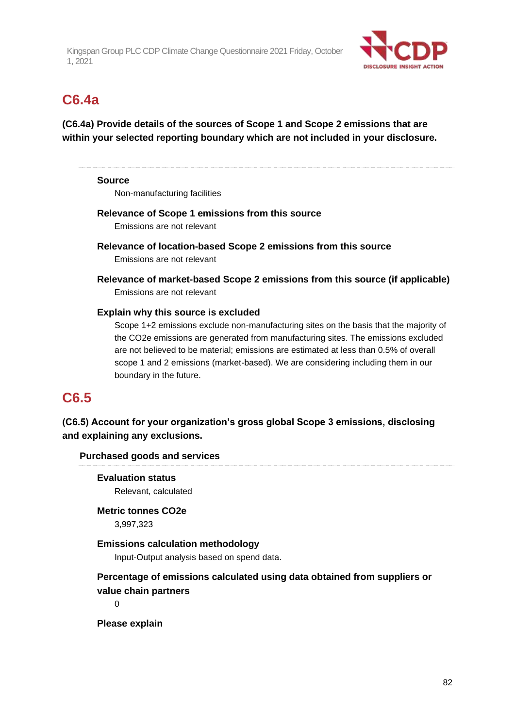## C6.4a

**(C6.4a) Provide details of the sources of Scope 1 and Scope 2 emissions that are within your selected reporting boundary which are not included in your disclosure.**

**Source**

Non-manufacturing facilities

**Relevance of Scope 1 emissions from this source**

Emissions are not relevant

**Relevance of location-based Scope 2 emissions from this source**

Emissions are not relevant

**Relevance of market-based Scope 2 emissions from this source (if applicable)**

Emissions are not relevant

**Explain why this source is excluded**

Scope 1+2 emissions exclude non-manufacturing sites on the basis that the majority of the $CO_2e$ emissions are generated from manufacturing sites. The emissions excluded are not believed to be material; emissions are estimated at less than 0.5% of overall scope 1 and 2 emissions (market-based). We are considering including them in our boundary in the future.

## C6.5

**(C6.5) Account for your organization's gross global Scope 3 emissions, disclosing and explaining any exclusions.**

### Purchased goods and services

**Evaluation status**

Relevant, calculated

**Metric tonnes CO2e**

3,997,323

**Emissions calculation methodology**

Input-Output analysis based on spend data.

**Percentage of emissions calculated using data obtained from suppliers or value chain partners**

0

**Please explain**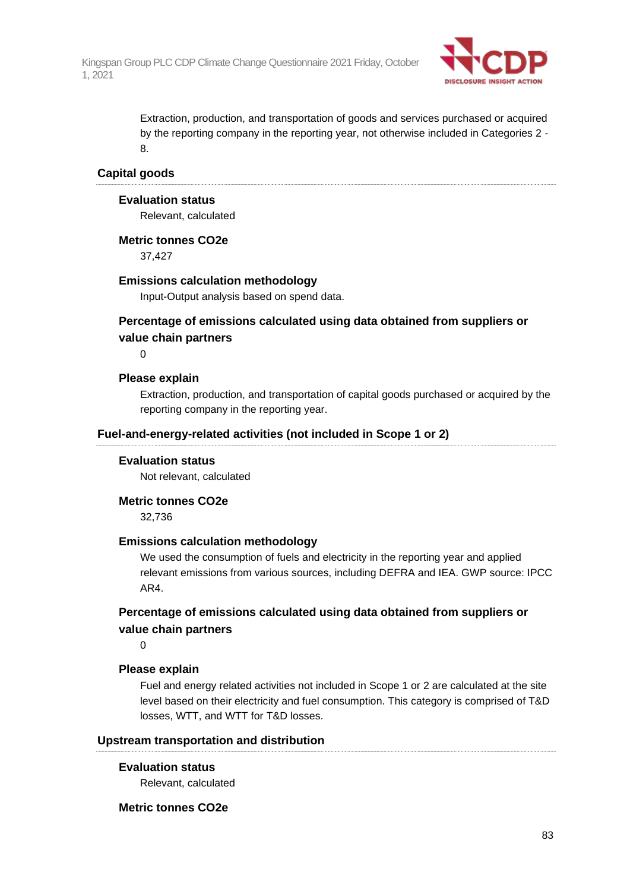Extraction, production, and transportation of goods and services purchased or acquired by the reporting company in the reporting year, not otherwise included in Categories 2 - 8.

### Capital goods

**Evaluation status**

Relevant, calculated

**Metric tonnes CO2e**

37,427

**Emissions calculation methodology**

Input-Output analysis based on spend data.

**Percentage of emissions calculated using data obtained from suppliers or value chain partners**

0

**Please explain**

Extraction, production, and transportation of capital goods purchased or acquired by the reporting company in the reporting year.

### Fuel-and-energy-related activities (not included in Scope 1 or 2)

**Evaluation status**

Not relevant, calculated

**Metric tonnes CO2e**

32,736

**Emissions calculation methodology**

We used the consumption of fuels and electricity in the reporting year and applied relevant emissions from various sources, including DEFRA and IEA. GWP source: IPCC AR4.

**Percentage of emissions calculated using data obtained from suppliers or value chain partners**

0

**Please explain**

Fuel and energy related activities not included in Scope 1 or 2 are calculated at the site level based on their electricity and fuel consumption. This category is comprised of T&D losses, WTT, and WTT for T&D losses.

### Upstream transportation and distribution

**Evaluation status**

Relevant, calculated

**Metric tonnes CO2e**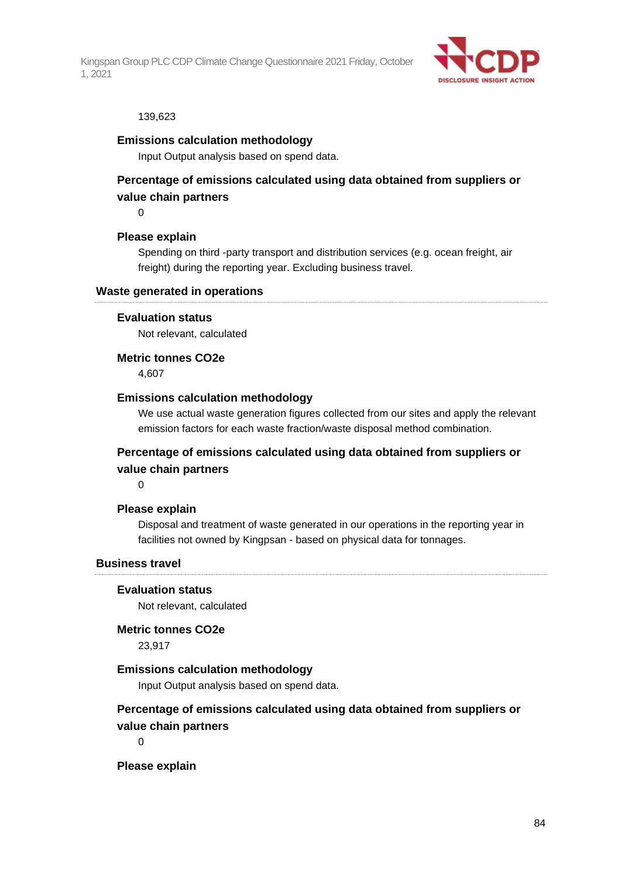139,623

**Emissions calculation methodology**

Input Output analysis based on spend data.

**Percentage of emissions calculated using data obtained from suppliers or value chain partners**

0

**Please explain**

Spending on third -party transport and distribution services (e.g. ocean freight, air freight) during the reporting year. Excluding business travel.

### Waste generated in operations

**Evaluation status**

Not relevant, calculated

**Metric tonnes CO2e**

4,607

**Emissions calculation methodology**

We use actual waste generation figures collected from our sites and apply the relevant emission factors for each waste fraction/waste disposal method combination.

**Percentage of emissions calculated using data obtained from suppliers or value chain partners**

0

**Please explain**

Disposal and treatment of waste generated in our operations in the reporting year in facilities not owned by Kingpsan - based on physical data for tonnages.

### Business travel

**Evaluation status**

Not relevant, calculated

**Metric tonnes CO2e**

23,917

**Emissions calculation methodology**

Input Output analysis based on spend data.

**Percentage of emissions calculated using data obtained from suppliers or value chain partners**

0

**Please explain**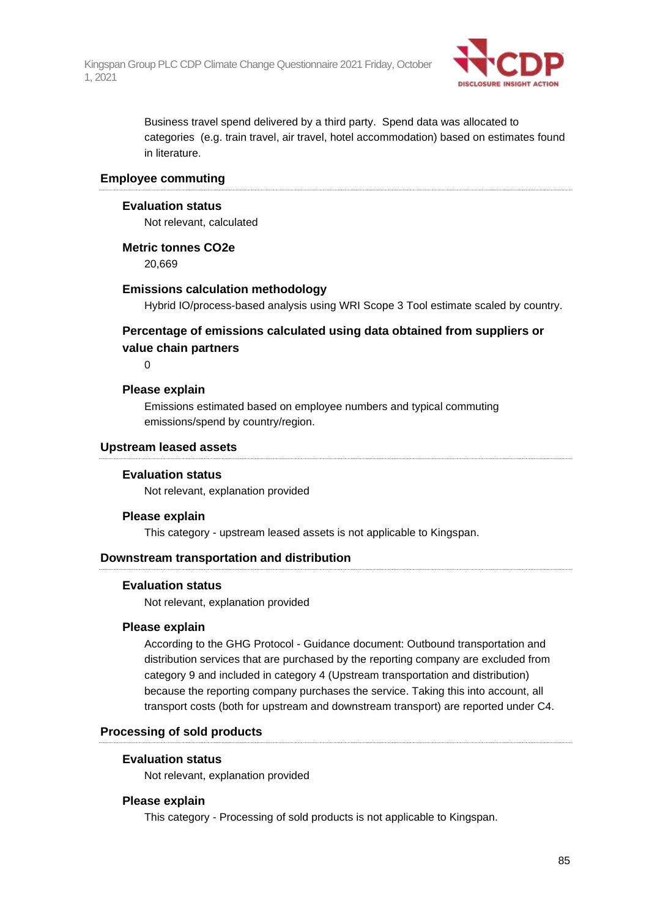Business travel spend delivered by a third party. Spend data was allocated to categories (e.g. train travel, air travel, hotel accommodation) based on estimates found in literature.

### Employee commuting

#### Evaluation status

Not relevant, calculated

#### Metric tonnes CO2e

20,669

#### Emissions calculation methodology

Hybrid IO/process-based analysis using WRI Scope 3 Tool estimate scaled by country.

#### Percentage of emissions calculated using data obtained from suppliers or value chain partners

0

#### Please explain

Emissions estimated based on employee numbers and typical commuting emissions/spend by country/region.

### Upstream leased assets

#### Evaluation status

Not relevant, explanation provided

#### Please explain

This category - upstream leased assets is not applicable to Kingspan.

### Downstream transportation and distribution

#### Evaluation status

Not relevant, explanation provided

#### Please explain

According to the GHG Protocol - Guidance document: Outbound transportation and distribution services that are purchased by the reporting company are excluded from category 9 and included in category 4 (Upstream transportation and distribution) because the reporting company purchases the service. Taking this into account, all transport costs (both for upstream and downstream transport) are reported under C4.

### Processing of sold products

#### Evaluation status

Not relevant, explanation provided

#### Please explain

This category - Processing of sold products is not applicable to Kingspan.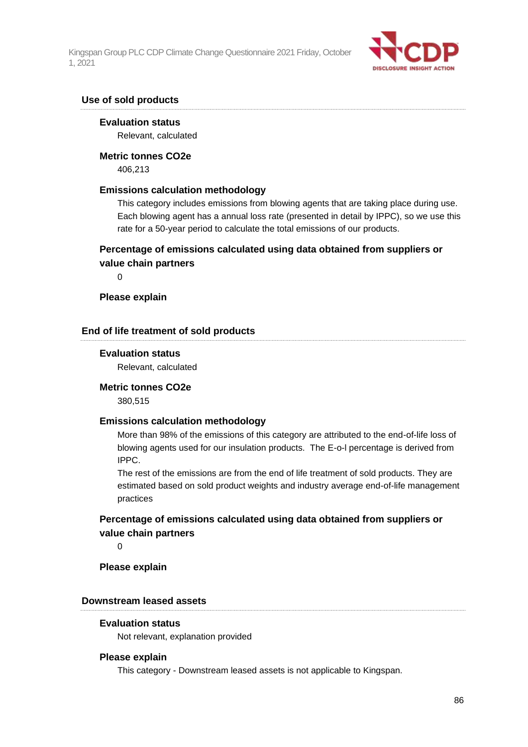### Use of sold products

**Evaluation status**

Relevant, calculated

**Metric tonnes CO2e**

406,213

**Emissions calculation methodology**

This category includes emissions from blowing agents that are taking place during use. Each blowing agent has a annual loss rate (presented in detail by IPPC), so we use this rate for a 50-year period to calculate the total emissions of our products.

**Percentage of emissions calculated using data obtained from suppliers or value chain partners**

0

**Please explain**

### End of life treatment of sold products

**Evaluation status**

Relevant, calculated

**Metric tonnes CO2e**

380,515

**Emissions calculation methodology**

More than 98% of the emissions of this category are attributed to the end-of-life loss of blowing agents used for our insulation products. The E-o-l percentage is derived from IPPC.

The rest of the emissions are from the end of life treatment of sold products. They are estimated based on sold product weights and industry average end-of-life management practices

**Percentage of emissions calculated using data obtained from suppliers or value chain partners**

0

**Please explain**

### Downstream leased assets

**Evaluation status**

Not relevant, explanation provided

**Please explain**

This category - Downstream leased assets is not applicable to Kingspan.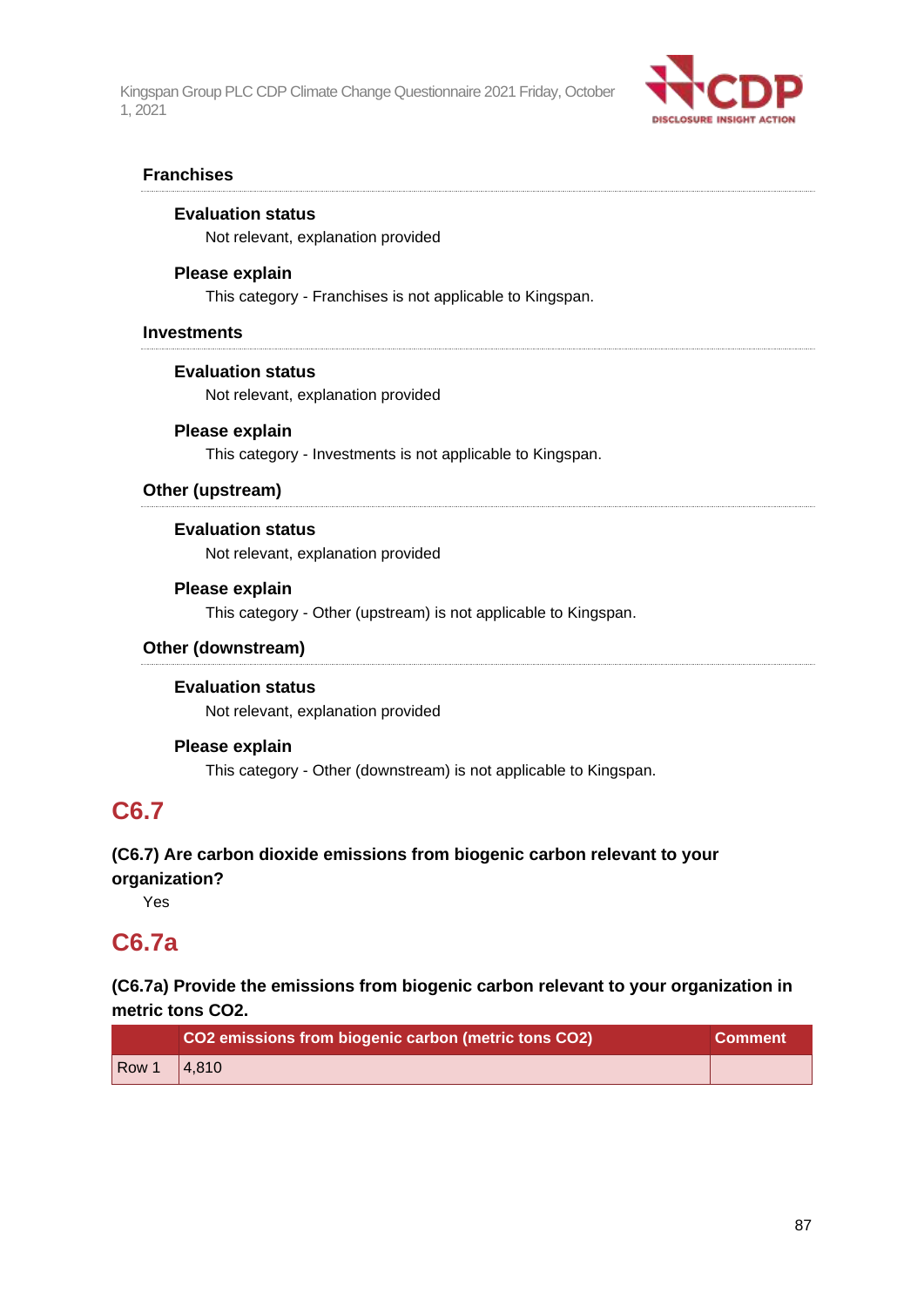### Franchises

**Evaluation status**

Not relevant, explanation provided

**Please explain**

This category - Franchises is not applicable to Kingspan.

### Investments

**Evaluation status**

Not relevant, explanation provided

**Please explain**

This category - Investments is not applicable to Kingspan.

### Other (upstream)

**Evaluation status**

Not relevant, explanation provided

**Please explain**

This category - Other (upstream) is not applicable to Kingspan.

### Other (downstream)

**Evaluation status**

Not relevant, explanation provided

**Please explain**

This category - Other (downstream) is not applicable to Kingspan.

## C6.7

**(C6.7) Are carbon dioxide emissions from biogenic carbon relevant to your organization?**

Yes

## C6.7a

**(C6.7a) Provide the emissions from biogenic carbon relevant to your organization in metric tons CO2.**

| | CO2 emissions from biogenic carbon (metric tons CO2) | Comment |
|---|---|---|
| Row 1 | 4,810 | |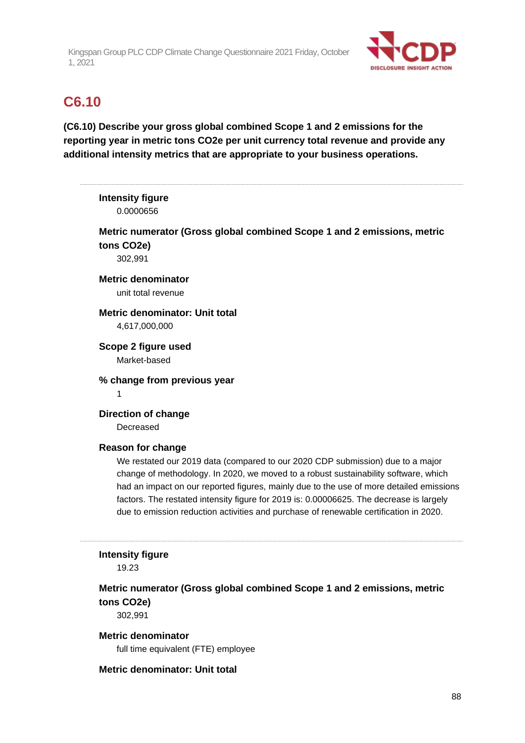## C6.10

**(C6.10) Describe your gross global combined Scope 1 and 2 emissions for the reporting year in metric tons CO2e per unit currency total revenue and provide any additional intensity metrics that are appropriate to your business operations.**

---

**Intensity figure**

0.0000656

**Metric numerator (Gross global combined Scope 1 and 2 emissions, metric tons CO2e)**

302,991

**Metric denominator**

unit total revenue

**Metric denominator: Unit total**

4,617,000,000

**Scope 2 figure used**

Market-based

**% change from previous year**

1

**Direction of change**

Decreased

**Reason for change**

We restated our 2019 data (compared to our 2020 CDP submission) due to a major change of methodology. In 2020, we moved to a robust sustainability software, which had an impact on our reported figures, mainly due to the use of more detailed emissions factors. The restated intensity figure for 2019 is: 0.00006625. The decrease is largely due to emission reduction activities and purchase of renewable certification in 2020.

---

**Intensity figure**

19.23

**Metric numerator (Gross global combined Scope 1 and 2 emissions, metric tons CO2e)**

302,991

**Metric denominator**

full time equivalent (FTE) employee

**Metric denominator: Unit total**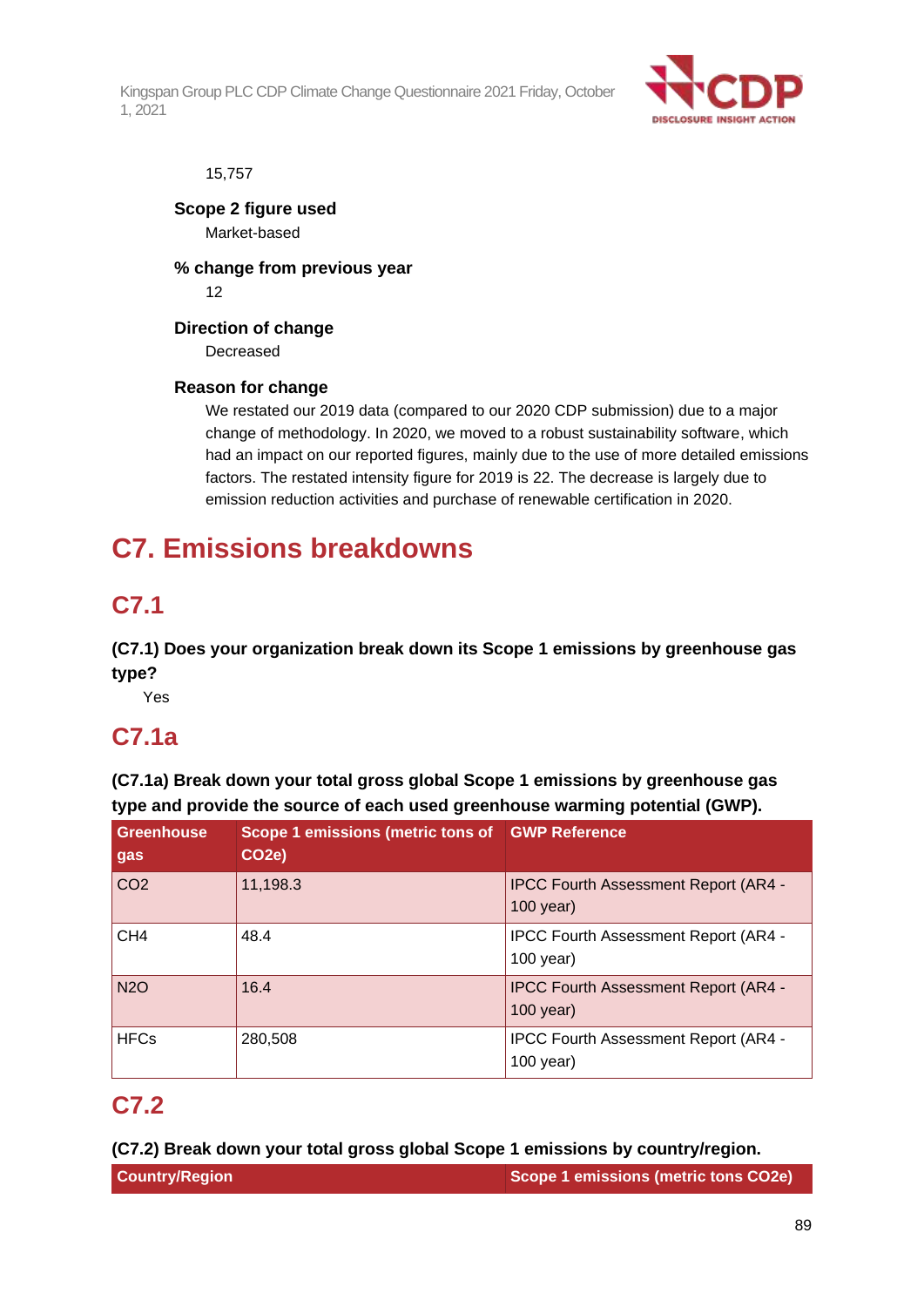15,757

**Scope 2 figure used**

Market-based

**% change from previous year**

12

**Direction of change**

Decreased

**Reason for change**

We restated our 2019 data (compared to our 2020 CDP submission) due to a major change of methodology. In 2020, we moved to a robust sustainability software, which had an impact on our reported figures, mainly due to the use of more detailed emissions factors. The restated intensity figure for 2019 is 22. The decrease is largely due to emission reduction activities and purchase of renewable certification in 2020.

# C7. Emissions breakdowns

## C7.1

**(C7.1) Does your organization break down its Scope 1 emissions by greenhouse gas type?**

Yes

## C7.1a

**(C7.1a) Break down your total gross global Scope 1 emissions by greenhouse gas type and provide the source of each used greenhouse warming potential (GWP).**

| Greenhouse gas | Scope 1 emissions (metric tons of CO2e) | GWP Reference |
|---|---|---|
| CO2 | 11,198.3 | IPCC Fourth Assessment Report (AR4 - 100 year) |
| CH4 | 48.4 | IPCC Fourth Assessment Report (AR4 - 100 year) |
| N2O | 16.4 | IPCC Fourth Assessment Report (AR4 - 100 year) |
| HFCs | 280,508 | IPCC Fourth Assessment Report (AR4 - 100 year) |

## C7.2

**(C7.2) Break down your total gross global Scope 1 emissions by country/region.**

| Country/Region | Scope 1 emissions (metric tons CO2e) |
|---|---|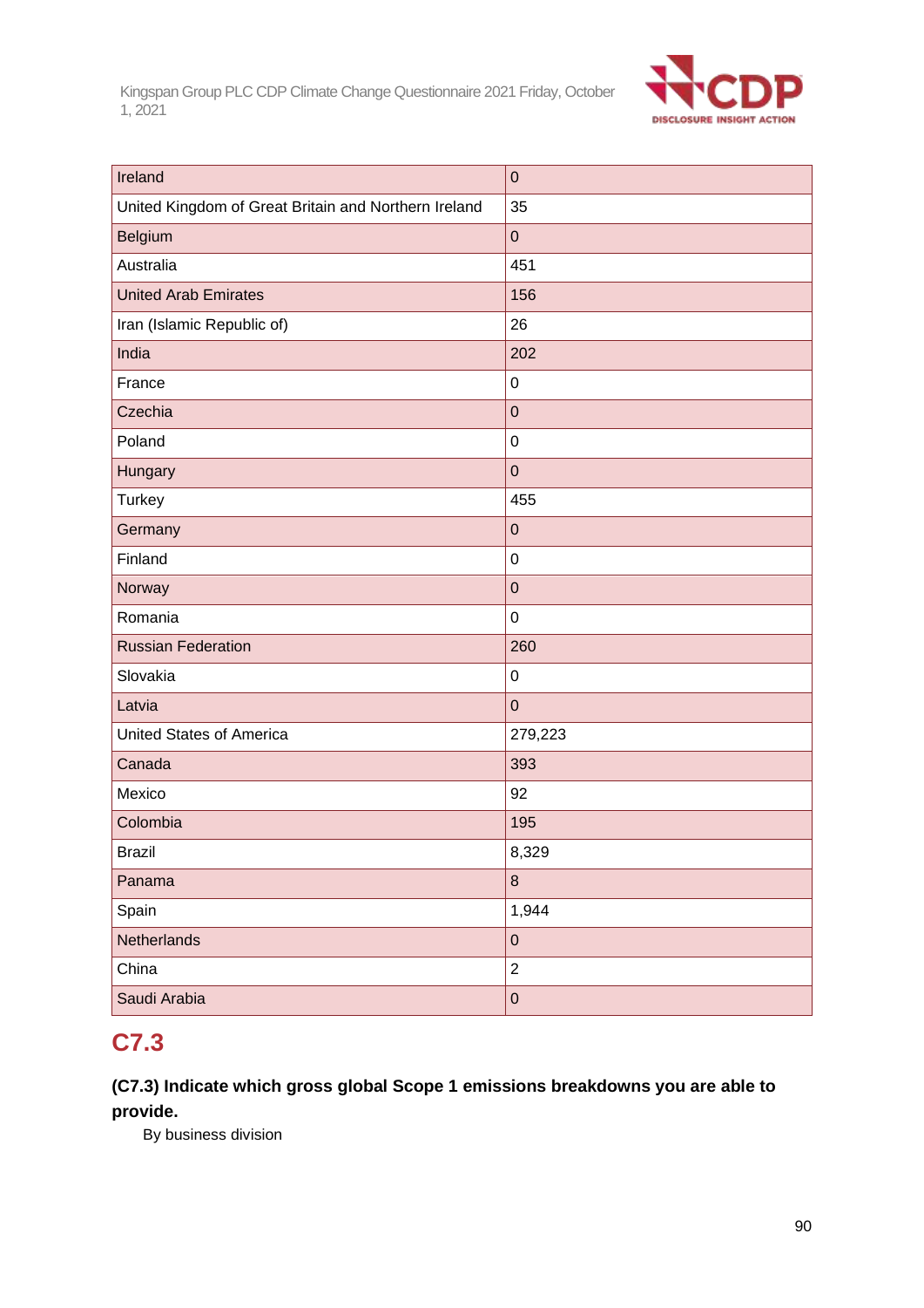| | |
|---|---|
| Ireland | 0 |
| United Kingdom of Great Britain and Northern Ireland | 35 |
| Belgium | 0 |
| Australia | 451 |
| United Arab Emirates | 156 |
| Iran (Islamic Republic of) | 26 |
| India | 202 |
| France | 0 |
| Czechia | 0 |
| Poland | 0 |
| Hungary | 0 |
| Turkey | 455 |
| Germany | 0 |
| Finland | 0 |
| Norway | 0 |
| Romania | 0 |
| Russian Federation | 260 |
| Slovakia | 0 |
| Latvia | 0 |
| United States of America | 279,223 |
| Canada | 393 |
| Mexico | 92 |
| Colombia | 195 |
| Brazil | 8,329 |
| Panama | 8 |
| Spain | 1,944 |
| Netherlands | 0 |
| China | 2 |
| Saudi Arabia | 0 |

## C7.3

**(C7.3) Indicate which gross global Scope 1 emissions breakdowns you are able to provide.**

By business division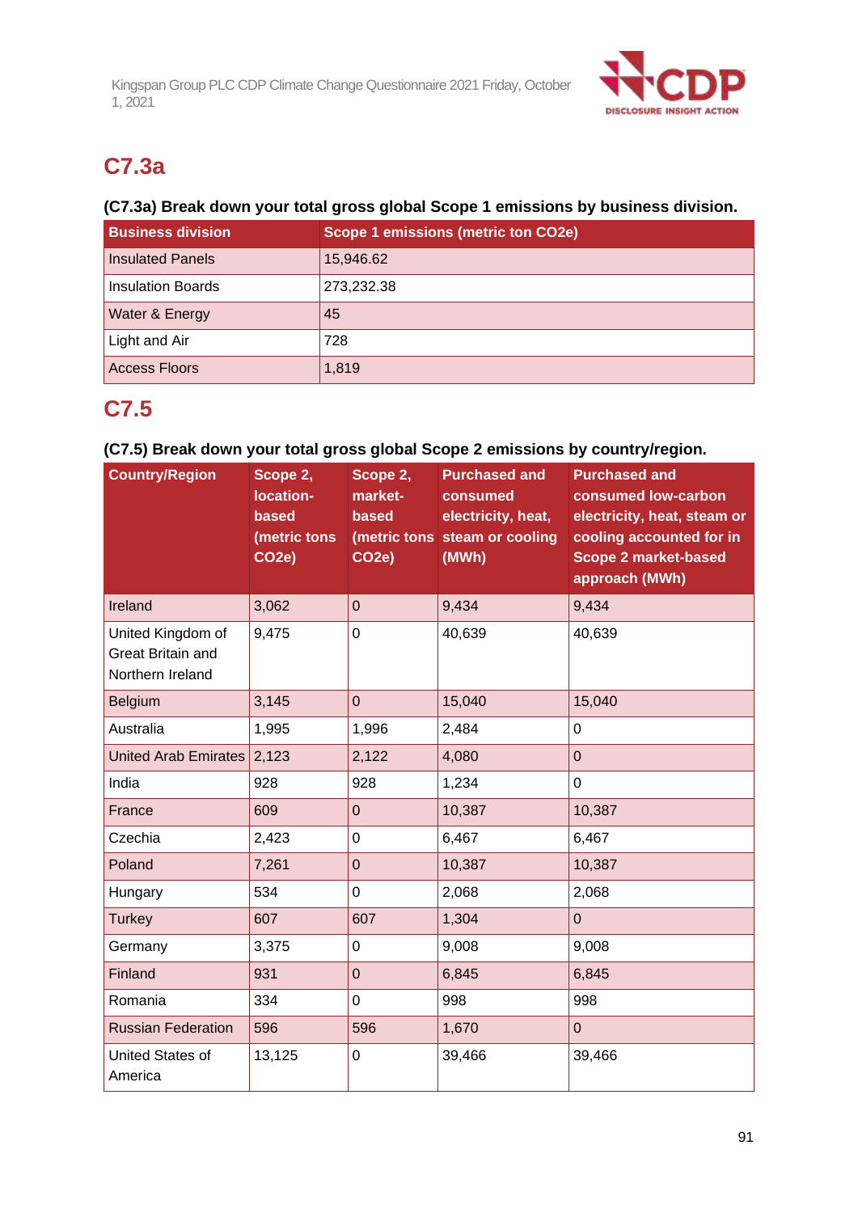## C7.3a

**(C7.3a) Break down your total gross global Scope 1 emissions by business division.**

| Business division | Scope 1 emissions (metric ton CO2e) |
|---|---|
| Insulated Panels | 15,946.62 |
| Insulation Boards | 273,232.38 |
| Water & Energy | 45 |
| Light and Air | 728 |
| Access Floors | 1,819 |

## C7.5

**(C7.5) Break down your total gross global Scope 2 emissions by country/region.**

| Country/Region | Scope 2, location-based (metric tons CO2e) | Scope 2, market-based (metric tons CO2e) | Purchased and consumed electricity, heat, steam or cooling (MWh) | Purchased and consumed low-carbon electricity, heat, steam or cooling accounted for in Scope 2 market-based approach (MWh) |
|---|---|---|---|---|
| Ireland | 3,062 | 0 | 9,434 | 9,434 |
| United Kingdom of Great Britain and Northern Ireland | 9,475 | 0 | 40,639 | 40,639 |
| Belgium | 3,145 | 0 | 15,040 | 15,040 |
| Australia | 1,995 | 1,996 | 2,484 | 0 |
| United Arab Emirates | 2,123 | 2,122 | 4,080 | 0 |
| India | 928 | 928 | 1,234 | 0 |
| France | 609 | 0 | 10,387 | 10,387 |
| Czechia | 2,423 | 0 | 6,467 | 6,467 |
| Poland | 7,261 | 0 | 10,387 | 10,387 |
| Hungary | 534 | 0 | 2,068 | 2,068 |
| Turkey | 607 | 607 | 1,304 | 0 |
| Germany | 3,375 | 0 | 9,008 | 9,008 |
| Finland | 931 | 0 | 6,845 | 6,845 |
| Romania | 334 | 0 | 998 | 998 |
| Russian Federation | 596 | 596 | 1,670 | 0 |
| United States of America | 13,125 | 0 | 39,466 | 39,466 |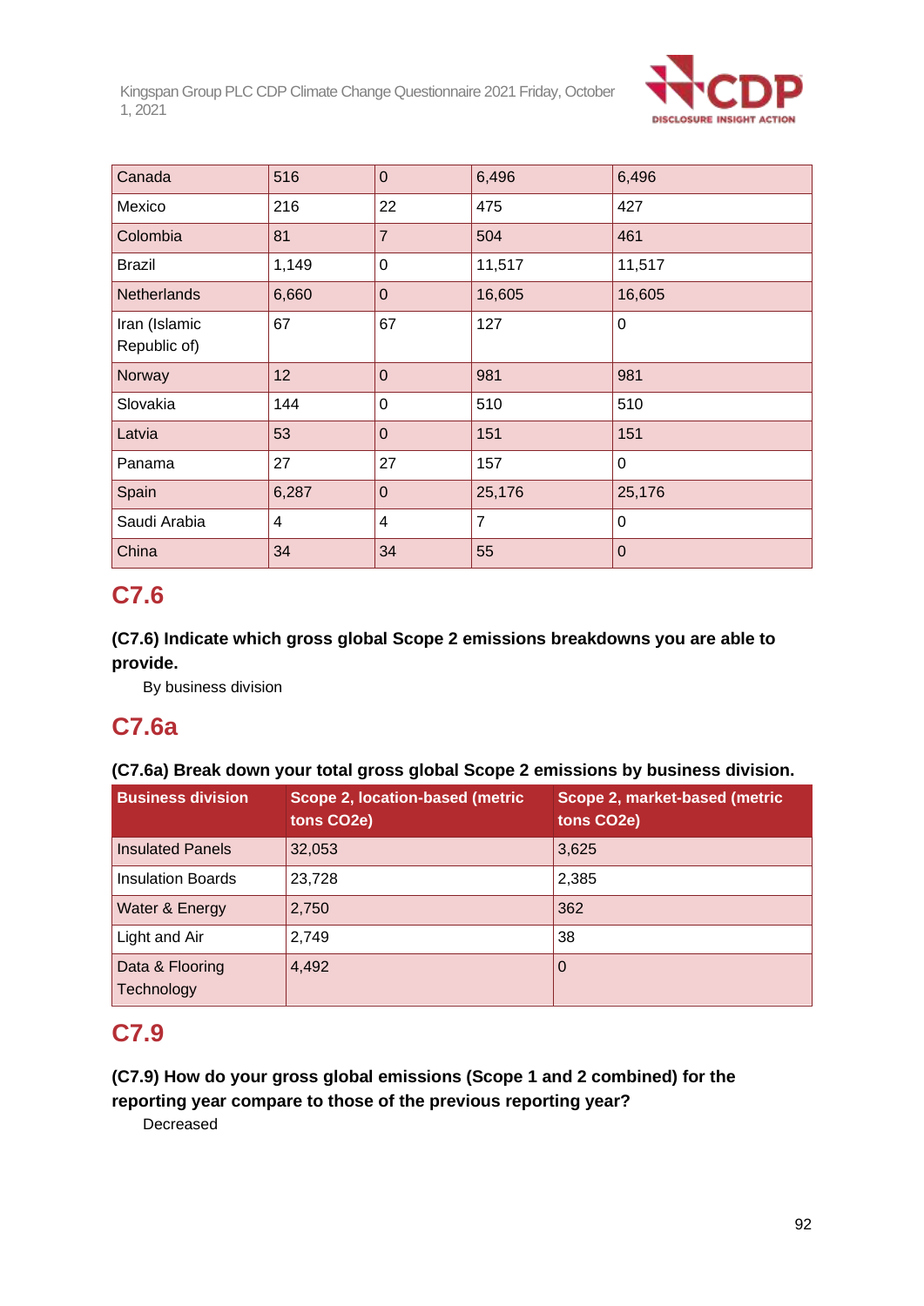| Canada | 516 | 0 | 6,496 | 6,496 |
|---|---|---|---|---|
| Mexico | 216 | 22 | 475 | 427 |
| Colombia | 81 | 7 | 504 | 461 |
| Brazil | 1,149 | 0 | 11,517 | 11,517 |
| Netherlands | 6,660 | 0 | 16,605 | 16,605 |
| Iran (Islamic Republic of) | 67 | 67 | 127 | 0 |
| Norway | 12 | 0 | 981 | 981 |
| Slovakia | 144 | 0 | 510 | 510 |
| Latvia | 53 | 0 | 151 | 151 |
| Panama | 27 | 27 | 157 | 0 |
| Spain | 6,287 | 0 | 25,176 | 25,176 |
| Saudi Arabia | 4 | 4 | 7 | 0 |
| China | 34 | 34 | 55 | 0 |

## C7.6

**(C7.6) Indicate which gross global Scope 2 emissions breakdowns you are able to provide.**

By business division

## C7.6a

**(C7.6a) Break down your total gross global Scope 2 emissions by business division.**

| Business division | Scope 2, location-based (metric tons CO2e) | Scope 2, market-based (metric tons CO2e) |
|---|---|---|
| Insulated Panels | 32,053 | 3,625 |
| Insulation Boards | 23,728 | 2,385 |
| Water & Energy | 2,750 | 362 |
| Light and Air | 2,749 | 38 |
| Data & Flooring Technology | 4,492 | 0 |

## C7.9

**(C7.9) How do your gross global emissions (Scope 1 and 2 combined) for the reporting year compare to those of the previous reporting year?**

Decreased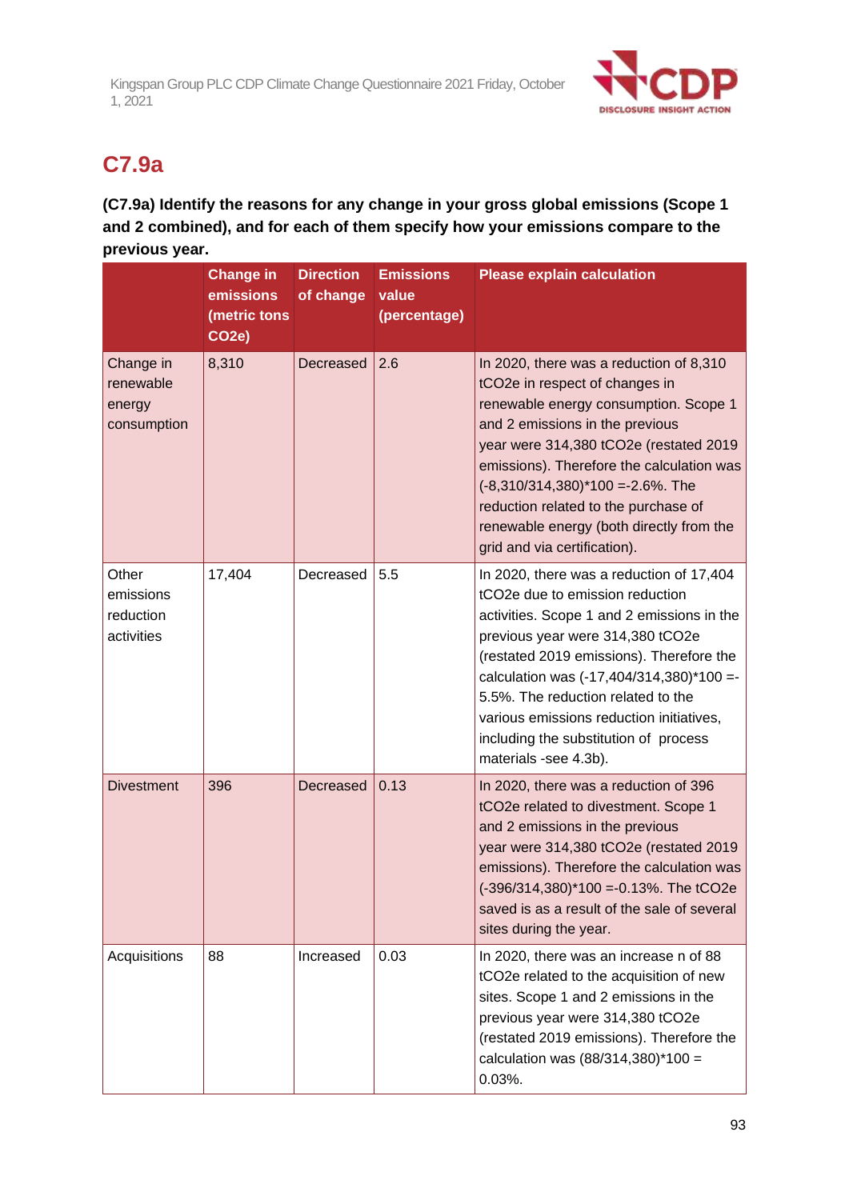## C7.9a

**(C7.9a) Identify the reasons for any change in your gross global emissions (Scope 1 and 2 combined), and for each of them specify how your emissions compare to the previous year.**

| | Change in emissions (metric tons CO2e) | Direction of change | Emissions value (percentage) | Please explain calculation |
|---|---|---|---|---|
| Change in renewable energy consumption | 8,310 | Decreased | 2.6 | In 2020, there was a reduction of 8,310 tCO2e in respect of changes in renewable energy consumption. Scope 1 and 2 emissions in the previous year were 314,380 tCO2e (restated 2019 emissions). Therefore the calculation was (-8,310/314,380)*100 =-2.6%. The reduction related to the purchase of renewable energy (both directly from the grid and via certification). |
| Other emissions reduction activities | 17,404 | Decreased | 5.5 | In 2020, there was a reduction of 17,404 tCO2e due to emission reduction activities. Scope 1 and 2 emissions in the previous year were 314,380 tCO2e (restated 2019 emissions). Therefore the calculation was (-17,404/314,380)*100 =-5.5%. The reduction related to the various emissions reduction initiatives, including the substitution of process materials -see 4.3b). |
| Divestment | 396 | Decreased | 0.13 | In 2020, there was a reduction of 396 tCO2e related to divestment. Scope 1 and 2 emissions in the previous year were 314,380 tCO2e (restated 2019 emissions). Therefore the calculation was (-396/314,380)*100 =-0.13%. The tCO2e saved is as a result of the sale of several sites during the year. |
| Acquisitions | 88 | Increased | 0.03 | In 2020, there was an increase n of 88 tCO2e related to the acquisition of new sites. Scope 1 and 2 emissions in the previous year were 314,380 tCO2e (restated 2019 emissions). Therefore the calculation was (88/314,380)*100 = 0.03%. |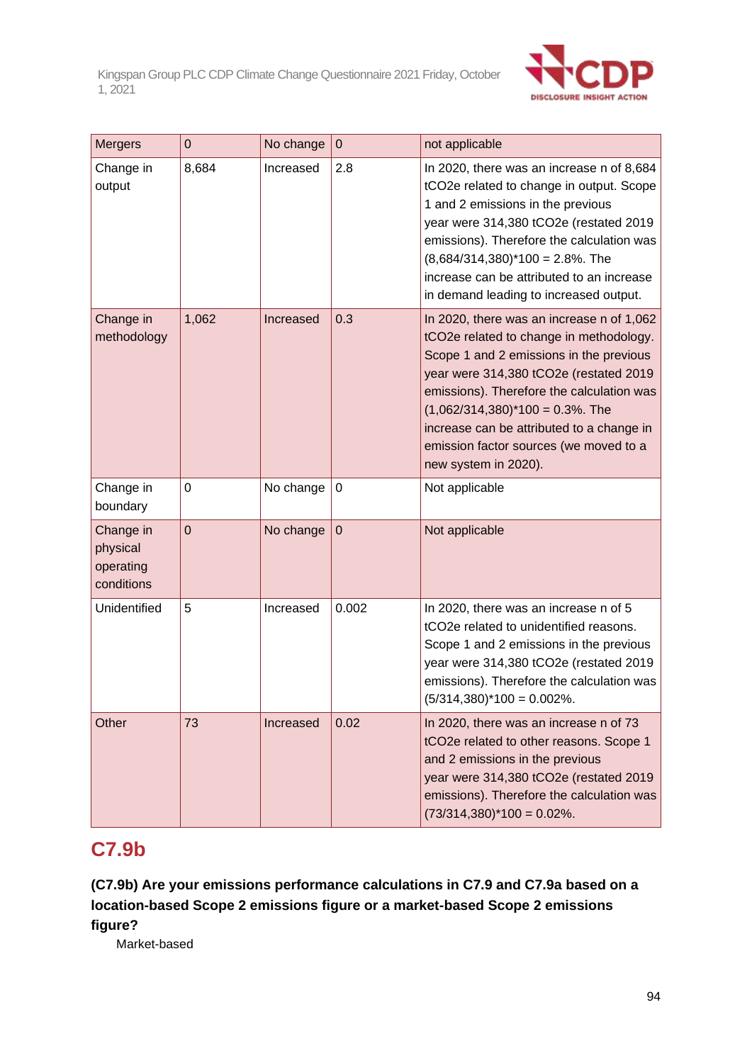| Mergers | 0 | No change | 0 | not applicable |
|---|---|---|---|---|
| Change in output | 8,684 | Increased | 2.8 | In 2020, there was an increase n of 8,684 tCO2e related to change in output. Scope 1 and 2 emissions in the previous year were 314,380 tCO2e (restated 2019 emissions). Therefore the calculation was (8,684/314,380)*100 = 2.8%. The increase can be attributed to an increase in demand leading to increased output. |
| Change in methodology | 1,062 | Increased | 0.3 | In 2020, there was an increase n of 1,062 tCO2e related to change in methodology. Scope 1 and 2 emissions in the previous year were 314,380 tCO2e (restated 2019 emissions). Therefore the calculation was (1,062/314,380)*100 = 0.3%. The increase can be attributed to a change in emission factor sources (we moved to a new system in 2020). |
| Change in boundary | 0 | No change | 0 | Not applicable |
| Change in physical operating conditions | 0 | No change | 0 | Not applicable |
| Unidentified | 5 | Increased | 0.002 | In 2020, there was an increase n of 5 tCO2e related to unidentified reasons. Scope 1 and 2 emissions in the previous year were 314,380 tCO2e (restated 2019 emissions). Therefore the calculation was (5/314,380)*100 = 0.002%. |
| Other | 73 | Increased | 0.02 | In 2020, there was an increase n of 73 tCO2e related to other reasons. Scope 1 and 2 emissions in the previous year were 314,380 tCO2e (restated 2019 emissions). Therefore the calculation was (73/314,380)*100 = 0.02%. |

## C7.9b

**(C7.9b) Are your emissions performance calculations in C7.9 and C7.9a based on a location-based Scope 2 emissions figure or a market-based Scope 2 emissions figure?**

Market-based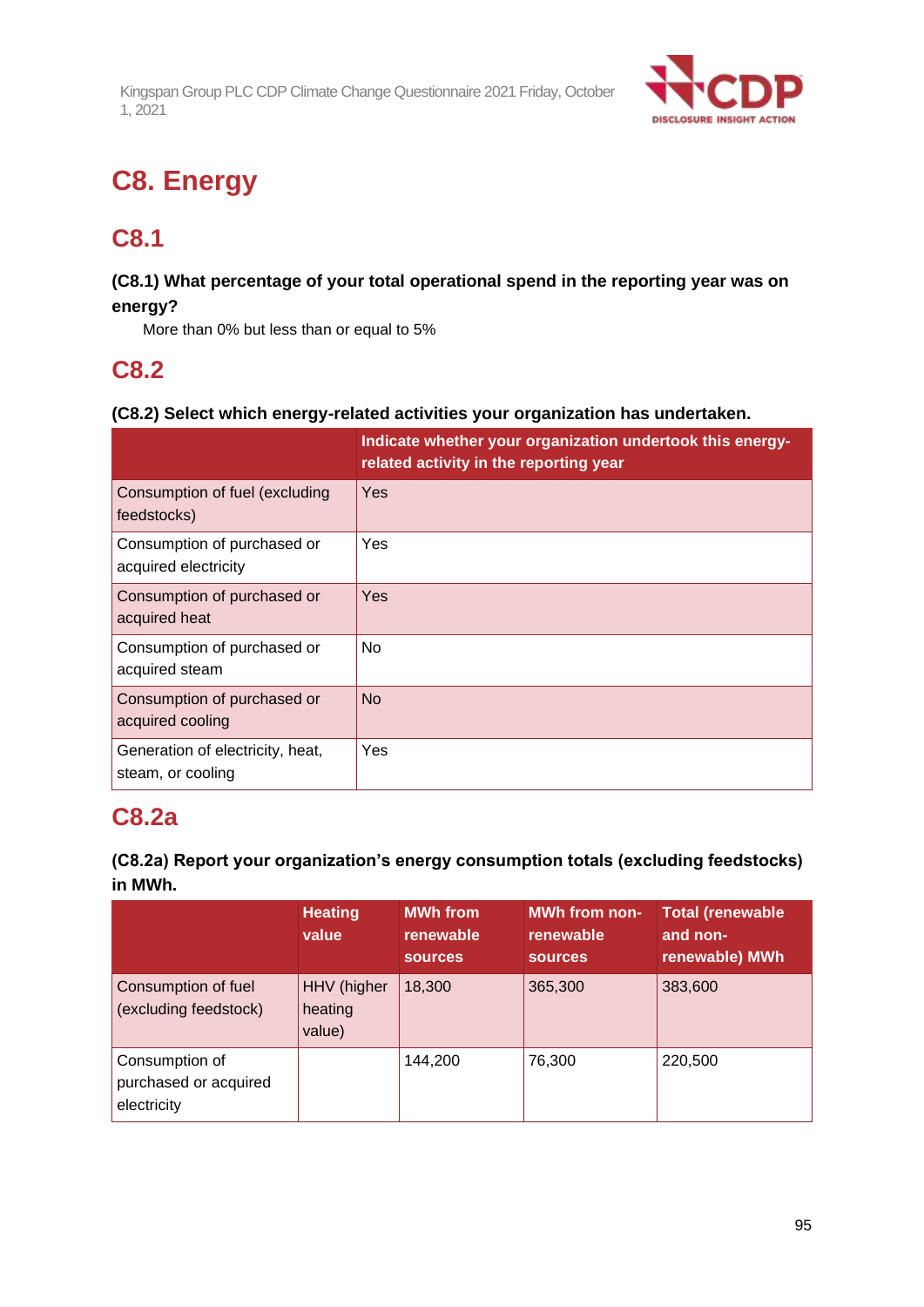# C8. Energy

## C8.1

**(C8.1) What percentage of your total operational spend in the reporting year was on energy?**

More than 0% but less than or equal to 5%

## C8.2

**(C8.2) Select which energy-related activities your organization has undertaken.**

| | Indicate whether your organization undertook this energy-related activity in the reporting year |
|---|---|
| Consumption of fuel (excluding feedstocks) | Yes |
| Consumption of purchased or acquired electricity | Yes |
| Consumption of purchased or acquired heat | Yes |
| Consumption of purchased or acquired steam | No |
| Consumption of purchased or acquired cooling | No |
| Generation of electricity, heat, steam, or cooling | Yes |

## C8.2a

**(C8.2a) Report your organization's energy consumption totals (excluding feedstocks) in MWh.**

| | Heating value | MWh from renewable sources | MWh from non-renewable sources | Total (renewable and non-renewable) MWh |
|---|---|---|---|---|
| Consumption of fuel (excluding feedstock) | HHV (higher heating value) | 18,300 | 365,300 | 383,600 |
| Consumption of purchased or acquired electricity | | 144,200 | 76,300 | 220,500 |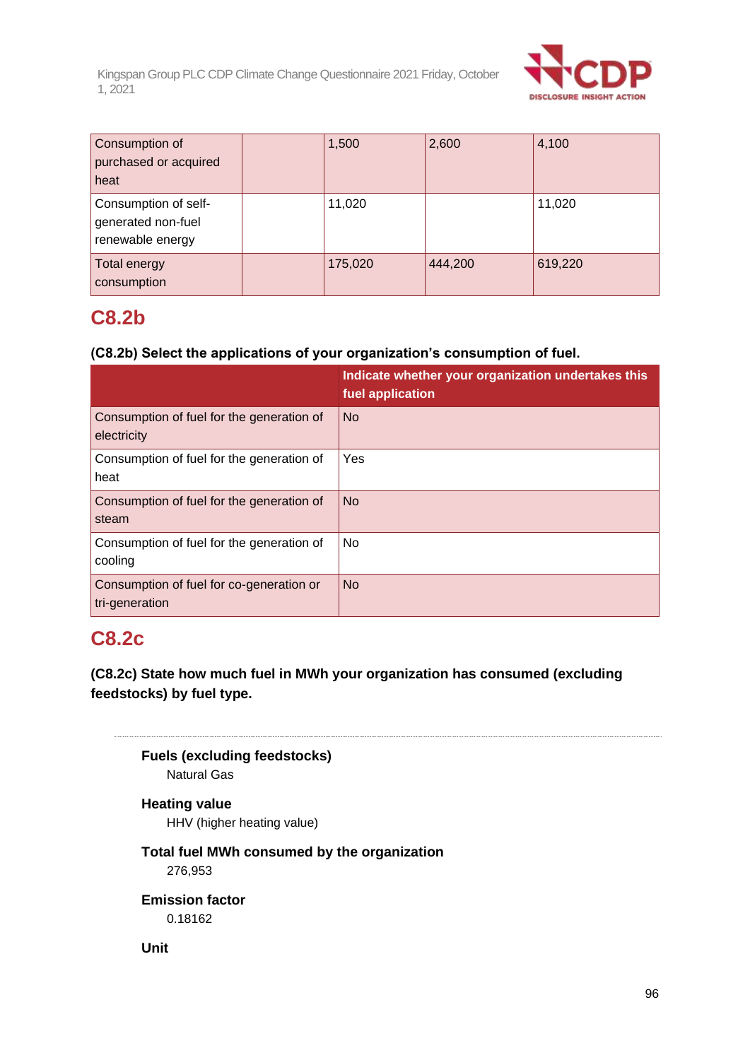| | | | | |
|---|---|---|---|---|
| Consumption of purchased or acquired heat | | 1,500 | 2,600 | 4,100 |
| Consumption of self-generated non-fuel renewable energy | | 11,020 | | 11,020 |
| Total energy consumption | | 175,020 | 444,200 | 619,220 |

## C8.2b

**(C8.2b) Select the applications of your organization's consumption of fuel.**

| | Indicate whether your organization undertakes this fuel application |
|---|---|
| Consumption of fuel for the generation of electricity | No |
| Consumption of fuel for the generation of heat | Yes |
| Consumption of fuel for the generation of steam | No |
| Consumption of fuel for the generation of cooling | No |
| Consumption of fuel for co-generation or tri-generation | No |

## C8.2c

**(C8.2c) State how much fuel in MWh your organization has consumed (excluding feedstocks) by fuel type.**

**Fuels (excluding feedstocks)**
Natural Gas

**Heating value**
HHV (higher heating value)

**Total fuel MWh consumed by the organization**
276,953

**Emission factor**
0.18162

**Unit**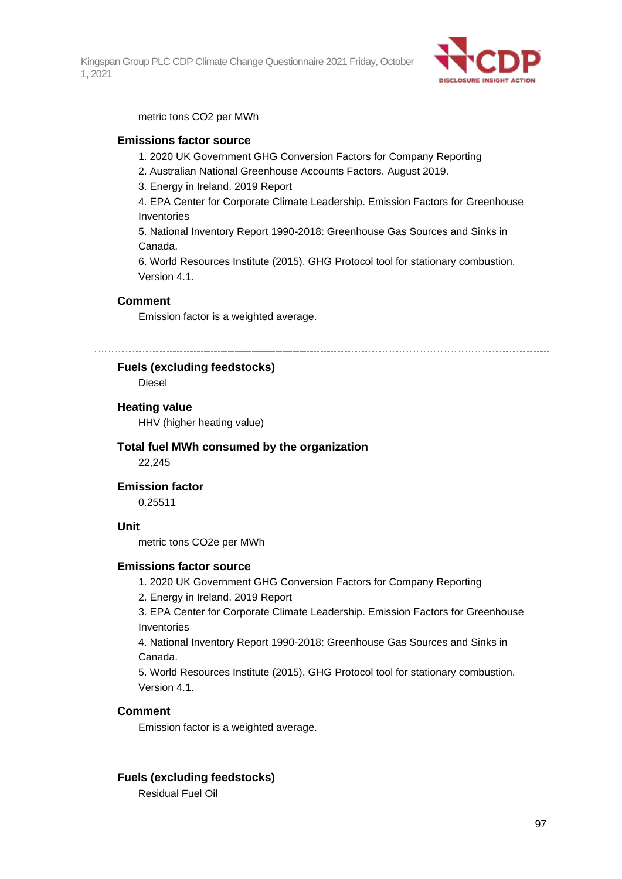metric tons CO2 per MWh

**Emissions factor source**

1. 2020 UK Government GHG Conversion Factors for Company Reporting
2. Australian National Greenhouse Accounts Factors. August 2019.
3. Energy in Ireland. 2019 Report
4. EPA Center for Corporate Climate Leadership. Emission Factors for Greenhouse Inventories
5. National Inventory Report 1990-2018: Greenhouse Gas Sources and Sinks in Canada.
6. World Resources Institute (2015). GHG Protocol tool for stationary combustion. Version 4.1.

**Comment**

Emission factor is a weighted average.

---

**Fuels (excluding feedstocks)**

Diesel

**Heating value**

HHV (higher heating value)

**Total fuel MWh consumed by the organization**

22,245

**Emission factor**

0.25511

**Unit**

metric tons CO2e per MWh

**Emissions factor source**

1. 2020 UK Government GHG Conversion Factors for Company Reporting
2. Energy in Ireland. 2019 Report
3. EPA Center for Corporate Climate Leadership. Emission Factors for Greenhouse Inventories
4. National Inventory Report 1990-2018: Greenhouse Gas Sources and Sinks in Canada.
5. World Resources Institute (2015). GHG Protocol tool for stationary combustion. Version 4.1.

**Comment**

Emission factor is a weighted average.

---

**Fuels (excluding feedstocks)**

Residual Fuel Oil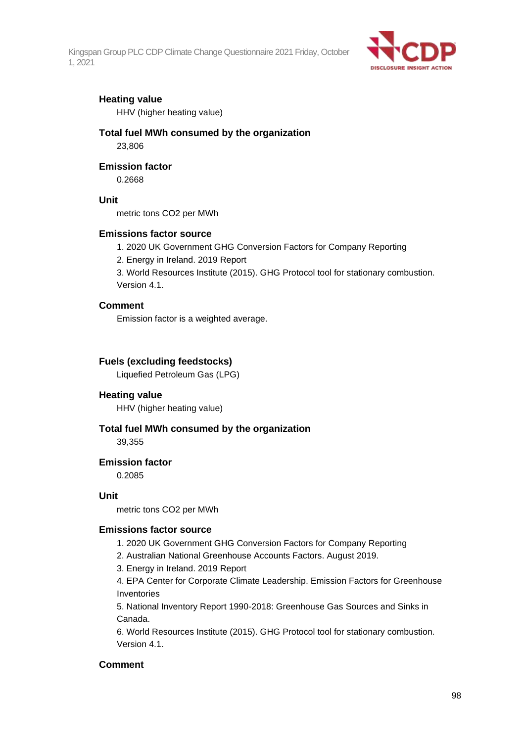**Heating value**

HHV (higher heating value)

**Total fuel MWh consumed by the organization**

23,806

**Emission factor**

0.2668

**Unit**

metric tons CO2 per MWh

**Emissions factor source**

1. 2020 UK Government GHG Conversion Factors for Company Reporting
2. Energy in Ireland. 2019 Report
3. World Resources Institute (2015). GHG Protocol tool for stationary combustion. Version 4.1.

**Comment**

Emission factor is a weighted average.

---

**Fuels (excluding feedstocks)**

Liquefied Petroleum Gas (LPG)

**Heating value**

HHV (higher heating value)

**Total fuel MWh consumed by the organization**

39,355

**Emission factor**

0.2085

**Unit**

metric tons CO2 per MWh

**Emissions factor source**

1. 2020 UK Government GHG Conversion Factors for Company Reporting
2. Australian National Greenhouse Accounts Factors. August 2019.
3. Energy in Ireland. 2019 Report
4. EPA Center for Corporate Climate Leadership. Emission Factors for Greenhouse Inventories
5. National Inventory Report 1990-2018: Greenhouse Gas Sources and Sinks in Canada.
6. World Resources Institute (2015). GHG Protocol tool for stationary combustion. Version 4.1.

**Comment**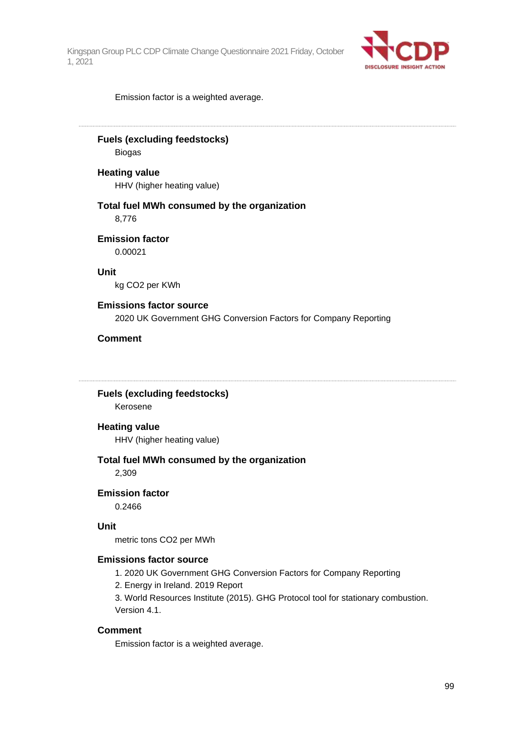Emission factor is a weighted average.

---

**Fuels (excluding feedstocks)**

Biogas

**Heating value**

HHV (higher heating value)

**Total fuel MWh consumed by the organization**

8,776

**Emission factor**

0.00021

**Unit**

kg CO2 per KWh

**Emissions factor source**

2020 UK Government GHG Conversion Factors for Company Reporting

**Comment**

---

**Fuels (excluding feedstocks)**

Kerosene

**Heating value**

HHV (higher heating value)

**Total fuel MWh consumed by the organization**

2,309

**Emission factor**

0.2466

**Unit**

metric tons CO2 per MWh

**Emissions factor source**

1. 2020 UK Government GHG Conversion Factors for Company Reporting
2. Energy in Ireland. 2019 Report
3. World Resources Institute (2015). GHG Protocol tool for stationary combustion. Version 4.1.

**Comment**

Emission factor is a weighted average.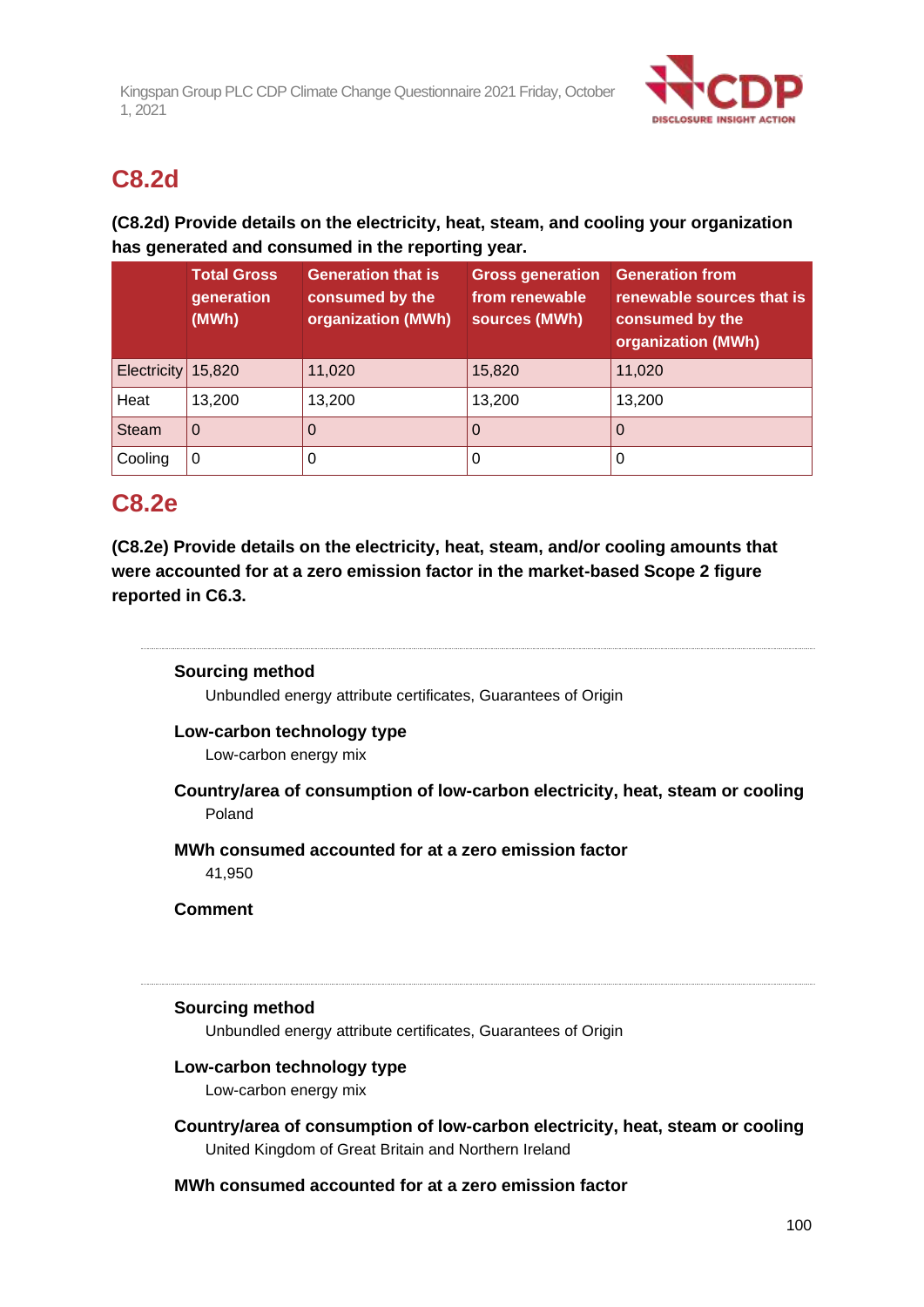## C8.2d

**(C8.2d) Provide details on the electricity, heat, steam, and cooling your organization has generated and consumed in the reporting year.**

| | Total Gross generation (MWh) | Generation that is consumed by the organization (MWh) | Gross generation from renewable sources (MWh) | Generation from renewable sources that is consumed by the organization (MWh) |
|---|---|---|---|---|
| Electricity | 15,820 | 11,020 | 15,820 | 11,020 |
| Heat | 13,200 | 13,200 | 13,200 | 13,200 |
| Steam | 0 | 0 | 0 | 0 |
| Cooling | 0 | 0 | 0 | 0 |

## C8.2e

**(C8.2e) Provide details on the electricity, heat, steam, and/or cooling amounts that were accounted for at a zero emission factor in the market-based Scope 2 figure reported in C6.3.**

---

**Sourcing method**

Unbundled energy attribute certificates, Guarantees of Origin

**Low-carbon technology type**

Low-carbon energy mix

**Country/area of consumption of low-carbon electricity, heat, steam or cooling**

Poland

**MWh consumed accounted for at a zero emission factor**

41,950

**Comment**

---

**Sourcing method**

Unbundled energy attribute certificates, Guarantees of Origin

**Low-carbon technology type**

Low-carbon energy mix

**Country/area of consumption of low-carbon electricity, heat, steam or cooling**

United Kingdom of Great Britain and Northern Ireland

**MWh consumed accounted for at a zero emission factor**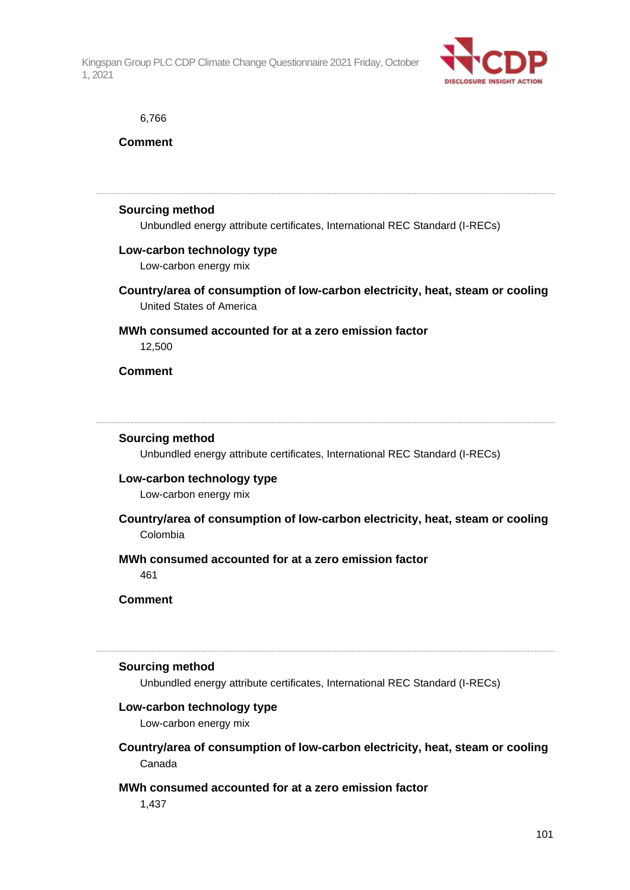6,766

**Comment**

---

**Sourcing method**

Unbundled energy attribute certificates, International REC Standard (I-RECs)

**Low-carbon technology type**

Low-carbon energy mix

**Country/area of consumption of low-carbon electricity, heat, steam or cooling**

United States of America

**MWh consumed accounted for at a zero emission factor**

12,500

**Comment**

---

**Sourcing method**

Unbundled energy attribute certificates, International REC Standard (I-RECs)

**Low-carbon technology type**

Low-carbon energy mix

**Country/area of consumption of low-carbon electricity, heat, steam or cooling**

Colombia

**MWh consumed accounted for at a zero emission factor**

461

**Comment**

---

**Sourcing method**

Unbundled energy attribute certificates, International REC Standard (I-RECs)

**Low-carbon technology type**

Low-carbon energy mix

**Country/area of consumption of low-carbon electricity, heat, steam or cooling**

Canada

**MWh consumed accounted for at a zero emission factor**

1,437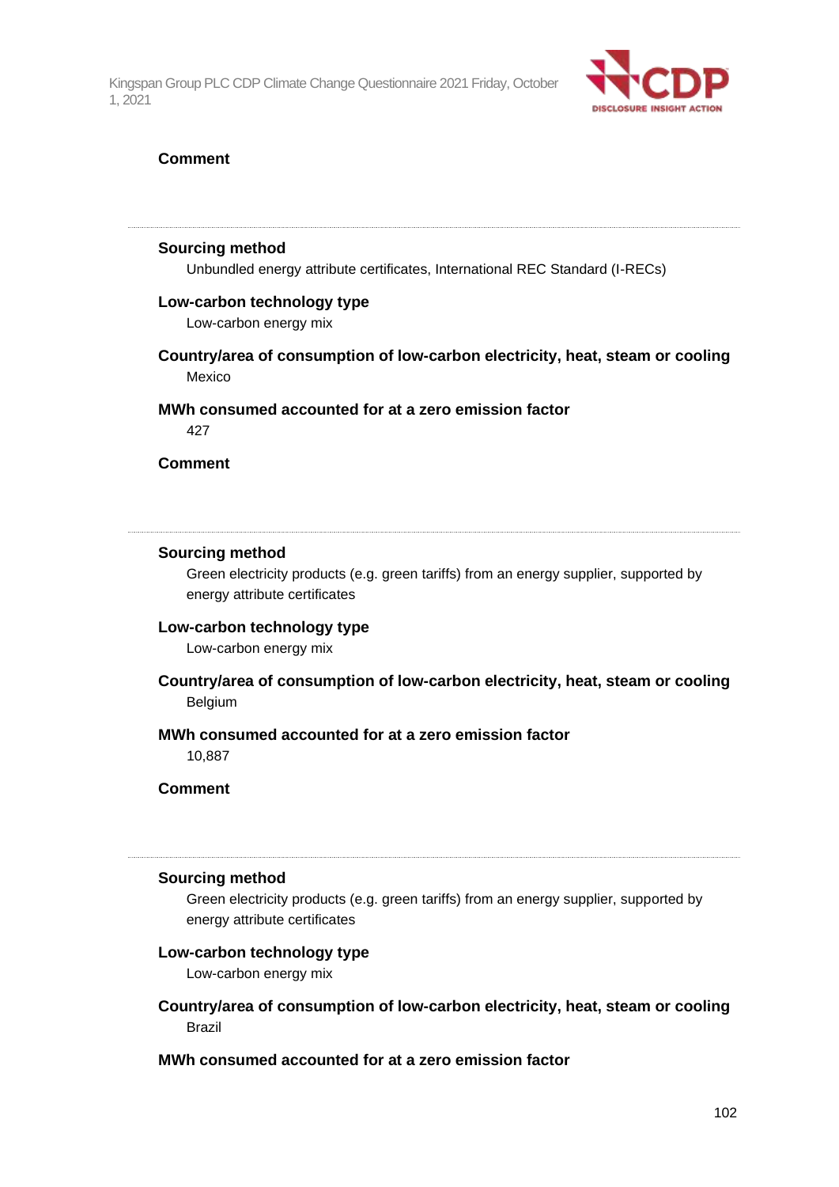**Comment**

---

**Sourcing method**

Unbundled energy attribute certificates, International REC Standard (I-RECs)

**Low-carbon technology type**

Low-carbon energy mix

**Country/area of consumption of low-carbon electricity, heat, steam or cooling**

Mexico

**MWh consumed accounted for at a zero emission factor**

427

**Comment**

---

**Sourcing method**

Green electricity products (e.g. green tariffs) from an energy supplier, supported by energy attribute certificates

**Low-carbon technology type**

Low-carbon energy mix

**Country/area of consumption of low-carbon electricity, heat, steam or cooling**

Belgium

**MWh consumed accounted for at a zero emission factor**

10,887

**Comment**

---

**Sourcing method**

Green electricity products (e.g. green tariffs) from an energy supplier, supported by energy attribute certificates

**Low-carbon technology type**

Low-carbon energy mix

**Country/area of consumption of low-carbon electricity, heat, steam or cooling**

Brazil

**MWh consumed accounted for at a zero emission factor**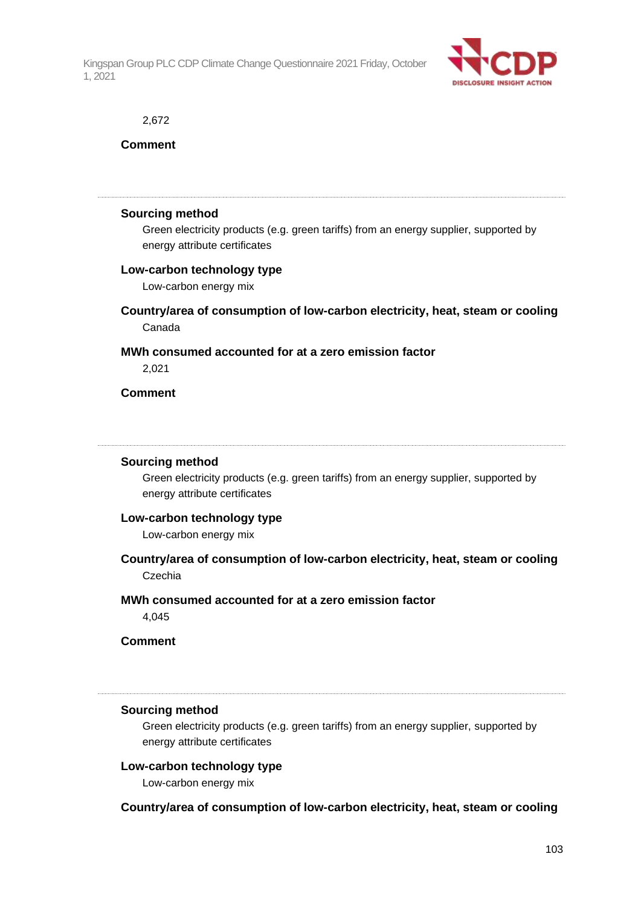2,672

**Comment**

---

**Sourcing method**

Green electricity products (e.g. green tariffs) from an energy supplier, supported by energy attribute certificates

**Low-carbon technology type**

Low-carbon energy mix

**Country/area of consumption of low-carbon electricity, heat, steam or cooling**

Canada

**MWh consumed accounted for at a zero emission factor**

2,021

**Comment**

---

**Sourcing method**

Green electricity products (e.g. green tariffs) from an energy supplier, supported by energy attribute certificates

**Low-carbon technology type**

Low-carbon energy mix

**Country/area of consumption of low-carbon electricity, heat, steam or cooling**

Czechia

**MWh consumed accounted for at a zero emission factor**

4,045

**Comment**

---

**Sourcing method**

Green electricity products (e.g. green tariffs) from an energy supplier, supported by energy attribute certificates

**Low-carbon technology type**

Low-carbon energy mix

**Country/area of consumption of low-carbon electricity, heat, steam or cooling**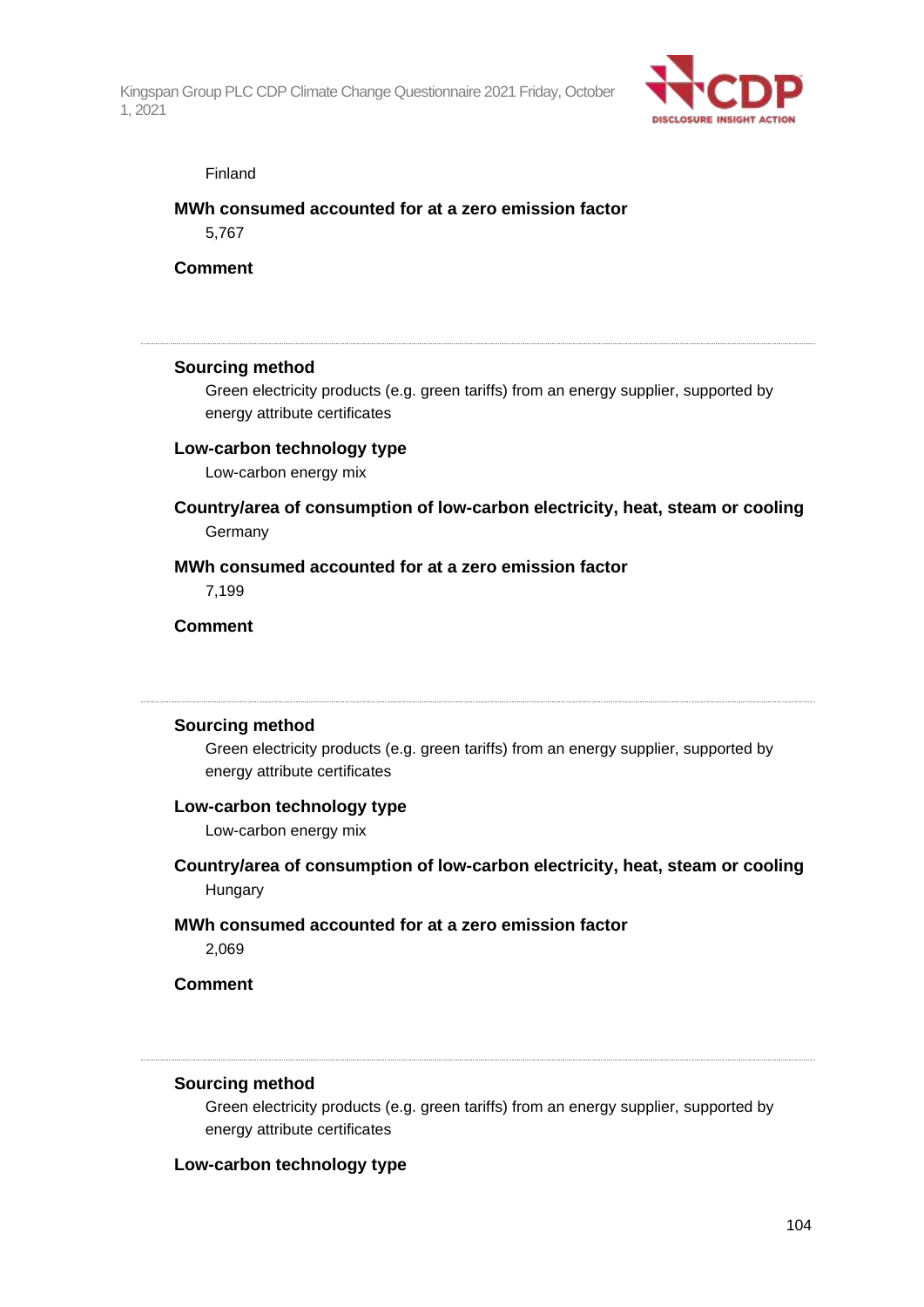Finland

**MWh consumed accounted for at a zero emission factor**

5,767

**Comment**

---

**Sourcing method**

Green electricity products (e.g. green tariffs) from an energy supplier, supported by energy attribute certificates

**Low-carbon technology type**

Low-carbon energy mix

**Country/area of consumption of low-carbon electricity, heat, steam or cooling**

Germany

**MWh consumed accounted for at a zero emission factor**

7,199

**Comment**

---

**Sourcing method**

Green electricity products (e.g. green tariffs) from an energy supplier, supported by energy attribute certificates

**Low-carbon technology type**

Low-carbon energy mix

**Country/area of consumption of low-carbon electricity, heat, steam or cooling**

Hungary

**MWh consumed accounted for at a zero emission factor**

2,069

**Comment**

---

**Sourcing method**

Green electricity products (e.g. green tariffs) from an energy supplier, supported by energy attribute certificates

**Low-carbon technology type**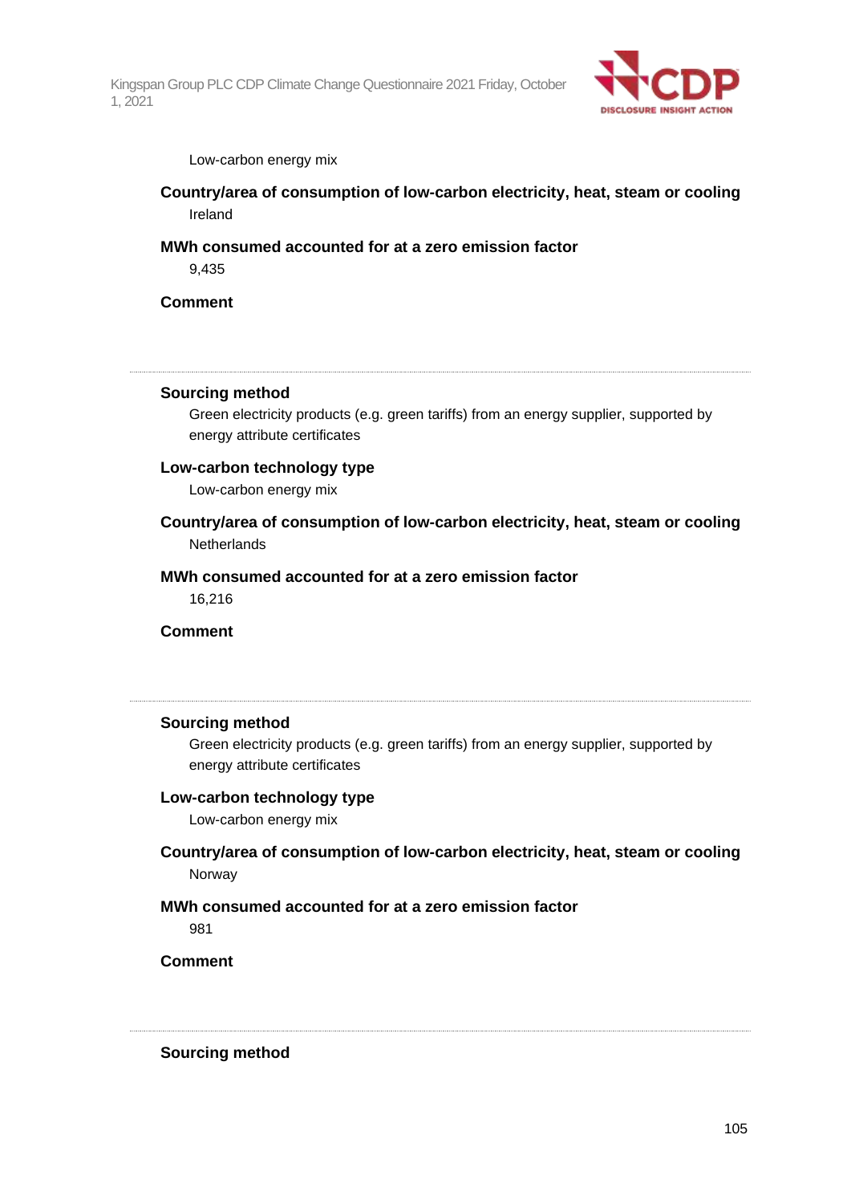Low-carbon energy mix

**Country/area of consumption of low-carbon electricity, heat, steam or cooling**

Ireland

**MWh consumed accounted for at a zero emission factor**

9,435

**Comment**

---

**Sourcing method**

Green electricity products (e.g. green tariffs) from an energy supplier, supported by energy attribute certificates

**Low-carbon technology type**

Low-carbon energy mix

**Country/area of consumption of low-carbon electricity, heat, steam or cooling**

Netherlands

**MWh consumed accounted for at a zero emission factor**

16,216

**Comment**

---

**Sourcing method**

Green electricity products (e.g. green tariffs) from an energy supplier, supported by energy attribute certificates

**Low-carbon technology type**

Low-carbon energy mix

**Country/area of consumption of low-carbon electricity, heat, steam or cooling**

Norway

**MWh consumed accounted for at a zero emission factor**

981

**Comment**

---

**Sourcing method**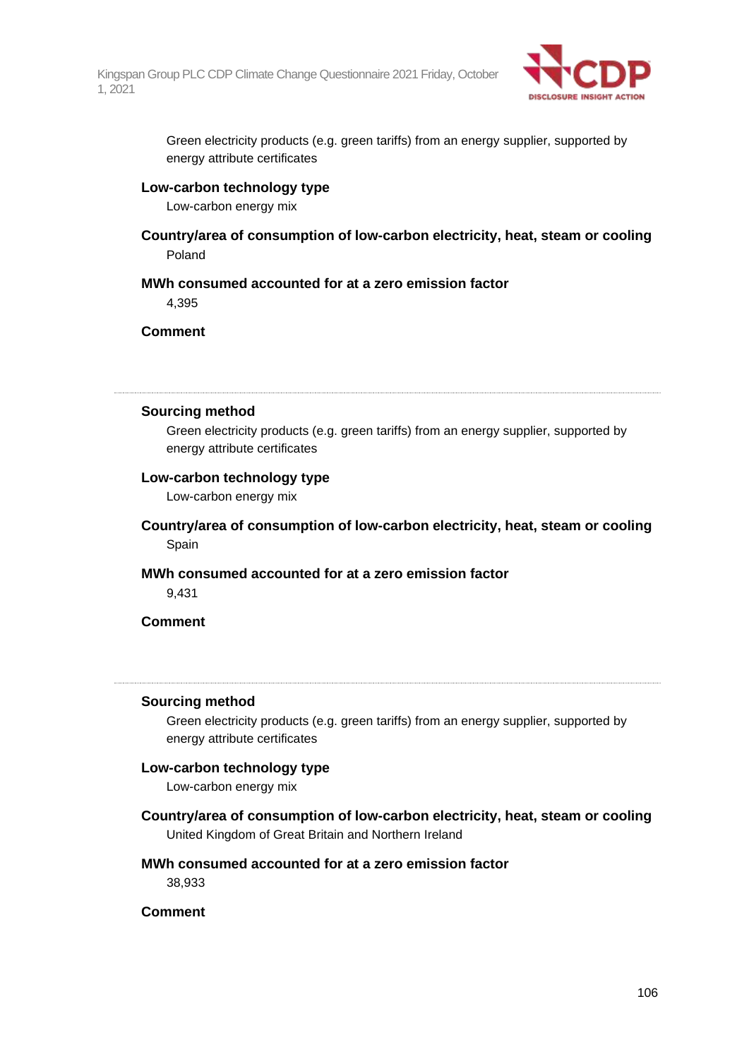Green electricity products (e.g. green tariffs) from an energy supplier, supported by energy attribute certificates

**Low-carbon technology type**

Low-carbon energy mix

**Country/area of consumption of low-carbon electricity, heat, steam or cooling**

Poland

**MWh consumed accounted for at a zero emission factor**

4,395

**Comment**

---

**Sourcing method**

Green electricity products (e.g. green tariffs) from an energy supplier, supported by energy attribute certificates

**Low-carbon technology type**

Low-carbon energy mix

**Country/area of consumption of low-carbon electricity, heat, steam or cooling**

Spain

**MWh consumed accounted for at a zero emission factor**

9,431

**Comment**

---

**Sourcing method**

Green electricity products (e.g. green tariffs) from an energy supplier, supported by energy attribute certificates

**Low-carbon technology type**

Low-carbon energy mix

**Country/area of consumption of low-carbon electricity, heat, steam or cooling**

United Kingdom of Great Britain and Northern Ireland

**MWh consumed accounted for at a zero emission factor**

38,933

**Comment**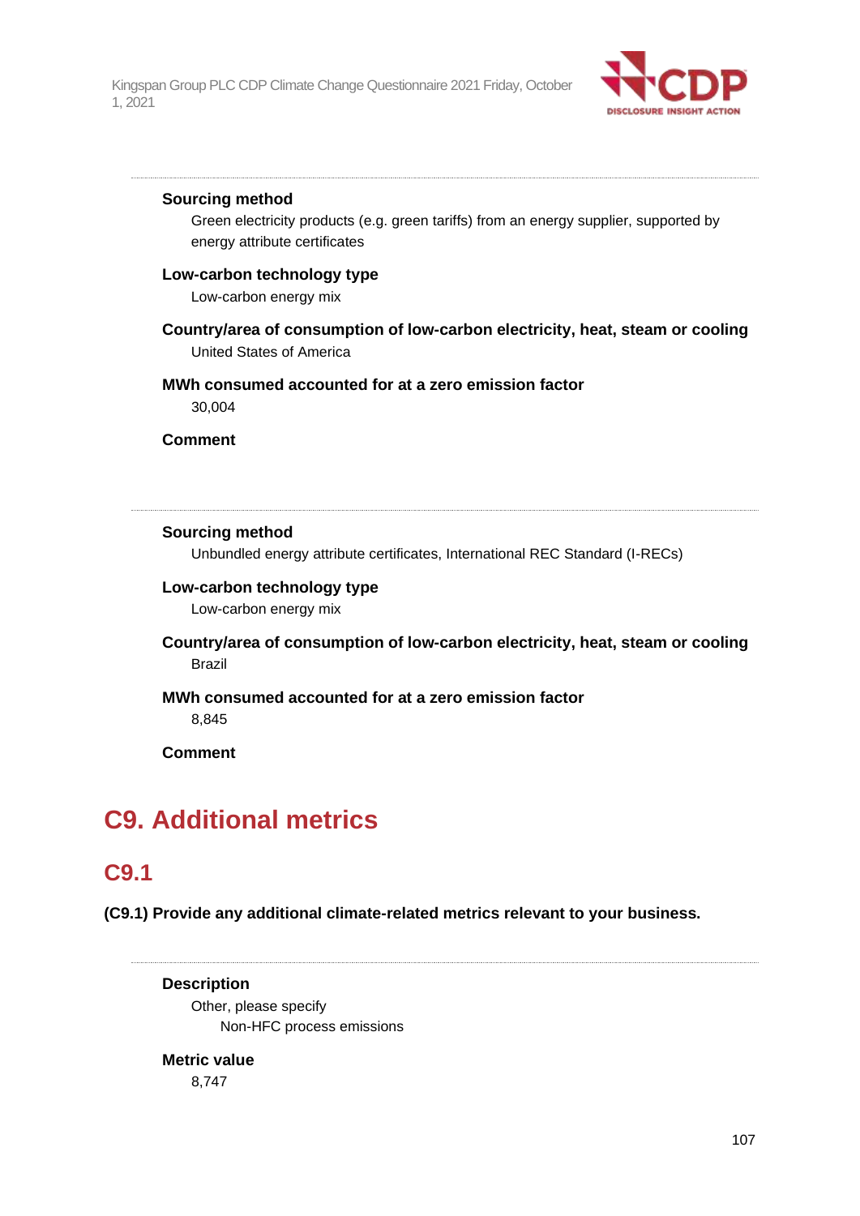**Sourcing method**

Green electricity products (e.g. green tariffs) from an energy supplier, supported by energy attribute certificates

**Low-carbon technology type**

Low-carbon energy mix

**Country/area of consumption of low-carbon electricity, heat, steam or cooling**

United States of America

**MWh consumed accounted for at a zero emission factor**

30,004

**Comment**

---

**Sourcing method**

Unbundled energy attribute certificates, International REC Standard (I-RECs)

**Low-carbon technology type**

Low-carbon energy mix

**Country/area of consumption of low-carbon electricity, heat, steam or cooling**

Brazil

**MWh consumed accounted for at a zero emission factor**

8,845

**Comment**

# C9. Additional metrics

## C9.1

**(C9.1) Provide any additional climate-related metrics relevant to your business.**

---

**Description**

Other, please specify

Non-HFC process emissions

**Metric value**

8,747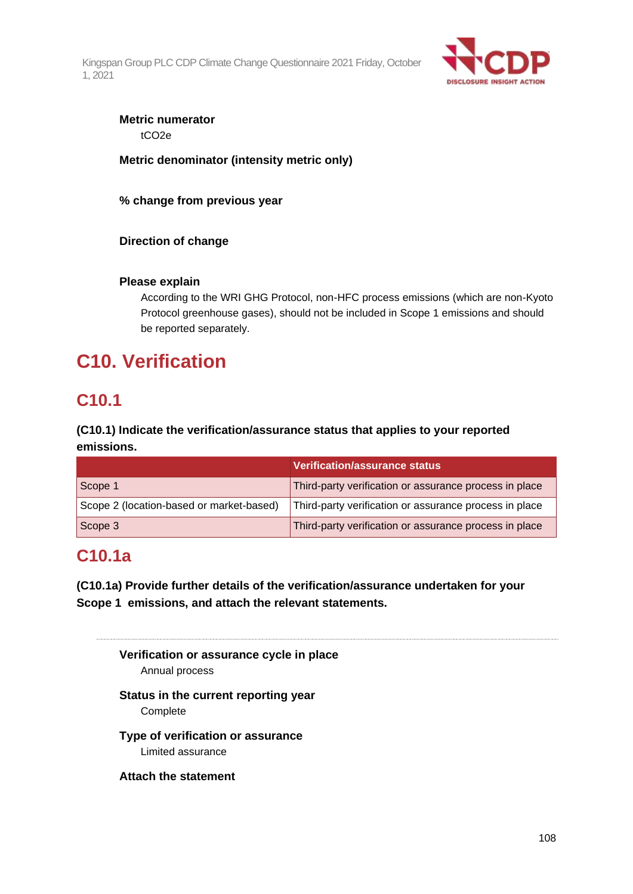**Metric numerator**

tCO2e

**Metric denominator (intensity metric only)**

**% change from previous year**

**Direction of change**

**Please explain**

According to the WRI GHG Protocol, non-HFC process emissions (which are non-Kyoto Protocol greenhouse gases), should not be included in Scope 1 emissions and should be reported separately.

# C10. Verification

## C10.1

**(C10.1) Indicate the verification/assurance status that applies to your reported emissions.**

| | Verification/assurance status |
|---|---|
| Scope 1 | Third-party verification or assurance process in place |
| Scope 2 (location-based or market-based) | Third-party verification or assurance process in place |
| Scope 3 | Third-party verification or assurance process in place |

## C10.1a

**(C10.1a) Provide further details of the verification/assurance undertaken for your Scope 1 emissions, and attach the relevant statements.**

---

**Verification or assurance cycle in place**

Annual process

**Status in the current reporting year**

Complete

**Type of verification or assurance**

Limited assurance

**Attach the statement**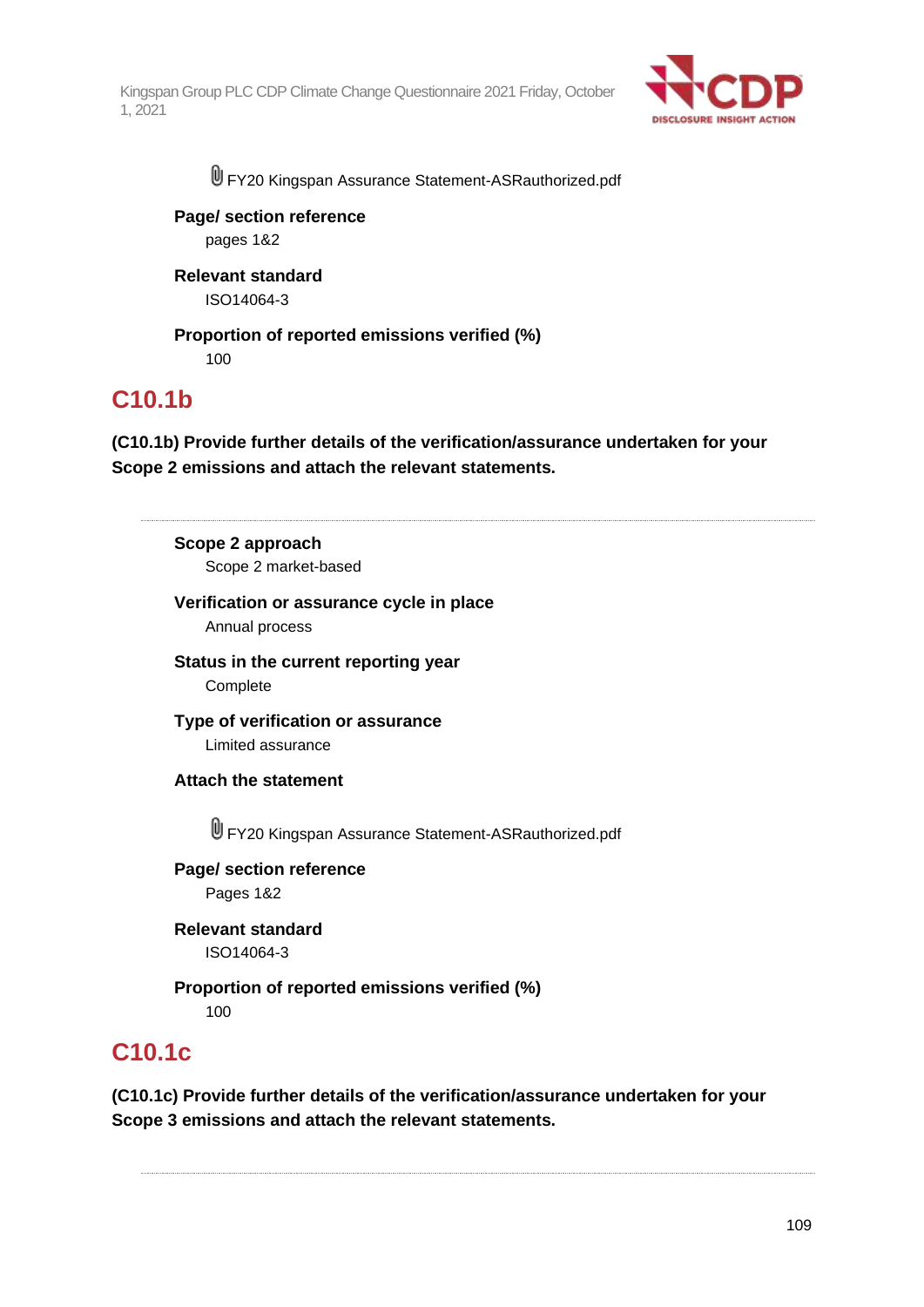FY20 Kingspan Assurance Statement-ASRauthorized.pdf

**Page/ section reference**

pages 1&2

**Relevant standard**

ISO14064-3

**Proportion of reported emissions verified (%)**

100

## C10.1b

**(C10.1b) Provide further details of the verification/assurance undertaken for your Scope 2 emissions and attach the relevant statements.**

**Scope 2 approach**

Scope 2 market-based

**Verification or assurance cycle in place**

Annual process

**Status in the current reporting year**

Complete

**Type of verification or assurance**

Limited assurance

**Attach the statement**

FY20 Kingspan Assurance Statement-ASRauthorized.pdf

**Page/ section reference**

Pages 1&2

**Relevant standard**

ISO14064-3

**Proportion of reported emissions verified (%)**

100

## C10.1c

**(C10.1c) Provide further details of the verification/assurance undertaken for your Scope 3 emissions and attach the relevant statements.**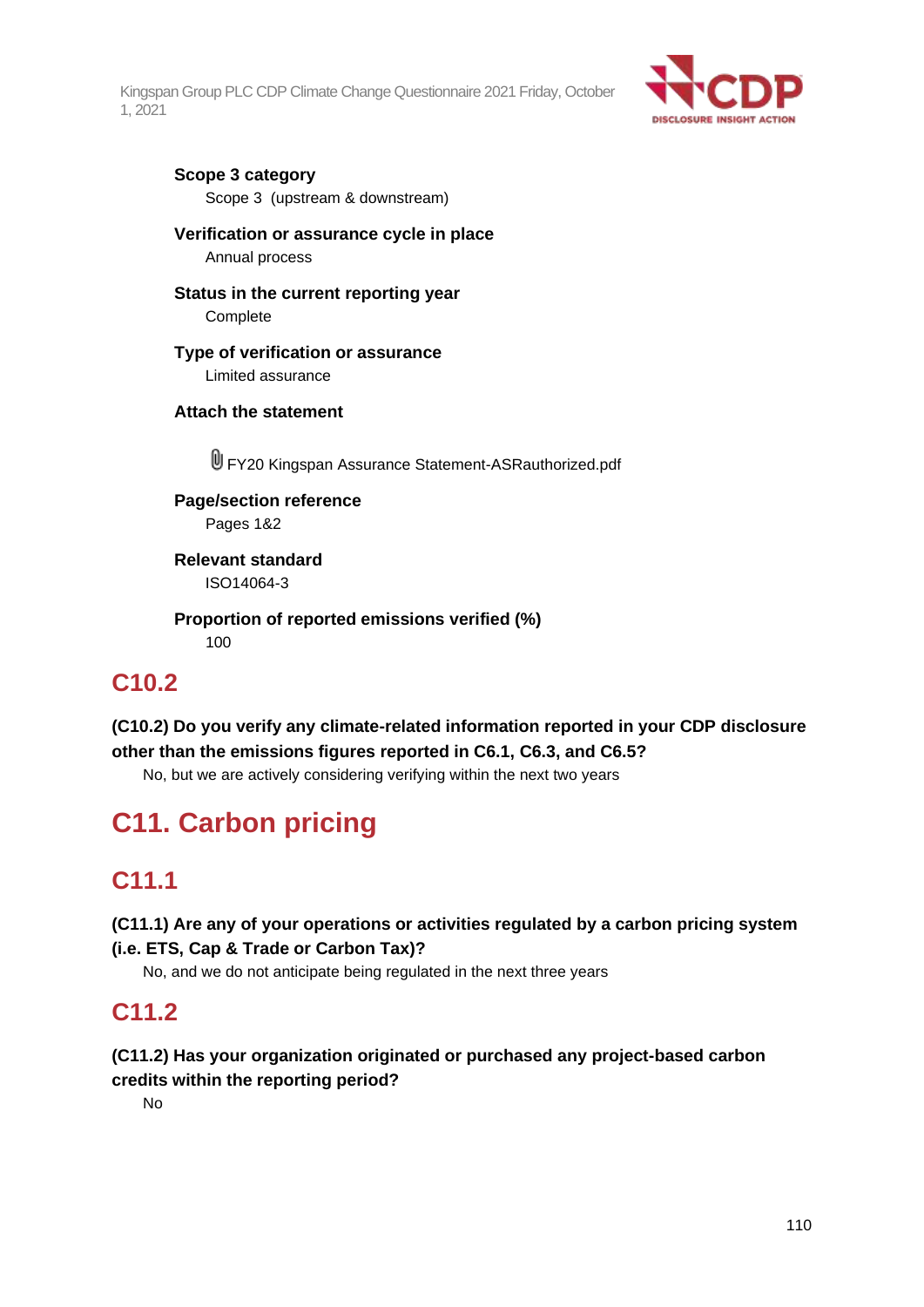**Scope 3 category**

Scope 3 (upstream & downstream)

**Verification or assurance cycle in place**

Annual process

**Status in the current reporting year**

Complete

**Type of verification or assurance**

Limited assurance

**Attach the statement**

FY20 Kingspan Assurance Statement-ASRauthorized.pdf

**Page/section reference**

Pages 1&2

**Relevant standard**

ISO14064-3

**Proportion of reported emissions verified (%)**

100

## C10.2

**(C10.2) Do you verify any climate-related information reported in your CDP disclosure other than the emissions figures reported in C6.1, C6.3, and C6.5?**

No, but we are actively considering verifying within the next two years

# C11. Carbon pricing

## C11.1

**(C11.1) Are any of your operations or activities regulated by a carbon pricing system (i.e. ETS, Cap & Trade or Carbon Tax)?**

No, and we do not anticipate being regulated in the next three years

## C11.2

**(C11.2) Has your organization originated or purchased any project-based carbon credits within the reporting period?**

No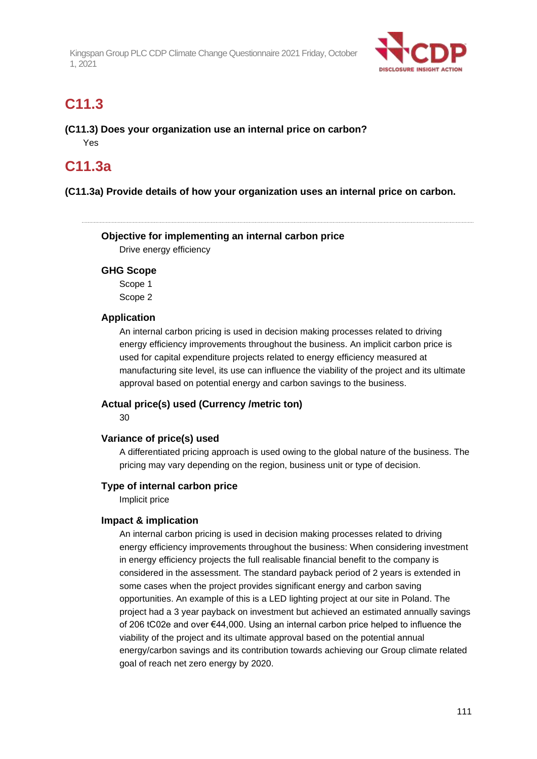## C11.3

**(C11.3) Does your organization use an internal price on carbon?**

Yes

## C11.3a

**(C11.3a) Provide details of how your organization uses an internal price on carbon.**

---

**Objective for implementing an internal carbon price**

Drive energy efficiency

**GHG Scope**

Scope 1

Scope 2

**Application**

An internal carbon pricing is used in decision making processes related to driving energy efficiency improvements throughout the business. An implicit carbon price is used for capital expenditure projects related to energy efficiency measured at manufacturing site level, its use can influence the viability of the project and its ultimate approval based on potential energy and carbon savings to the business.

**Actual price(s) used (Currency /metric ton)**

30

**Variance of price(s) used**

A differentiated pricing approach is used owing to the global nature of the business. The pricing may vary depending on the region, business unit or type of decision.

**Type of internal carbon price**

Implicit price

**Impact & implication**

An internal carbon pricing is used in decision making processes related to driving energy efficiency improvements throughout the business: When considering investment in energy efficiency projects the full realisable financial benefit to the company is considered in the assessment. The standard payback period of 2 years is extended in some cases when the project provides significant energy and carbon saving opportunities. An example of this is a LED lighting project at our site in Poland. The project had a 3 year payback on investment but achieved an estimated annually savings of 206 tC02e and over €44,000. Using an internal carbon price helped to influence the viability of the project and its ultimate approval based on the potential annual energy/carbon savings and its contribution towards achieving our Group climate related goal of reach net zero energy by 2020.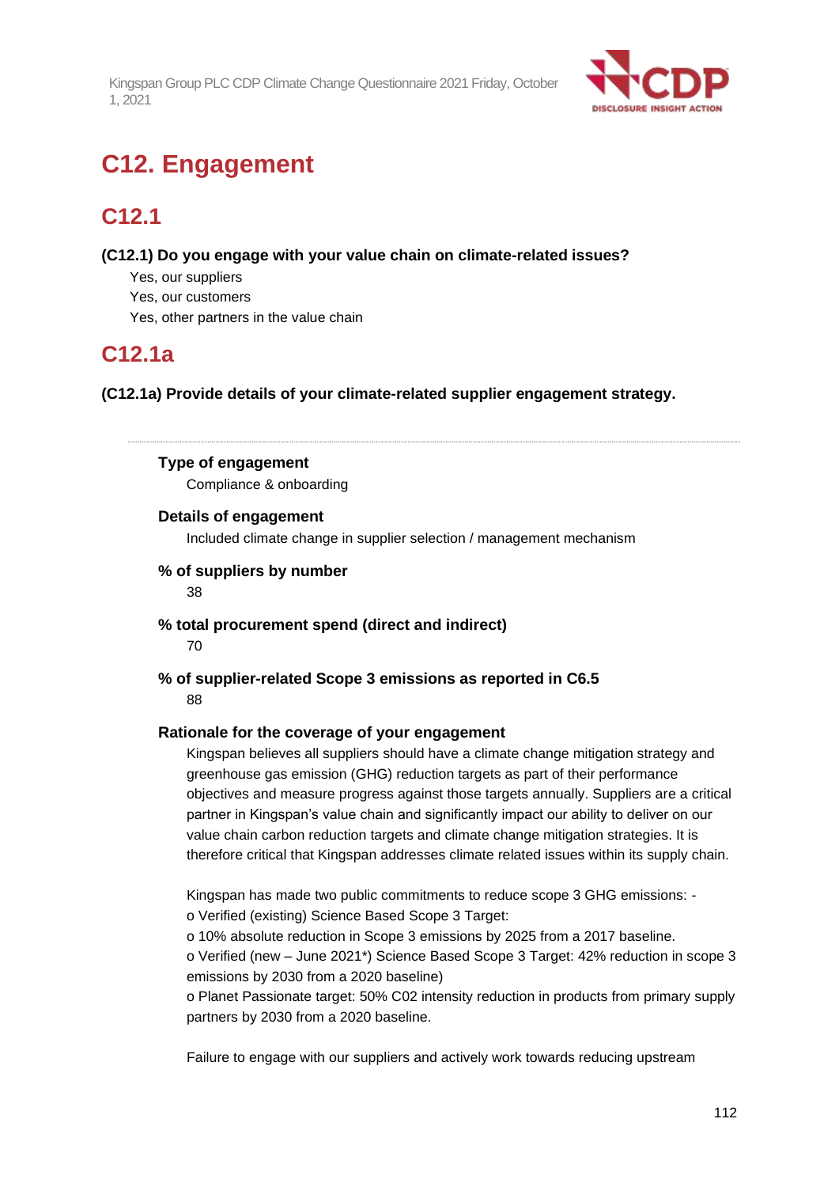# C12. Engagement

## C12.1

**(C12.1) Do you engage with your value chain on climate-related issues?**

Yes, our suppliers
Yes, our customers
Yes, other partners in the value chain

## C12.1a

**(C12.1a) Provide details of your climate-related supplier engagement strategy.**

---

**Type of engagement**

Compliance & onboarding

**Details of engagement**

Included climate change in supplier selection / management mechanism

**% of suppliers by number**

38

**% total procurement spend (direct and indirect)**

70

**% of supplier-related Scope 3 emissions as reported in C6.5**

88

**Rationale for the coverage of your engagement**

Kingspan believes all suppliers should have a climate change mitigation strategy and greenhouse gas emission (GHG) reduction targets as part of their performance objectives and measure progress against those targets annually. Suppliers are a critical partner in Kingspan's value chain and significantly impact our ability to deliver on our value chain carbon reduction targets and climate change mitigation strategies. It is therefore critical that Kingspan addresses climate related issues within its supply chain.

Kingspan has made two public commitments to reduce scope 3 GHG emissions: -
o Verified (existing) Science Based Scope 3 Target:
o 10% absolute reduction in Scope 3 emissions by 2025 from a 2017 baseline.
o Verified (new – June 2021*) Science Based Scope 3 Target: 42% reduction in scope 3 emissions by 2030 from a 2020 baseline)
o Planet Passionate target: 50% C02 intensity reduction in products from primary supply partners by 2030 from a 2020 baseline.

Failure to engage with our suppliers and actively work towards reducing upstream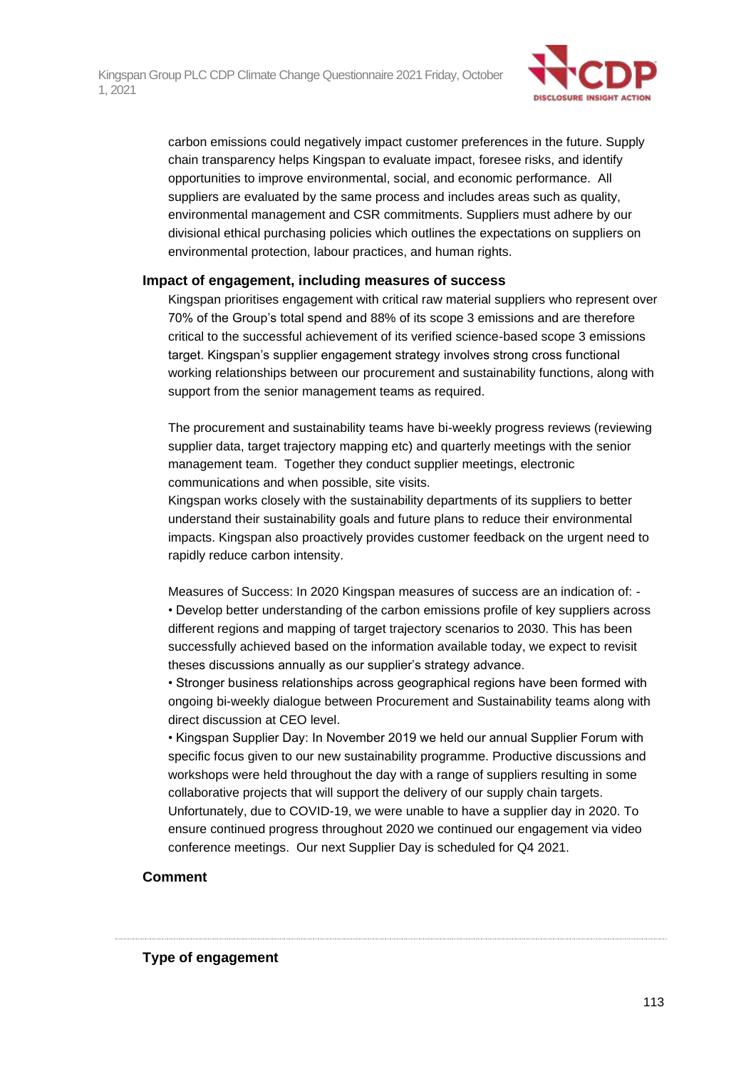carbon emissions could negatively impact customer preferences in the future. Supply chain transparency helps Kingspan to evaluate impact, foresee risks, and identify opportunities to improve environmental, social, and economic performance. All suppliers are evaluated by the same process and includes areas such as quality, environmental management and CSR commitments. Suppliers must adhere by our divisional ethical purchasing policies which outlines the expectations on suppliers on environmental protection, labour practices, and human rights.

### Impact of engagement, including measures of success

Kingspan prioritises engagement with critical raw material suppliers who represent over 70% of the Group's total spend and 88% of its scope 3 emissions and are therefore critical to the successful achievement of its verified science-based scope 3 emissions target. Kingspan's supplier engagement strategy involves strong cross functional working relationships between our procurement and sustainability functions, along with support from the senior management teams as required.

The procurement and sustainability teams have bi-weekly progress reviews (reviewing supplier data, target trajectory mapping etc) and quarterly meetings with the senior management team. Together they conduct supplier meetings, electronic communications and when possible, site visits.
Kingspan works closely with the sustainability departments of its suppliers to better understand their sustainability goals and future plans to reduce their environmental impacts. Kingspan also proactively provides customer feedback on the urgent need to rapidly reduce carbon intensity.

Measures of Success: In 2020 Kingspan measures of success are an indication of: -
• Develop better understanding of the carbon emissions profile of key suppliers across different regions and mapping of target trajectory scenarios to 2030. This has been successfully achieved based on the information available today, we expect to revisit theses discussions annually as our supplier's strategy advance.
• Stronger business relationships across geographical regions have been formed with ongoing bi-weekly dialogue between Procurement and Sustainability teams along with direct discussion at CEO level.
• Kingspan Supplier Day: In November 2019 we held our annual Supplier Forum with specific focus given to our new sustainability programme. Productive discussions and workshops were held throughout the day with a range of suppliers resulting in some collaborative projects that will support the delivery of our supply chain targets. Unfortunately, due to COVID-19, we were unable to have a supplier day in 2020. To ensure continued progress throughout 2020 we continued our engagement via video conference meetings. Our next Supplier Day is scheduled for Q4 2021.

### Comment

---

### Type of engagement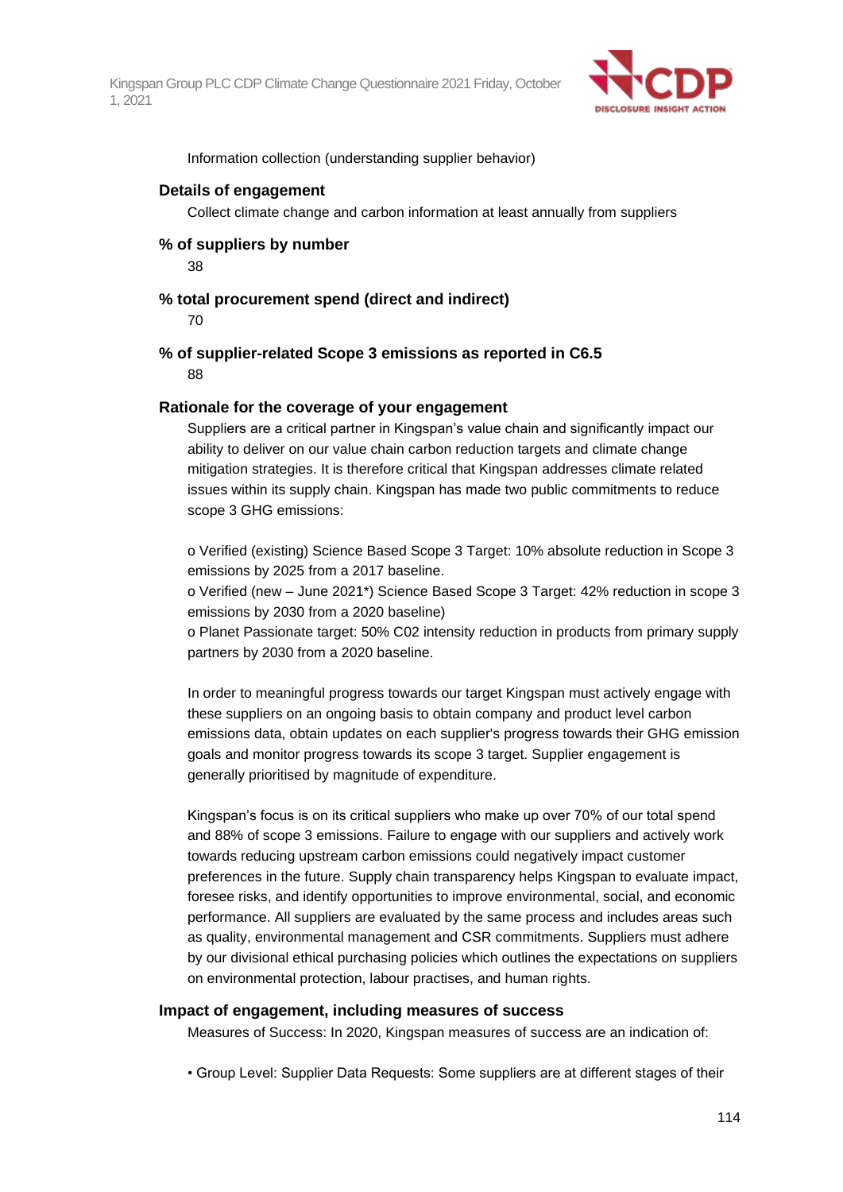Information collection (understanding supplier behavior)

#### Details of engagement

Collect climate change and carbon information at least annually from suppliers

#### % of suppliers by number

38

#### % total procurement spend (direct and indirect)

70

#### % of supplier-related Scope 3 emissions as reported in C6.5

88

#### Rationale for the coverage of your engagement

Suppliers are a critical partner in Kingspan's value chain and significantly impact our ability to deliver on our value chain carbon reduction targets and climate change mitigation strategies. It is therefore critical that Kingspan addresses climate related issues within its supply chain. Kingspan has made two public commitments to reduce scope 3 GHG emissions:

o Verified (existing) Science Based Scope 3 Target: 10% absolute reduction in Scope 3 emissions by 2025 from a 2017 baseline.
o Verified (new – June 2021*) Science Based Scope 3 Target: 42% reduction in scope 3 emissions by 2030 from a 2020 baseline)
o Planet Passionate target: 50% C02 intensity reduction in products from primary supply partners by 2030 from a 2020 baseline.

In order to meaningful progress towards our target Kingspan must actively engage with these suppliers on an ongoing basis to obtain company and product level carbon emissions data, obtain updates on each supplier's progress towards their GHG emission goals and monitor progress towards its scope 3 target. Supplier engagement is generally prioritised by magnitude of expenditure.

Kingspan's focus is on its critical suppliers who make up over 70% of our total spend and 88% of scope 3 emissions. Failure to engage with our suppliers and actively work towards reducing upstream carbon emissions could negatively impact customer preferences in the future. Supply chain transparency helps Kingspan to evaluate impact, foresee risks, and identify opportunities to improve environmental, social, and economic performance. All suppliers are evaluated by the same process and includes areas such as quality, environmental management and CSR commitments. Suppliers must adhere by our divisional ethical purchasing policies which outlines the expectations on suppliers on environmental protection, labour practises, and human rights.

#### Impact of engagement, including measures of success

Measures of Success: In 2020, Kingspan measures of success are an indication of:

• Group Level: Supplier Data Requests: Some suppliers are at different stages of their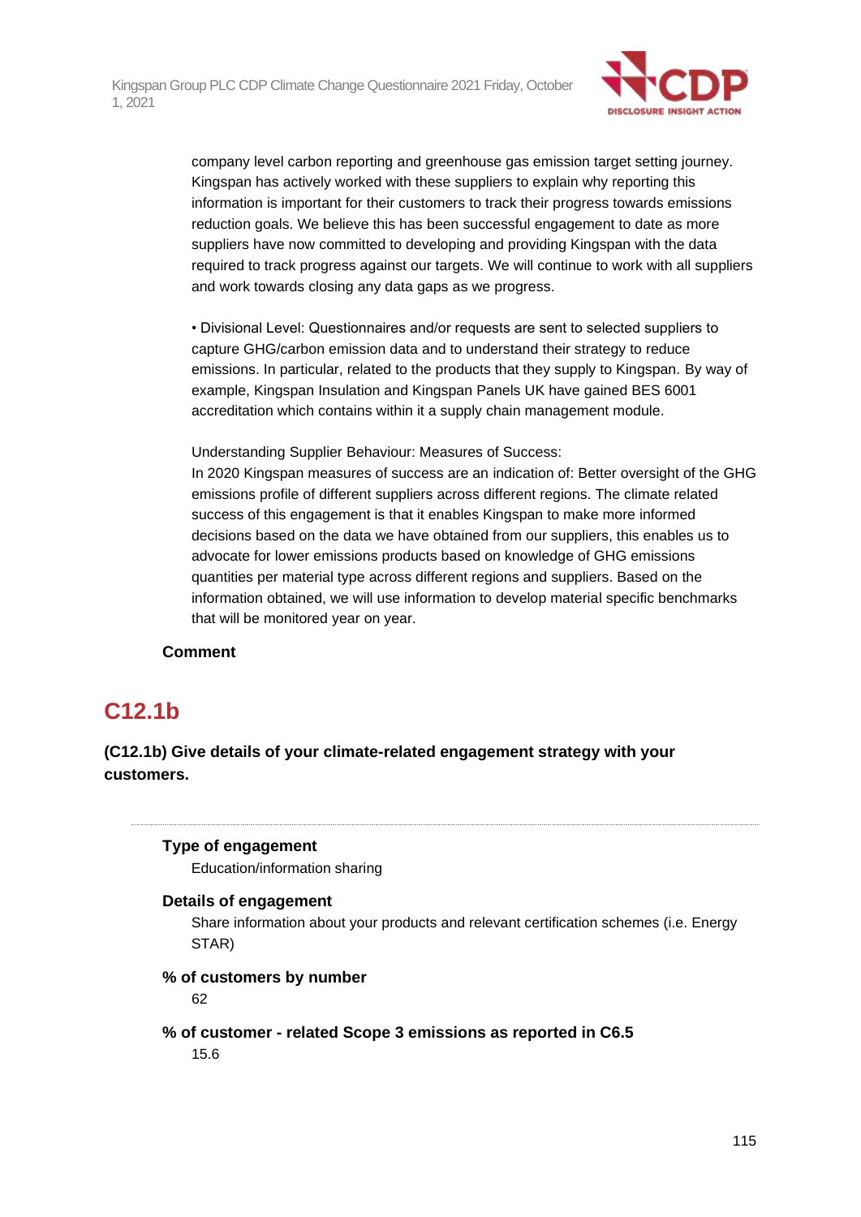company level carbon reporting and greenhouse gas emission target setting journey. Kingspan has actively worked with these suppliers to explain why reporting this information is important for their customers to track their progress towards emissions reduction goals. We believe this has been successful engagement to date as more suppliers have now committed to developing and providing Kingspan with the data required to track progress against our targets. We will continue to work with all suppliers and work towards closing any data gaps as we progress.

• Divisional Level: Questionnaires and/or requests are sent to selected suppliers to capture GHG/carbon emission data and to understand their strategy to reduce emissions. In particular, related to the products that they supply to Kingspan. By way of example, Kingspan Insulation and Kingspan Panels UK have gained BES 6001 accreditation which contains within it a supply chain management module.

Understanding Supplier Behaviour: Measures of Success:
In 2020 Kingspan measures of success are an indication of: Better oversight of the GHG emissions profile of different suppliers across different regions. The climate related success of this engagement is that it enables Kingspan to make more informed decisions based on the data we have obtained from our suppliers, this enables us to advocate for lower emissions products based on knowledge of GHG emissions quantities per material type across different regions and suppliers. Based on the information obtained, we will use information to develop material specific benchmarks that will be monitored year on year.

**Comment**

## C12.1b

**(C12.1b) Give details of your climate-related engagement strategy with your customers.**

---

**Type of engagement**

Education/information sharing

**Details of engagement**

Share information about your products and relevant certification schemes (i.e. Energy STAR)

**% of customers by number**

62

**% of customer - related Scope 3 emissions as reported in C6.5**

15.6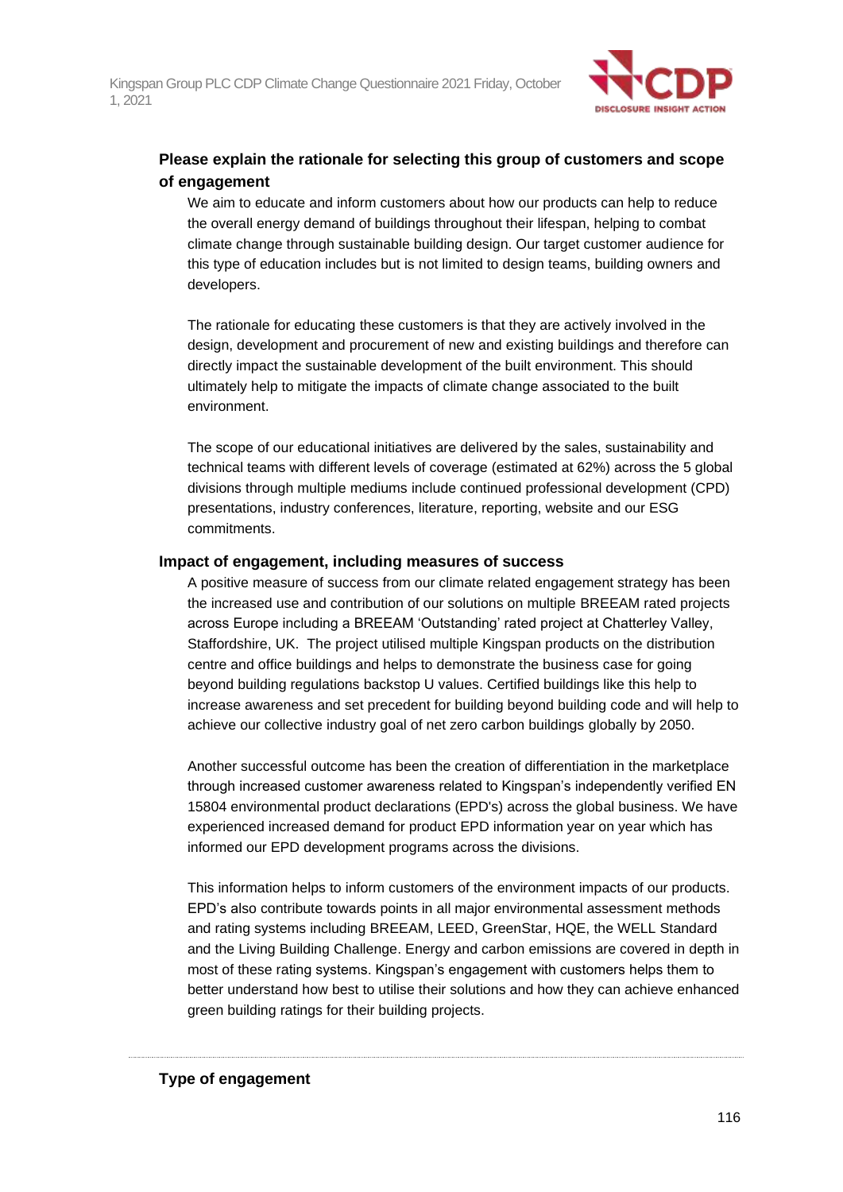**Please explain the rationale for selecting this group of customers and scope of engagement**

We aim to educate and inform customers about how our products can help to reduce the overall energy demand of buildings throughout their lifespan, helping to combat climate change through sustainable building design. Our target customer audience for this type of education includes but is not limited to design teams, building owners and developers.

The rationale for educating these customers is that they are actively involved in the design, development and procurement of new and existing buildings and therefore can directly impact the sustainable development of the built environment. This should ultimately help to mitigate the impacts of climate change associated to the built environment.

The scope of our educational initiatives are delivered by the sales, sustainability and technical teams with different levels of coverage (estimated at 62%) across the 5 global divisions through multiple mediums include continued professional development (CPD) presentations, industry conferences, literature, reporting, website and our ESG commitments.

**Impact of engagement, including measures of success**

A positive measure of success from our climate related engagement strategy has been the increased use and contribution of our solutions on multiple BREEAM rated projects across Europe including a BREEAM 'Outstanding' rated project at Chatterley Valley, Staffordshire, UK. The project utilised multiple Kingspan products on the distribution centre and office buildings and helps to demonstrate the business case for going beyond building regulations backstop U values. Certified buildings like this help to increase awareness and set precedent for building beyond building code and will help to achieve our collective industry goal of net zero carbon buildings globally by 2050.

Another successful outcome has been the creation of differentiation in the marketplace through increased customer awareness related to Kingspan's independently verified EN 15804 environmental product declarations (EPD's) across the global business. We have experienced increased demand for product EPD information year on year which has informed our EPD development programs across the divisions.

This information helps to inform customers of the environment impacts of our products. EPD's also contribute towards points in all major environmental assessment methods and rating systems including BREEAM, LEED, GreenStar, HQE, the WELL Standard and the Living Building Challenge. Energy and carbon emissions are covered in depth in most of these rating systems. Kingspan's engagement with customers helps them to better understand how best to utilise their solutions and how they can achieve enhanced green building ratings for their building projects.

---

**Type of engagement**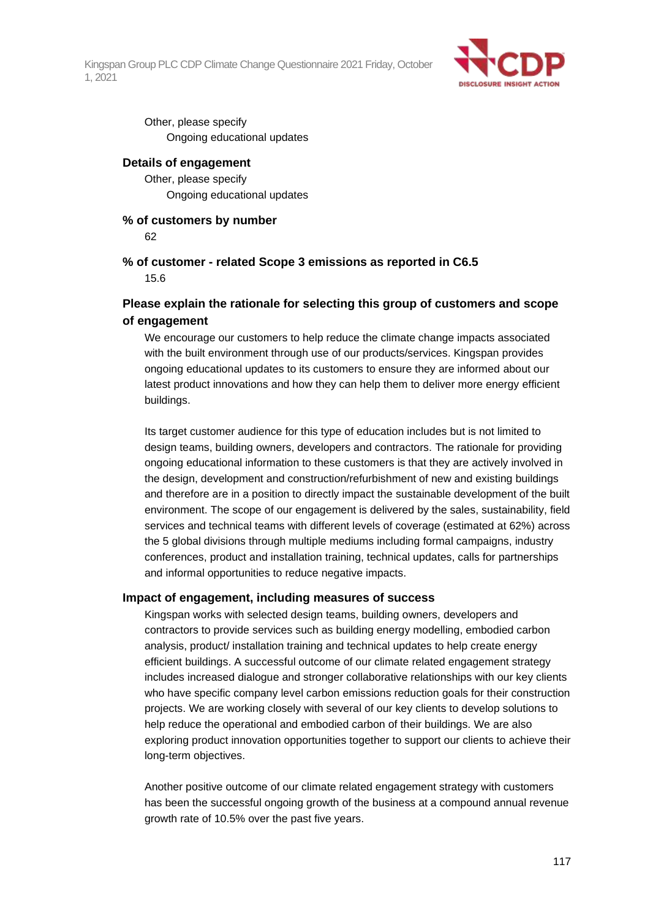Other, please specify

Ongoing educational updates

**Details of engagement**

Other, please specify

Ongoing educational updates

**% of customers by number**

62

**% of customer - related Scope 3 emissions as reported in C6.5**

15.6

**Please explain the rationale for selecting this group of customers and scope of engagement**

We encourage our customers to help reduce the climate change impacts associated with the built environment through use of our products/services. Kingspan provides ongoing educational updates to its customers to ensure they are informed about our latest product innovations and how they can help them to deliver more energy efficient buildings.

Its target customer audience for this type of education includes but is not limited to design teams, building owners, developers and contractors. The rationale for providing ongoing educational information to these customers is that they are actively involved in the design, development and construction/refurbishment of new and existing buildings and therefore are in a position to directly impact the sustainable development of the built environment. The scope of our engagement is delivered by the sales, sustainability, field services and technical teams with different levels of coverage (estimated at 62%) across the 5 global divisions through multiple mediums including formal campaigns, industry conferences, product and installation training, technical updates, calls for partnerships and informal opportunities to reduce negative impacts.

**Impact of engagement, including measures of success**

Kingspan works with selected design teams, building owners, developers and contractors to provide services such as building energy modelling, embodied carbon analysis, product/ installation training and technical updates to help create energy efficient buildings. A successful outcome of our climate related engagement strategy includes increased dialogue and stronger collaborative relationships with our key clients who have specific company level carbon emissions reduction goals for their construction projects. We are working closely with several of our key clients to develop solutions to help reduce the operational and embodied carbon of their buildings. We are also exploring product innovation opportunities together to support our clients to achieve their long-term objectives.

Another positive outcome of our climate related engagement strategy with customers has been the successful ongoing growth of the business at a compound annual revenue growth rate of 10.5% over the past five years.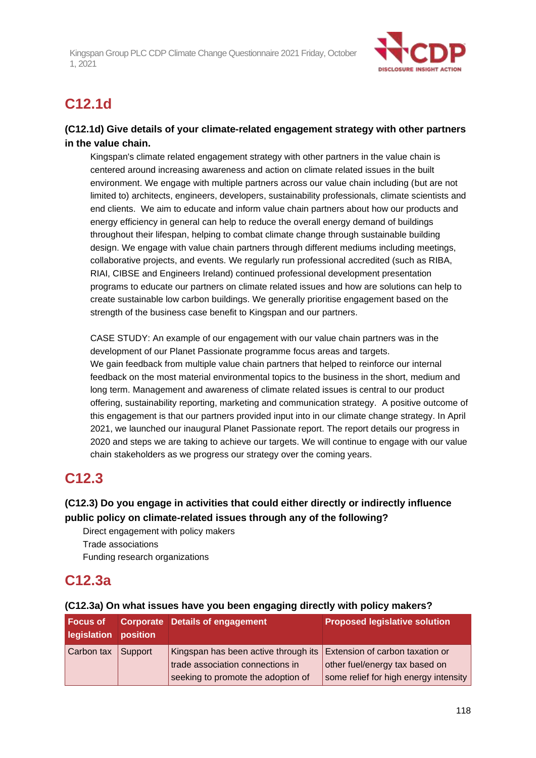## C12.1d

**(C12.1d) Give details of your climate-related engagement strategy with other partners in the value chain.**

Kingspan's climate related engagement strategy with other partners in the value chain is centered around increasing awareness and action on climate related issues in the built environment. We engage with multiple partners across our value chain including (but are not limited to) architects, engineers, developers, sustainability professionals, climate scientists and end clients. We aim to educate and inform value chain partners about how our products and energy efficiency in general can help to reduce the overall energy demand of buildings throughout their lifespan, helping to combat climate change through sustainable building design. We engage with value chain partners through different mediums including meetings, collaborative projects, and events. We regularly run professional accredited (such as RIBA, RIAI, CIBSE and Engineers Ireland) continued professional development presentation programs to educate our partners on climate related issues and how are solutions can help to create sustainable low carbon buildings. We generally prioritise engagement based on the strength of the business case benefit to Kingspan and our partners.

CASE STUDY: An example of our engagement with our value chain partners was in the development of our Planet Passionate programme focus areas and targets.
We gain feedback from multiple value chain partners that helped to reinforce our internal feedback on the most material environmental topics to the business in the short, medium and long term. Management and awareness of climate related issues is central to our product offering, sustainability reporting, marketing and communication strategy. A positive outcome of this engagement is that our partners provided input into in our climate change strategy. In April 2021, we launched our inaugural Planet Passionate report. The report details our progress in 2020 and steps we are taking to achieve our targets. We will continue to engage with our value chain stakeholders as we progress our strategy over the coming years.

## C12.3

**(C12.3) Do you engage in activities that could either directly or indirectly influence public policy on climate-related issues through any of the following?**

Direct engagement with policy makers
Trade associations
Funding research organizations

## C12.3a

**(C12.3a) On what issues have you been engaging directly with policy makers?**

| Focus of legislation | Corporate position | Details of engagement | Proposed legislative solution |
|---|---|---|---|
| Carbon tax | Support | Kingspan has been active through its trade association connections in seeking to promote the adoption of | Extension of carbon taxation or other fuel/energy tax based on some relief for high energy intensity |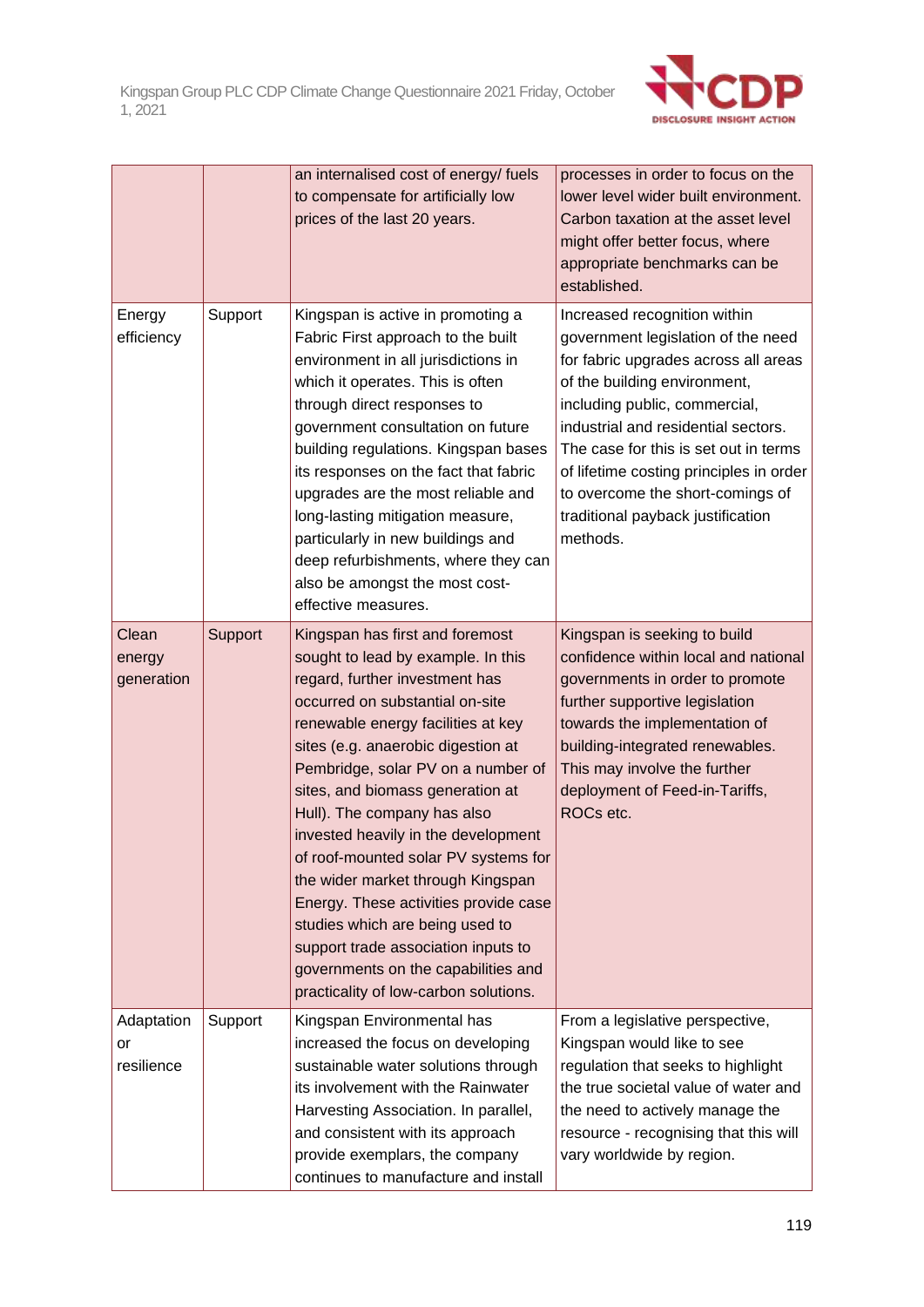| | | | |
|---|---|---|---|
| | | an internalised cost of energy/ fuels to compensate for artificially low prices of the last 20 years. | processes in order to focus on the lower level wider built environment. Carbon taxation at the asset level might offer better focus, where appropriate benchmarks can be established. |
| Energy efficiency | Support | Kingspan is active in promoting a Fabric First approach to the built environment in all jurisdictions in which it operates. This is often through direct responses to government consultation on future building regulations. Kingspan bases its responses on the fact that fabric upgrades are the most reliable and long-lasting mitigation measure, particularly in new buildings and deep refurbishments, where they can also be amongst the most cost-effective measures. | Increased recognition within government legislation of the need for fabric upgrades across all areas of the building environment, including public, commercial, industrial and residential sectors. The case for this is set out in terms of lifetime costing principles in order to overcome the short-comings of traditional payback justification methods. |
| Clean energy generation | Support | Kingspan has first and foremost sought to lead by example. In this regard, further investment has occurred on substantial on-site renewable energy facilities at key sites (e.g. anaerobic digestion at Pembridge, solar PV on a number of sites, and biomass generation at Hull). The company has also invested heavily in the development of roof-mounted solar PV systems for the wider market through Kingspan Energy. These activities provide case studies which are being used to support trade association inputs to governments on the capabilities and practicality of low-carbon solutions. | Kingspan is seeking to build confidence within local and national governments in order to promote further supportive legislation towards the implementation of building-integrated renewables. This may involve the further deployment of Feed-in-Tariffs, ROCs etc. |
| Adaptation or resilience | Support | Kingspan Environmental has increased the focus on developing sustainable water solutions through its involvement with the Rainwater Harvesting Association. In parallel, and consistent with its approach provide exemplars, the company continues to manufacture and install | From a legislative perspective, Kingspan would like to see regulation that seeks to highlight the true societal value of water and the need to actively manage the resource - recognising that this will vary worldwide by region. |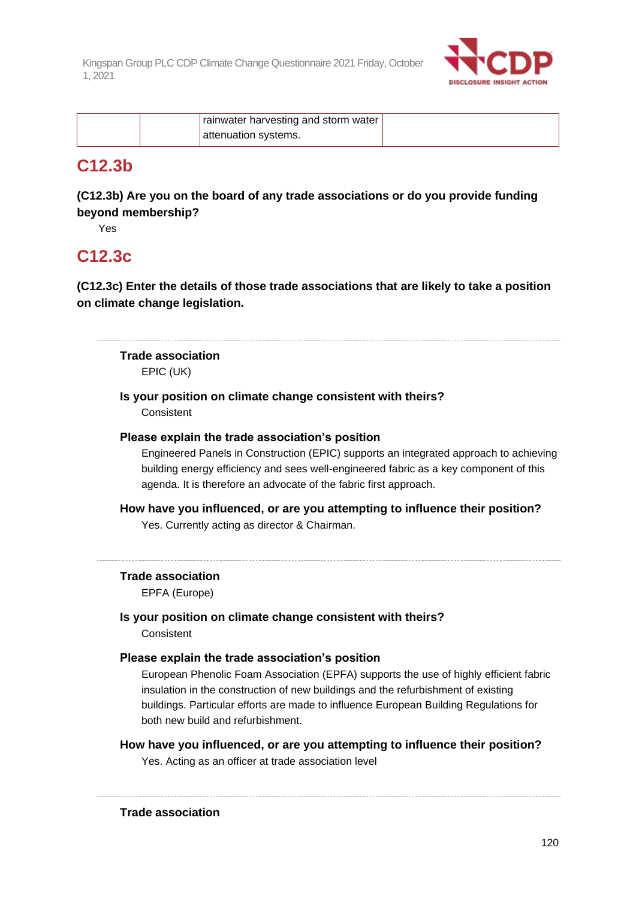| | | rainwater harvesting and storm water attenuation systems. | |
|---|---|---|---|

## C12.3b

**(C12.3b) Are you on the board of any trade associations or do you provide funding beyond membership?**

Yes

## C12.3c

**(C12.3c) Enter the details of those trade associations that are likely to take a position on climate change legislation.**

---

**Trade association**

EPIC (UK)

**Is your position on climate change consistent with theirs?**

Consistent

**Please explain the trade association's position**

Engineered Panels in Construction (EPIC) supports an integrated approach to achieving building energy efficiency and sees well-engineered fabric as a key component of this agenda. It is therefore an advocate of the fabric first approach.

**How have you influenced, or are you attempting to influence their position?**

Yes. Currently acting as director & Chairman.

---

**Trade association**

EPFA (Europe)

**Is your position on climate change consistent with theirs?**

Consistent

**Please explain the trade association's position**

European Phenolic Foam Association (EPFA) supports the use of highly efficient fabric insulation in the construction of new buildings and the refurbishment of existing buildings. Particular efforts are made to influence European Building Regulations for both new build and refurbishment.

**How have you influenced, or are you attempting to influence their position?**

Yes. Acting as an officer at trade association level

---

**Trade association**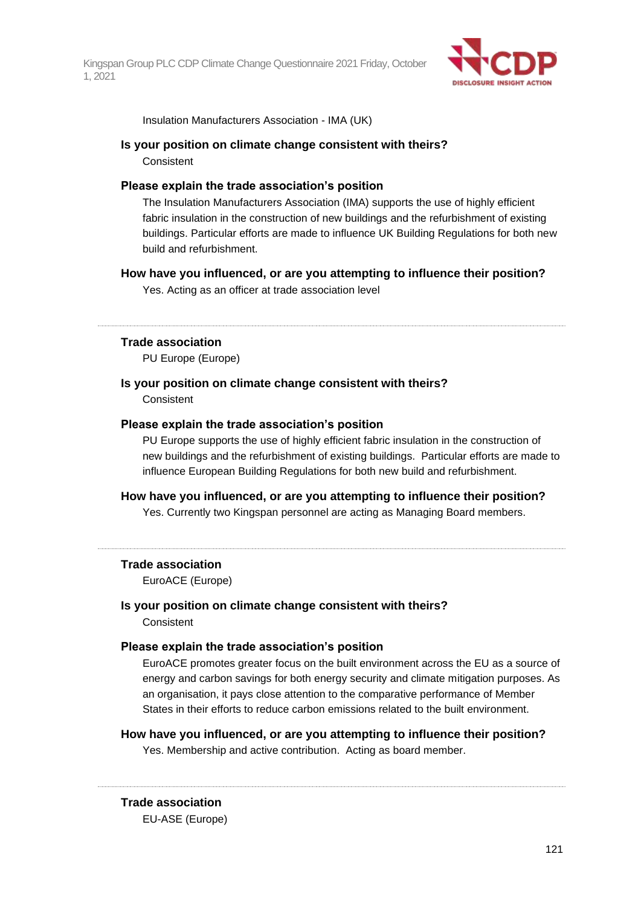Insulation Manufacturers Association - IMA (UK)

**Is your position on climate change consistent with theirs?**

Consistent

**Please explain the trade association's position**

The Insulation Manufacturers Association (IMA) supports the use of highly efficient fabric insulation in the construction of new buildings and the refurbishment of existing buildings. Particular efforts are made to influence UK Building Regulations for both new build and refurbishment.

**How have you influenced, or are you attempting to influence their position?**

Yes. Acting as an officer at trade association level

---

**Trade association**

PU Europe (Europe)

**Is your position on climate change consistent with theirs?**

Consistent

**Please explain the trade association's position**

PU Europe supports the use of highly efficient fabric insulation in the construction of new buildings and the refurbishment of existing buildings. Particular efforts are made to influence European Building Regulations for both new build and refurbishment.

**How have you influenced, or are you attempting to influence their position?**

Yes. Currently two Kingspan personnel are acting as Managing Board members.

---

**Trade association**

EuroACE (Europe)

**Is your position on climate change consistent with theirs?**

Consistent

**Please explain the trade association's position**

EuroACE promotes greater focus on the built environment across the EU as a source of energy and carbon savings for both energy security and climate mitigation purposes. As an organisation, it pays close attention to the comparative performance of Member States in their efforts to reduce carbon emissions related to the built environment.

**How have you influenced, or are you attempting to influence their position?**

Yes. Membership and active contribution. Acting as board member.

---

**Trade association**

EU-ASE (Europe)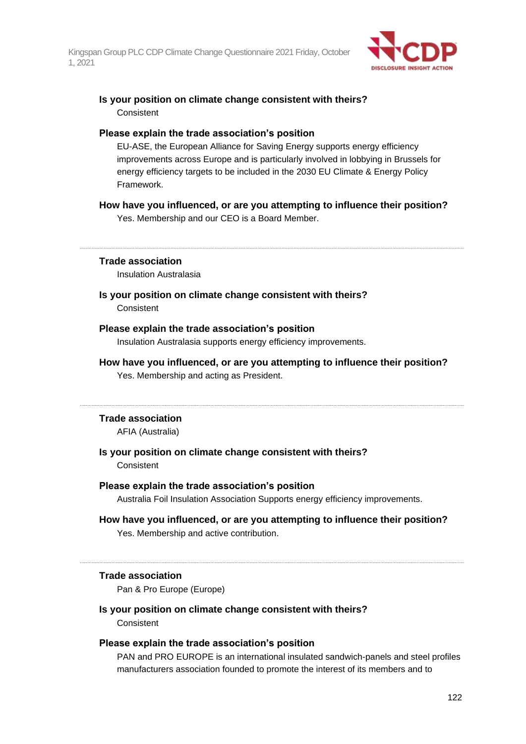**Is your position on climate change consistent with theirs?**

Consistent

**Please explain the trade association's position**

EU-ASE, the European Alliance for Saving Energy supports energy efficiency improvements across Europe and is particularly involved in lobbying in Brussels for energy efficiency targets to be included in the 2030 EU Climate & Energy Policy Framework.

**How have you influenced, or are you attempting to influence their position?**

Yes. Membership and our CEO is a Board Member.

---

**Trade association**

Insulation Australasia

**Is your position on climate change consistent with theirs?**

Consistent

**Please explain the trade association's position**

Insulation Australasia supports energy efficiency improvements.

**How have you influenced, or are you attempting to influence their position?**

Yes. Membership and acting as President.

---

**Trade association**

AFIA (Australia)

**Is your position on climate change consistent with theirs?**

Consistent

**Please explain the trade association's position**

Australia Foil Insulation Association Supports energy efficiency improvements.

**How have you influenced, or are you attempting to influence their position?**

Yes. Membership and active contribution.

---

**Trade association**

Pan & Pro Europe (Europe)

**Is your position on climate change consistent with theirs?**

Consistent

**Please explain the trade association's position**

PAN and PRO EUROPE is an international insulated sandwich-panels and steel profiles manufacturers association founded to promote the interest of its members and to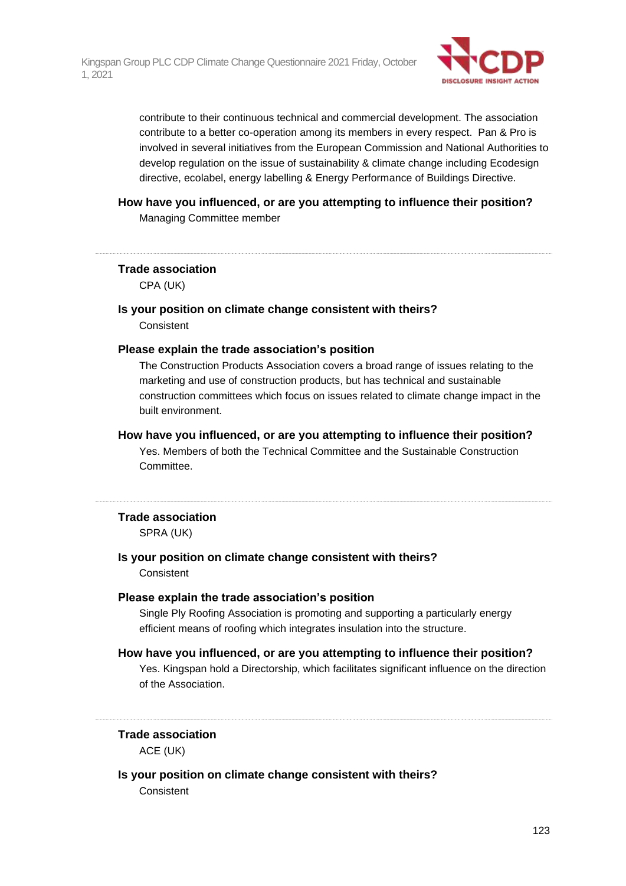contribute to their continuous technical and commercial development. The association contribute to a better co-operation among its members in every respect. Pan & Pro is involved in several initiatives from the European Commission and National Authorities to develop regulation on the issue of sustainability & climate change including Ecodesign directive, ecolabel, energy labelling & Energy Performance of Buildings Directive.

**How have you influenced, or are you attempting to influence their position?**

Managing Committee member

---

**Trade association**

CPA (UK)

**Is your position on climate change consistent with theirs?**

Consistent

**Please explain the trade association's position**

The Construction Products Association covers a broad range of issues relating to the marketing and use of construction products, but has technical and sustainable construction committees which focus on issues related to climate change impact in the built environment.

**How have you influenced, or are you attempting to influence their position?**

Yes. Members of both the Technical Committee and the Sustainable Construction Committee.

---

**Trade association**

SPRA (UK)

**Is your position on climate change consistent with theirs?**

Consistent

**Please explain the trade association's position**

Single Ply Roofing Association is promoting and supporting a particularly energy efficient means of roofing which integrates insulation into the structure.

**How have you influenced, or are you attempting to influence their position?**

Yes. Kingspan hold a Directorship, which facilitates significant influence on the direction of the Association.

---

**Trade association**

ACE (UK)

**Is your position on climate change consistent with theirs?**

Consistent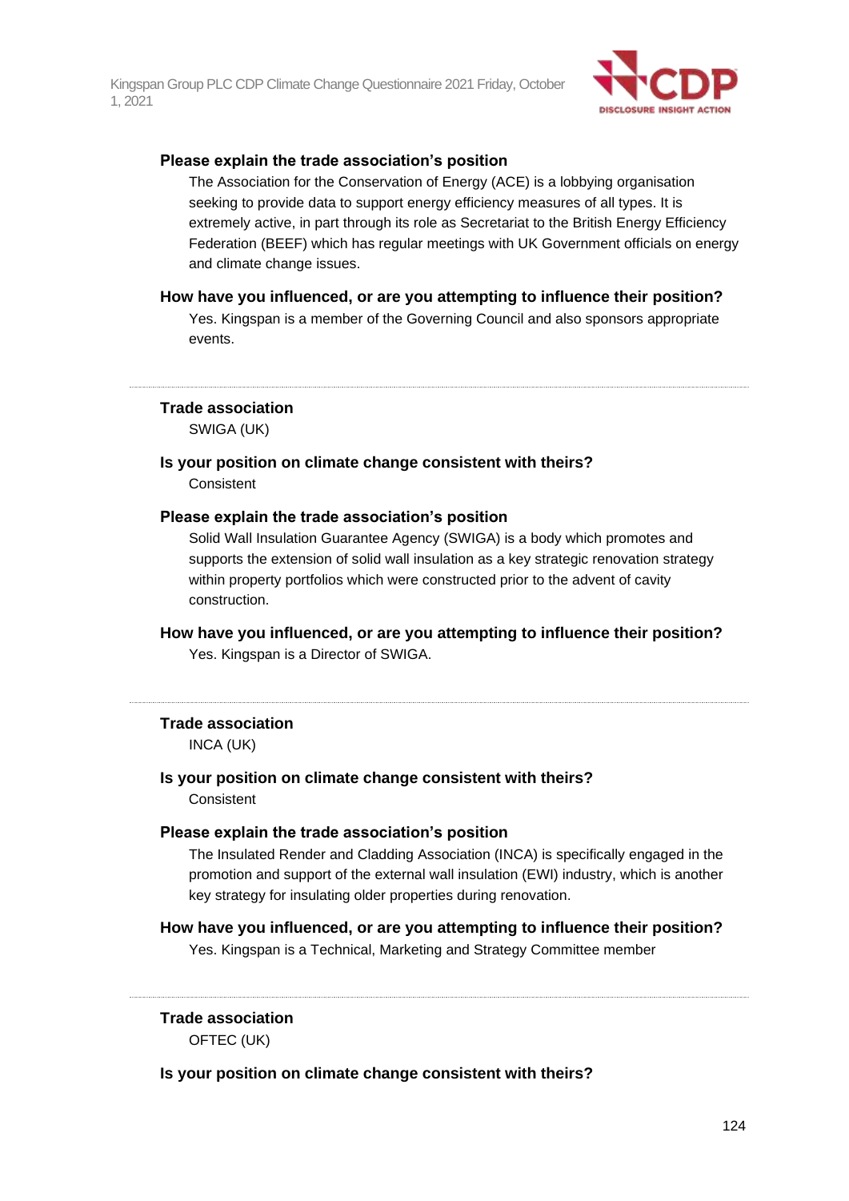#### Please explain the trade association's position

The Association for the Conservation of Energy (ACE) is a lobbying organisation seeking to provide data to support energy efficiency measures of all types. It is extremely active, in part through its role as Secretariat to the British Energy Efficiency Federation (BEEF) which has regular meetings with UK Government officials on energy and climate change issues.

#### How have you influenced, or are you attempting to influence their position?

Yes. Kingspan is a member of the Governing Council and also sponsors appropriate events.

---

#### Trade association

SWIGA (UK)

#### Is your position on climate change consistent with theirs?

Consistent

#### Please explain the trade association's position

Solid Wall Insulation Guarantee Agency (SWIGA) is a body which promotes and supports the extension of solid wall insulation as a key strategic renovation strategy within property portfolios which were constructed prior to the advent of cavity construction.

#### How have you influenced, or are you attempting to influence their position?

Yes. Kingspan is a Director of SWIGA.

---

#### Trade association

INCA (UK)

#### Is your position on climate change consistent with theirs?

Consistent

#### Please explain the trade association's position

The Insulated Render and Cladding Association (INCA) is specifically engaged in the promotion and support of the external wall insulation (EWI) industry, which is another key strategy for insulating older properties during renovation.

#### How have you influenced, or are you attempting to influence their position?

Yes. Kingspan is a Technical, Marketing and Strategy Committee member

---

#### Trade association

OFTEC (UK)

#### Is your position on climate change consistent with theirs?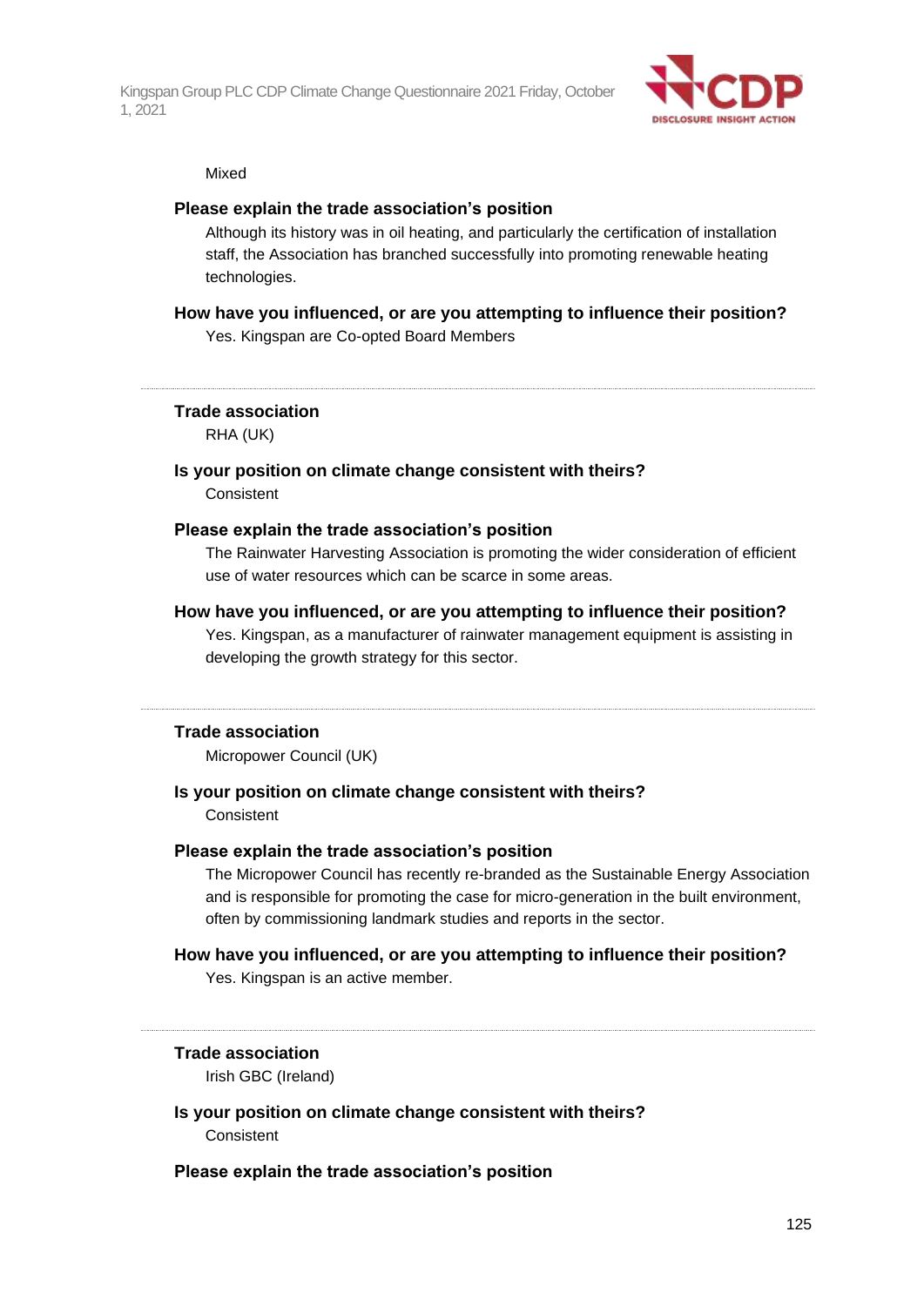Mixed

**Please explain the trade association's position**

Although its history was in oil heating, and particularly the certification of installation staff, the Association has branched successfully into promoting renewable heating technologies.

**How have you influenced, or are you attempting to influence their position?**

Yes. Kingspan are Co-opted Board Members

---

**Trade association**

RHA (UK)

**Is your position on climate change consistent with theirs?**

Consistent

**Please explain the trade association's position**

The Rainwater Harvesting Association is promoting the wider consideration of efficient use of water resources which can be scarce in some areas.

**How have you influenced, or are you attempting to influence their position?**

Yes. Kingspan, as a manufacturer of rainwater management equipment is assisting in developing the growth strategy for this sector.

---

**Trade association**

Micropower Council (UK)

**Is your position on climate change consistent with theirs?**

Consistent

**Please explain the trade association's position**

The Micropower Council has recently re-branded as the Sustainable Energy Association and is responsible for promoting the case for micro-generation in the built environment, often by commissioning landmark studies and reports in the sector.

**How have you influenced, or are you attempting to influence their position?**

Yes. Kingspan is an active member.

---

**Trade association**

Irish GBC (Ireland)

**Is your position on climate change consistent with theirs?**

Consistent

**Please explain the trade association's position**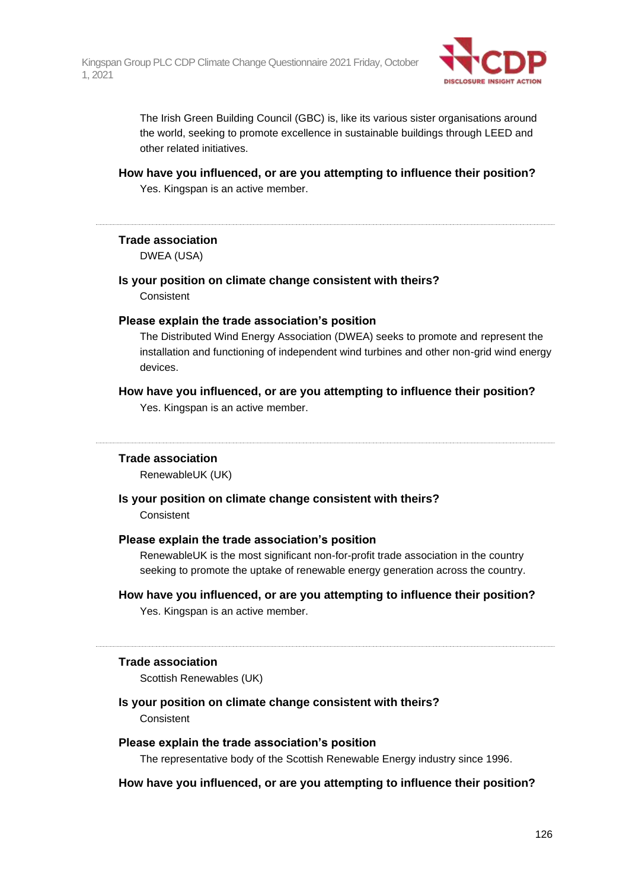The Irish Green Building Council (GBC) is, like its various sister organisations around the world, seeking to promote excellence in sustainable buildings through LEED and other related initiatives.

**How have you influenced, or are you attempting to influence their position?**

Yes. Kingspan is an active member.

---

**Trade association**

DWEA (USA)

**Is your position on climate change consistent with theirs?**

Consistent

**Please explain the trade association's position**

The Distributed Wind Energy Association (DWEA) seeks to promote and represent the installation and functioning of independent wind turbines and other non-grid wind energy devices.

**How have you influenced, or are you attempting to influence their position?**

Yes. Kingspan is an active member.

---

**Trade association**

RenewableUK (UK)

**Is your position on climate change consistent with theirs?**

Consistent

**Please explain the trade association's position**

RenewableUK is the most significant non-for-profit trade association in the country seeking to promote the uptake of renewable energy generation across the country.

**How have you influenced, or are you attempting to influence their position?**

Yes. Kingspan is an active member.

---

**Trade association**

Scottish Renewables (UK)

**Is your position on climate change consistent with theirs?**

Consistent

**Please explain the trade association's position**

The representative body of the Scottish Renewable Energy industry since 1996.

**How have you influenced, or are you attempting to influence their position?**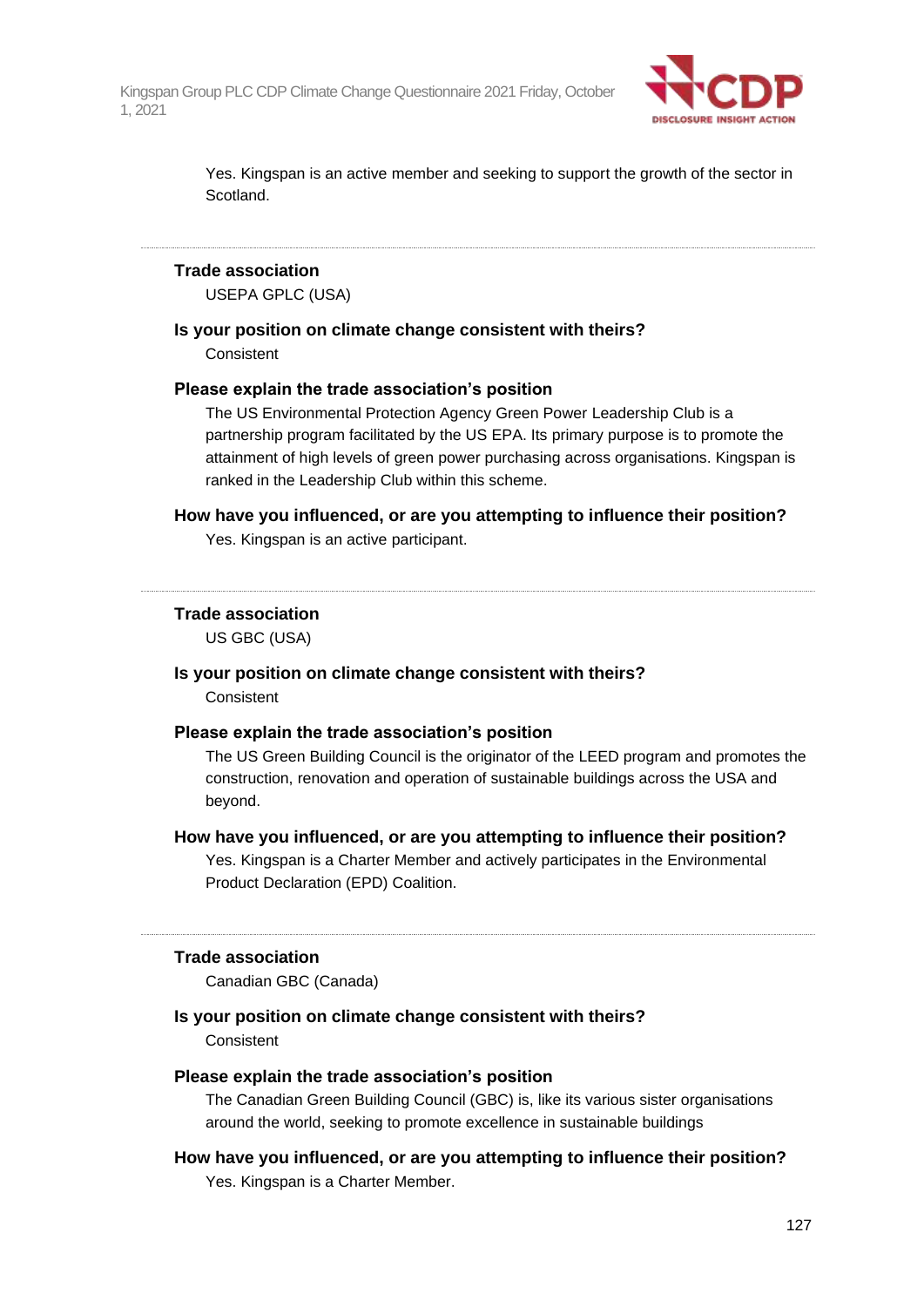Yes. Kingspan is an active member and seeking to support the growth of the sector in Scotland.

---

**Trade association**

USEPA GPLC (USA)

**Is your position on climate change consistent with theirs?**

Consistent

**Please explain the trade association's position**

The US Environmental Protection Agency Green Power Leadership Club is a partnership program facilitated by the US EPA. Its primary purpose is to promote the attainment of high levels of green power purchasing across organisations. Kingspan is ranked in the Leadership Club within this scheme.

**How have you influenced, or are you attempting to influence their position?**

Yes. Kingspan is an active participant.

---

**Trade association**

US GBC (USA)

**Is your position on climate change consistent with theirs?**

Consistent

**Please explain the trade association's position**

The US Green Building Council is the originator of the LEED program and promotes the construction, renovation and operation of sustainable buildings across the USA and beyond.

**How have you influenced, or are you attempting to influence their position?**

Yes. Kingspan is a Charter Member and actively participates in the Environmental Product Declaration (EPD) Coalition.

---

**Trade association**

Canadian GBC (Canada)

**Is your position on climate change consistent with theirs?**

Consistent

**Please explain the trade association's position**

The Canadian Green Building Council (GBC) is, like its various sister organisations around the world, seeking to promote excellence in sustainable buildings

**How have you influenced, or are you attempting to influence their position?**

Yes. Kingspan is a Charter Member.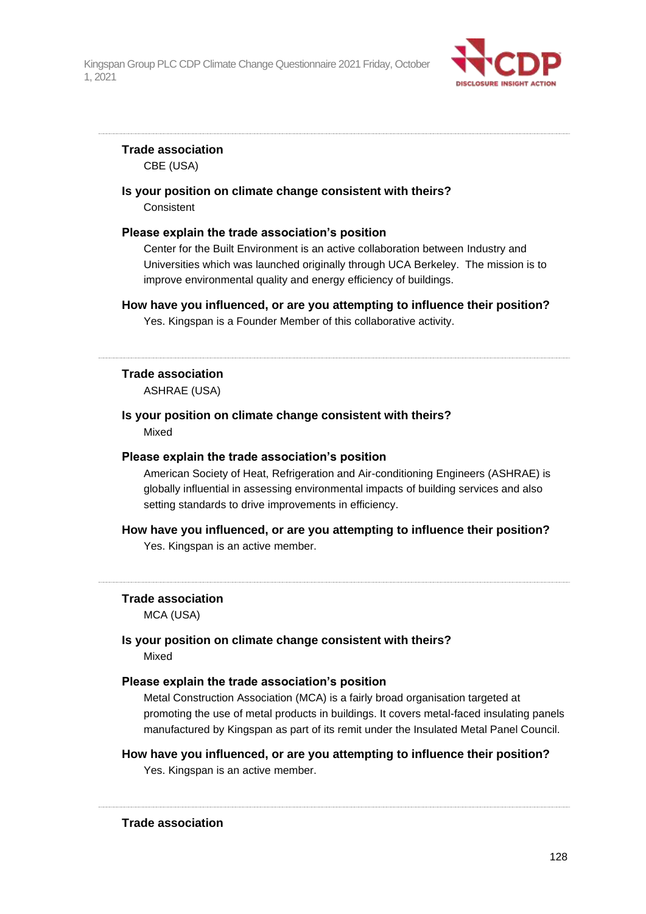**Trade association**

CBE (USA)

**Is your position on climate change consistent with theirs?**

Consistent

**Please explain the trade association's position**

Center for the Built Environment is an active collaboration between Industry and Universities which was launched originally through UCA Berkeley. The mission is to improve environmental quality and energy efficiency of buildings.

**How have you influenced, or are you attempting to influence their position?**

Yes. Kingspan is a Founder Member of this collaborative activity.

---

**Trade association**

ASHRAE (USA)

**Is your position on climate change consistent with theirs?**

Mixed

**Please explain the trade association's position**

American Society of Heat, Refrigeration and Air-conditioning Engineers (ASHRAE) is globally influential in assessing environmental impacts of building services and also setting standards to drive improvements in efficiency.

**How have you influenced, or are you attempting to influence their position?**

Yes. Kingspan is an active member.

---

**Trade association**

MCA (USA)

**Is your position on climate change consistent with theirs?**

Mixed

**Please explain the trade association's position**

Metal Construction Association (MCA) is a fairly broad organisation targeted at promoting the use of metal products in buildings. It covers metal-faced insulating panels manufactured by Kingspan as part of its remit under the Insulated Metal Panel Council.

**How have you influenced, or are you attempting to influence their position?**

Yes. Kingspan is an active member.

---

**Trade association**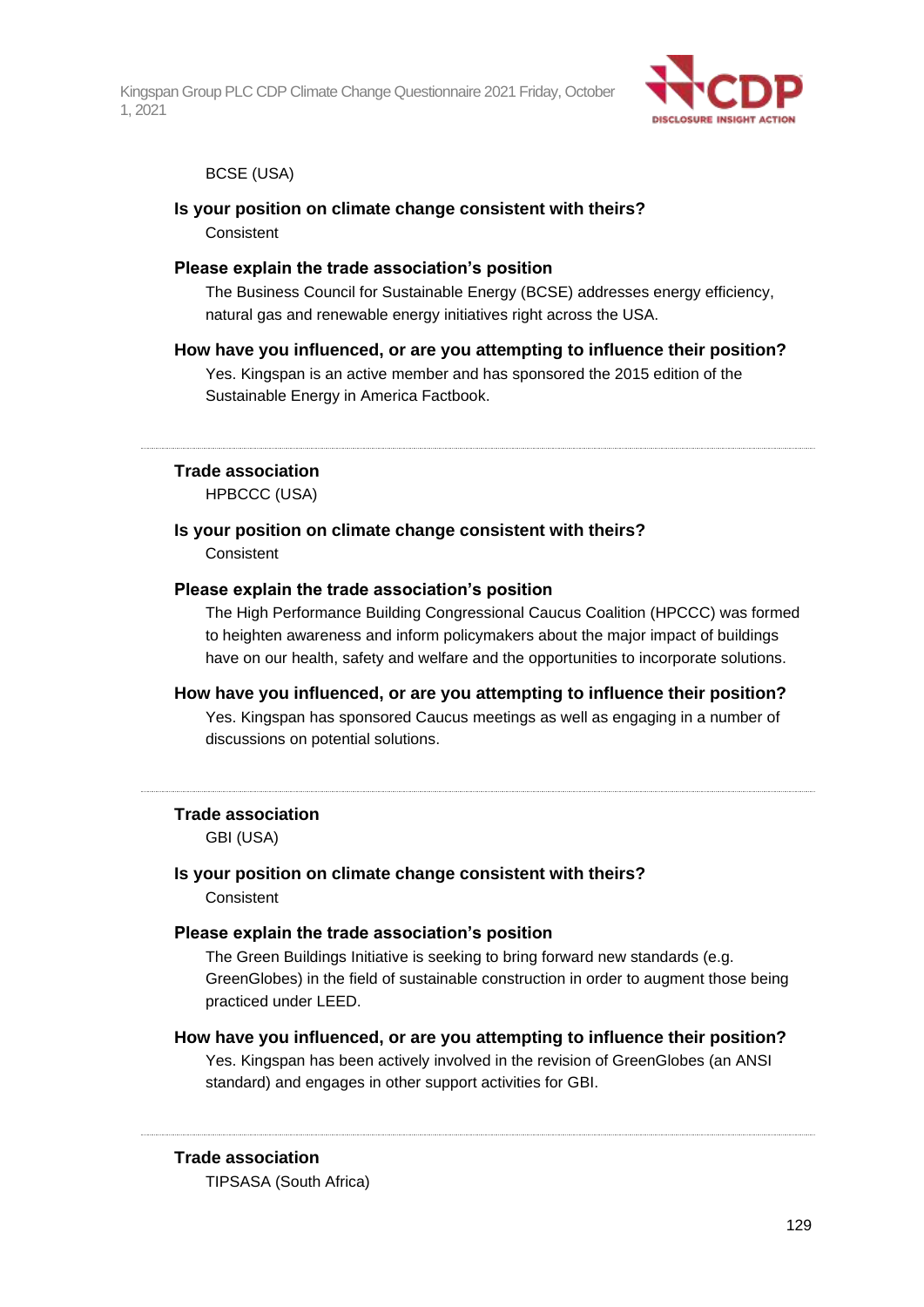BCSE (USA)

**Is your position on climate change consistent with theirs?**

Consistent

**Please explain the trade association's position**

The Business Council for Sustainable Energy (BCSE) addresses energy efficiency, natural gas and renewable energy initiatives right across the USA.

**How have you influenced, or are you attempting to influence their position?**

Yes. Kingspan is an active member and has sponsored the 2015 edition of the Sustainable Energy in America Factbook.

---

**Trade association**

HPBCCC (USA)

**Is your position on climate change consistent with theirs?**

Consistent

**Please explain the trade association's position**

The High Performance Building Congressional Caucus Coalition (HPCCC) was formed to heighten awareness and inform policymakers about the major impact of buildings have on our health, safety and welfare and the opportunities to incorporate solutions.

**How have you influenced, or are you attempting to influence their position?**

Yes. Kingspan has sponsored Caucus meetings as well as engaging in a number of discussions on potential solutions.

---

**Trade association**

GBI (USA)

**Is your position on climate change consistent with theirs?**

Consistent

**Please explain the trade association's position**

The Green Buildings Initiative is seeking to bring forward new standards (e.g. GreenGlobes) in the field of sustainable construction in order to augment those being practiced under LEED.

**How have you influenced, or are you attempting to influence their position?**

Yes. Kingspan has been actively involved in the revision of GreenGlobes (an ANSI standard) and engages in other support activities for GBI.

---

**Trade association**

TIPSASA (South Africa)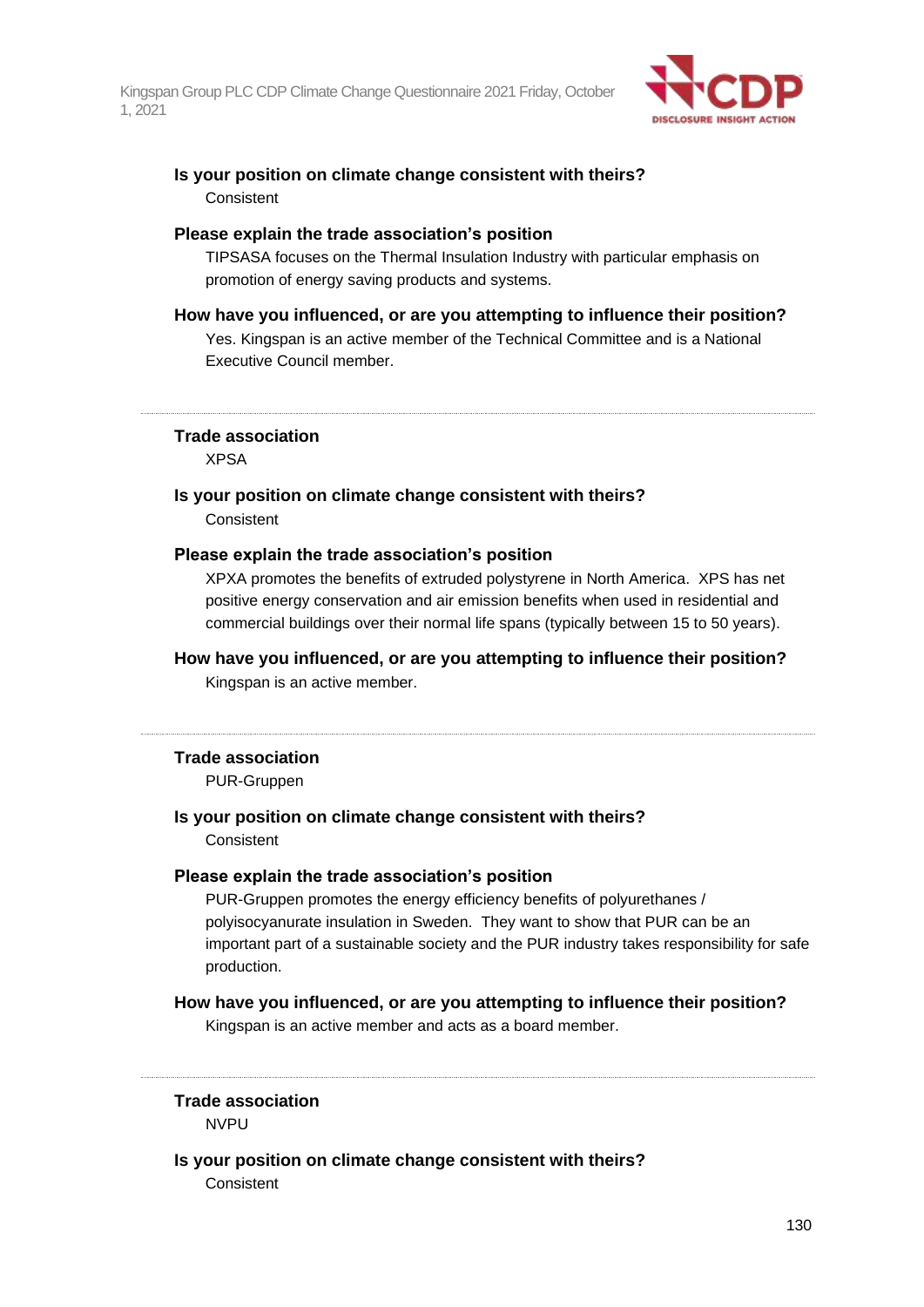**Is your position on climate change consistent with theirs?**

Consistent

**Please explain the trade association's position**

TIPSASA focuses on the Thermal Insulation Industry with particular emphasis on promotion of energy saving products and systems.

**How have you influenced, or are you attempting to influence their position?**

Yes. Kingspan is an active member of the Technical Committee and is a National Executive Council member.

---

**Trade association**

XPSA

**Is your position on climate change consistent with theirs?**

Consistent

**Please explain the trade association's position**

XPXA promotes the benefits of extruded polystyrene in North America. XPS has net positive energy conservation and air emission benefits when used in residential and commercial buildings over their normal life spans (typically between 15 to 50 years).

**How have you influenced, or are you attempting to influence their position?**

Kingspan is an active member.

---

**Trade association**

PUR-Gruppen

**Is your position on climate change consistent with theirs?**

Consistent

**Please explain the trade association's position**

PUR-Gruppen promotes the energy efficiency benefits of polyurethanes / polyisocyanurate insulation in Sweden. They want to show that PUR can be an important part of a sustainable society and the PUR industry takes responsibility for safe production.

**How have you influenced, or are you attempting to influence their position?**

Kingspan is an active member and acts as a board member.

---

**Trade association**

NVPU

**Is your position on climate change consistent with theirs?**

Consistent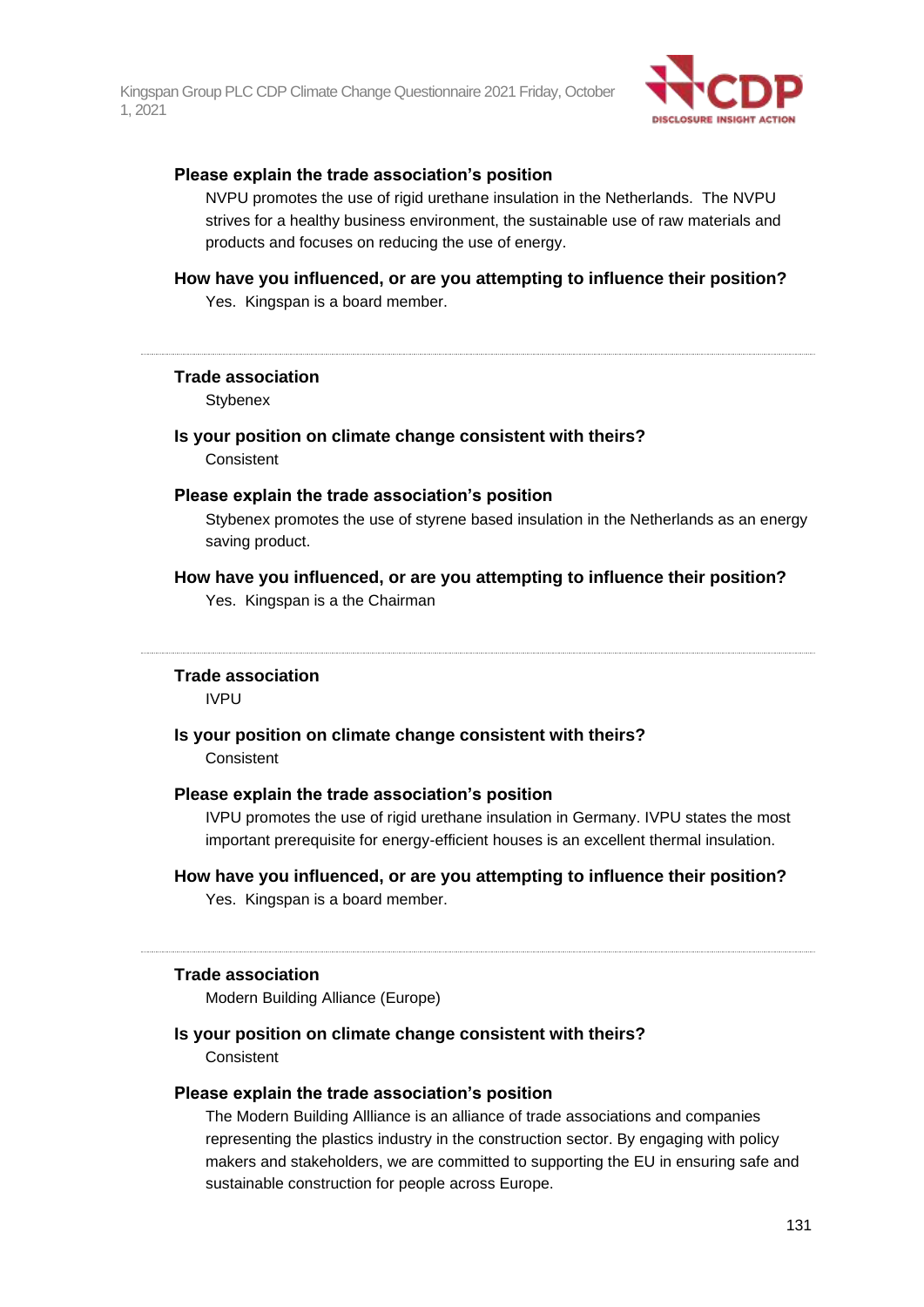**Please explain the trade association's position**

NVPU promotes the use of rigid urethane insulation in the Netherlands.  The NVPU strives for a healthy business environment, the sustainable use of raw materials and products and focuses on reducing the use of energy.

**How have you influenced, or are you attempting to influence their position?**

Yes.  Kingspan is a board member.

---

**Trade association**

Stybenex

**Is your position on climate change consistent with theirs?**

Consistent

**Please explain the trade association's position**

Stybenex promotes the use of styrene based insulation in the Netherlands as an energy saving product.

**How have you influenced, or are you attempting to influence their position?**

Yes.  Kingspan is a the Chairman

---

**Trade association**

IVPU

**Is your position on climate change consistent with theirs?**

Consistent

**Please explain the trade association's position**

IVPU promotes the use of rigid urethane insulation in Germany. IVPU states the most important prerequisite for energy-efficient houses is an excellent thermal insulation.

**How have you influenced, or are you attempting to influence their position?**

Yes.  Kingspan is a board member.

---

**Trade association**

Modern Building Alliance (Europe)

**Is your position on climate change consistent with theirs?**

Consistent

**Please explain the trade association's position**

The Modern Building Allliance is an alliance of trade associations and companies representing the plastics industry in the construction sector. By engaging with policy makers and stakeholders, we are committed to supporting the EU in ensuring safe and sustainable construction for people across Europe.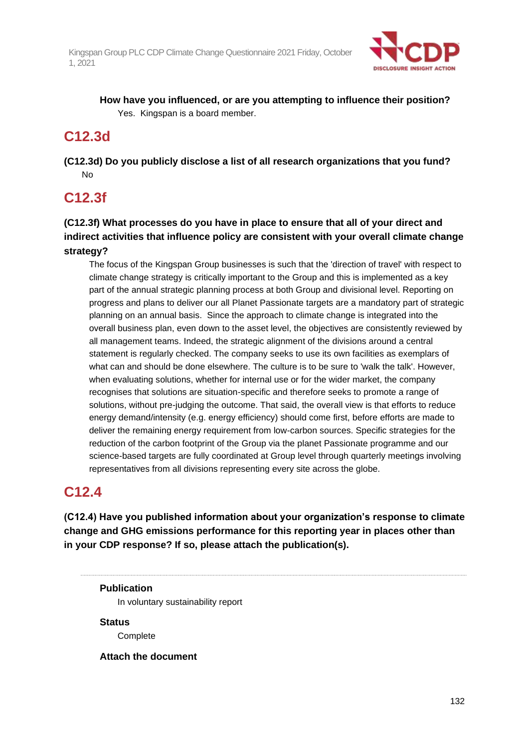**How have you influenced, or are you attempting to influence their position?**

Yes. Kingspan is a board member.

## C12.3d

**(C12.3d) Do you publicly disclose a list of all research organizations that you fund?**

No

## C12.3f

**(C12.3f) What processes do you have in place to ensure that all of your direct and indirect activities that influence policy are consistent with your overall climate change strategy?**

The focus of the Kingspan Group businesses is such that the 'direction of travel' with respect to climate change strategy is critically important to the Group and this is implemented as a key part of the annual strategic planning process at both Group and divisional level. Reporting on progress and plans to deliver our all Planet Passionate targets are a mandatory part of strategic planning on an annual basis. Since the approach to climate change is integrated into the overall business plan, even down to the asset level, the objectives are consistently reviewed by all management teams. Indeed, the strategic alignment of the divisions around a central statement is regularly checked. The company seeks to use its own facilities as exemplars of what can and should be done elsewhere. The culture is to be sure to 'walk the talk'. However, when evaluating solutions, whether for internal use or for the wider market, the company recognises that solutions are situation-specific and therefore seeks to promote a range of solutions, without pre-judging the outcome. That said, the overall view is that efforts to reduce energy demand/intensity (e.g. energy efficiency) should come first, before efforts are made to deliver the remaining energy requirement from low-carbon sources. Specific strategies for the reduction of the carbon footprint of the Group via the planet Passionate programme and our science-based targets are fully coordinated at Group level through quarterly meetings involving representatives from all divisions representing every site across the globe.

## C12.4

**(C12.4) Have you published information about your organization's response to climate change and GHG emissions performance for this reporting year in places other than in your CDP response? If so, please attach the publication(s).**

---

**Publication**

In voluntary sustainability report

**Status**

Complete

**Attach the document**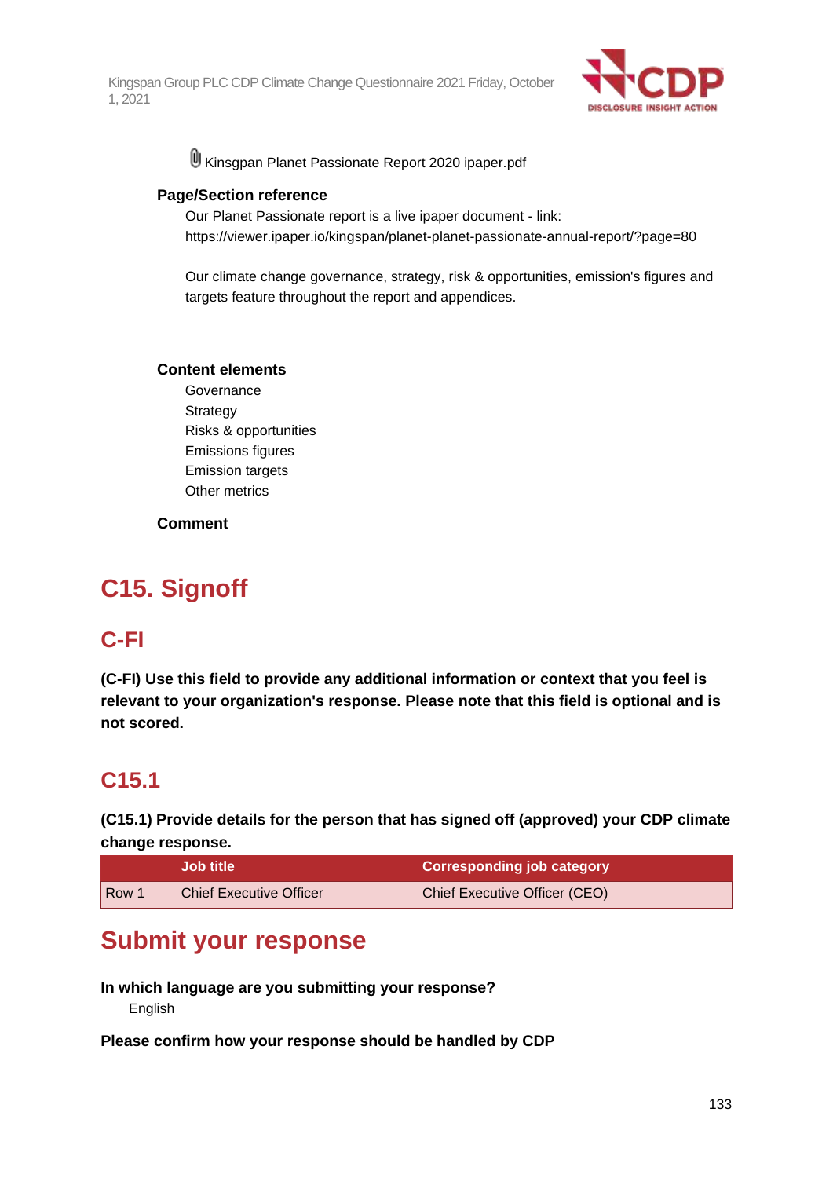Kinsgpan Planet Passionate Report 2020 ipaper.pdf

**Page/Section reference**

Our Planet Passionate report is a live ipaper document - link:
https://viewer.ipaper.io/kingspan/planet-planet-passionate-annual-report/?page=80

Our climate change governance, strategy, risk & opportunities, emission's figures and targets feature throughout the report and appendices.

**Content elements**

Governance
Strategy
Risks & opportunities
Emissions figures
Emission targets
Other metrics

**Comment**

# C15. Signoff

## C-FI

**(C-FI) Use this field to provide any additional information or context that you feel is relevant to your organization's response. Please note that this field is optional and is not scored.**

## C15.1

**(C15.1) Provide details for the person that has signed off (approved) your CDP climate change response.**

| | Job title | Corresponding job category |
|---|---|---|
| Row 1 | Chief Executive Officer | Chief Executive Officer (CEO) |

# Submit your response

**In which language are you submitting your response?**

English

**Please confirm how your response should be handled by CDP**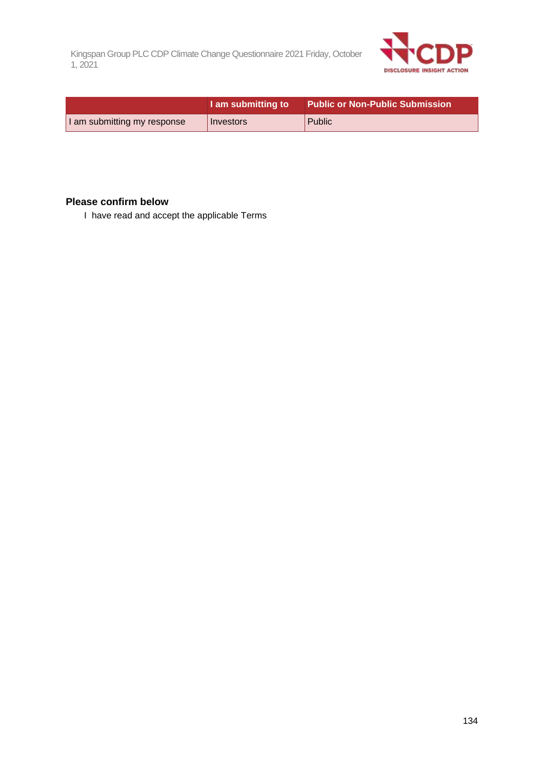| | I am submitting to | Public or Non-Public Submission |
|---|---|---|
| I am submitting my response | Investors | Public |

**Please confirm below**

I have read and accept the applicable Terms